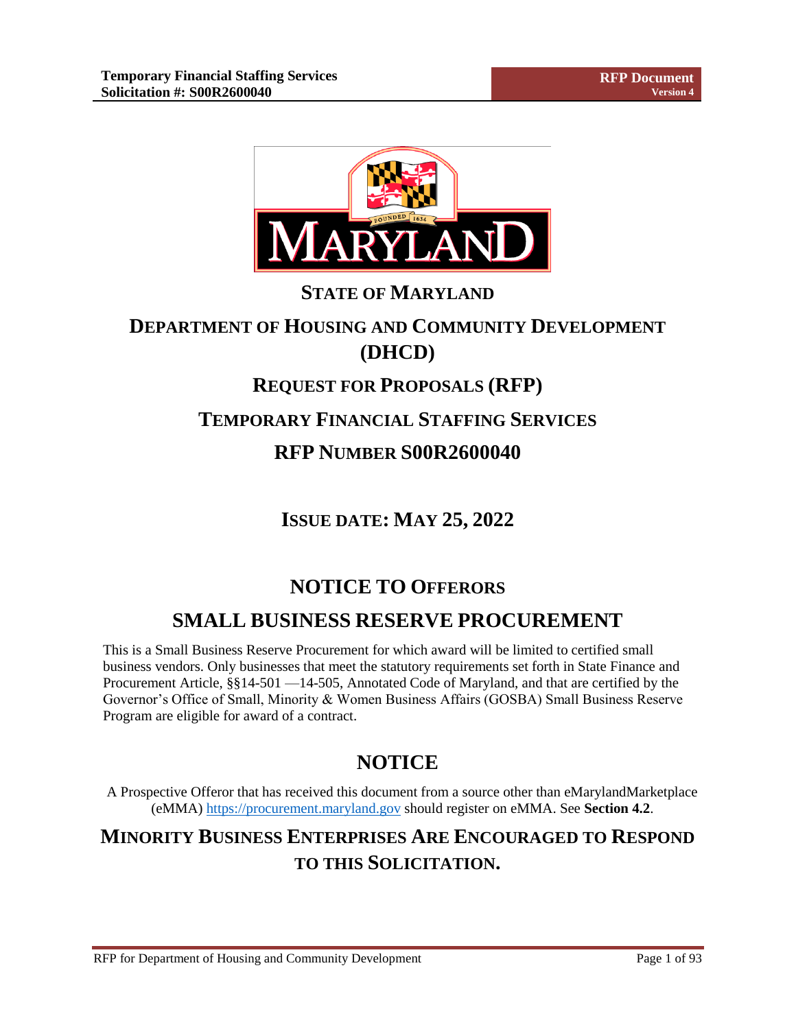# STATE OF MARYLAND

# DEPARTMENT OF HOUSING AND COMMUNITY DEVELOPMENT (DHCD)

## REQUEST FOR PROPOSALS (RFP)

## TEMPORARY FINANCIAL STAFFING SERVICES

## RFP NUMBER S00R2600040

## ISSUE DATE: MAY 25, 2022

## NOTICE TO OFFERORS

## SMALL BUSINESS RESERVE PROCUREMENT

This is a Small Business Reserve Procurement for which award will be limited to certified small business vendors. Only businesses that meet the statutory requirements set forth in State Finance and Procurement Article, §§14-501 —14-505, Annotated Code of Maryland, and that are certified by the Governor's Office of Small, Minority & Women Business Affairs (GOSBA) Small Business Reserve Program are eligible for award of a contract.

## NOTICE

A Prospective Offeror that has received this document from a source other than eMarylandMarketplace (eMMA) https://procurement.maryland.gov should register on eMMA. See **Section 4.2**.

## MINORITY BUSINESS ENTERPRISES ARE ENCOURAGED TO RESPOND TO THIS SOLICITATION.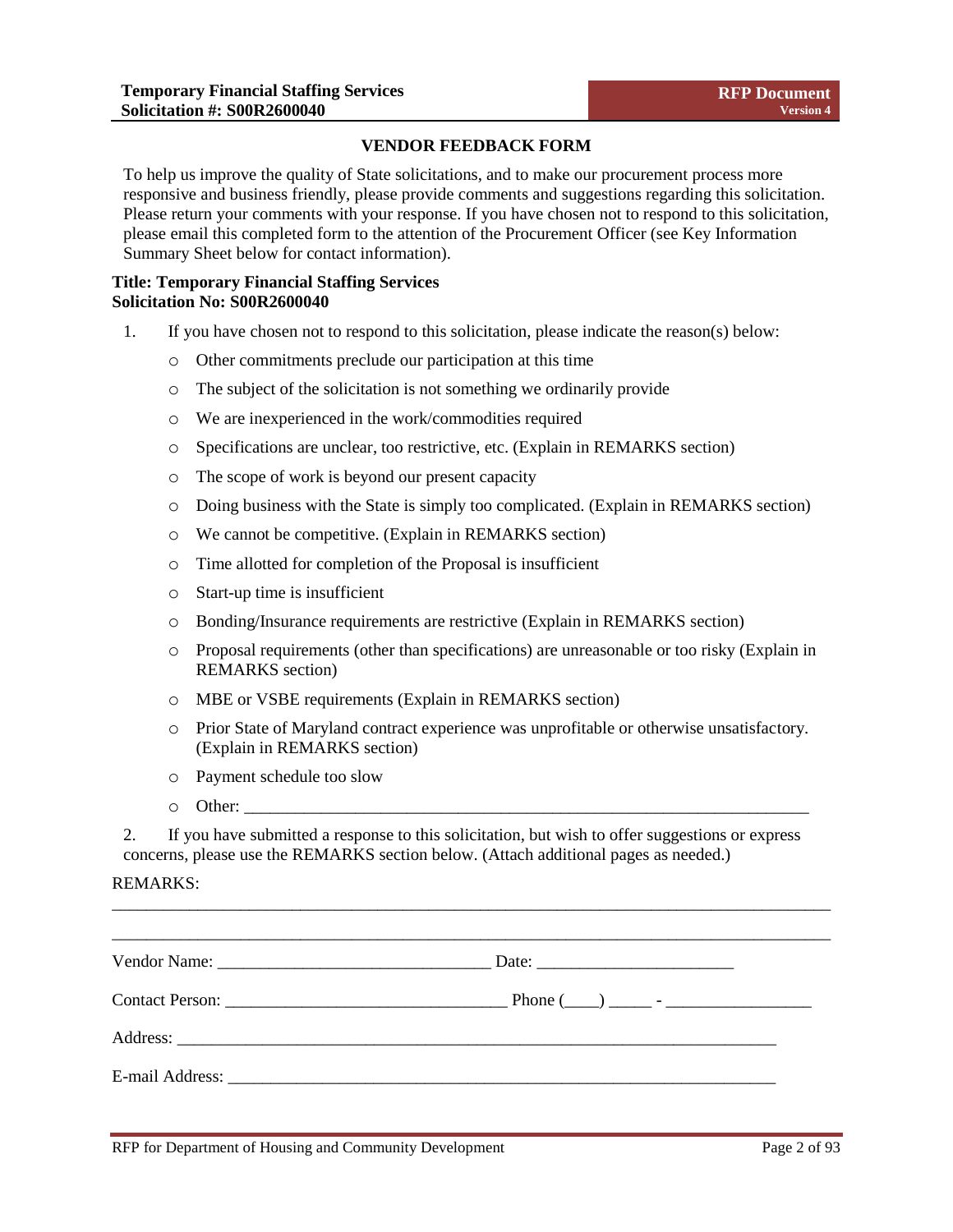## VENDOR FEEDBACK FORM

To help us improve the quality of State solicitations, and to make our procurement process more responsive and business friendly, please provide comments and suggestions regarding this solicitation. Please return your comments with your response. If you have chosen not to respond to this solicitation, please email this completed form to the attention of the Procurement Officer (see Key Information Summary Sheet below for contact information).

**Title: Temporary Financial Staffing Services**
**Solicitation No: S00R2600040**

1. If you have chosen not to respond to this solicitation, please indicate the reason(s) below:

   - Other commitments preclude our participation at this time
   - The subject of the solicitation is not something we ordinarily provide
   - We are inexperienced in the work/commodities required
   - Specifications are unclear, too restrictive, etc. (Explain in REMARKS section)
   - The scope of work is beyond our present capacity
   - Doing business with the State is simply too complicated. (Explain in REMARKS section)
   - We cannot be competitive. (Explain in REMARKS section)
   - Time allotted for completion of the Proposal is insufficient
   - Start-up time is insufficient
   - Bonding/Insurance requirements are restrictive (Explain in REMARKS section)
   - Proposal requirements (other than specifications) are unreasonable or too risky (Explain in REMARKS section)
   - MBE or VSBE requirements (Explain in REMARKS section)
   - Prior State of Maryland contract experience was unprofitable or otherwise unsatisfactory. (Explain in REMARKS section)
   - Payment schedule too slow
   - Other: ____________________________________________________________________

2. If you have submitted a response to this solicitation, but wish to offer suggestions or express concerns, please use the REMARKS section below. (Attach additional pages as needed.)

REMARKS:

______________________________________________________________________________________

______________________________________________________________________________________

Vendor Name: ________________________________ Date: _______________________

Contact Person: _________________________________ Phone (____) _____ - _________________

Address: __________________________________________________________________________

E-mail Address: ____________________________________________________________________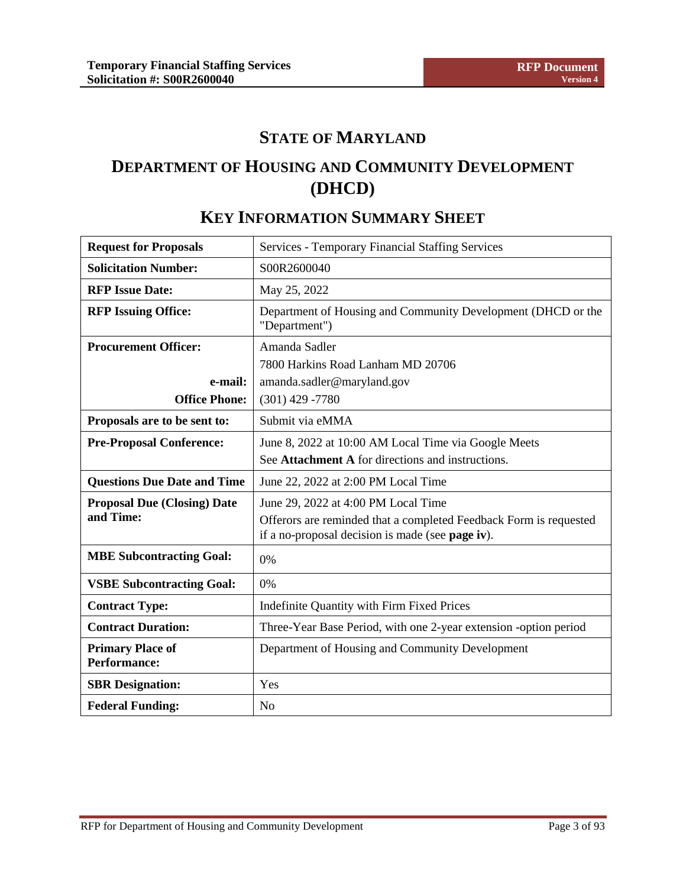# STATE OF MARYLAND

# DEPARTMENT OF HOUSING AND COMMUNITY DEVELOPMENT (DHCD)

## KEY INFORMATION SUMMARY SHEET

| | |
|---|---|
| **Request for Proposals** | Services - Temporary Financial Staffing Services |
| **Solicitation Number:** | S00R2600040 |
| **RFP Issue Date:** | May 25, 2022 |
| **RFP Issuing Office:** | Department of Housing and Community Development (DHCD or the "Department") |
| **Procurement Officer:** | Amanda Sadler<br>7800 Harkins Road Lanham MD 20706 |
| **e-mail:** | amanda.sadler@maryland.gov |
| **Office Phone:** | (301) 429 -7780 |
| **Proposals are to be sent to:** | Submit via eMMA |
| **Pre-Proposal Conference:** | June 8, 2022 at 10:00 AM Local Time via Google Meets<br>See **Attachment A** for directions and instructions. |
| **Questions Due Date and Time** | June 22, 2022 at 2:00 PM Local Time |
| **Proposal Due (Closing) Date and Time:** | June 29, 2022 at 4:00 PM Local Time<br>Offerors are reminded that a completed Feedback Form is requested if a no-proposal decision is made (see **page iv**). |
| **MBE Subcontracting Goal:** | 0% |
| **VSBE Subcontracting Goal:** | 0% |
| **Contract Type:** | Indefinite Quantity with Firm Fixed Prices |
| **Contract Duration:** | Three-Year Base Period, with one 2-year extension -option period |
| **Primary Place of Performance:** | Department of Housing and Community Development |
| **SBR Designation:** | Yes |
| **Federal Funding:** | No |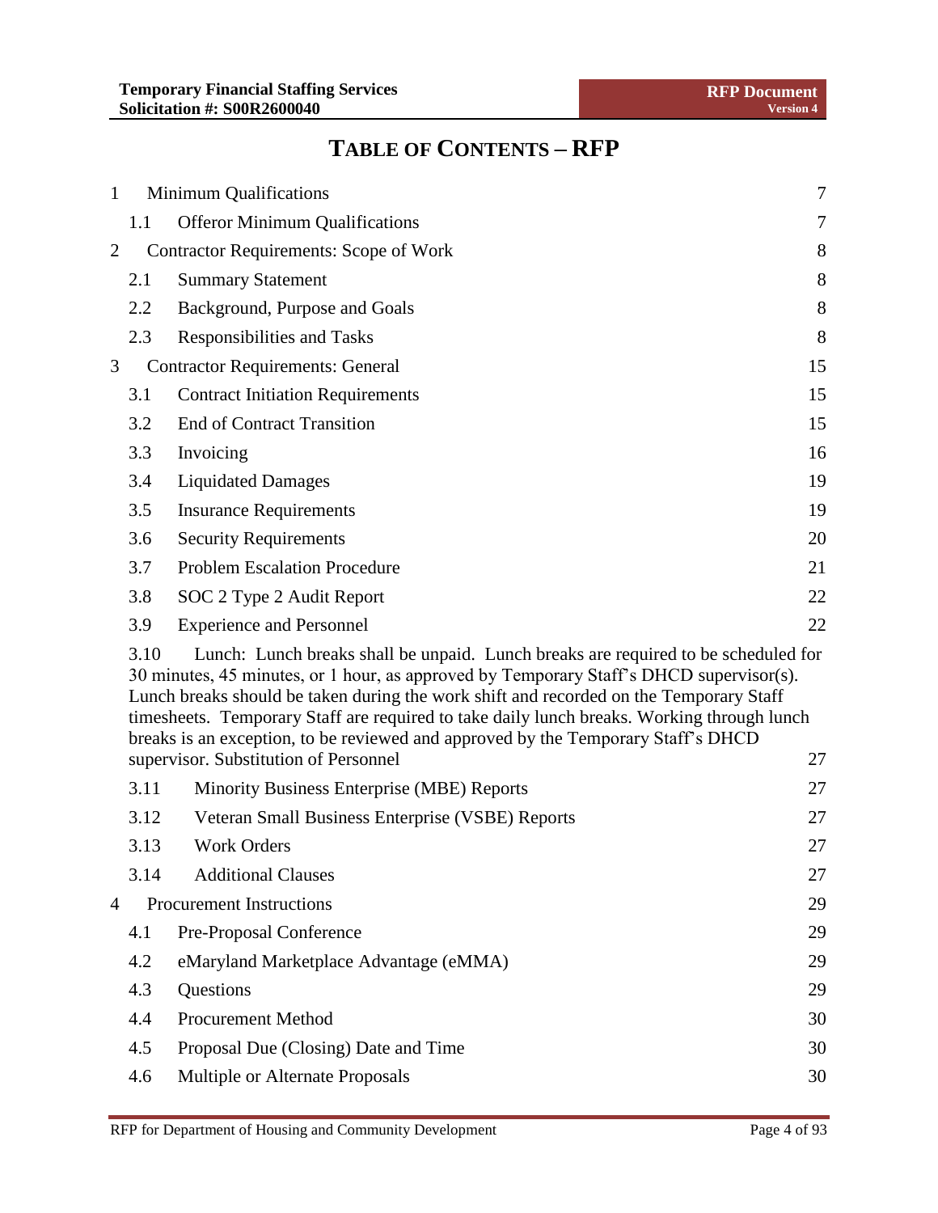# TABLE OF CONTENTS – RFP

| | | |
|---|---|---|
| 1 | Minimum Qualifications | 7 |
| 1.1 | Offeror Minimum Qualifications | 7 |
| 2 | Contractor Requirements: Scope of Work | 8 |
| 2.1 | Summary Statement | 8 |
| 2.2 | Background, Purpose and Goals | 8 |
| 2.3 | Responsibilities and Tasks | 8 |
| 3 | Contractor Requirements: General | 15 |
| 3.1 | Contract Initiation Requirements | 15 |
| 3.2 | End of Contract Transition | 15 |
| 3.3 | Invoicing | 16 |
| 3.4 | Liquidated Damages | 19 |
| 3.5 | Insurance Requirements | 19 |
| 3.6 | Security Requirements | 20 |
| 3.7 | Problem Escalation Procedure | 21 |
| 3.8 | SOC 2 Type 2 Audit Report | 22 |
| 3.9 | Experience and Personnel | 22 |
| 3.10 | Lunch: Lunch breaks shall be unpaid. Lunch breaks are required to be scheduled for 30 minutes, 45 minutes, or 1 hour, as approved by Temporary Staff's DHCD supervisor(s). Lunch breaks should be taken during the work shift and recorded on the Temporary Staff timesheets. Temporary Staff are required to take daily lunch breaks. Working through lunch breaks is an exception, to be reviewed and approved by the Temporary Staff's DHCD supervisor. Substitution of Personnel | 27 |
| 3.11 | Minority Business Enterprise (MBE) Reports | 27 |
| 3.12 | Veteran Small Business Enterprise (VSBE) Reports | 27 |
| 3.13 | Work Orders | 27 |
| 3.14 | Additional Clauses | 27 |
| 4 | Procurement Instructions | 29 |
| 4.1 | Pre-Proposal Conference | 29 |
| 4.2 | eMaryland Marketplace Advantage (eMMA) | 29 |
| 4.3 | Questions | 29 |
| 4.4 | Procurement Method | 30 |
| 4.5 | Proposal Due (Closing) Date and Time | 30 |
| 4.6 | Multiple or Alternate Proposals | 30 |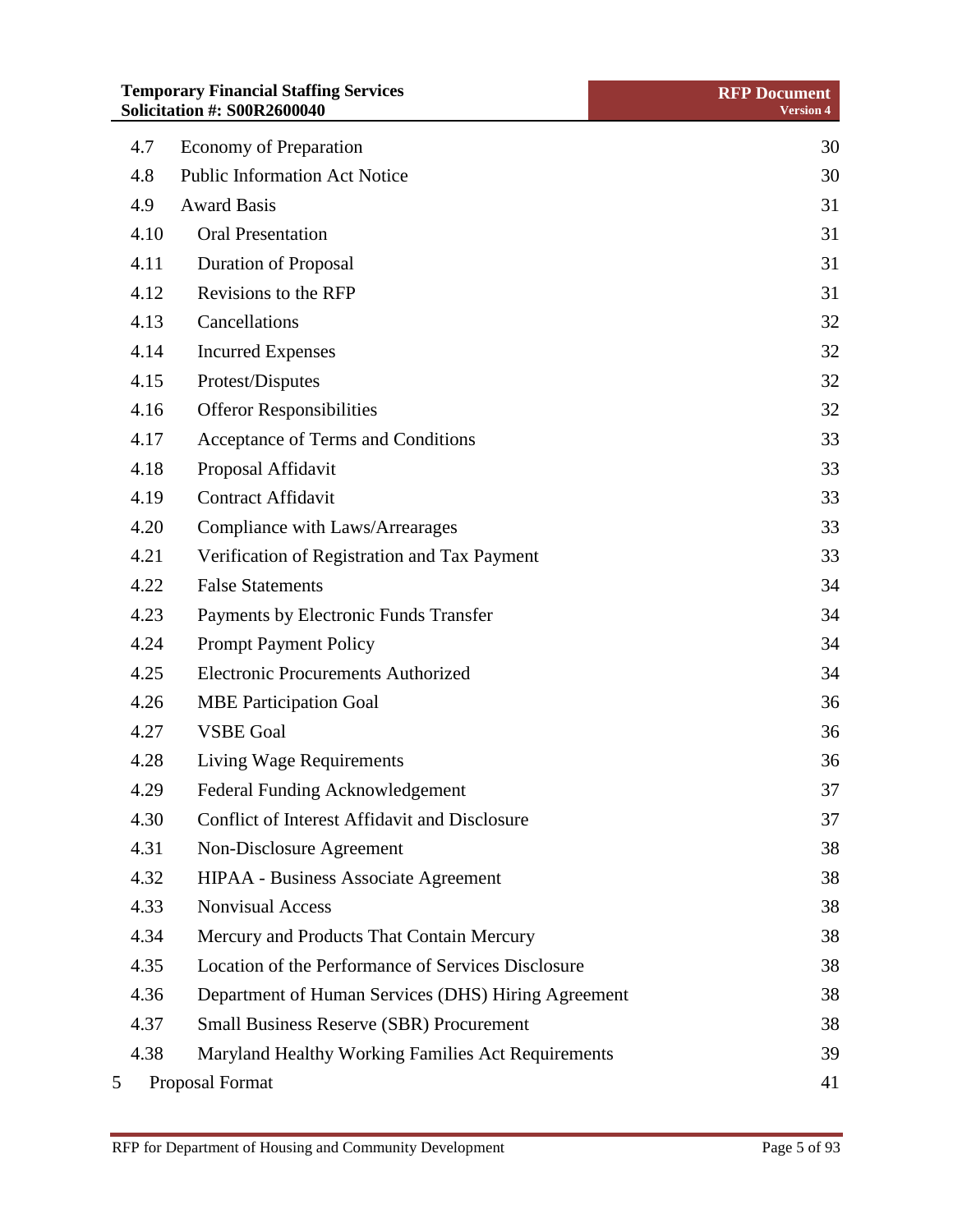| | | |
|---|---|---|
| 4.7 | Economy of Preparation | 30 |
| 4.8 | Public Information Act Notice | 30 |
| 4.9 | Award Basis | 31 |
| 4.10 | Oral Presentation | 31 |
| 4.11 | Duration of Proposal | 31 |
| 4.12 | Revisions to the RFP | 31 |
| 4.13 | Cancellations | 32 |
| 4.14 | Incurred Expenses | 32 |
| 4.15 | Protest/Disputes | 32 |
| 4.16 | Offeror Responsibilities | 32 |
| 4.17 | Acceptance of Terms and Conditions | 33 |
| 4.18 | Proposal Affidavit | 33 |
| 4.19 | Contract Affidavit | 33 |
| 4.20 | Compliance with Laws/Arrearages | 33 |
| 4.21 | Verification of Registration and Tax Payment | 33 |
| 4.22 | False Statements | 34 |
| 4.23 | Payments by Electronic Funds Transfer | 34 |
| 4.24 | Prompt Payment Policy | 34 |
| 4.25 | Electronic Procurements Authorized | 34 |
| 4.26 | MBE Participation Goal | 36 |
| 4.27 | VSBE Goal | 36 |
| 4.28 | Living Wage Requirements | 36 |
| 4.29 | Federal Funding Acknowledgement | 37 |
| 4.30 | Conflict of Interest Affidavit and Disclosure | 37 |
| 4.31 | Non-Disclosure Agreement | 38 |
| 4.32 | HIPAA - Business Associate Agreement | 38 |
| 4.33 | Nonvisual Access | 38 |
| 4.34 | Mercury and Products That Contain Mercury | 38 |
| 4.35 | Location of the Performance of Services Disclosure | 38 |
| 4.36 | Department of Human Services (DHS) Hiring Agreement | 38 |
| 4.37 | Small Business Reserve (SBR) Procurement | 38 |
| 4.38 | Maryland Healthy Working Families Act Requirements | 39 |
| 5 | Proposal Format | 41 |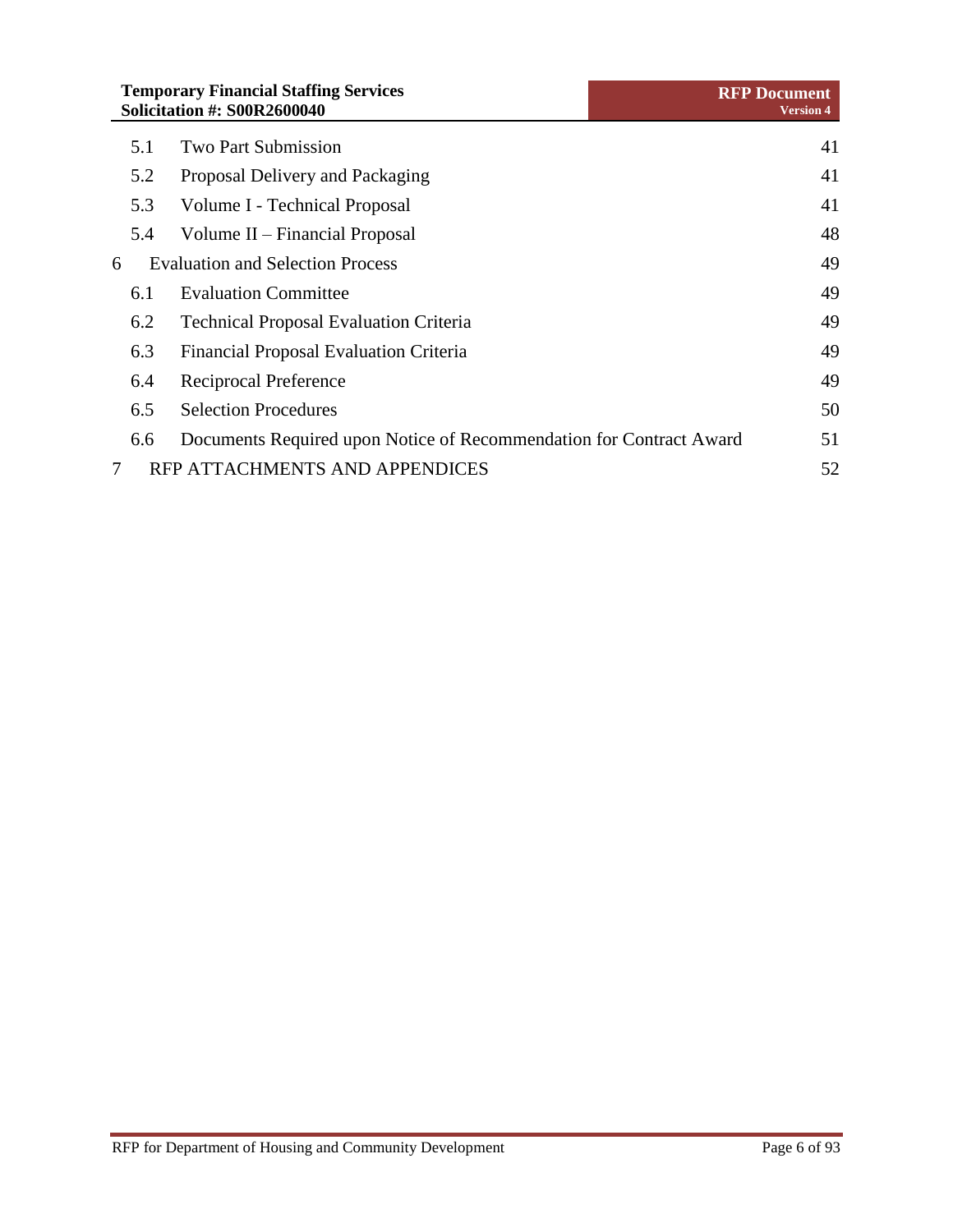| | | |
|---|---|---|
| 5.1 | Two Part Submission | 41 |
| 5.2 | Proposal Delivery and Packaging | 41 |
| 5.3 | Volume I - Technical Proposal | 41 |
| 5.4 | Volume II – Financial Proposal | 48 |
| 6 | Evaluation and Selection Process | 49 |
| 6.1 | Evaluation Committee | 49 |
| 6.2 | Technical Proposal Evaluation Criteria | 49 |
| 6.3 | Financial Proposal Evaluation Criteria | 49 |
| 6.4 | Reciprocal Preference | 49 |
| 6.5 | Selection Procedures | 50 |
| 6.6 | Documents Required upon Notice of Recommendation for Contract Award | 51 |
| 7 | RFP ATTACHMENTS AND APPENDICES | 52 |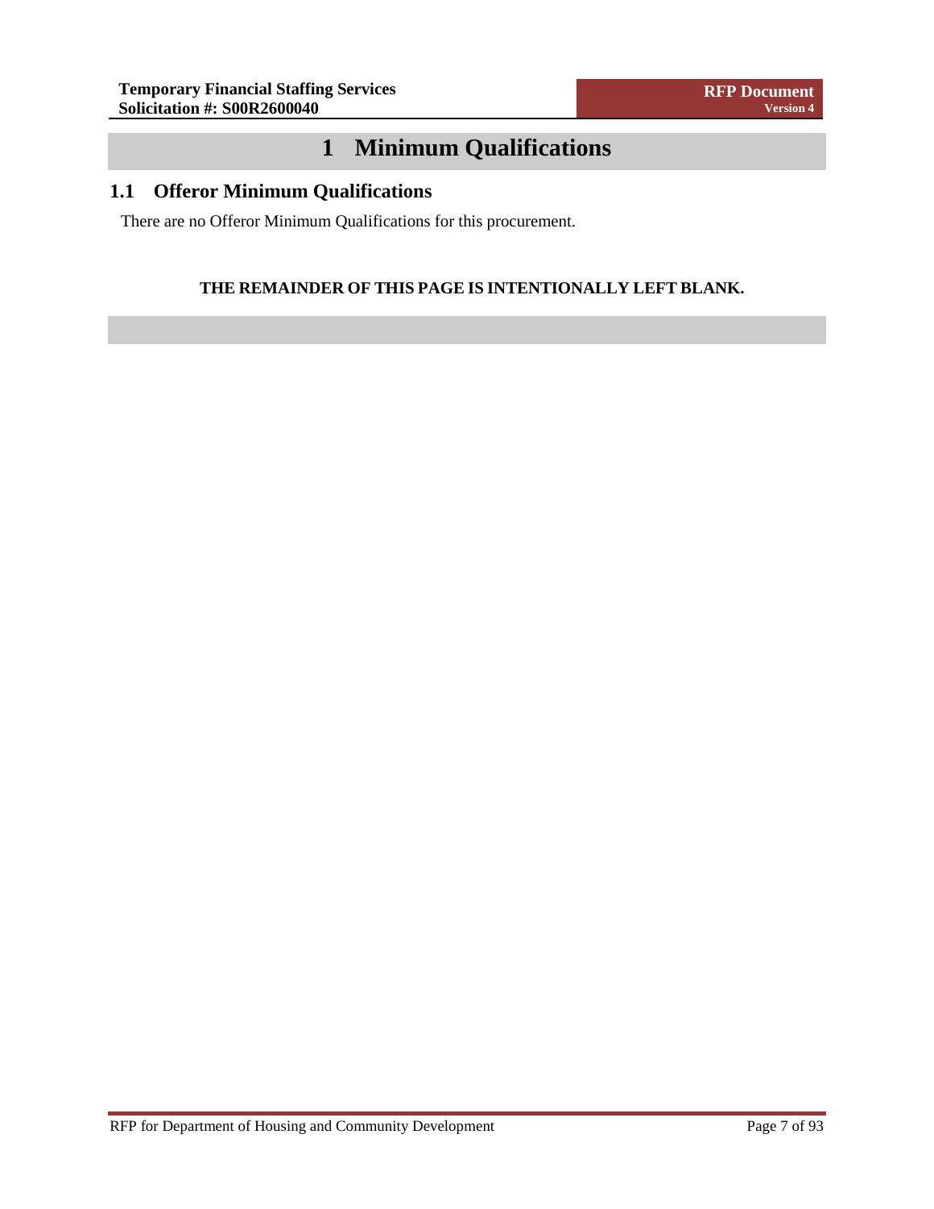# 1 Minimum Qualifications

## 1.1 Offeror Minimum Qualifications

There are no Offeror Minimum Qualifications for this procurement.

**THE REMAINDER OF THIS PAGE IS INTENTIONALLY LEFT BLANK.**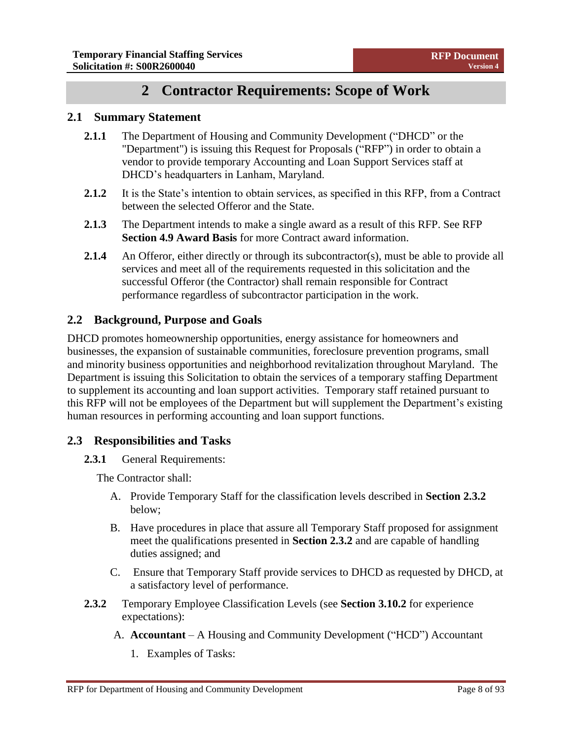# 2 Contractor Requirements: Scope of Work

## 2.1 Summary Statement

**2.1.1** The Department of Housing and Community Development ("DHCD" or the "Department") is issuing this Request for Proposals ("RFP") in order to obtain a vendor to provide temporary Accounting and Loan Support Services staff at DHCD's headquarters in Lanham, Maryland.

**2.1.2** It is the State's intention to obtain services, as specified in this RFP, from a Contract between the selected Offeror and the State.

**2.1.3** The Department intends to make a single award as a result of this RFP. See RFP **Section 4.9 Award Basis** for more Contract award information.

**2.1.4** An Offeror, either directly or through its subcontractor(s), must be able to provide all services and meet all of the requirements requested in this solicitation and the successful Offeror (the Contractor) shall remain responsible for Contract performance regardless of subcontractor participation in the work.

## 2.2 Background, Purpose and Goals

DHCD promotes homeownership opportunities, energy assistance for homeowners and businesses, the expansion of sustainable communities, foreclosure prevention programs, small and minority business opportunities and neighborhood revitalization throughout Maryland. The Department is issuing this Solicitation to obtain the services of a temporary staffing Department to supplement its accounting and loan support activities. Temporary staff retained pursuant to this RFP will not be employees of the Department but will supplement the Department's existing human resources in performing accounting and loan support functions.

## 2.3 Responsibilities and Tasks

**2.3.1** General Requirements:

The Contractor shall:

A. Provide Temporary Staff for the classification levels described in **Section 2.3.2** below;

B. Have procedures in place that assure all Temporary Staff proposed for assignment meet the qualifications presented in **Section 2.3.2** and are capable of handling duties assigned; and

C. Ensure that Temporary Staff provide services to DHCD as requested by DHCD, at a satisfactory level of performance.

**2.3.2** Temporary Employee Classification Levels (see **Section 3.10.2** for experience expectations):

A. **Accountant** – A Housing and Community Development ("HCD") Accountant

1. Examples of Tasks: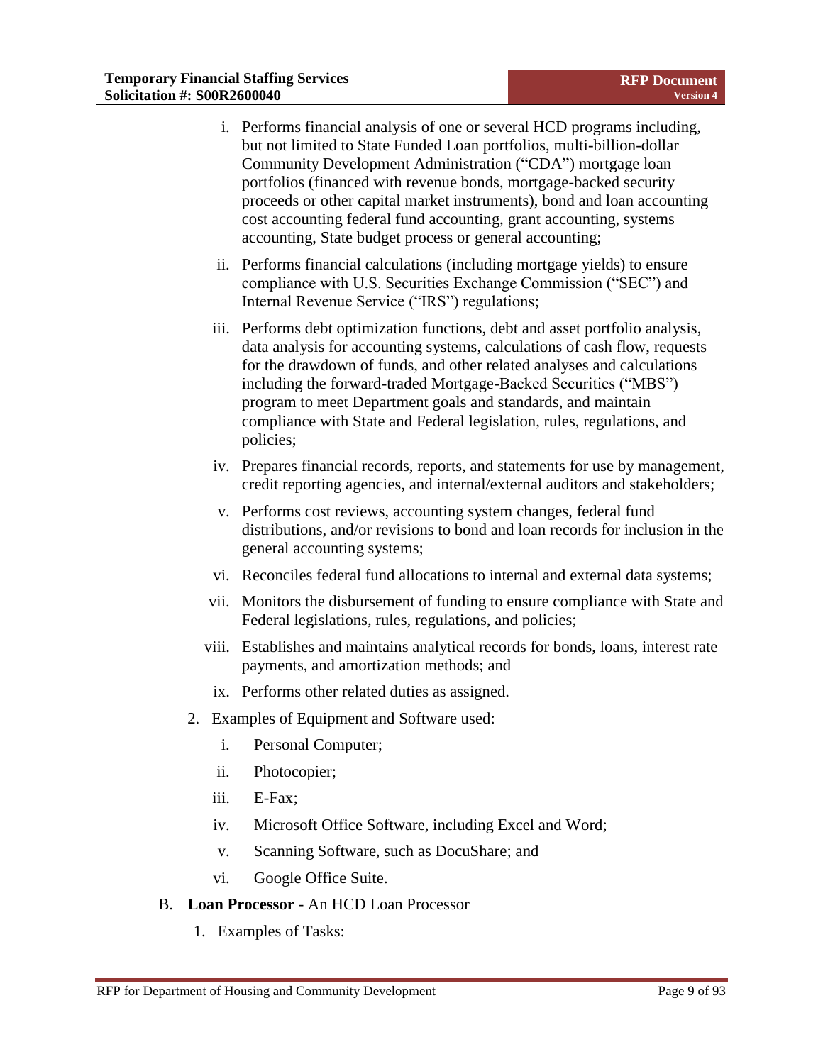i. Performs financial analysis of one or several HCD programs including, but not limited to State Funded Loan portfolios, multi-billion-dollar Community Development Administration ("CDA") mortgage loan portfolios (financed with revenue bonds, mortgage-backed security proceeds or other capital market instruments), bond and loan accounting cost accounting federal fund accounting, grant accounting, systems accounting, State budget process or general accounting;

ii. Performs financial calculations (including mortgage yields) to ensure compliance with U.S. Securities Exchange Commission ("SEC") and Internal Revenue Service ("IRS") regulations;

iii. Performs debt optimization functions, debt and asset portfolio analysis, data analysis for accounting systems, calculations of cash flow, requests for the drawdown of funds, and other related analyses and calculations including the forward-traded Mortgage-Backed Securities ("MBS") program to meet Department goals and standards, and maintain compliance with State and Federal legislation, rules, regulations, and policies;

iv. Prepares financial records, reports, and statements for use by management, credit reporting agencies, and internal/external auditors and stakeholders;

v. Performs cost reviews, accounting system changes, federal fund distributions, and/or revisions to bond and loan records for inclusion in the general accounting systems;

vi. Reconciles federal fund allocations to internal and external data systems;

vii. Monitors the disbursement of funding to ensure compliance with State and Federal legislations, rules, regulations, and policies;

viii. Establishes and maintains analytical records for bonds, loans, interest rate payments, and amortization methods; and

ix. Performs other related duties as assigned.

2. Examples of Equipment and Software used:

   i. Personal Computer;

   ii. Photocopier;

   iii. E-Fax;

   iv. Microsoft Office Software, including Excel and Word;

   v. Scanning Software, such as DocuShare; and

   vi. Google Office Suite.

B. **Loan Processor** - An HCD Loan Processor

   1. Examples of Tasks: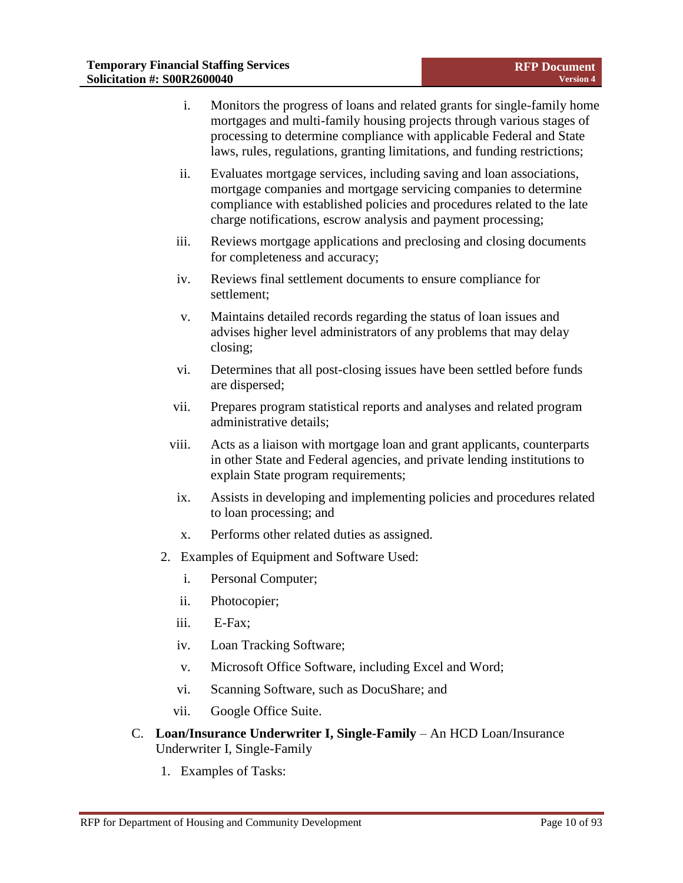i. Monitors the progress of loans and related grants for single-family home mortgages and multi-family housing projects through various stages of processing to determine compliance with applicable Federal and State laws, rules, regulations, granting limitations, and funding restrictions;

ii. Evaluates mortgage services, including saving and loan associations, mortgage companies and mortgage servicing companies to determine compliance with established policies and procedures related to the late charge notifications, escrow analysis and payment processing;

iii. Reviews mortgage applications and preclosing and closing documents for completeness and accuracy;

iv. Reviews final settlement documents to ensure compliance for settlement;

v. Maintains detailed records regarding the status of loan issues and advises higher level administrators of any problems that may delay closing;

vi. Determines that all post-closing issues have been settled before funds are dispersed;

vii. Prepares program statistical reports and analyses and related program administrative details;

viii. Acts as a liaison with mortgage loan and grant applicants, counterparts in other State and Federal agencies, and private lending institutions to explain State program requirements;

ix. Assists in developing and implementing policies and procedures related to loan processing; and

x. Performs other related duties as assigned.

2. Examples of Equipment and Software Used:

   i. Personal Computer;

   ii. Photocopier;

   iii. E-Fax;

   iv. Loan Tracking Software;

   v. Microsoft Office Software, including Excel and Word;

   vi. Scanning Software, such as DocuShare; and

   vii. Google Office Suite.

C. **Loan/Insurance Underwriter I, Single-Family** – An HCD Loan/Insurance Underwriter I, Single-Family

1. Examples of Tasks: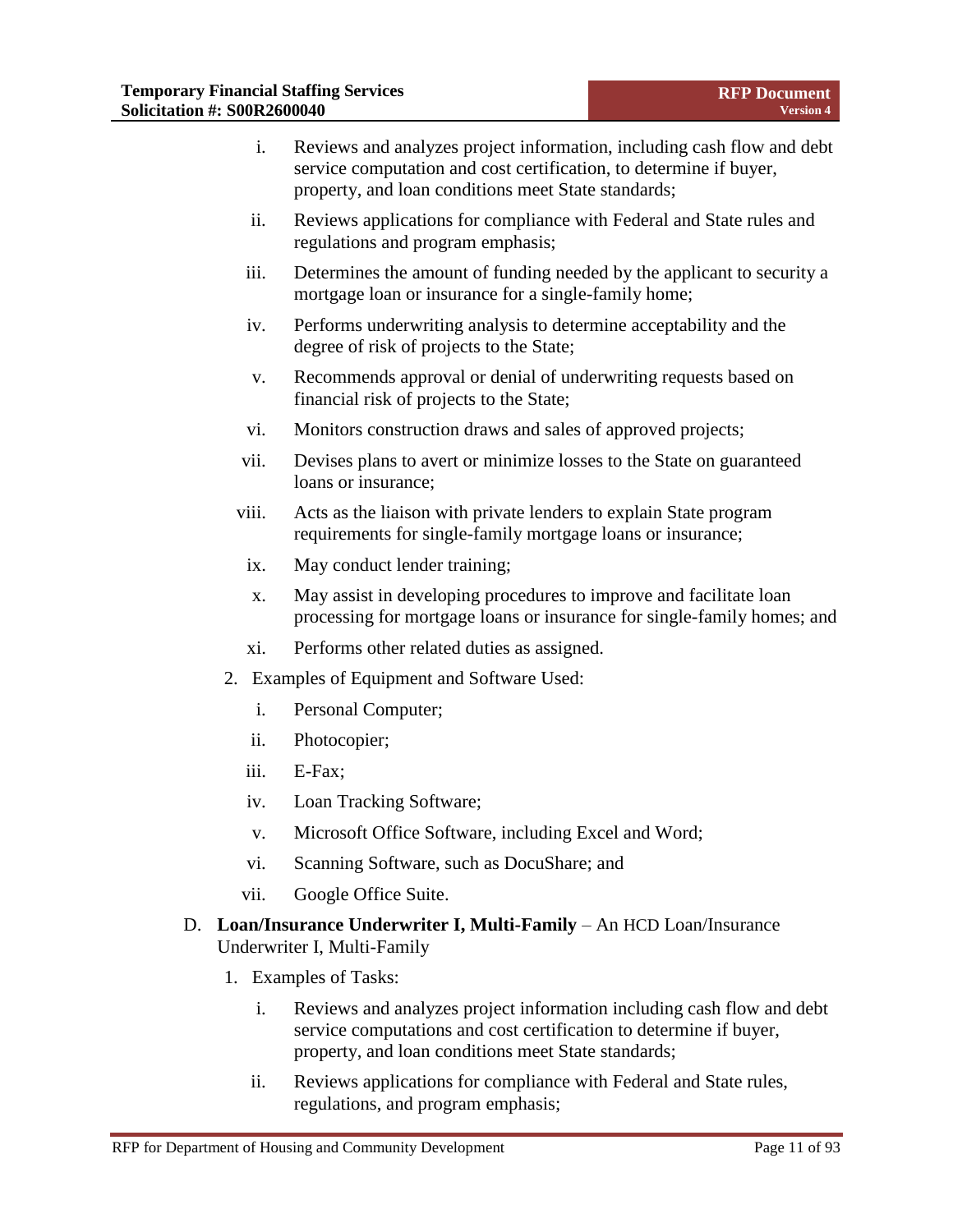i. Reviews and analyzes project information, including cash flow and debt service computation and cost certification, to determine if buyer, property, and loan conditions meet State standards;

ii. Reviews applications for compliance with Federal and State rules and regulations and program emphasis;

iii. Determines the amount of funding needed by the applicant to security a mortgage loan or insurance for a single-family home;

iv. Performs underwriting analysis to determine acceptability and the degree of risk of projects to the State;

v. Recommends approval or denial of underwriting requests based on financial risk of projects to the State;

vi. Monitors construction draws and sales of approved projects;

vii. Devises plans to avert or minimize losses to the State on guaranteed loans or insurance;

viii. Acts as the liaison with private lenders to explain State program requirements for single-family mortgage loans or insurance;

ix. May conduct lender training;

x. May assist in developing procedures to improve and facilitate loan processing for mortgage loans or insurance for single-family homes; and

xi. Performs other related duties as assigned.

2. Examples of Equipment and Software Used:

i. Personal Computer;

ii. Photocopier;

iii. E-Fax;

iv. Loan Tracking Software;

v. Microsoft Office Software, including Excel and Word;

vi. Scanning Software, such as DocuShare; and

vii. Google Office Suite.

D. **Loan/Insurance Underwriter I, Multi-Family** – An HCD Loan/Insurance Underwriter I, Multi-Family

1. Examples of Tasks:

i. Reviews and analyzes project information including cash flow and debt service computations and cost certification to determine if buyer, property, and loan conditions meet State standards;

ii. Reviews applications for compliance with Federal and State rules, regulations, and program emphasis;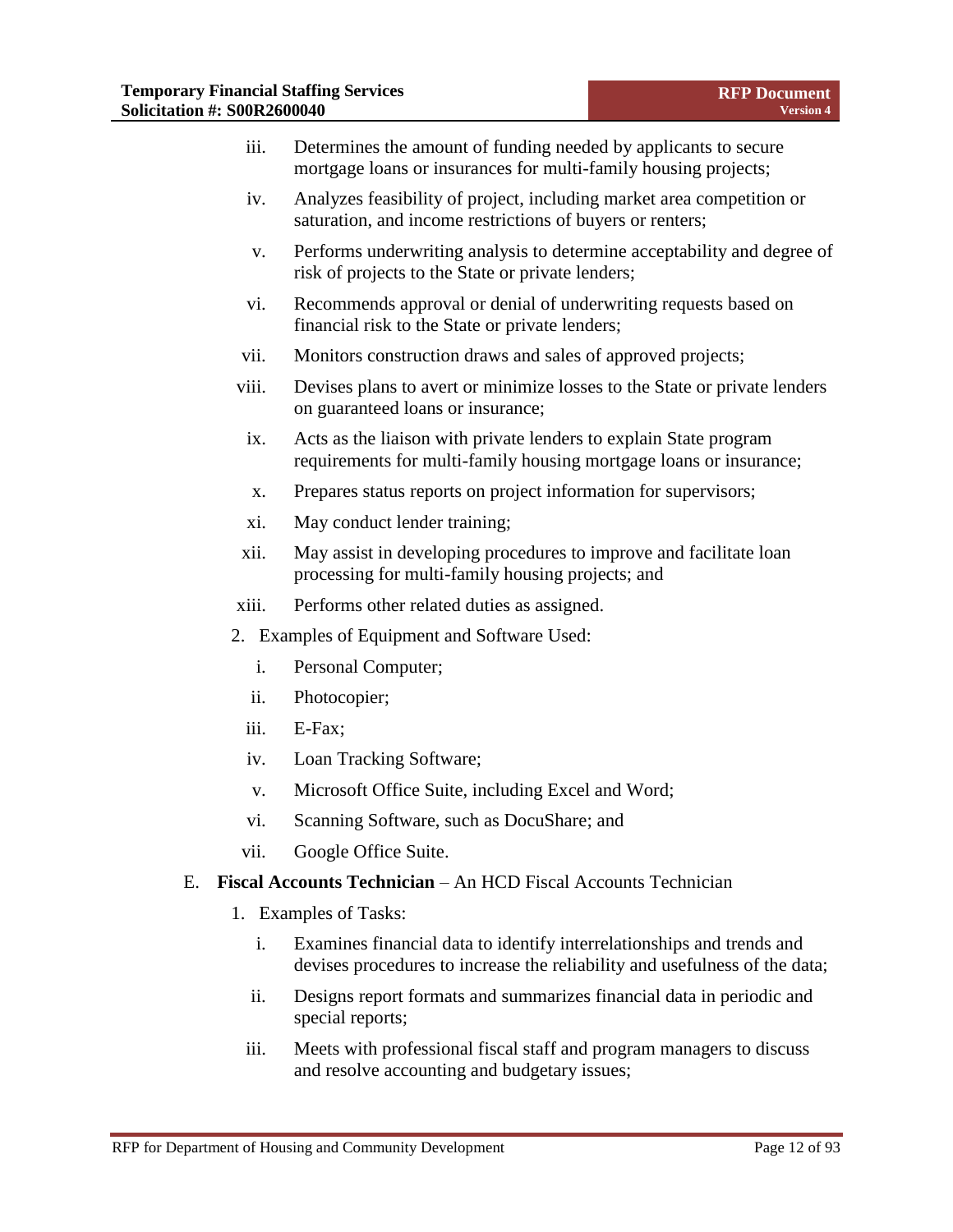iii. Determines the amount of funding needed by applicants to secure mortgage loans or insurances for multi-family housing projects;

iv. Analyzes feasibility of project, including market area competition or saturation, and income restrictions of buyers or renters;

v. Performs underwriting analysis to determine acceptability and degree of risk of projects to the State or private lenders;

vi. Recommends approval or denial of underwriting requests based on financial risk to the State or private lenders;

vii. Monitors construction draws and sales of approved projects;

viii. Devises plans to avert or minimize losses to the State or private lenders on guaranteed loans or insurance;

ix. Acts as the liaison with private lenders to explain State program requirements for multi-family housing mortgage loans or insurance;

x. Prepares status reports on project information for supervisors;

xi. May conduct lender training;

xii. May assist in developing procedures to improve and facilitate loan processing for multi-family housing projects; and

xiii. Performs other related duties as assigned.

2. Examples of Equipment and Software Used:

i. Personal Computer;

ii. Photocopier;

iii. E-Fax;

iv. Loan Tracking Software;

v. Microsoft Office Suite, including Excel and Word;

vi. Scanning Software, such as DocuShare; and

vii. Google Office Suite.

E. **Fiscal Accounts Technician** – An HCD Fiscal Accounts Technician

1. Examples of Tasks:

i. Examines financial data to identify interrelationships and trends and devises procedures to increase the reliability and usefulness of the data;

ii. Designs report formats and summarizes financial data in periodic and special reports;

iii. Meets with professional fiscal staff and program managers to discuss and resolve accounting and budgetary issues;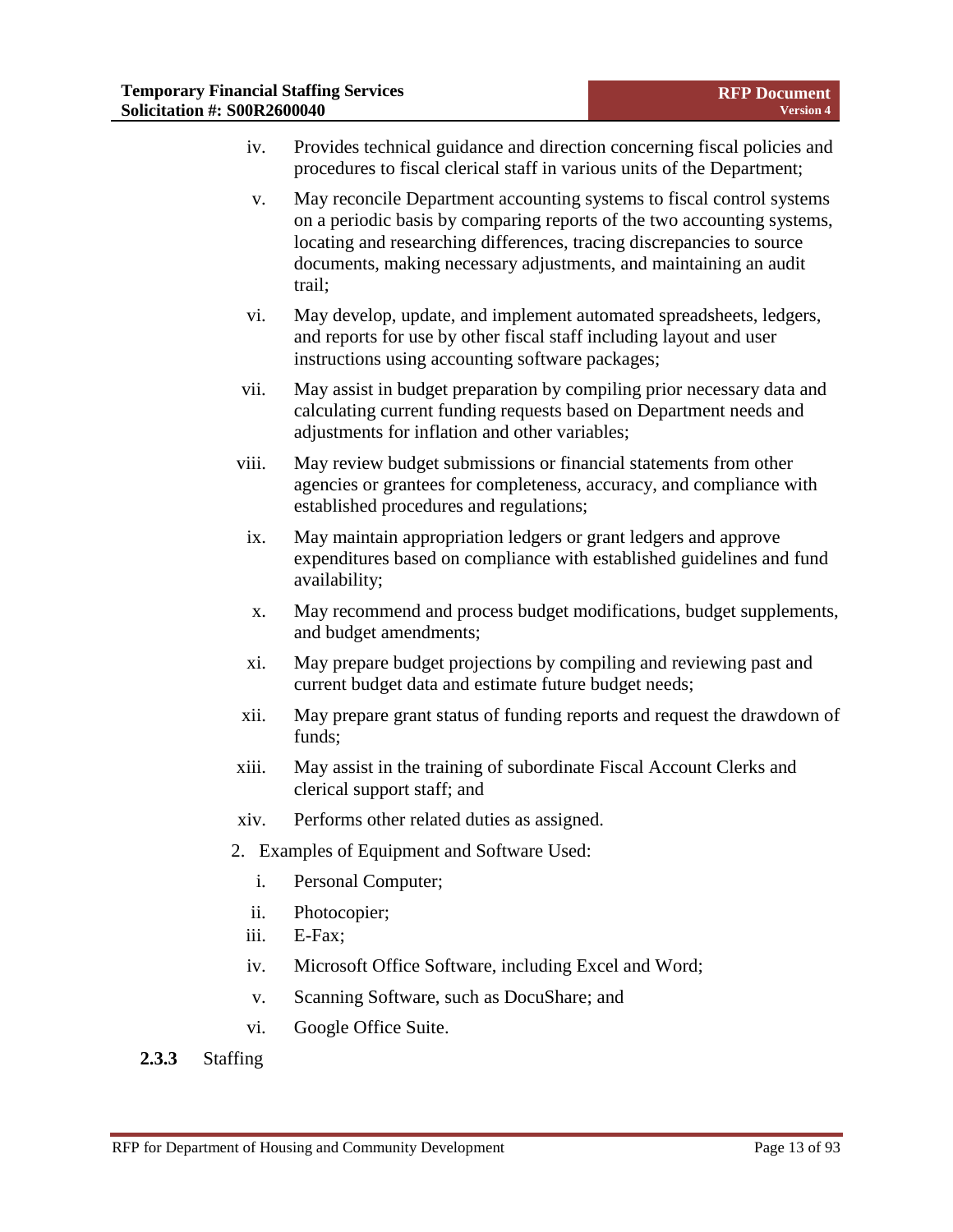iv. Provides technical guidance and direction concerning fiscal policies and procedures to fiscal clerical staff in various units of the Department;

v. May reconcile Department accounting systems to fiscal control systems on a periodic basis by comparing reports of the two accounting systems, locating and researching differences, tracing discrepancies to source documents, making necessary adjustments, and maintaining an audit trail;

vi. May develop, update, and implement automated spreadsheets, ledgers, and reports for use by other fiscal staff including layout and user instructions using accounting software packages;

vii. May assist in budget preparation by compiling prior necessary data and calculating current funding requests based on Department needs and adjustments for inflation and other variables;

viii. May review budget submissions or financial statements from other agencies or grantees for completeness, accuracy, and compliance with established procedures and regulations;

ix. May maintain appropriation ledgers or grant ledgers and approve expenditures based on compliance with established guidelines and fund availability;

x. May recommend and process budget modifications, budget supplements, and budget amendments;

xi. May prepare budget projections by compiling and reviewing past and current budget data and estimate future budget needs;

xii. May prepare grant status of funding reports and request the drawdown of funds;

xiii. May assist in the training of subordinate Fiscal Account Clerks and clerical support staff; and

xiv. Performs other related duties as assigned.

2. Examples of Equipment and Software Used:

i. Personal Computer;

ii. Photocopier;

iii. E-Fax;

iv. Microsoft Office Software, including Excel and Word;

v. Scanning Software, such as DocuShare; and

vi. Google Office Suite.

**2.3.3** Staffing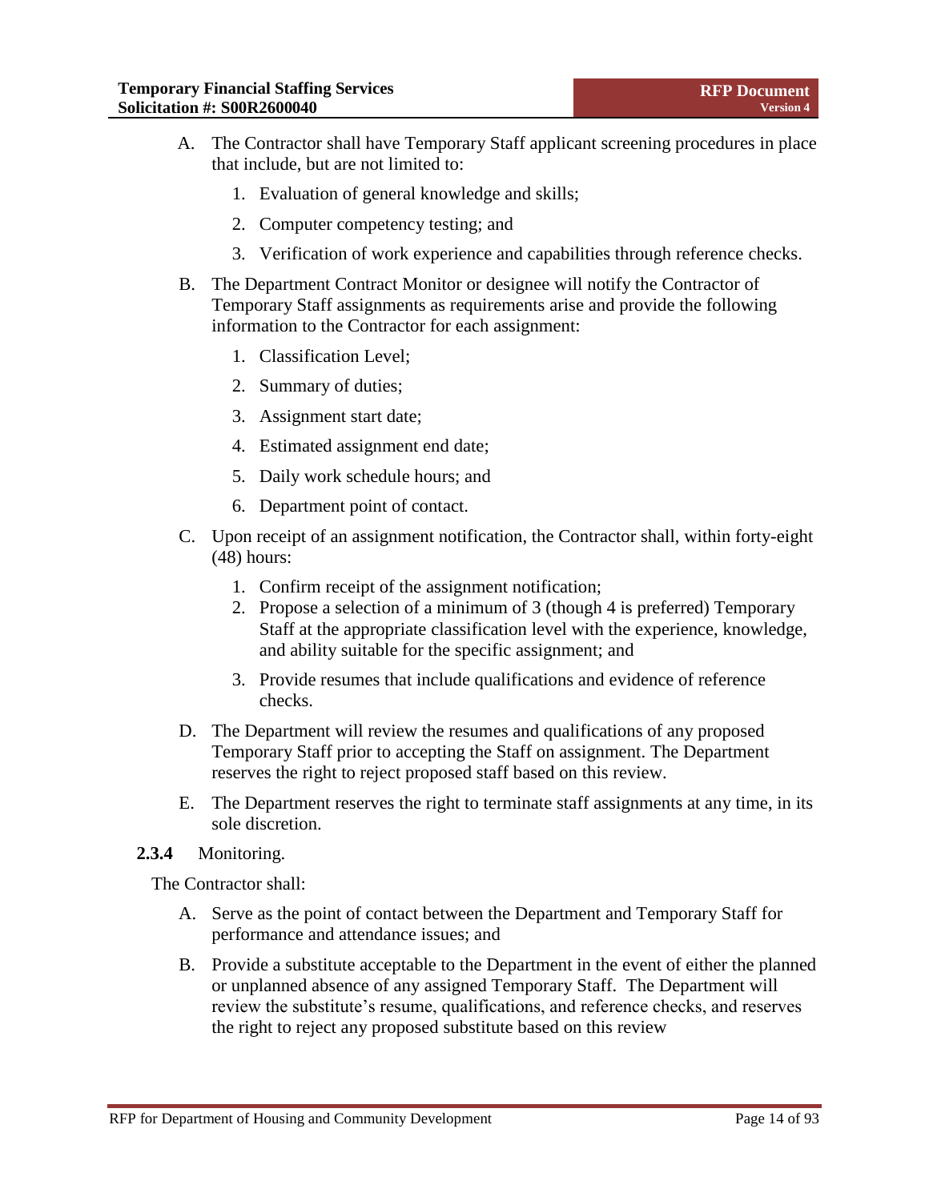A. The Contractor shall have Temporary Staff applicant screening procedures in place that include, but are not limited to:

   1. Evaluation of general knowledge and skills;
   2. Computer competency testing; and
   3. Verification of work experience and capabilities through reference checks.

B. The Department Contract Monitor or designee will notify the Contractor of Temporary Staff assignments as requirements arise and provide the following information to the Contractor for each assignment:

   1. Classification Level;
   2. Summary of duties;
   3. Assignment start date;
   4. Estimated assignment end date;
   5. Daily work schedule hours; and
   6. Department point of contact.

C. Upon receipt of an assignment notification, the Contractor shall, within forty-eight (48) hours:

   1. Confirm receipt of the assignment notification;
   2. Propose a selection of a minimum of 3 (though 4 is preferred) Temporary Staff at the appropriate classification level with the experience, knowledge, and ability suitable for the specific assignment; and
   3. Provide resumes that include qualifications and evidence of reference checks.

D. The Department will review the resumes and qualifications of any proposed Temporary Staff prior to accepting the Staff on assignment. The Department reserves the right to reject proposed staff based on this review.

E. The Department reserves the right to terminate staff assignments at any time, in its sole discretion.

**2.3.4** Monitoring.

The Contractor shall:

A. Serve as the point of contact between the Department and Temporary Staff for performance and attendance issues; and

B. Provide a substitute acceptable to the Department in the event of either the planned or unplanned absence of any assigned Temporary Staff. The Department will review the substitute's resume, qualifications, and reference checks, and reserves the right to reject any proposed substitute based on this review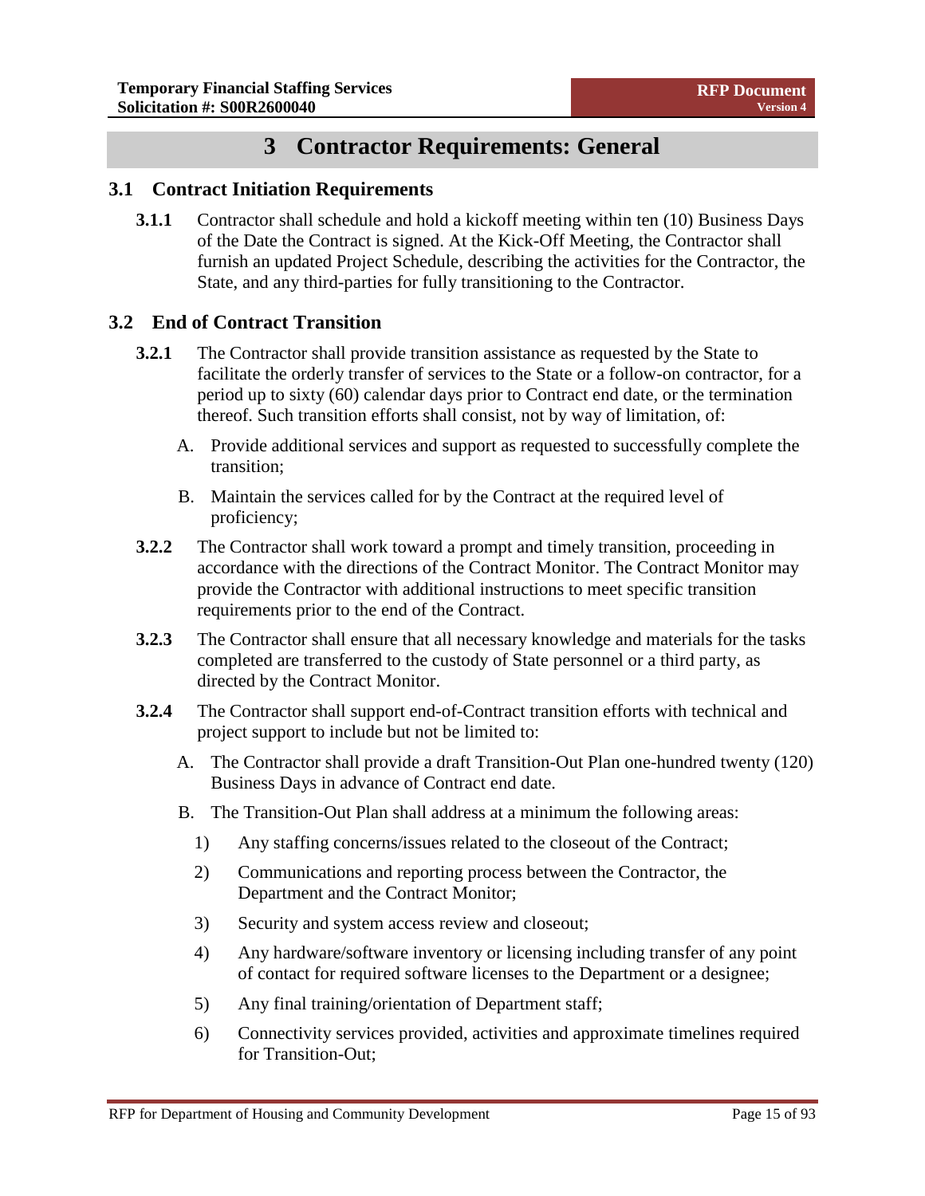# 3 Contractor Requirements: General

## 3.1 Contract Initiation Requirements

**3.1.1** Contractor shall schedule and hold a kickoff meeting within ten (10) Business Days of the Date the Contract is signed. At the Kick-Off Meeting, the Contractor shall furnish an updated Project Schedule, describing the activities for the Contractor, the State, and any third-parties for fully transitioning to the Contractor.

## 3.2 End of Contract Transition

**3.2.1** The Contractor shall provide transition assistance as requested by the State to facilitate the orderly transfer of services to the State or a follow-on contractor, for a period up to sixty (60) calendar days prior to Contract end date, or the termination thereof. Such transition efforts shall consist, not by way of limitation, of:

A. Provide additional services and support as requested to successfully complete the transition;

B. Maintain the services called for by the Contract at the required level of proficiency;

**3.2.2** The Contractor shall work toward a prompt and timely transition, proceeding in accordance with the directions of the Contract Monitor. The Contract Monitor may provide the Contractor with additional instructions to meet specific transition requirements prior to the end of the Contract.

**3.2.3** The Contractor shall ensure that all necessary knowledge and materials for the tasks completed are transferred to the custody of State personnel or a third party, as directed by the Contract Monitor.

**3.2.4** The Contractor shall support end-of-Contract transition efforts with technical and project support to include but not be limited to:

A. The Contractor shall provide a draft Transition-Out Plan one-hundred twenty (120) Business Days in advance of Contract end date.

B. The Transition-Out Plan shall address at a minimum the following areas:

1) Any staffing concerns/issues related to the closeout of the Contract;

2) Communications and reporting process between the Contractor, the Department and the Contract Monitor;

3) Security and system access review and closeout;

4) Any hardware/software inventory or licensing including transfer of any point of contact for required software licenses to the Department or a designee;

5) Any final training/orientation of Department staff;

6) Connectivity services provided, activities and approximate timelines required for Transition-Out;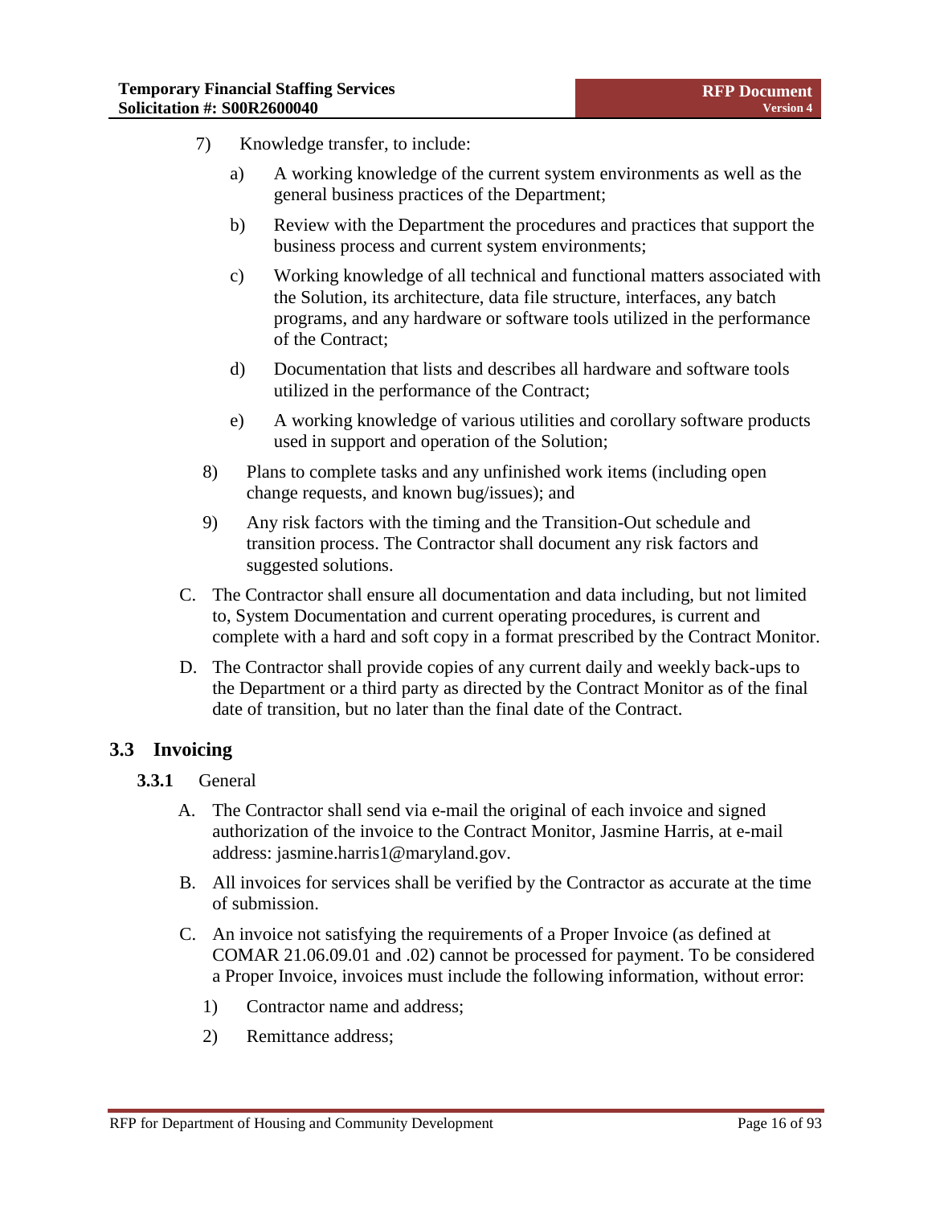7) Knowledge transfer, to include:

   a) A working knowledge of the current system environments as well as the general business practices of the Department;

   b) Review with the Department the procedures and practices that support the business process and current system environments;

   c) Working knowledge of all technical and functional matters associated with the Solution, its architecture, data file structure, interfaces, any batch programs, and any hardware or software tools utilized in the performance of the Contract;

   d) Documentation that lists and describes all hardware and software tools utilized in the performance of the Contract;

   e) A working knowledge of various utilities and corollary software products used in support and operation of the Solution;

8) Plans to complete tasks and any unfinished work items (including open change requests, and known bug/issues); and

9) Any risk factors with the timing and the Transition-Out schedule and transition process. The Contractor shall document any risk factors and suggested solutions.

C. The Contractor shall ensure all documentation and data including, but not limited to, System Documentation and current operating procedures, is current and complete with a hard and soft copy in a format prescribed by the Contract Monitor.

D. The Contractor shall provide copies of any current daily and weekly back-ups to the Department or a third party as directed by the Contract Monitor as of the final date of transition, but no later than the final date of the Contract.

## 3.3 Invoicing

### 3.3.1 General

A. The Contractor shall send via e-mail the original of each invoice and signed authorization of the invoice to the Contract Monitor, Jasmine Harris, at e-mail address: jasmine.harris1@maryland.gov.

B. All invoices for services shall be verified by the Contractor as accurate at the time of submission.

C. An invoice not satisfying the requirements of a Proper Invoice (as defined at COMAR 21.06.09.01 and .02) cannot be processed for payment. To be considered a Proper Invoice, invoices must include the following information, without error:

   1) Contractor name and address;

   2) Remittance address;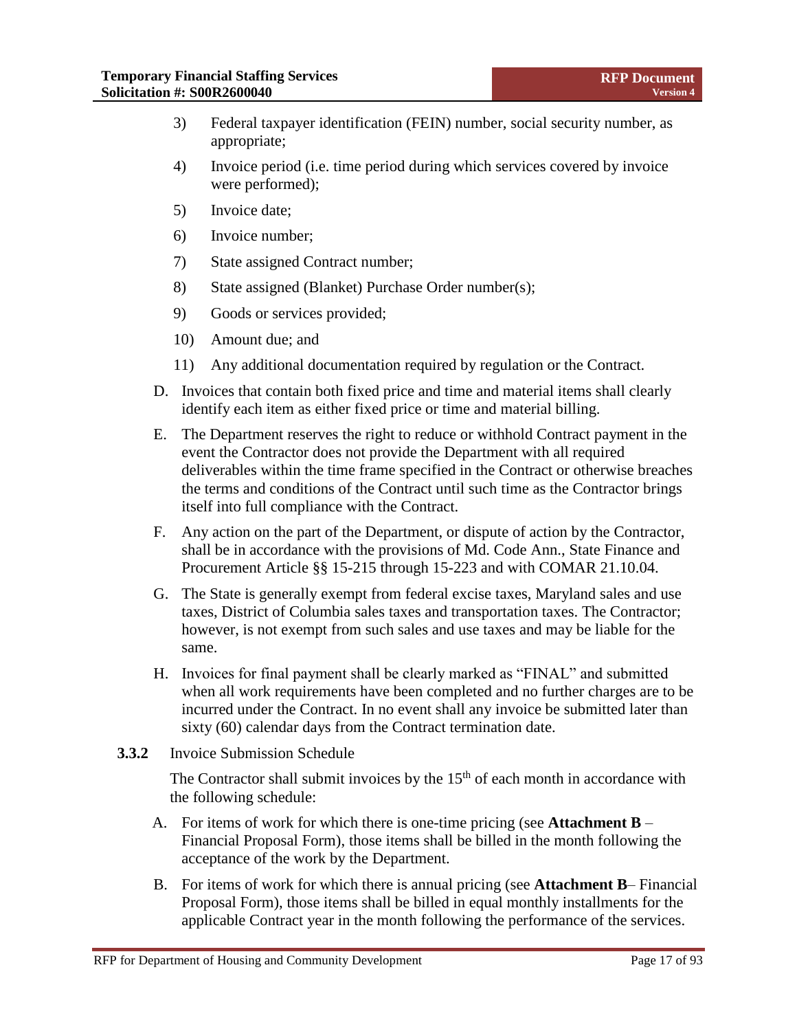3) Federal taxpayer identification (FEIN) number, social security number, as appropriate;

4) Invoice period (i.e. time period during which services covered by invoice were performed);

5) Invoice date;

6) Invoice number;

7) State assigned Contract number;

8) State assigned (Blanket) Purchase Order number(s);

9) Goods or services provided;

10) Amount due; and

11) Any additional documentation required by regulation or the Contract.

D. Invoices that contain both fixed price and time and material items shall clearly identify each item as either fixed price or time and material billing.

E. The Department reserves the right to reduce or withhold Contract payment in the event the Contractor does not provide the Department with all required deliverables within the time frame specified in the Contract or otherwise breaches the terms and conditions of the Contract until such time as the Contractor brings itself into full compliance with the Contract.

F. Any action on the part of the Department, or dispute of action by the Contractor, shall be in accordance with the provisions of Md. Code Ann., State Finance and Procurement Article §§ 15-215 through 15-223 and with COMAR 21.10.04.

G. The State is generally exempt from federal excise taxes, Maryland sales and use taxes, District of Columbia sales taxes and transportation taxes. The Contractor; however, is not exempt from such sales and use taxes and may be liable for the same.

H. Invoices for final payment shall be clearly marked as "FINAL" and submitted when all work requirements have been completed and no further charges are to be incurred under the Contract. In no event shall any invoice be submitted later than sixty (60) calendar days from the Contract termination date.

**3.3.2** Invoice Submission Schedule

The Contractor shall submit invoices by the 15th of each month in accordance with the following schedule:

A. For items of work for which there is one-time pricing (see **Attachment B** – Financial Proposal Form), those items shall be billed in the month following the acceptance of the work by the Department.

B. For items of work for which there is annual pricing (see **Attachment B**– Financial Proposal Form), those items shall be billed in equal monthly installments for the applicable Contract year in the month following the performance of the services.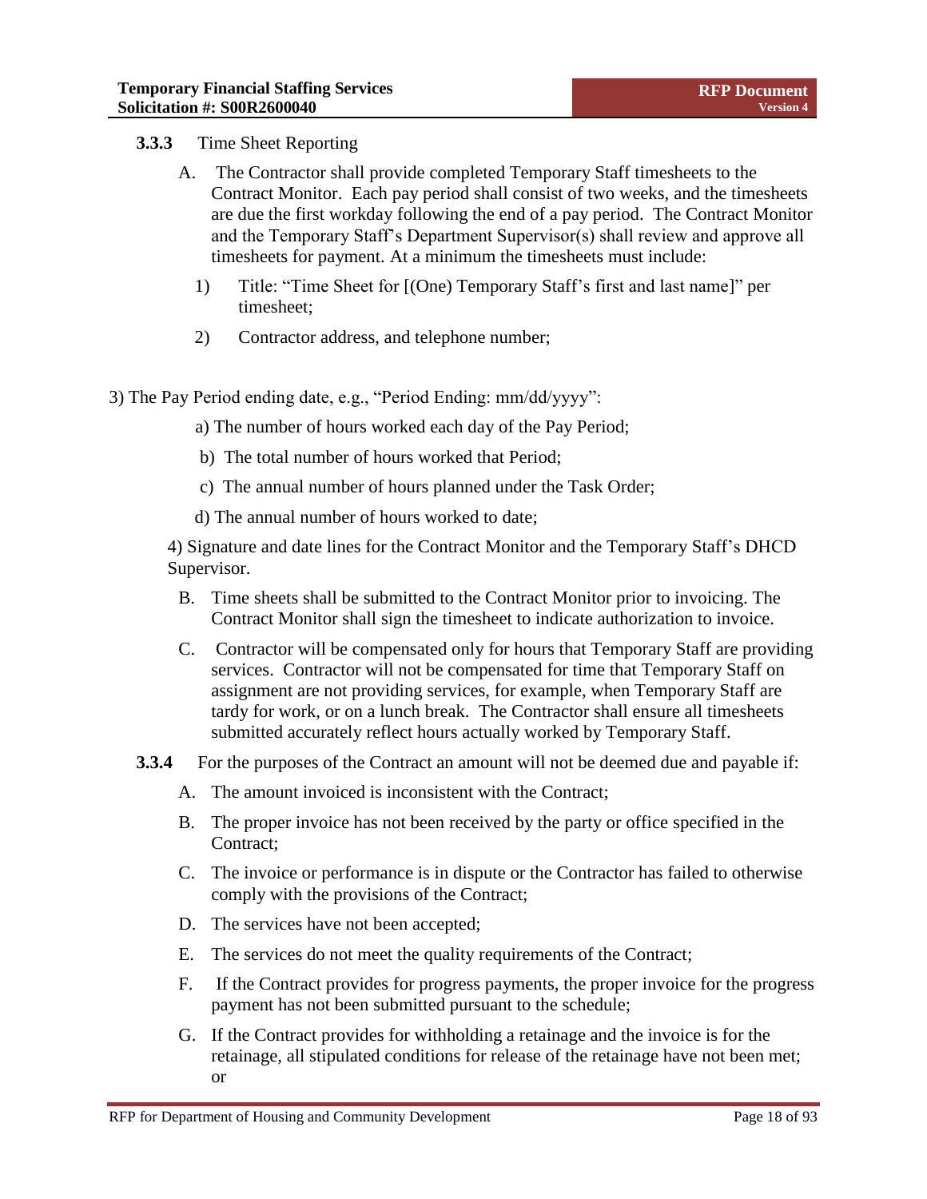**3.3.3** Time Sheet Reporting

A. The Contractor shall provide completed Temporary Staff timesheets to the Contract Monitor. Each pay period shall consist of two weeks, and the timesheets are due the first workday following the end of a pay period. The Contract Monitor and the Temporary Staff's Department Supervisor(s) shall review and approve all timesheets for payment. At a minimum the timesheets must include:

1) Title: "Time Sheet for [(One) Temporary Staff's first and last name]" per timesheet;

2) Contractor address, and telephone number;

3) The Pay Period ending date, e.g., "Period Ending: mm/dd/yyyy":

a) The number of hours worked each day of the Pay Period;

b) The total number of hours worked that Period;

c) The annual number of hours planned under the Task Order;

d) The annual number of hours worked to date;

4) Signature and date lines for the Contract Monitor and the Temporary Staff's DHCD Supervisor.

B. Time sheets shall be submitted to the Contract Monitor prior to invoicing. The Contract Monitor shall sign the timesheet to indicate authorization to invoice.

C. Contractor will be compensated only for hours that Temporary Staff are providing services. Contractor will not be compensated for time that Temporary Staff on assignment are not providing services, for example, when Temporary Staff are tardy for work, or on a lunch break. The Contractor shall ensure all timesheets submitted accurately reflect hours actually worked by Temporary Staff.

**3.3.4** For the purposes of the Contract an amount will not be deemed due and payable if:

A. The amount invoiced is inconsistent with the Contract;

B. The proper invoice has not been received by the party or office specified in the Contract;

C. The invoice or performance is in dispute or the Contractor has failed to otherwise comply with the provisions of the Contract;

D. The services have not been accepted;

E. The services do not meet the quality requirements of the Contract;

F. If the Contract provides for progress payments, the proper invoice for the progress payment has not been submitted pursuant to the schedule;

G. If the Contract provides for withholding a retainage and the invoice is for the retainage, all stipulated conditions for release of the retainage have not been met; or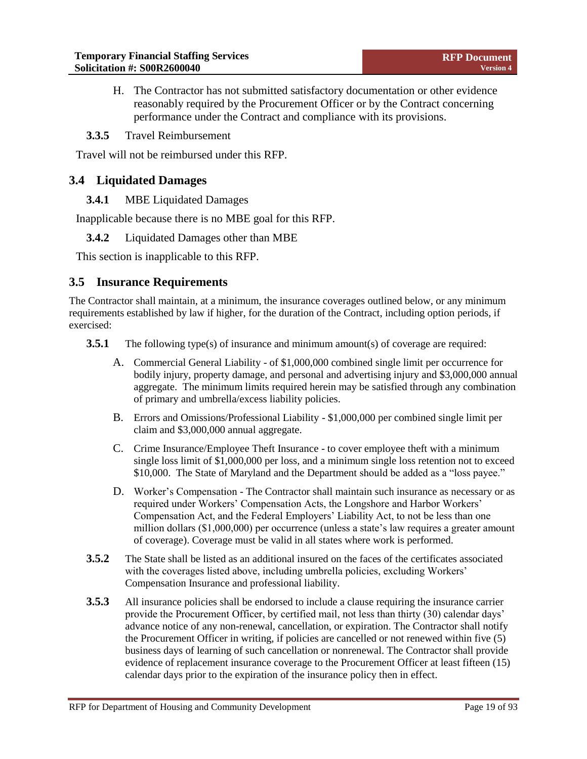H. The Contractor has not submitted satisfactory documentation or other evidence reasonably required by the Procurement Officer or by the Contract concerning performance under the Contract and compliance with its provisions.

**3.3.5** Travel Reimbursement

Travel will not be reimbursed under this RFP.

## 3.4 Liquidated Damages

**3.4.1** MBE Liquidated Damages

Inapplicable because there is no MBE goal for this RFP.

**3.4.2** Liquidated Damages other than MBE

This section is inapplicable to this RFP.

## 3.5 Insurance Requirements

The Contractor shall maintain, at a minimum, the insurance coverages outlined below, or any minimum requirements established by law if higher, for the duration of the Contract, including option periods, if exercised:

**3.5.1** The following type(s) of insurance and minimum amount(s) of coverage are required:

A. Commercial General Liability - of $1,000,000 combined single limit per occurrence for bodily injury, property damage, and personal and advertising injury and $3,000,000 annual aggregate. The minimum limits required herein may be satisfied through any combination of primary and umbrella/excess liability policies.

B. Errors and Omissions/Professional Liability - $1,000,000 per combined single limit per claim and $3,000,000 annual aggregate.

C. Crime Insurance/Employee Theft Insurance - to cover employee theft with a minimum single loss limit of $1,000,000 per loss, and a minimum single loss retention not to exceed $10,000. The State of Maryland and the Department should be added as a "loss payee."

D. Worker's Compensation - The Contractor shall maintain such insurance as necessary or as required under Workers' Compensation Acts, the Longshore and Harbor Workers' Compensation Act, and the Federal Employers' Liability Act, to not be less than one million dollars ($1,000,000) per occurrence (unless a state's law requires a greater amount of coverage). Coverage must be valid in all states where work is performed.

**3.5.2** The State shall be listed as an additional insured on the faces of the certificates associated with the coverages listed above, including umbrella policies, excluding Workers' Compensation Insurance and professional liability.

**3.5.3** All insurance policies shall be endorsed to include a clause requiring the insurance carrier provide the Procurement Officer, by certified mail, not less than thirty (30) calendar days' advance notice of any non-renewal, cancellation, or expiration. The Contractor shall notify the Procurement Officer in writing, if policies are cancelled or not renewed within five (5) business days of learning of such cancellation or nonrenewal. The Contractor shall provide evidence of replacement insurance coverage to the Procurement Officer at least fifteen (15) calendar days prior to the expiration of the insurance policy then in effect.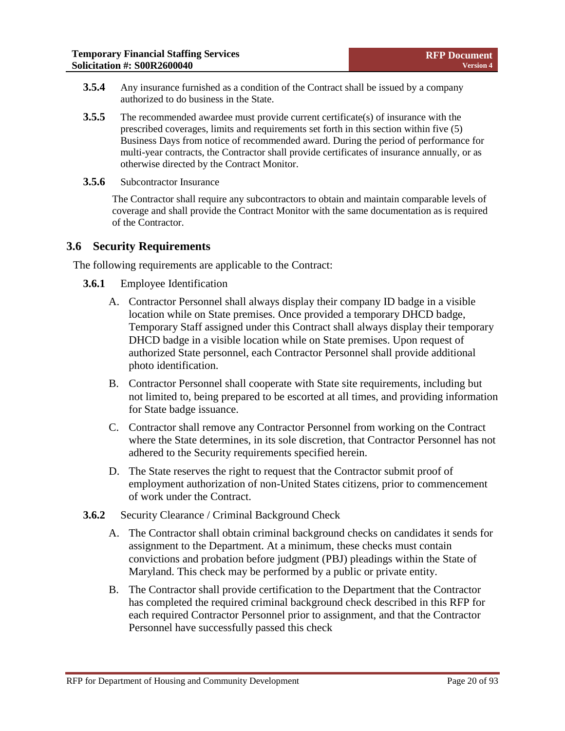**3.5.4** Any insurance furnished as a condition of the Contract shall be issued by a company authorized to do business in the State.

**3.5.5** The recommended awardee must provide current certificate(s) of insurance with the prescribed coverages, limits and requirements set forth in this section within five (5) Business Days from notice of recommended award. During the period of performance for multi-year contracts, the Contractor shall provide certificates of insurance annually, or as otherwise directed by the Contract Monitor.

**3.5.6** Subcontractor Insurance

The Contractor shall require any subcontractors to obtain and maintain comparable levels of coverage and shall provide the Contract Monitor with the same documentation as is required of the Contractor.

## 3.6 Security Requirements

The following requirements are applicable to the Contract:

**3.6.1** Employee Identification

A. Contractor Personnel shall always display their company ID badge in a visible location while on State premises. Once provided a temporary DHCD badge, Temporary Staff assigned under this Contract shall always display their temporary DHCD badge in a visible location while on State premises. Upon request of authorized State personnel, each Contractor Personnel shall provide additional photo identification.

B. Contractor Personnel shall cooperate with State site requirements, including but not limited to, being prepared to be escorted at all times, and providing information for State badge issuance.

C. Contractor shall remove any Contractor Personnel from working on the Contract where the State determines, in its sole discretion, that Contractor Personnel has not adhered to the Security requirements specified herein.

D. The State reserves the right to request that the Contractor submit proof of employment authorization of non-United States citizens, prior to commencement of work under the Contract.

**3.6.2** Security Clearance / Criminal Background Check

A. The Contractor shall obtain criminal background checks on candidates it sends for assignment to the Department. At a minimum, these checks must contain convictions and probation before judgment (PBJ) pleadings within the State of Maryland. This check may be performed by a public or private entity.

B. The Contractor shall provide certification to the Department that the Contractor has completed the required criminal background check described in this RFP for each required Contractor Personnel prior to assignment, and that the Contractor Personnel have successfully passed this check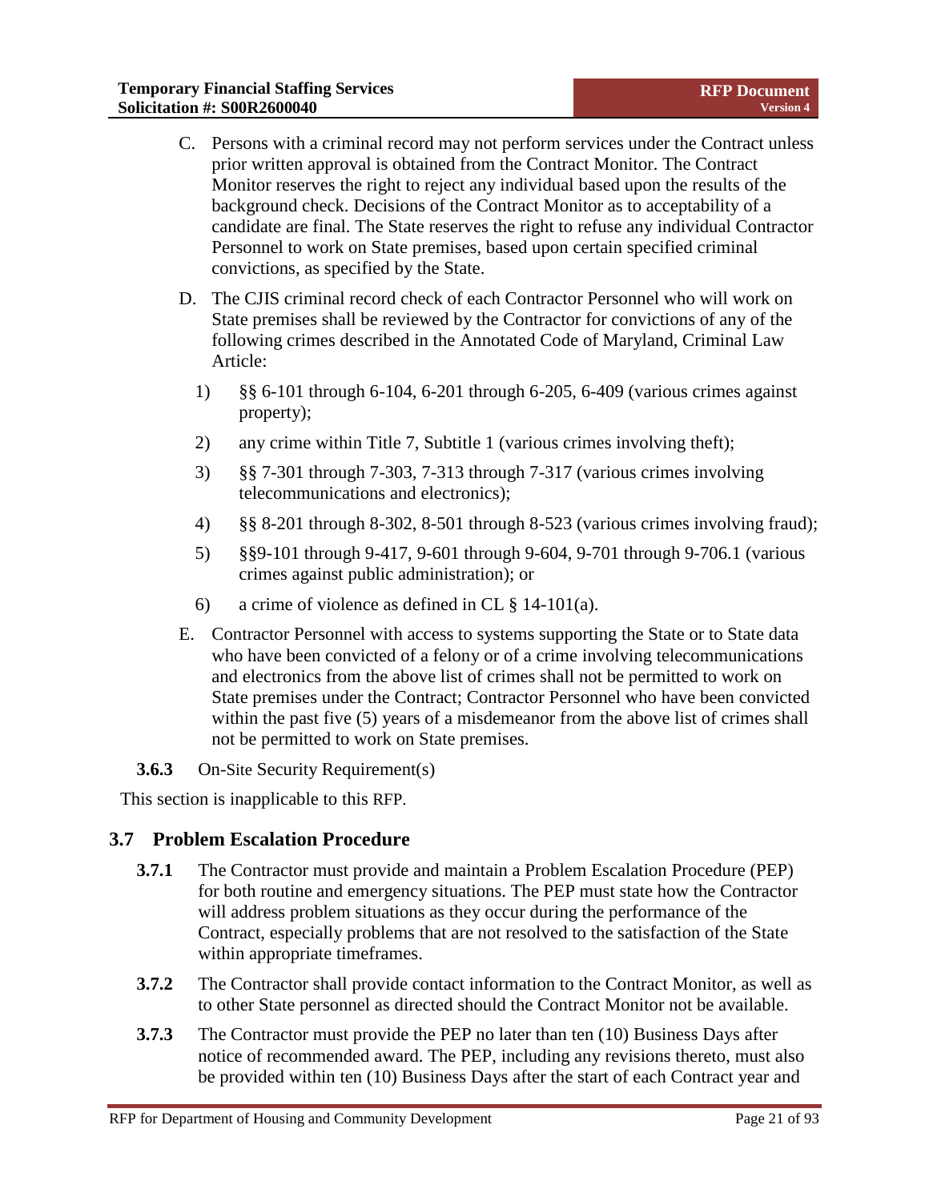C. Persons with a criminal record may not perform services under the Contract unless prior written approval is obtained from the Contract Monitor. The Contract Monitor reserves the right to reject any individual based upon the results of the background check. Decisions of the Contract Monitor as to acceptability of a candidate are final. The State reserves the right to refuse any individual Contractor Personnel to work on State premises, based upon certain specified criminal convictions, as specified by the State.

D. The CJIS criminal record check of each Contractor Personnel who will work on State premises shall be reviewed by the Contractor for convictions of any of the following crimes described in the Annotated Code of Maryland, Criminal Law Article:

1) §§ 6-101 through 6-104, 6-201 through 6-205, 6-409 (various crimes against property);
2) any crime within Title 7, Subtitle 1 (various crimes involving theft);
3) §§ 7-301 through 7-303, 7-313 through 7-317 (various crimes involving telecommunications and electronics);
4) §§ 8-201 through 8-302, 8-501 through 8-523 (various crimes involving fraud);
5) §§9-101 through 9-417, 9-601 through 9-604, 9-701 through 9-706.1 (various crimes against public administration); or
6) a crime of violence as defined in CL § 14-101(a).

E. Contractor Personnel with access to systems supporting the State or to State data who have been convicted of a felony or of a crime involving telecommunications and electronics from the above list of crimes shall not be permitted to work on State premises under the Contract; Contractor Personnel who have been convicted within the past five (5) years of a misdemeanor from the above list of crimes shall not be permitted to work on State premises.

**3.6.3** On-Site Security Requirement(s)

This section is inapplicable to this RFP.

## 3.7 Problem Escalation Procedure

**3.7.1** The Contractor must provide and maintain a Problem Escalation Procedure (PEP) for both routine and emergency situations. The PEP must state how the Contractor will address problem situations as they occur during the performance of the Contract, especially problems that are not resolved to the satisfaction of the State within appropriate timeframes.

**3.7.2** The Contractor shall provide contact information to the Contract Monitor, as well as to other State personnel as directed should the Contract Monitor not be available.

**3.7.3** The Contractor must provide the PEP no later than ten (10) Business Days after notice of recommended award. The PEP, including any revisions thereto, must also be provided within ten (10) Business Days after the start of each Contract year and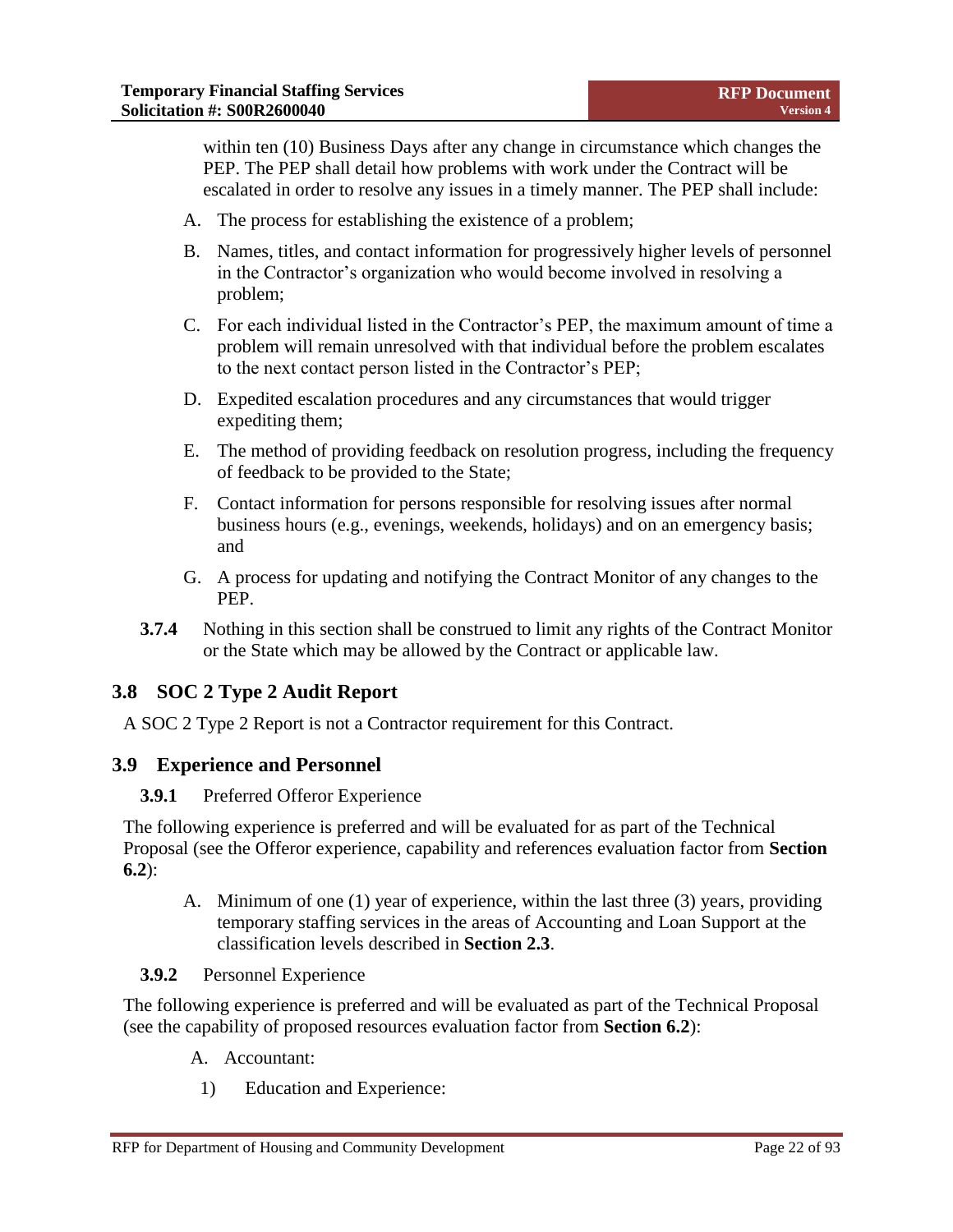within ten (10) Business Days after any change in circumstance which changes the PEP. The PEP shall detail how problems with work under the Contract will be escalated in order to resolve any issues in a timely manner. The PEP shall include:

A. The process for establishing the existence of a problem;

B. Names, titles, and contact information for progressively higher levels of personnel in the Contractor's organization who would become involved in resolving a problem;

C. For each individual listed in the Contractor's PEP, the maximum amount of time a problem will remain unresolved with that individual before the problem escalates to the next contact person listed in the Contractor's PEP;

D. Expedited escalation procedures and any circumstances that would trigger expediting them;

E. The method of providing feedback on resolution progress, including the frequency of feedback to be provided to the State;

F. Contact information for persons responsible for resolving issues after normal business hours (e.g., evenings, weekends, holidays) and on an emergency basis; and

G. A process for updating and notifying the Contract Monitor of any changes to the PEP.

**3.7.4** Nothing in this section shall be construed to limit any rights of the Contract Monitor or the State which may be allowed by the Contract or applicable law.

## 3.8 SOC 2 Type 2 Audit Report

A SOC 2 Type 2 Report is not a Contractor requirement for this Contract.

## 3.9 Experience and Personnel

**3.9.1** Preferred Offeror Experience

The following experience is preferred and will be evaluated for as part of the Technical Proposal (see the Offeror experience, capability and references evaluation factor from **Section 6.2**):

A. Minimum of one (1) year of experience, within the last three (3) years, providing temporary staffing services in the areas of Accounting and Loan Support at the classification levels described in **Section 2.3**.

**3.9.2** Personnel Experience

The following experience is preferred and will be evaluated as part of the Technical Proposal (see the capability of proposed resources evaluation factor from **Section 6.2**):

A. Accountant:

1) Education and Experience: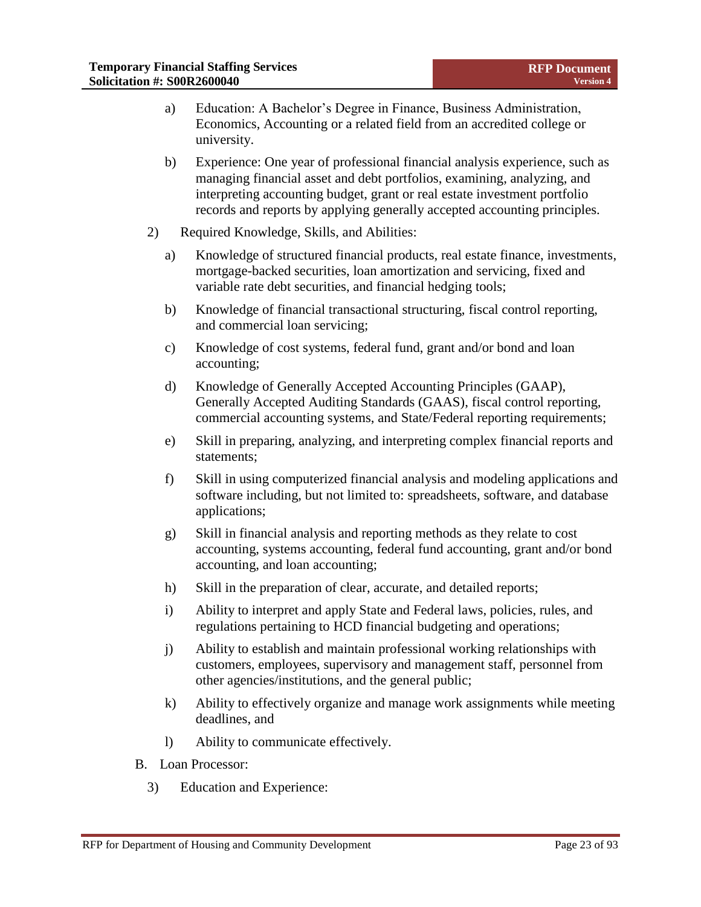a) Education: A Bachelor's Degree in Finance, Business Administration, Economics, Accounting or a related field from an accredited college or university.

b) Experience: One year of professional financial analysis experience, such as managing financial asset and debt portfolios, examining, analyzing, and interpreting accounting budget, grant or real estate investment portfolio records and reports by applying generally accepted accounting principles.

2) Required Knowledge, Skills, and Abilities:

a) Knowledge of structured financial products, real estate finance, investments, mortgage-backed securities, loan amortization and servicing, fixed and variable rate debt securities, and financial hedging tools;

b) Knowledge of financial transactional structuring, fiscal control reporting, and commercial loan servicing;

c) Knowledge of cost systems, federal fund, grant and/or bond and loan accounting;

d) Knowledge of Generally Accepted Accounting Principles (GAAP), Generally Accepted Auditing Standards (GAAS), fiscal control reporting, commercial accounting systems, and State/Federal reporting requirements;

e) Skill in preparing, analyzing, and interpreting complex financial reports and statements;

f) Skill in using computerized financial analysis and modeling applications and software including, but not limited to: spreadsheets, software, and database applications;

g) Skill in financial analysis and reporting methods as they relate to cost accounting, systems accounting, federal fund accounting, grant and/or bond accounting, and loan accounting;

h) Skill in the preparation of clear, accurate, and detailed reports;

i) Ability to interpret and apply State and Federal laws, policies, rules, and regulations pertaining to HCD financial budgeting and operations;

j) Ability to establish and maintain professional working relationships with customers, employees, supervisory and management staff, personnel from other agencies/institutions, and the general public;

k) Ability to effectively organize and manage work assignments while meeting deadlines, and

l) Ability to communicate effectively.

B. Loan Processor:

3) Education and Experience: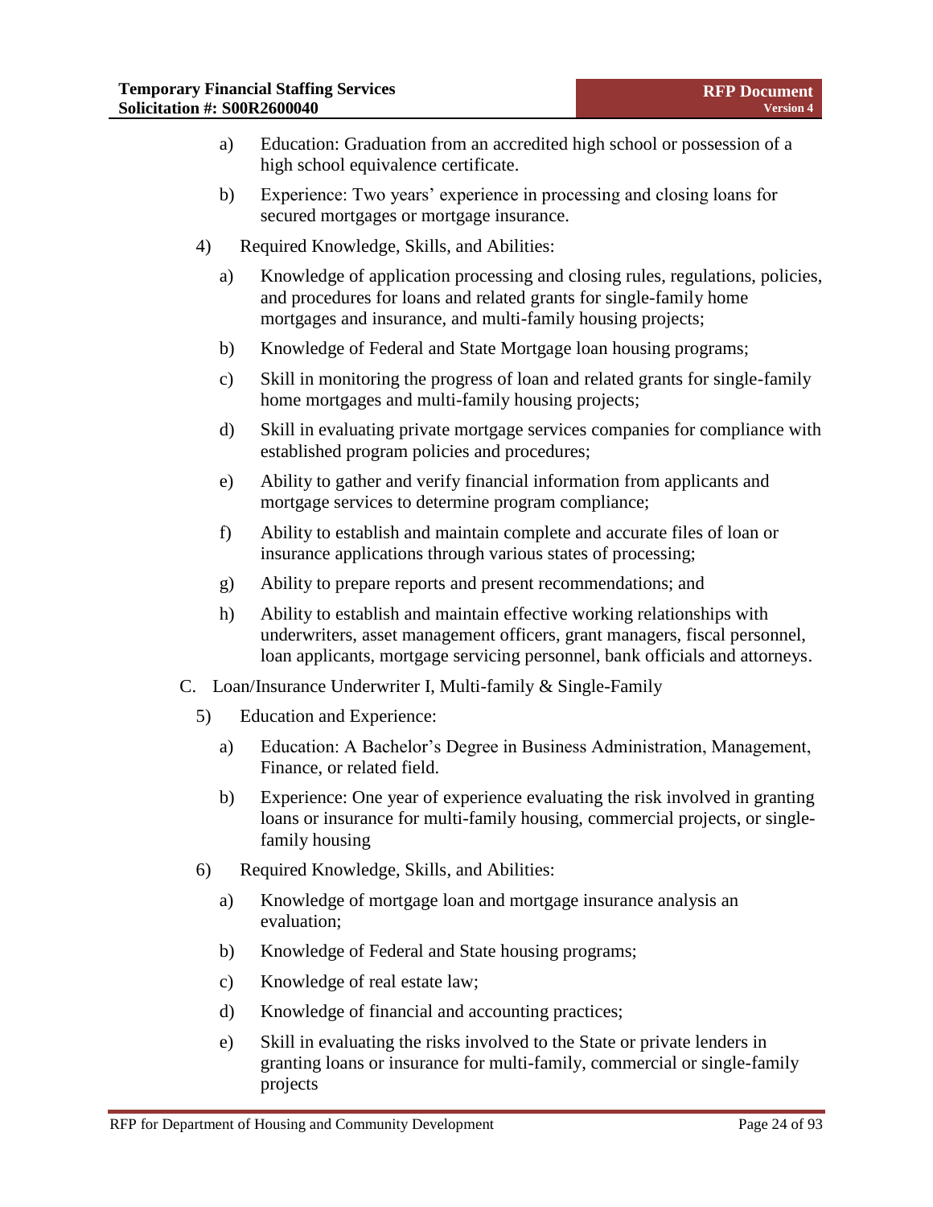a) Education: Graduation from an accredited high school or possession of a high school equivalence certificate.

b) Experience: Two years' experience in processing and closing loans for secured mortgages or mortgage insurance.

4) Required Knowledge, Skills, and Abilities:

a) Knowledge of application processing and closing rules, regulations, policies, and procedures for loans and related grants for single-family home mortgages and insurance, and multi-family housing projects;

b) Knowledge of Federal and State Mortgage loan housing programs;

c) Skill in monitoring the progress of loan and related grants for single-family home mortgages and multi-family housing projects;

d) Skill in evaluating private mortgage services companies for compliance with established program policies and procedures;

e) Ability to gather and verify financial information from applicants and mortgage services to determine program compliance;

f) Ability to establish and maintain complete and accurate files of loan or insurance applications through various states of processing;

g) Ability to prepare reports and present recommendations; and

h) Ability to establish and maintain effective working relationships with underwriters, asset management officers, grant managers, fiscal personnel, loan applicants, mortgage servicing personnel, bank officials and attorneys.

C. Loan/Insurance Underwriter I, Multi-family & Single-Family

5) Education and Experience:

a) Education: A Bachelor's Degree in Business Administration, Management, Finance, or related field.

b) Experience: One year of experience evaluating the risk involved in granting loans or insurance for multi-family housing, commercial projects, or single-family housing

6) Required Knowledge, Skills, and Abilities:

a) Knowledge of mortgage loan and mortgage insurance analysis an evaluation;

b) Knowledge of Federal and State housing programs;

c) Knowledge of real estate law;

d) Knowledge of financial and accounting practices;

e) Skill in evaluating the risks involved to the State or private lenders in granting loans or insurance for multi-family, commercial or single-family projects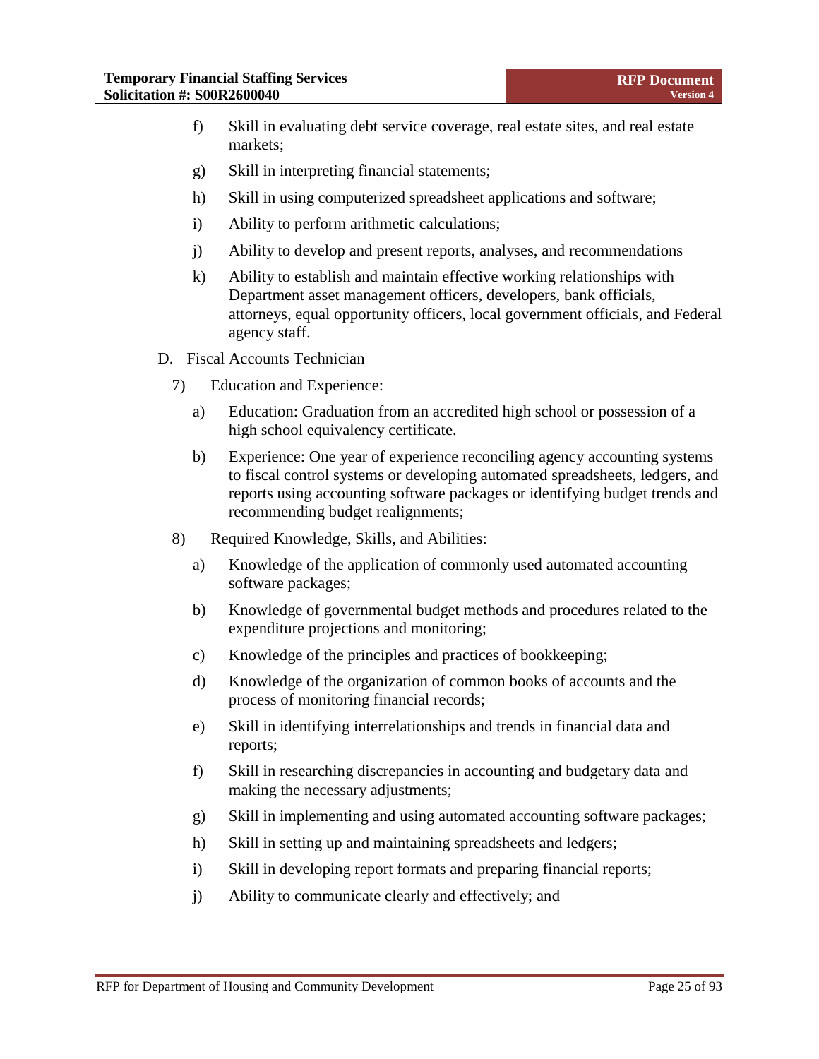f) Skill in evaluating debt service coverage, real estate sites, and real estate markets;

g) Skill in interpreting financial statements;

h) Skill in using computerized spreadsheet applications and software;

i) Ability to perform arithmetic calculations;

j) Ability to develop and present reports, analyses, and recommendations

k) Ability to establish and maintain effective working relationships with Department asset management officers, developers, bank officials, attorneys, equal opportunity officers, local government officials, and Federal agency staff.

D. Fiscal Accounts Technician

7) Education and Experience:

a) Education: Graduation from an accredited high school or possession of a high school equivalency certificate.

b) Experience: One year of experience reconciling agency accounting systems to fiscal control systems or developing automated spreadsheets, ledgers, and reports using accounting software packages or identifying budget trends and recommending budget realignments;

8) Required Knowledge, Skills, and Abilities:

a) Knowledge of the application of commonly used automated accounting software packages;

b) Knowledge of governmental budget methods and procedures related to the expenditure projections and monitoring;

c) Knowledge of the principles and practices of bookkeeping;

d) Knowledge of the organization of common books of accounts and the process of monitoring financial records;

e) Skill in identifying interrelationships and trends in financial data and reports;

f) Skill in researching discrepancies in accounting and budgetary data and making the necessary adjustments;

g) Skill in implementing and using automated accounting software packages;

h) Skill in setting up and maintaining spreadsheets and ledgers;

i) Skill in developing report formats and preparing financial reports;

j) Ability to communicate clearly and effectively; and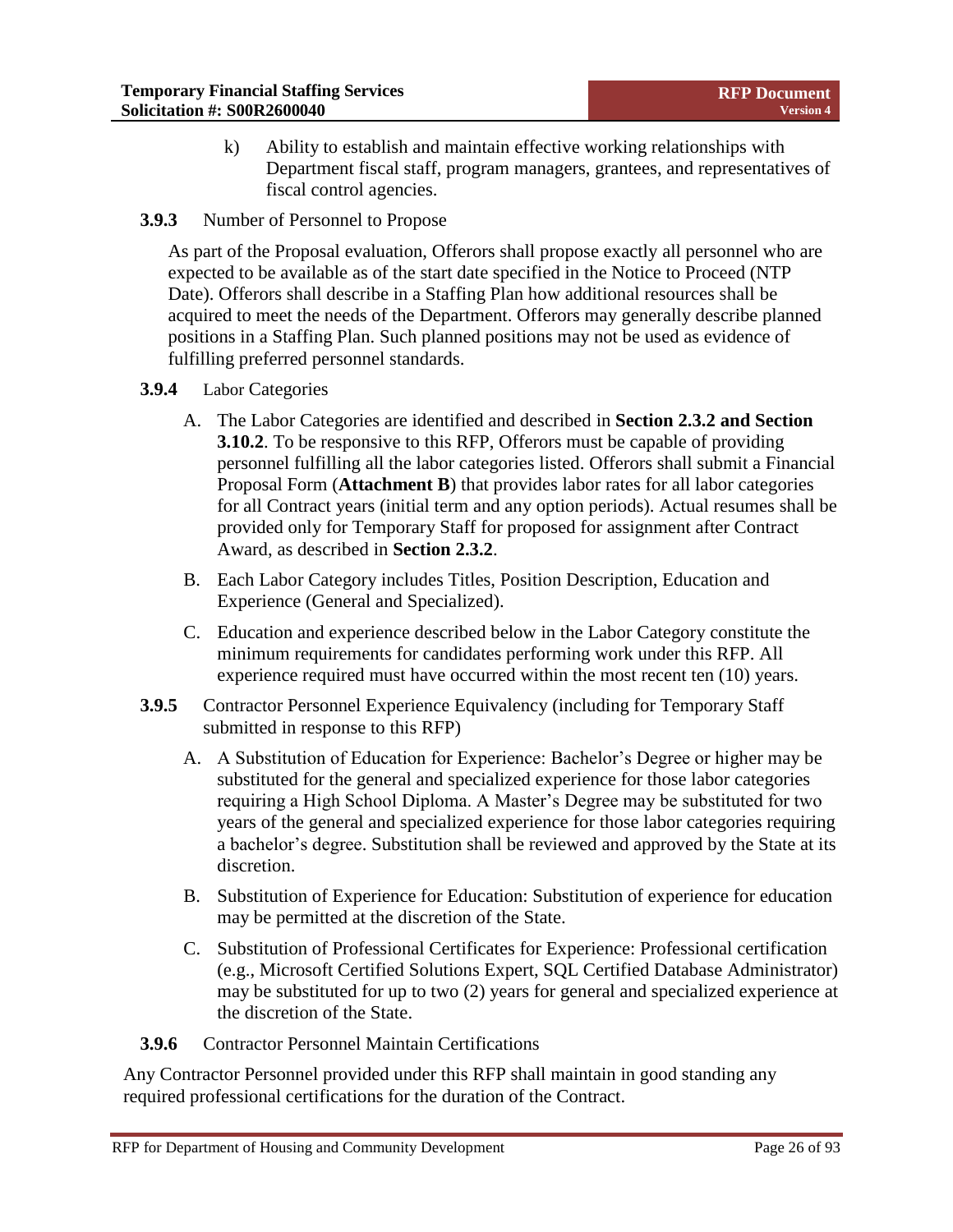k) Ability to establish and maintain effective working relationships with Department fiscal staff, program managers, grantees, and representatives of fiscal control agencies.

**3.9.3** Number of Personnel to Propose

As part of the Proposal evaluation, Offerors shall propose exactly all personnel who are expected to be available as of the start date specified in the Notice to Proceed (NTP Date). Offerors shall describe in a Staffing Plan how additional resources shall be acquired to meet the needs of the Department. Offerors may generally describe planned positions in a Staffing Plan. Such planned positions may not be used as evidence of fulfilling preferred personnel standards.

**3.9.4** Labor Categories

A. The Labor Categories are identified and described in **Section 2.3.2 and Section 3.10.2**. To be responsive to this RFP, Offerors must be capable of providing personnel fulfilling all the labor categories listed. Offerors shall submit a Financial Proposal Form (**Attachment B**) that provides labor rates for all labor categories for all Contract years (initial term and any option periods). Actual resumes shall be provided only for Temporary Staff for proposed for assignment after Contract Award, as described in **Section 2.3.2**.

B. Each Labor Category includes Titles, Position Description, Education and Experience (General and Specialized).

C. Education and experience described below in the Labor Category constitute the minimum requirements for candidates performing work under this RFP. All experience required must have occurred within the most recent ten (10) years.

**3.9.5** Contractor Personnel Experience Equivalency (including for Temporary Staff submitted in response to this RFP)

A. A Substitution of Education for Experience: Bachelor's Degree or higher may be substituted for the general and specialized experience for those labor categories requiring a High School Diploma. A Master's Degree may be substituted for two years of the general and specialized experience for those labor categories requiring a bachelor's degree. Substitution shall be reviewed and approved by the State at its discretion.

B. Substitution of Experience for Education: Substitution of experience for education may be permitted at the discretion of the State.

C. Substitution of Professional Certificates for Experience: Professional certification (e.g., Microsoft Certified Solutions Expert, SQL Certified Database Administrator) may be substituted for up to two (2) years for general and specialized experience at the discretion of the State.

**3.9.6** Contractor Personnel Maintain Certifications

Any Contractor Personnel provided under this RFP shall maintain in good standing any required professional certifications for the duration of the Contract.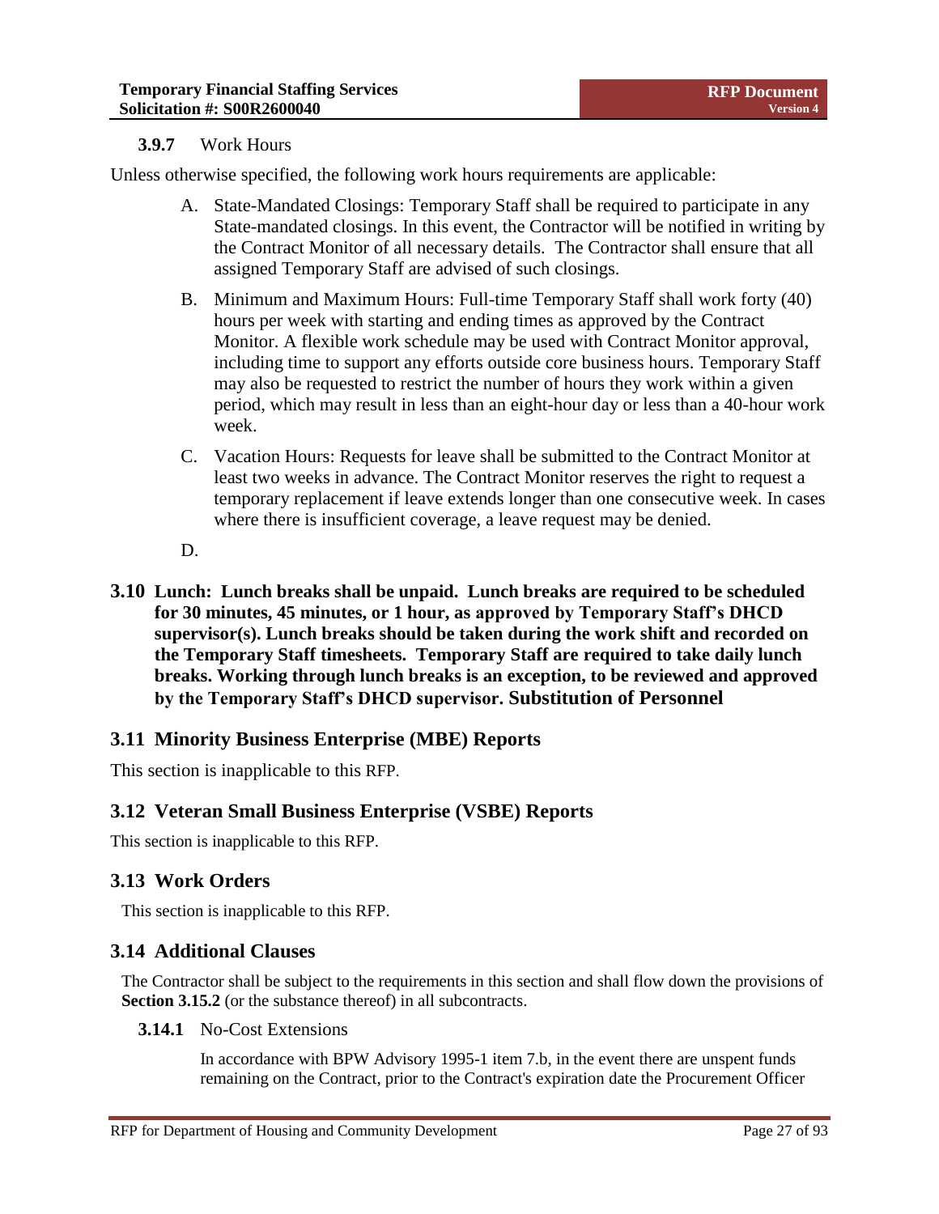### 3.9.7 Work Hours

Unless otherwise specified, the following work hours requirements are applicable:

A. State-Mandated Closings: Temporary Staff shall be required to participate in any State-mandated closings. In this event, the Contractor will be notified in writing by the Contract Monitor of all necessary details. The Contractor shall ensure that all assigned Temporary Staff are advised of such closings.

B. Minimum and Maximum Hours: Full-time Temporary Staff shall work forty (40) hours per week with starting and ending times as approved by the Contract Monitor. A flexible work schedule may be used with Contract Monitor approval, including time to support any efforts outside core business hours. Temporary Staff may also be requested to restrict the number of hours they work within a given period, which may result in less than an eight-hour day or less than a 40-hour work week.

C. Vacation Hours: Requests for leave shall be submitted to the Contract Monitor at least two weeks in advance. The Contract Monitor reserves the right to request a temporary replacement if leave extends longer than one consecutive week. In cases where there is insufficient coverage, a leave request may be denied.

D.

## 3.10 Lunch: Lunch breaks shall be unpaid. Lunch breaks are required to be scheduled for 30 minutes, 45 minutes, or 1 hour, as approved by Temporary Staff's DHCD supervisor(s). Lunch breaks should be taken during the work shift and recorded on the Temporary Staff timesheets. Temporary Staff are required to take daily lunch breaks. Working through lunch breaks is an exception, to be reviewed and approved by the Temporary Staff's DHCD supervisor. Substitution of Personnel

## 3.11 Minority Business Enterprise (MBE) Reports

This section is inapplicable to this RFP.

## 3.12 Veteran Small Business Enterprise (VSBE) Reports

This section is inapplicable to this RFP.

## 3.13 Work Orders

This section is inapplicable to this RFP.

## 3.14 Additional Clauses

The Contractor shall be subject to the requirements in this section and shall flow down the provisions of **Section 3.15.2** (or the substance thereof) in all subcontracts.

### 3.14.1 No-Cost Extensions

In accordance with BPW Advisory 1995-1 item 7.b, in the event there are unspent funds remaining on the Contract, prior to the Contract's expiration date the Procurement Officer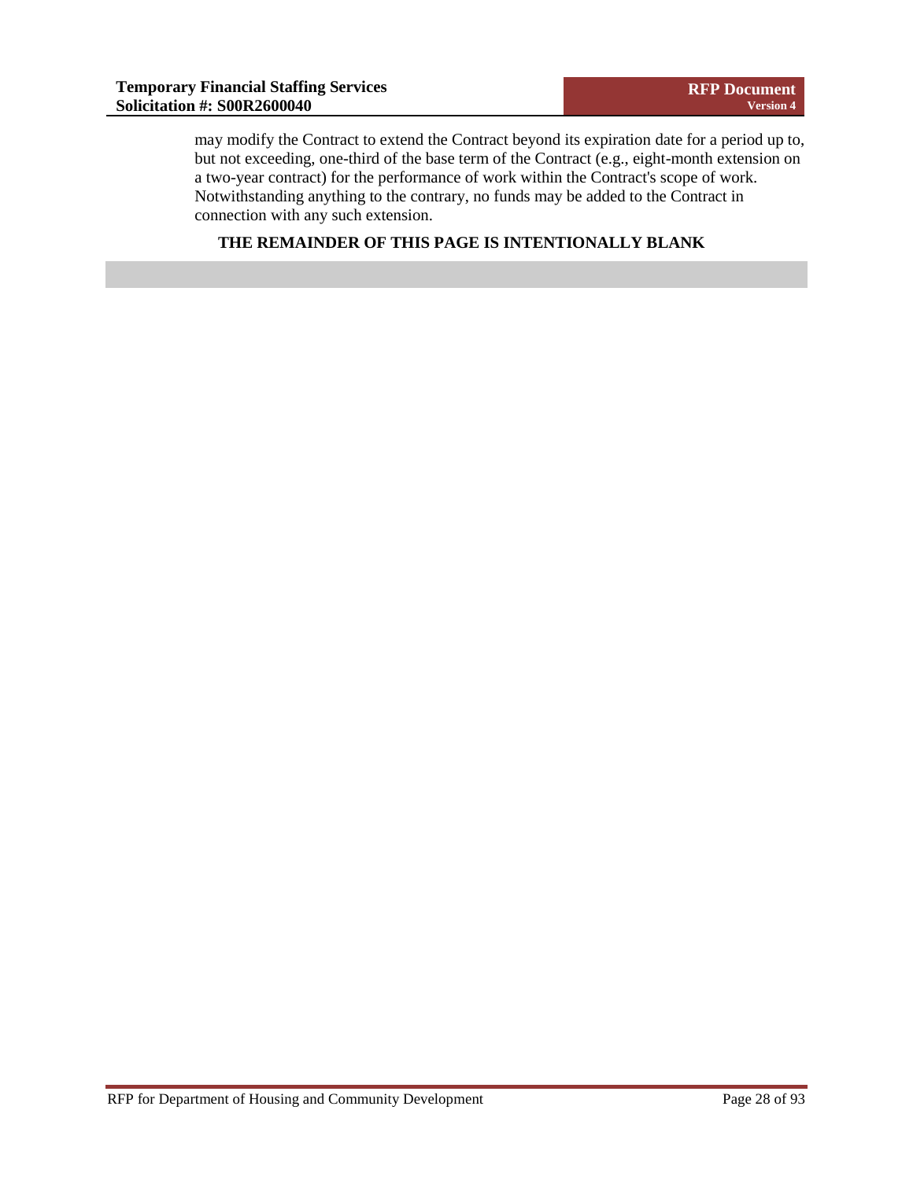may modify the Contract to extend the Contract beyond its expiration date for a period up to, but not exceeding, one-third of the base term of the Contract (e.g., eight-month extension on a two-year contract) for the performance of work within the Contract's scope of work. Notwithstanding anything to the contrary, no funds may be added to the Contract in connection with any such extension.

**THE REMAINDER OF THIS PAGE IS INTENTIONALLY BLANK**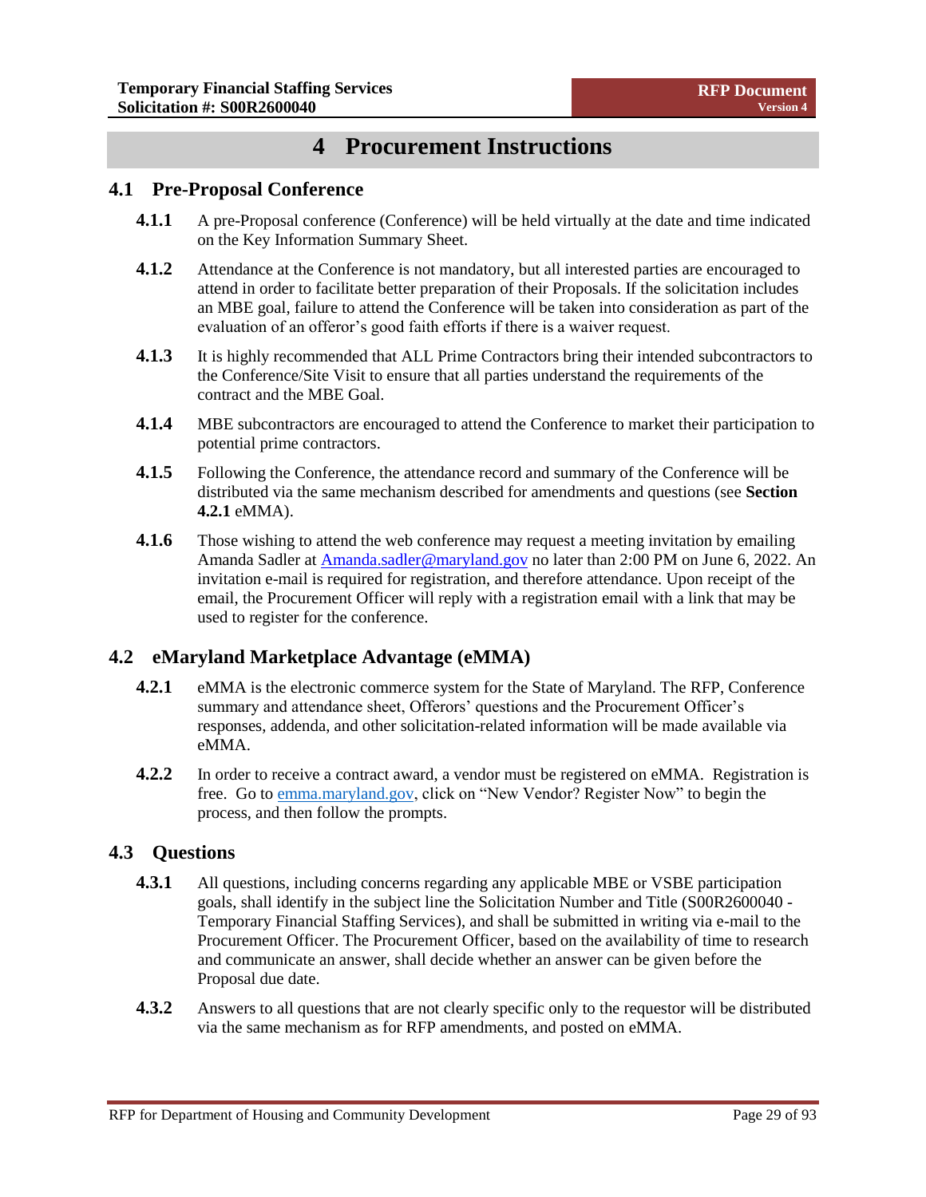# 4 Procurement Instructions

## 4.1 Pre-Proposal Conference

**4.1.1** A pre-Proposal conference (Conference) will be held virtually at the date and time indicated on the Key Information Summary Sheet.

**4.1.2** Attendance at the Conference is not mandatory, but all interested parties are encouraged to attend in order to facilitate better preparation of their Proposals. If the solicitation includes an MBE goal, failure to attend the Conference will be taken into consideration as part of the evaluation of an offeror's good faith efforts if there is a waiver request.

**4.1.3** It is highly recommended that ALL Prime Contractors bring their intended subcontractors to the Conference/Site Visit to ensure that all parties understand the requirements of the contract and the MBE Goal.

**4.1.4** MBE subcontractors are encouraged to attend the Conference to market their participation to potential prime contractors.

**4.1.5** Following the Conference, the attendance record and summary of the Conference will be distributed via the same mechanism described for amendments and questions (see **Section 4.2.1** eMMA).

**4.1.6** Those wishing to attend the web conference may request a meeting invitation by emailing Amanda Sadler at [Amanda.sadler@maryland.gov](mailto:Amanda.sadler@maryland.gov) no later than 2:00 PM on June 6, 2022. An invitation e-mail is required for registration, and therefore attendance. Upon receipt of the email, the Procurement Officer will reply with a registration email with a link that may be used to register for the conference.

## 4.2 eMaryland Marketplace Advantage (eMMA)

**4.2.1** eMMA is the electronic commerce system for the State of Maryland. The RFP, Conference summary and attendance sheet, Offerors' questions and the Procurement Officer's responses, addenda, and other solicitation-related information will be made available via eMMA.

**4.2.2** In order to receive a contract award, a vendor must be registered on eMMA. Registration is free. Go to [emma.maryland.gov](https://emma.maryland.gov), click on "New Vendor? Register Now" to begin the process, and then follow the prompts.

## 4.3 Questions

**4.3.1** All questions, including concerns regarding any applicable MBE or VSBE participation goals, shall identify in the subject line the Solicitation Number and Title (S00R2600040 - Temporary Financial Staffing Services), and shall be submitted in writing via e-mail to the Procurement Officer. The Procurement Officer, based on the availability of time to research and communicate an answer, shall decide whether an answer can be given before the Proposal due date.

**4.3.2** Answers to all questions that are not clearly specific only to the requestor will be distributed via the same mechanism as for RFP amendments, and posted on eMMA.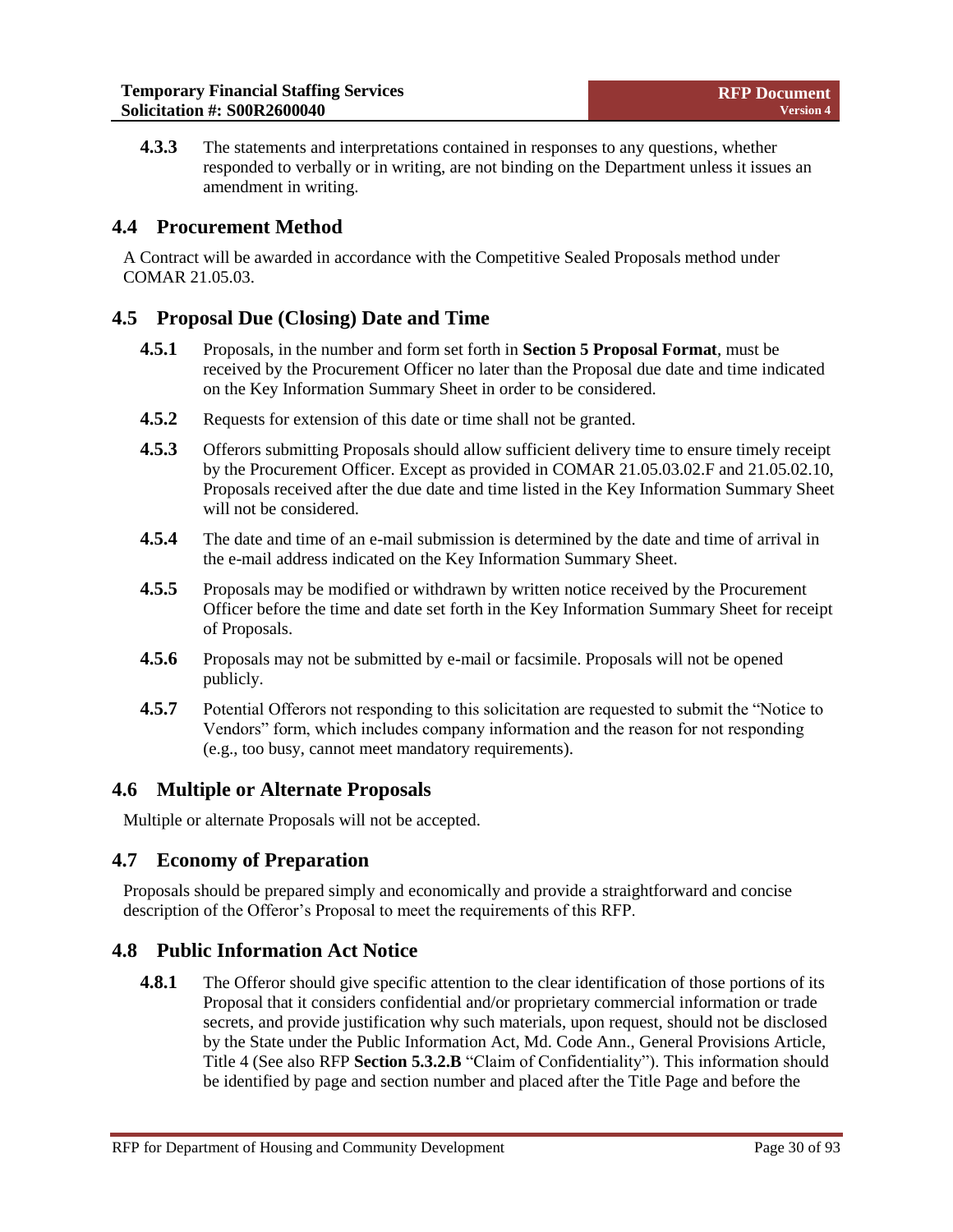**4.3.3** The statements and interpretations contained in responses to any questions, whether responded to verbally or in writing, are not binding on the Department unless it issues an amendment in writing.

## 4.4 Procurement Method

A Contract will be awarded in accordance with the Competitive Sealed Proposals method under COMAR 21.05.03.

## 4.5 Proposal Due (Closing) Date and Time

**4.5.1** Proposals, in the number and form set forth in **Section 5 Proposal Format**, must be received by the Procurement Officer no later than the Proposal due date and time indicated on the Key Information Summary Sheet in order to be considered.

**4.5.2** Requests for extension of this date or time shall not be granted.

**4.5.3** Offerors submitting Proposals should allow sufficient delivery time to ensure timely receipt by the Procurement Officer. Except as provided in COMAR 21.05.03.02.F and 21.05.02.10, Proposals received after the due date and time listed in the Key Information Summary Sheet will not be considered.

**4.5.4** The date and time of an e-mail submission is determined by the date and time of arrival in the e-mail address indicated on the Key Information Summary Sheet.

**4.5.5** Proposals may be modified or withdrawn by written notice received by the Procurement Officer before the time and date set forth in the Key Information Summary Sheet for receipt of Proposals.

**4.5.6** Proposals may not be submitted by e-mail or facsimile. Proposals will not be opened publicly.

**4.5.7** Potential Offerors not responding to this solicitation are requested to submit the "Notice to Vendors" form, which includes company information and the reason for not responding (e.g., too busy, cannot meet mandatory requirements).

## 4.6 Multiple or Alternate Proposals

Multiple or alternate Proposals will not be accepted.

## 4.7 Economy of Preparation

Proposals should be prepared simply and economically and provide a straightforward and concise description of the Offeror's Proposal to meet the requirements of this RFP.

## 4.8 Public Information Act Notice

**4.8.1** The Offeror should give specific attention to the clear identification of those portions of its Proposal that it considers confidential and/or proprietary commercial information or trade secrets, and provide justification why such materials, upon request, should not be disclosed by the State under the Public Information Act, Md. Code Ann., General Provisions Article, Title 4 (See also RFP **Section 5.3.2.B** "Claim of Confidentiality"). This information should be identified by page and section number and placed after the Title Page and before the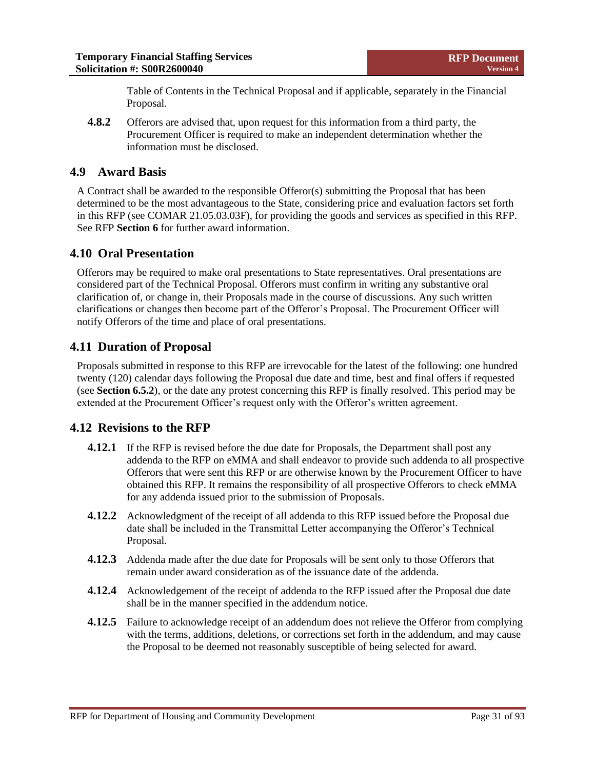Table of Contents in the Technical Proposal and if applicable, separately in the Financial Proposal.

**4.8.2** Offerors are advised that, upon request for this information from a third party, the Procurement Officer is required to make an independent determination whether the information must be disclosed.

## 4.9 Award Basis

A Contract shall be awarded to the responsible Offeror(s) submitting the Proposal that has been determined to be the most advantageous to the State, considering price and evaluation factors set forth in this RFP (see COMAR 21.05.03.03F), for providing the goods and services as specified in this RFP. See RFP **Section 6** for further award information.

## 4.10 Oral Presentation

Offerors may be required to make oral presentations to State representatives. Oral presentations are considered part of the Technical Proposal. Offerors must confirm in writing any substantive oral clarification of, or change in, their Proposals made in the course of discussions. Any such written clarifications or changes then become part of the Offeror's Proposal. The Procurement Officer will notify Offerors of the time and place of oral presentations.

## 4.11 Duration of Proposal

Proposals submitted in response to this RFP are irrevocable for the latest of the following: one hundred twenty (120) calendar days following the Proposal due date and time, best and final offers if requested (see **Section 6.5.2**), or the date any protest concerning this RFP is finally resolved. This period may be extended at the Procurement Officer's request only with the Offeror's written agreement.

## 4.12 Revisions to the RFP

**4.12.1** If the RFP is revised before the due date for Proposals, the Department shall post any addenda to the RFP on eMMA and shall endeavor to provide such addenda to all prospective Offerors that were sent this RFP or are otherwise known by the Procurement Officer to have obtained this RFP. It remains the responsibility of all prospective Offerors to check eMMA for any addenda issued prior to the submission of Proposals.

**4.12.2** Acknowledgment of the receipt of all addenda to this RFP issued before the Proposal due date shall be included in the Transmittal Letter accompanying the Offeror's Technical Proposal.

**4.12.3** Addenda made after the due date for Proposals will be sent only to those Offerors that remain under award consideration as of the issuance date of the addenda.

**4.12.4** Acknowledgement of the receipt of addenda to the RFP issued after the Proposal due date shall be in the manner specified in the addendum notice.

**4.12.5** Failure to acknowledge receipt of an addendum does not relieve the Offeror from complying with the terms, additions, deletions, or corrections set forth in the addendum, and may cause the Proposal to be deemed not reasonably susceptible of being selected for award.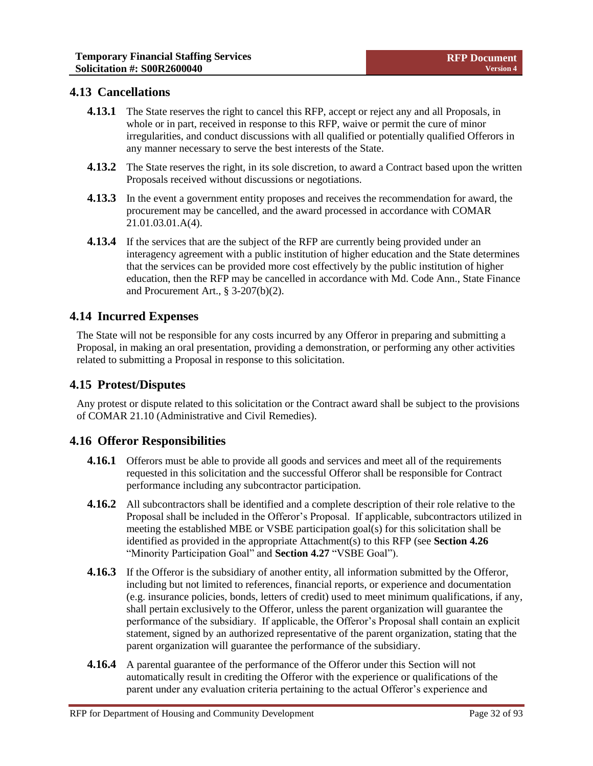## 4.13 Cancellations

**4.13.1** The State reserves the right to cancel this RFP, accept or reject any and all Proposals, in whole or in part, received in response to this RFP, waive or permit the cure of minor irregularities, and conduct discussions with all qualified or potentially qualified Offerors in any manner necessary to serve the best interests of the State.

**4.13.2** The State reserves the right, in its sole discretion, to award a Contract based upon the written Proposals received without discussions or negotiations.

**4.13.3** In the event a government entity proposes and receives the recommendation for award, the procurement may be cancelled, and the award processed in accordance with COMAR 21.01.03.01.A(4).

**4.13.4** If the services that are the subject of the RFP are currently being provided under an interagency agreement with a public institution of higher education and the State determines that the services can be provided more cost effectively by the public institution of higher education, then the RFP may be cancelled in accordance with Md. Code Ann., State Finance and Procurement Art., § 3-207(b)(2).

## 4.14 Incurred Expenses

The State will not be responsible for any costs incurred by any Offeror in preparing and submitting a Proposal, in making an oral presentation, providing a demonstration, or performing any other activities related to submitting a Proposal in response to this solicitation.

## 4.15 Protest/Disputes

Any protest or dispute related to this solicitation or the Contract award shall be subject to the provisions of COMAR 21.10 (Administrative and Civil Remedies).

## 4.16 Offeror Responsibilities

**4.16.1** Offerors must be able to provide all goods and services and meet all of the requirements requested in this solicitation and the successful Offeror shall be responsible for Contract performance including any subcontractor participation.

**4.16.2** All subcontractors shall be identified and a complete description of their role relative to the Proposal shall be included in the Offeror's Proposal. If applicable, subcontractors utilized in meeting the established MBE or VSBE participation goal(s) for this solicitation shall be identified as provided in the appropriate Attachment(s) to this RFP (see **Section 4.26** "Minority Participation Goal" and **Section 4.27** "VSBE Goal").

**4.16.3** If the Offeror is the subsidiary of another entity, all information submitted by the Offeror, including but not limited to references, financial reports, or experience and documentation (e.g. insurance policies, bonds, letters of credit) used to meet minimum qualifications, if any, shall pertain exclusively to the Offeror, unless the parent organization will guarantee the performance of the subsidiary. If applicable, the Offeror's Proposal shall contain an explicit statement, signed by an authorized representative of the parent organization, stating that the parent organization will guarantee the performance of the subsidiary.

**4.16.4** A parental guarantee of the performance of the Offeror under this Section will not automatically result in crediting the Offeror with the experience or qualifications of the parent under any evaluation criteria pertaining to the actual Offeror's experience and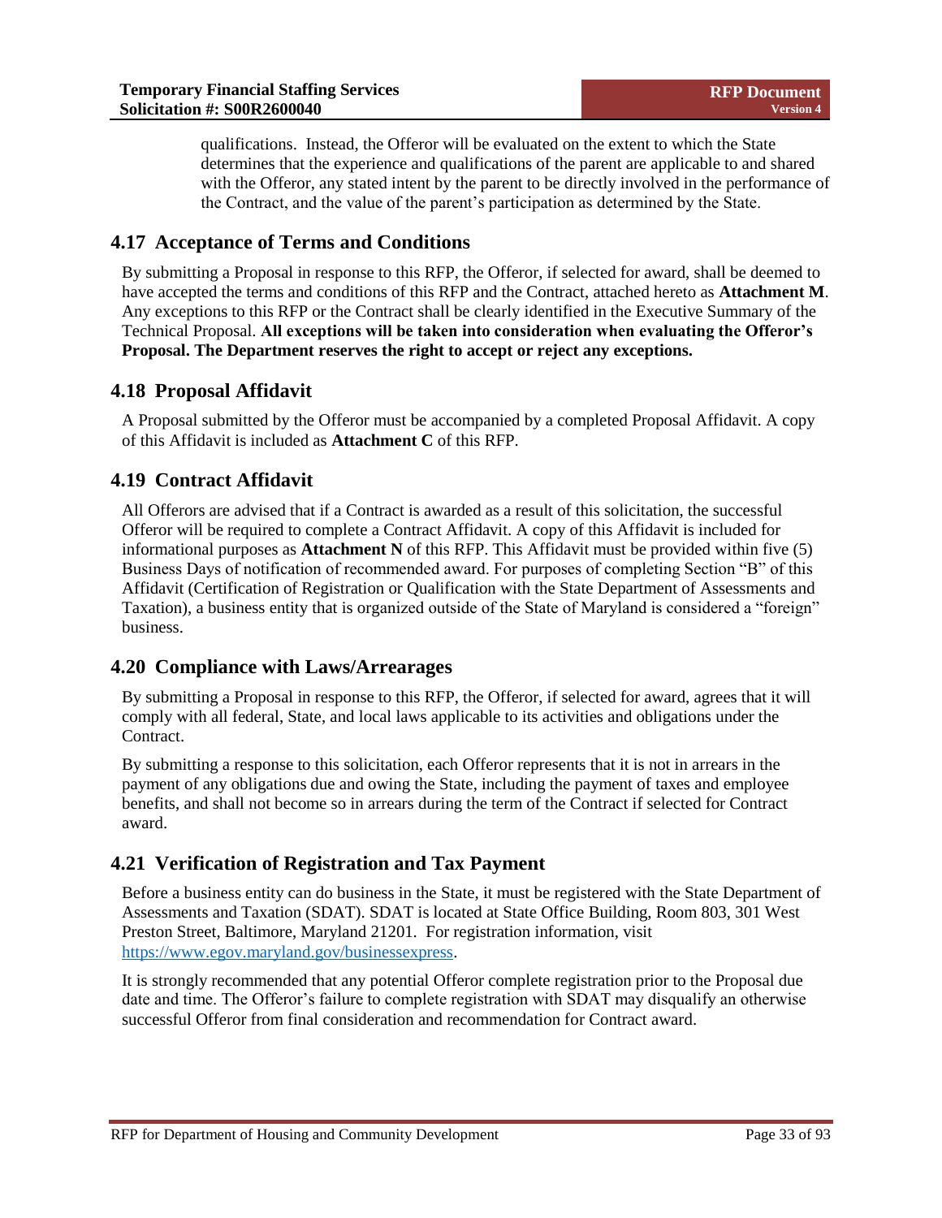qualifications. Instead, the Offeror will be evaluated on the extent to which the State determines that the experience and qualifications of the parent are applicable to and shared with the Offeror, any stated intent by the parent to be directly involved in the performance of the Contract, and the value of the parent's participation as determined by the State.

## 4.17 Acceptance of Terms and Conditions

By submitting a Proposal in response to this RFP, the Offeror, if selected for award, shall be deemed to have accepted the terms and conditions of this RFP and the Contract, attached hereto as **Attachment M**. Any exceptions to this RFP or the Contract shall be clearly identified in the Executive Summary of the Technical Proposal. **All exceptions will be taken into consideration when evaluating the Offeror's Proposal. The Department reserves the right to accept or reject any exceptions.**

## 4.18 Proposal Affidavit

A Proposal submitted by the Offeror must be accompanied by a completed Proposal Affidavit. A copy of this Affidavit is included as **Attachment C** of this RFP.

## 4.19 Contract Affidavit

All Offerors are advised that if a Contract is awarded as a result of this solicitation, the successful Offeror will be required to complete a Contract Affidavit. A copy of this Affidavit is included for informational purposes as **Attachment N** of this RFP. This Affidavit must be provided within five (5) Business Days of notification of recommended award. For purposes of completing Section "B" of this Affidavit (Certification of Registration or Qualification with the State Department of Assessments and Taxation), a business entity that is organized outside of the State of Maryland is considered a "foreign" business.

## 4.20 Compliance with Laws/Arrearages

By submitting a Proposal in response to this RFP, the Offeror, if selected for award, agrees that it will comply with all federal, State, and local laws applicable to its activities and obligations under the Contract.

By submitting a response to this solicitation, each Offeror represents that it is not in arrears in the payment of any obligations due and owing the State, including the payment of taxes and employee benefits, and shall not become so in arrears during the term of the Contract if selected for Contract award.

## 4.21 Verification of Registration and Tax Payment

Before a business entity can do business in the State, it must be registered with the State Department of Assessments and Taxation (SDAT). SDAT is located at State Office Building, Room 803, 301 West Preston Street, Baltimore, Maryland 21201. For registration information, visit https://www.egov.maryland.gov/businessexpress.

It is strongly recommended that any potential Offeror complete registration prior to the Proposal due date and time. The Offeror's failure to complete registration with SDAT may disqualify an otherwise successful Offeror from final consideration and recommendation for Contract award.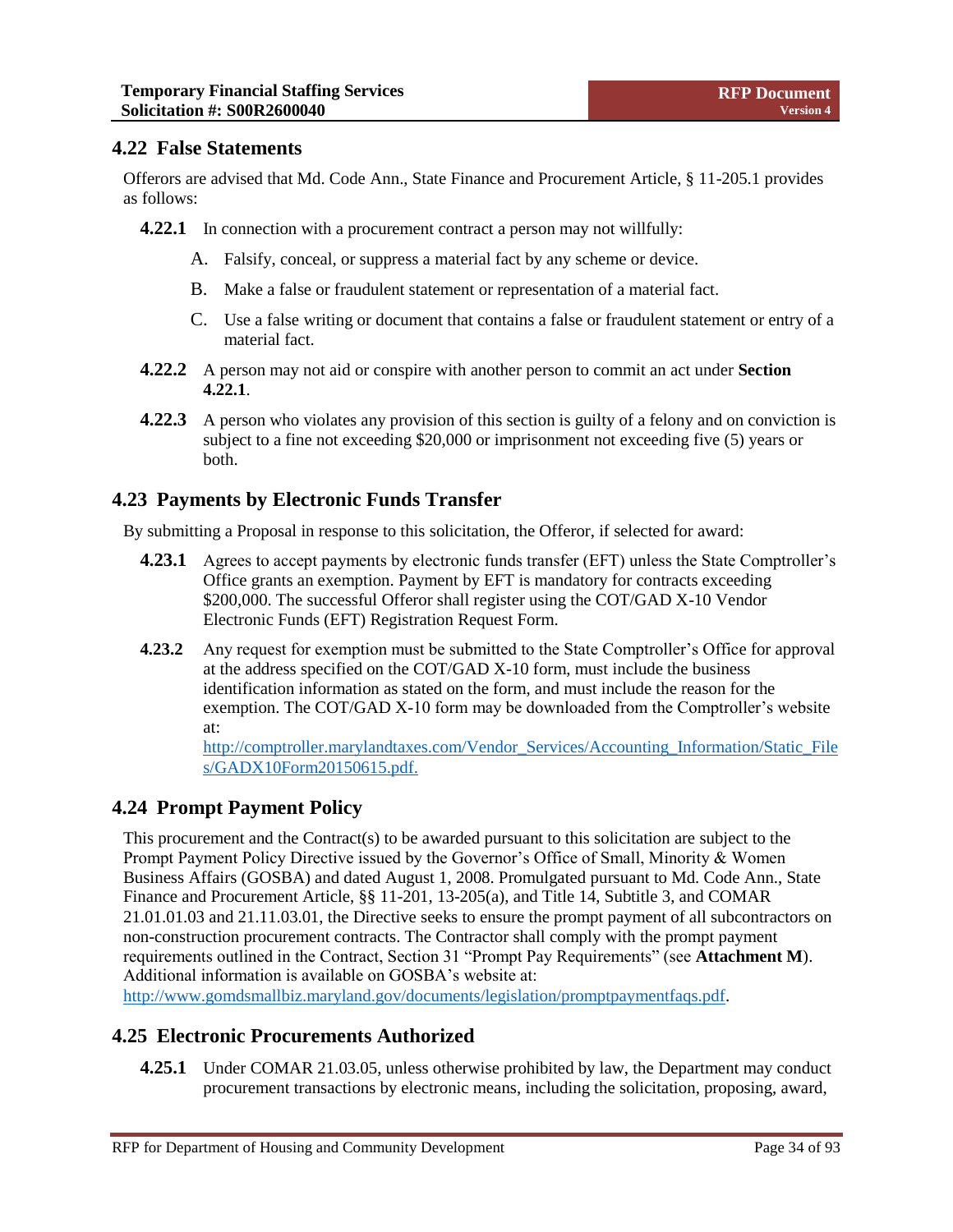## 4.22 False Statements

Offerors are advised that Md. Code Ann., State Finance and Procurement Article, § 11-205.1 provides as follows:

**4.22.1** In connection with a procurement contract a person may not willfully:

A. Falsify, conceal, or suppress a material fact by any scheme or device.

B. Make a false or fraudulent statement or representation of a material fact.

C. Use a false writing or document that contains a false or fraudulent statement or entry of a material fact.

**4.22.2** A person may not aid or conspire with another person to commit an act under **Section 4.22.1**.

**4.22.3** A person who violates any provision of this section is guilty of a felony and on conviction is subject to a fine not exceeding $20,000 or imprisonment not exceeding five (5) years or both.

## 4.23 Payments by Electronic Funds Transfer

By submitting a Proposal in response to this solicitation, the Offeror, if selected for award:

**4.23.1** Agrees to accept payments by electronic funds transfer (EFT) unless the State Comptroller's Office grants an exemption. Payment by EFT is mandatory for contracts exceeding $200,000. The successful Offeror shall register using the COT/GAD X-10 Vendor Electronic Funds (EFT) Registration Request Form.

**4.23.2** Any request for exemption must be submitted to the State Comptroller's Office for approval at the address specified on the COT/GAD X-10 form, must include the business identification information as stated on the form, and must include the reason for the exemption. The COT/GAD X-10 form may be downloaded from the Comptroller's website at: http://comptroller.marylandtaxes.com/Vendor_Services/Accounting_Information/Static_Files/GADX10Form20150615.pdf.

## 4.24 Prompt Payment Policy

This procurement and the Contract(s) to be awarded pursuant to this solicitation are subject to the Prompt Payment Policy Directive issued by the Governor's Office of Small, Minority & Women Business Affairs (GOSBA) and dated August 1, 2008. Promulgated pursuant to Md. Code Ann., State Finance and Procurement Article, §§ 11-201, 13-205(a), and Title 14, Subtitle 3, and COMAR 21.01.01.03 and 21.11.03.01, the Directive seeks to ensure the prompt payment of all subcontractors on non-construction procurement contracts. The Contractor shall comply with the prompt payment requirements outlined in the Contract, Section 31 "Prompt Pay Requirements" (see **Attachment M**). Additional information is available on GOSBA's website at: http://www.gomdsmallbiz.maryland.gov/documents/legislation/promptpaymentfaqs.pdf.

## 4.25 Electronic Procurements Authorized

**4.25.1** Under COMAR 21.03.05, unless otherwise prohibited by law, the Department may conduct procurement transactions by electronic means, including the solicitation, proposing, award,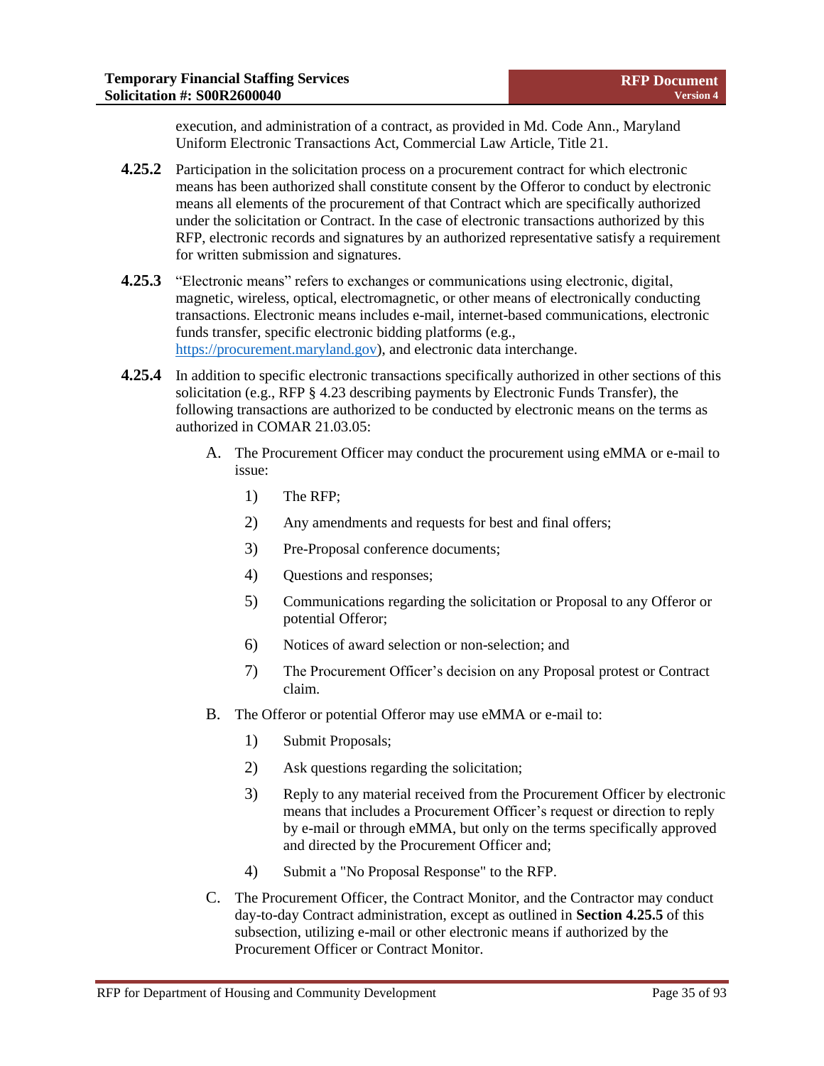execution, and administration of a contract, as provided in Md. Code Ann., Maryland Uniform Electronic Transactions Act, Commercial Law Article, Title 21.

**4.25.2** Participation in the solicitation process on a procurement contract for which electronic means has been authorized shall constitute consent by the Offeror to conduct by electronic means all elements of the procurement of that Contract which are specifically authorized under the solicitation or Contract. In the case of electronic transactions authorized by this RFP, electronic records and signatures by an authorized representative satisfy a requirement for written submission and signatures.

**4.25.3** "Electronic means" refers to exchanges or communications using electronic, digital, magnetic, wireless, optical, electromagnetic, or other means of electronically conducting transactions. Electronic means includes e-mail, internet-based communications, electronic funds transfer, specific electronic bidding platforms (e.g., https://procurement.maryland.gov), and electronic data interchange.

**4.25.4** In addition to specific electronic transactions specifically authorized in other sections of this solicitation (e.g., RFP § 4.23 describing payments by Electronic Funds Transfer), the following transactions are authorized to be conducted by electronic means on the terms as authorized in COMAR 21.03.05:

A. The Procurement Officer may conduct the procurement using eMMA or e-mail to issue:

1) The RFP;

2) Any amendments and requests for best and final offers;

3) Pre-Proposal conference documents;

4) Questions and responses;

5) Communications regarding the solicitation or Proposal to any Offeror or potential Offeror;

6) Notices of award selection or non-selection; and

7) The Procurement Officer's decision on any Proposal protest or Contract claim.

B. The Offeror or potential Offeror may use eMMA or e-mail to:

1) Submit Proposals;

2) Ask questions regarding the solicitation;

3) Reply to any material received from the Procurement Officer by electronic means that includes a Procurement Officer's request or direction to reply by e-mail or through eMMA, but only on the terms specifically approved and directed by the Procurement Officer and;

4) Submit a "No Proposal Response" to the RFP.

C. The Procurement Officer, the Contract Monitor, and the Contractor may conduct day-to-day Contract administration, except as outlined in **Section 4.25.5** of this subsection, utilizing e-mail or other electronic means if authorized by the Procurement Officer or Contract Monitor.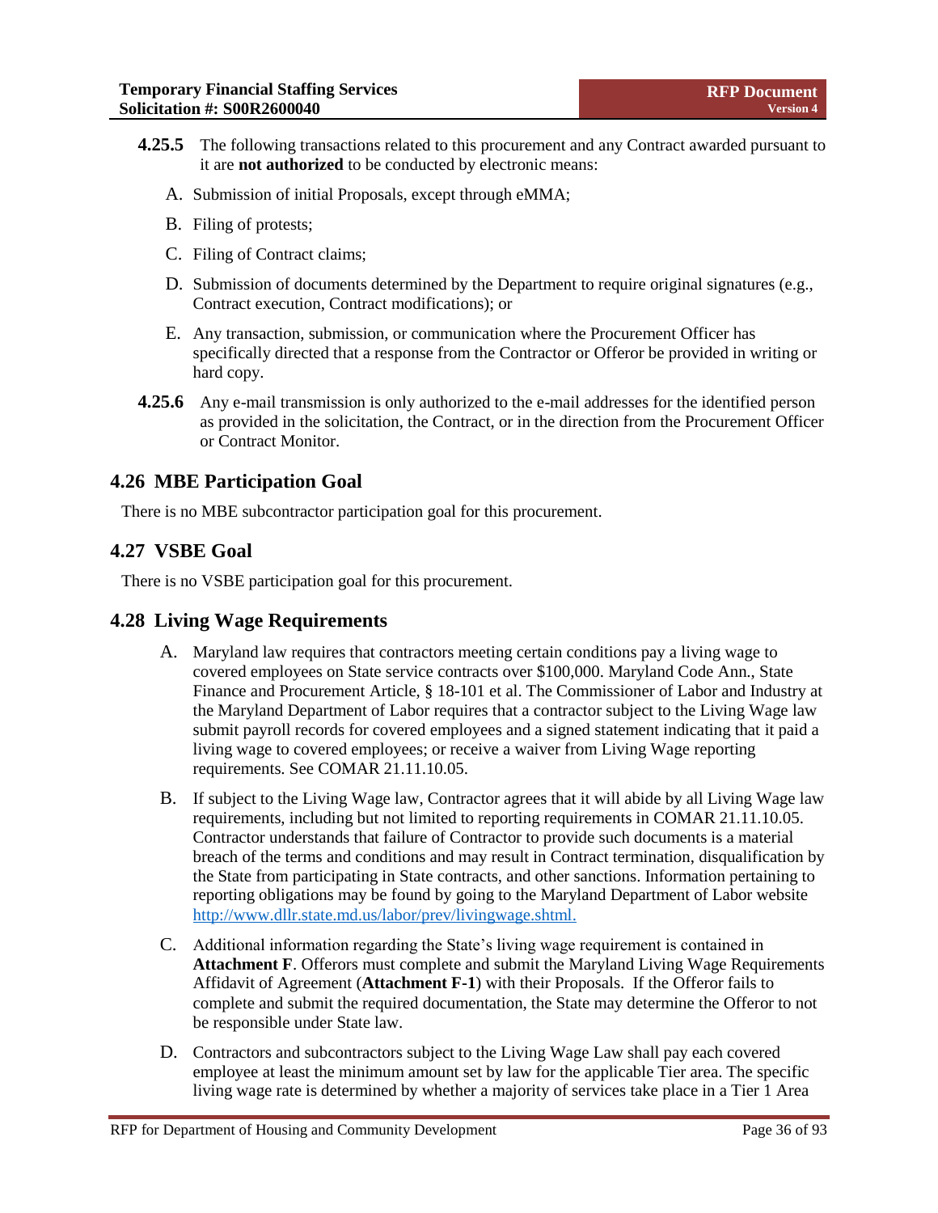**4.25.5** The following transactions related to this procurement and any Contract awarded pursuant to it are **not authorized** to be conducted by electronic means:

A. Submission of initial Proposals, except through eMMA;

B. Filing of protests;

C. Filing of Contract claims;

D. Submission of documents determined by the Department to require original signatures (e.g., Contract execution, Contract modifications); or

E. Any transaction, submission, or communication where the Procurement Officer has specifically directed that a response from the Contractor or Offeror be provided in writing or hard copy.

**4.25.6** Any e-mail transmission is only authorized to the e-mail addresses for the identified person as provided in the solicitation, the Contract, or in the direction from the Procurement Officer or Contract Monitor.

## 4.26 MBE Participation Goal

There is no MBE subcontractor participation goal for this procurement.

## 4.27 VSBE Goal

There is no VSBE participation goal for this procurement.

## 4.28 Living Wage Requirements

A. Maryland law requires that contractors meeting certain conditions pay a living wage to covered employees on State service contracts over $100,000. Maryland Code Ann., State Finance and Procurement Article, § 18-101 et al. The Commissioner of Labor and Industry at the Maryland Department of Labor requires that a contractor subject to the Living Wage law submit payroll records for covered employees and a signed statement indicating that it paid a living wage to covered employees; or receive a waiver from Living Wage reporting requirements. See COMAR 21.11.10.05.

B. If subject to the Living Wage law, Contractor agrees that it will abide by all Living Wage law requirements, including but not limited to reporting requirements in COMAR 21.11.10.05. Contractor understands that failure of Contractor to provide such documents is a material breach of the terms and conditions and may result in Contract termination, disqualification by the State from participating in State contracts, and other sanctions. Information pertaining to reporting obligations may be found by going to the Maryland Department of Labor website http://www.dllr.state.md.us/labor/prev/livingwage.shtml.

C. Additional information regarding the State's living wage requirement is contained in **Attachment F**. Offerors must complete and submit the Maryland Living Wage Requirements Affidavit of Agreement (**Attachment F-1**) with their Proposals. If the Offeror fails to complete and submit the required documentation, the State may determine the Offeror to not be responsible under State law.

D. Contractors and subcontractors subject to the Living Wage Law shall pay each covered employee at least the minimum amount set by law for the applicable Tier area. The specific living wage rate is determined by whether a majority of services take place in a Tier 1 Area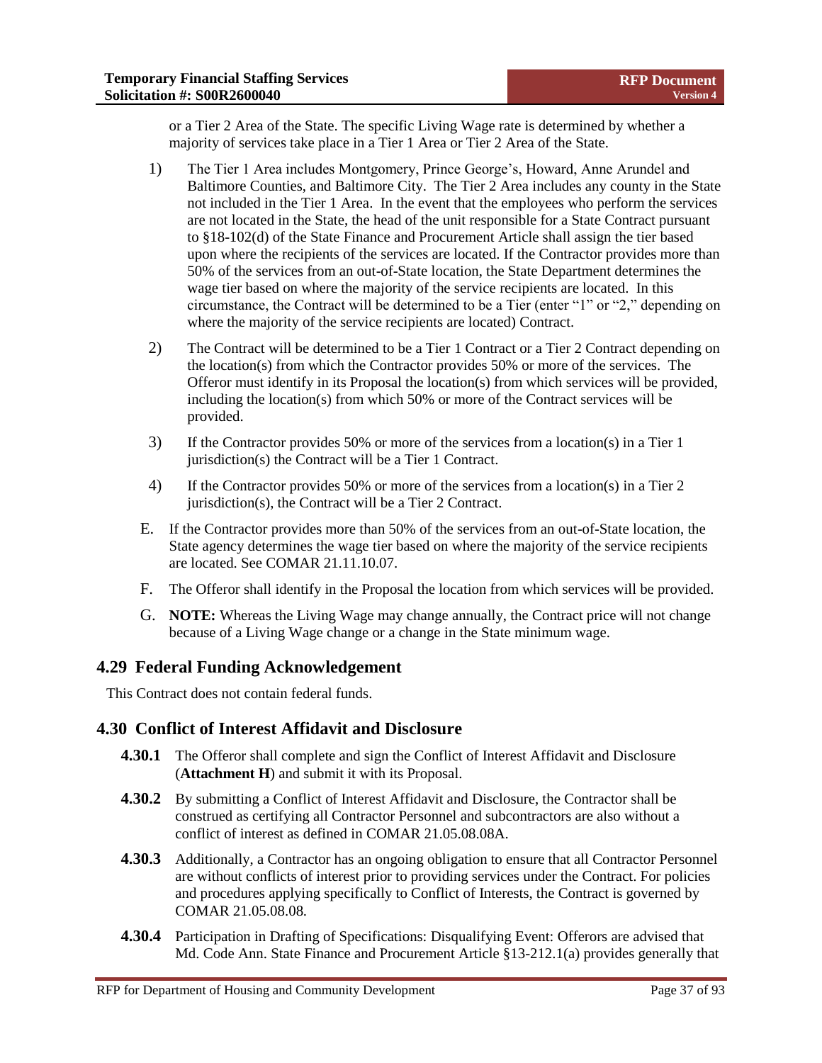or a Tier 2 Area of the State. The specific Living Wage rate is determined by whether a majority of services take place in a Tier 1 Area or Tier 2 Area of the State.

1) The Tier 1 Area includes Montgomery, Prince George's, Howard, Anne Arundel and Baltimore Counties, and Baltimore City. The Tier 2 Area includes any county in the State not included in the Tier 1 Area. In the event that the employees who perform the services are not located in the State, the head of the unit responsible for a State Contract pursuant to §18-102(d) of the State Finance and Procurement Article shall assign the tier based upon where the recipients of the services are located. If the Contractor provides more than 50% of the services from an out-of-State location, the State Department determines the wage tier based on where the majority of the service recipients are located. In this circumstance, the Contract will be determined to be a Tier (enter "1" or "2," depending on where the majority of the service recipients are located) Contract.

2) The Contract will be determined to be a Tier 1 Contract or a Tier 2 Contract depending on the location(s) from which the Contractor provides 50% or more of the services. The Offeror must identify in its Proposal the location(s) from which services will be provided, including the location(s) from which 50% or more of the Contract services will be provided.

3) If the Contractor provides 50% or more of the services from a location(s) in a Tier 1 jurisdiction(s) the Contract will be a Tier 1 Contract.

4) If the Contractor provides 50% or more of the services from a location(s) in a Tier 2 jurisdiction(s), the Contract will be a Tier 2 Contract.

E. If the Contractor provides more than 50% of the services from an out-of-State location, the State agency determines the wage tier based on where the majority of the service recipients are located. See COMAR 21.11.10.07.

F. The Offeror shall identify in the Proposal the location from which services will be provided.

G. **NOTE:** Whereas the Living Wage may change annually, the Contract price will not change because of a Living Wage change or a change in the State minimum wage.

## 4.29 Federal Funding Acknowledgement

This Contract does not contain federal funds.

## 4.30 Conflict of Interest Affidavit and Disclosure

**4.30.1** The Offeror shall complete and sign the Conflict of Interest Affidavit and Disclosure (**Attachment H**) and submit it with its Proposal.

**4.30.2** By submitting a Conflict of Interest Affidavit and Disclosure, the Contractor shall be construed as certifying all Contractor Personnel and subcontractors are also without a conflict of interest as defined in COMAR 21.05.08.08A.

**4.30.3** Additionally, a Contractor has an ongoing obligation to ensure that all Contractor Personnel are without conflicts of interest prior to providing services under the Contract. For policies and procedures applying specifically to Conflict of Interests, the Contract is governed by COMAR 21.05.08.08.

**4.30.4** Participation in Drafting of Specifications: Disqualifying Event: Offerors are advised that Md. Code Ann. State Finance and Procurement Article §13-212.1(a) provides generally that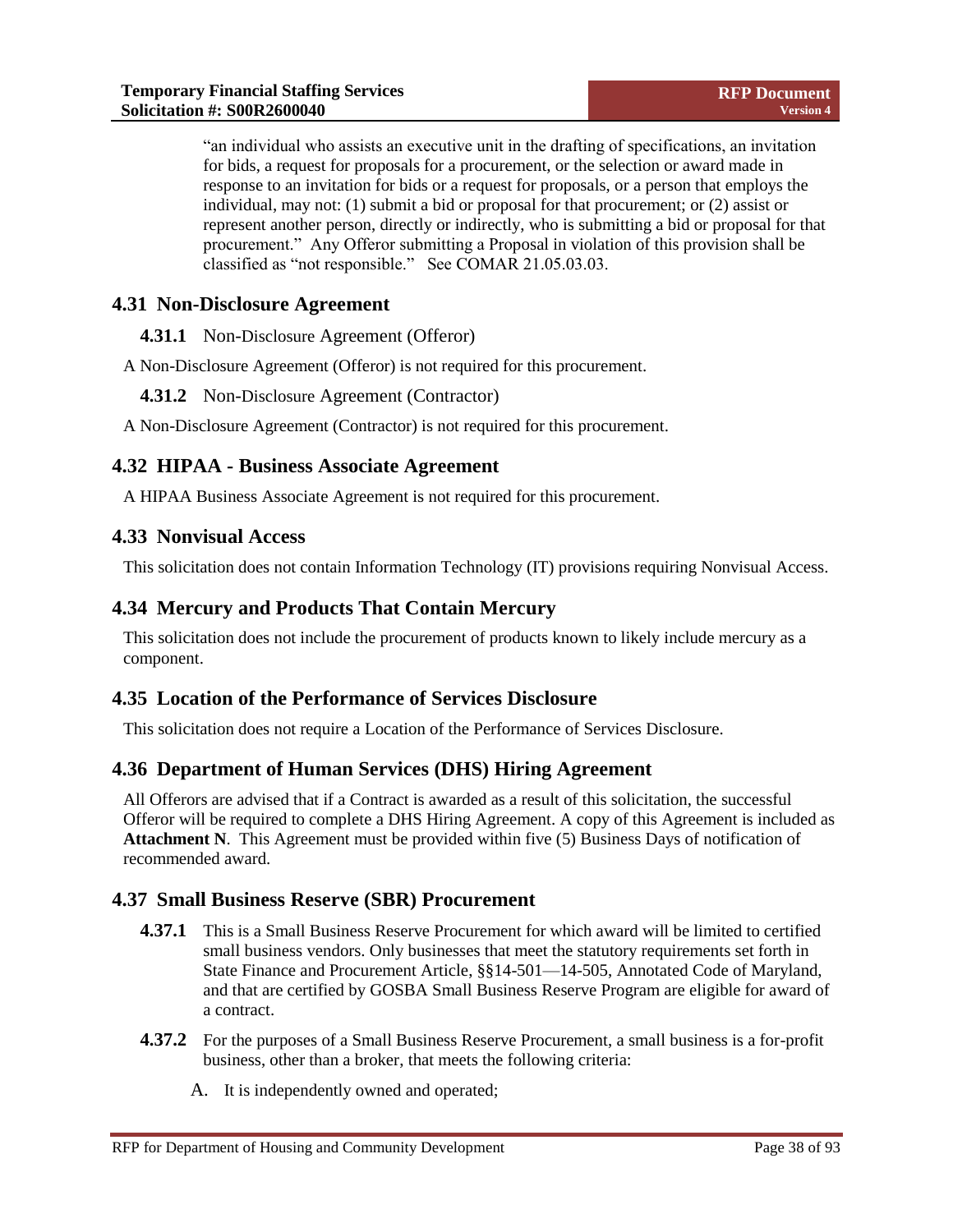"an individual who assists an executive unit in the drafting of specifications, an invitation for bids, a request for proposals for a procurement, or the selection or award made in response to an invitation for bids or a request for proposals, or a person that employs the individual, may not: (1) submit a bid or proposal for that procurement; or (2) assist or represent another person, directly or indirectly, who is submitting a bid or proposal for that procurement." Any Offeror submitting a Proposal in violation of this provision shall be classified as "not responsible." See COMAR 21.05.03.03.

## 4.31 Non-Disclosure Agreement

**4.31.1** Non-Disclosure Agreement (Offeror)

A Non-Disclosure Agreement (Offeror) is not required for this procurement.

**4.31.2** Non-Disclosure Agreement (Contractor)

A Non-Disclosure Agreement (Contractor) is not required for this procurement.

## 4.32 HIPAA - Business Associate Agreement

A HIPAA Business Associate Agreement is not required for this procurement.

## 4.33 Nonvisual Access

This solicitation does not contain Information Technology (IT) provisions requiring Nonvisual Access.

## 4.34 Mercury and Products That Contain Mercury

This solicitation does not include the procurement of products known to likely include mercury as a component.

## 4.35 Location of the Performance of Services Disclosure

This solicitation does not require a Location of the Performance of Services Disclosure.

## 4.36 Department of Human Services (DHS) Hiring Agreement

All Offerors are advised that if a Contract is awarded as a result of this solicitation, the successful Offeror will be required to complete a DHS Hiring Agreement. A copy of this Agreement is included as **Attachment N**. This Agreement must be provided within five (5) Business Days of notification of recommended award.

## 4.37 Small Business Reserve (SBR) Procurement

**4.37.1** This is a Small Business Reserve Procurement for which award will be limited to certified small business vendors. Only businesses that meet the statutory requirements set forth in State Finance and Procurement Article, §§14-501—14-505, Annotated Code of Maryland, and that are certified by GOSBA Small Business Reserve Program are eligible for award of a contract.

**4.37.2** For the purposes of a Small Business Reserve Procurement, a small business is a for-profit business, other than a broker, that meets the following criteria:

A. It is independently owned and operated;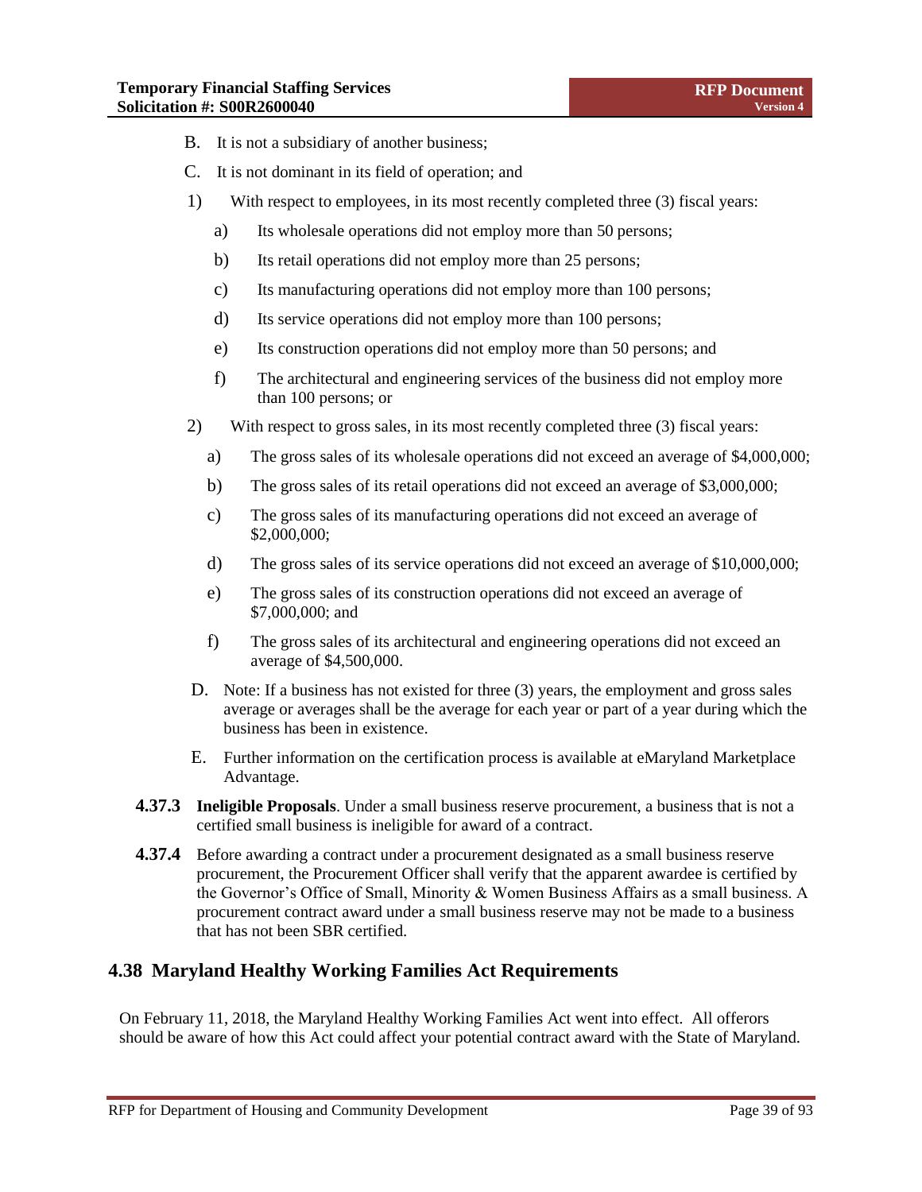B. It is not a subsidiary of another business;

C. It is not dominant in its field of operation; and

1) With respect to employees, in its most recently completed three (3) fiscal years:

   a) Its wholesale operations did not employ more than 50 persons;

   b) Its retail operations did not employ more than 25 persons;

   c) Its manufacturing operations did not employ more than 100 persons;

   d) Its service operations did not employ more than 100 persons;

   e) Its construction operations did not employ more than 50 persons; and

   f) The architectural and engineering services of the business did not employ more than 100 persons; or

2) With respect to gross sales, in its most recently completed three (3) fiscal years:

   a) The gross sales of its wholesale operations did not exceed an average of $4,000,000;

   b) The gross sales of its retail operations did not exceed an average of $3,000,000;

   c) The gross sales of its manufacturing operations did not exceed an average of $2,000,000;

   d) The gross sales of its service operations did not exceed an average of $10,000,000;

   e) The gross sales of its construction operations did not exceed an average of $7,000,000; and

   f) The gross sales of its architectural and engineering operations did not exceed an average of $4,500,000.

D. Note: If a business has not existed for three (3) years, the employment and gross sales average or averages shall be the average for each year or part of a year during which the business has been in existence.

E. Further information on the certification process is available at eMaryland Marketplace Advantage.

**4.37.3 Ineligible Proposals**. Under a small business reserve procurement, a business that is not a certified small business is ineligible for award of a contract.

**4.37.4** Before awarding a contract under a procurement designated as a small business reserve procurement, the Procurement Officer shall verify that the apparent awardee is certified by the Governor's Office of Small, Minority & Women Business Affairs as a small business. A procurement contract award under a small business reserve may not be made to a business that has not been SBR certified.

## 4.38 Maryland Healthy Working Families Act Requirements

On February 11, 2018, the Maryland Healthy Working Families Act went into effect. All offerors should be aware of how this Act could affect your potential contract award with the State of Maryland.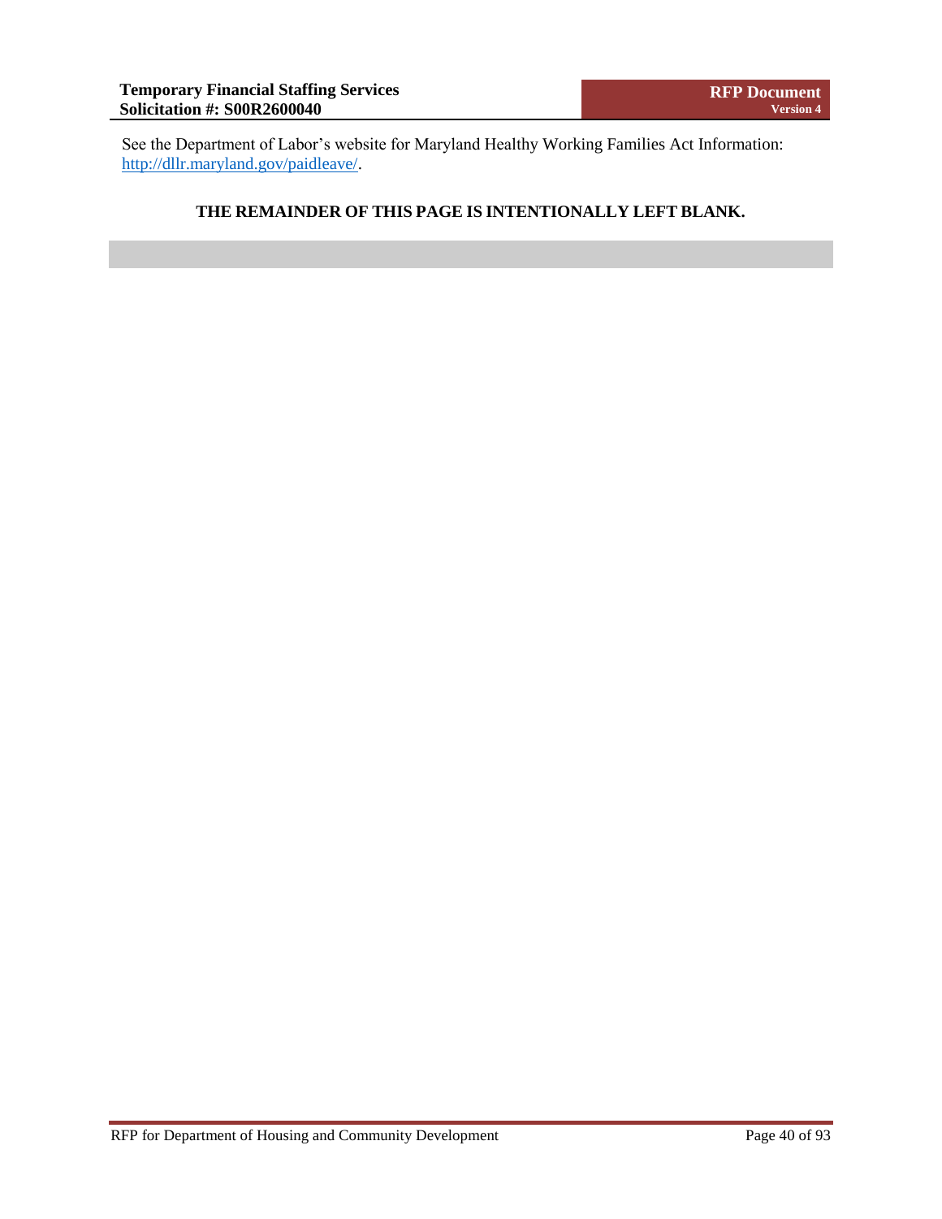See the Department of Labor's website for Maryland Healthy Working Families Act Information: [http://dllr.maryland.gov/paidleave/](http://dllr.maryland.gov/paidleave/).

**THE REMAINDER OF THIS PAGE IS INTENTIONALLY LEFT BLANK.**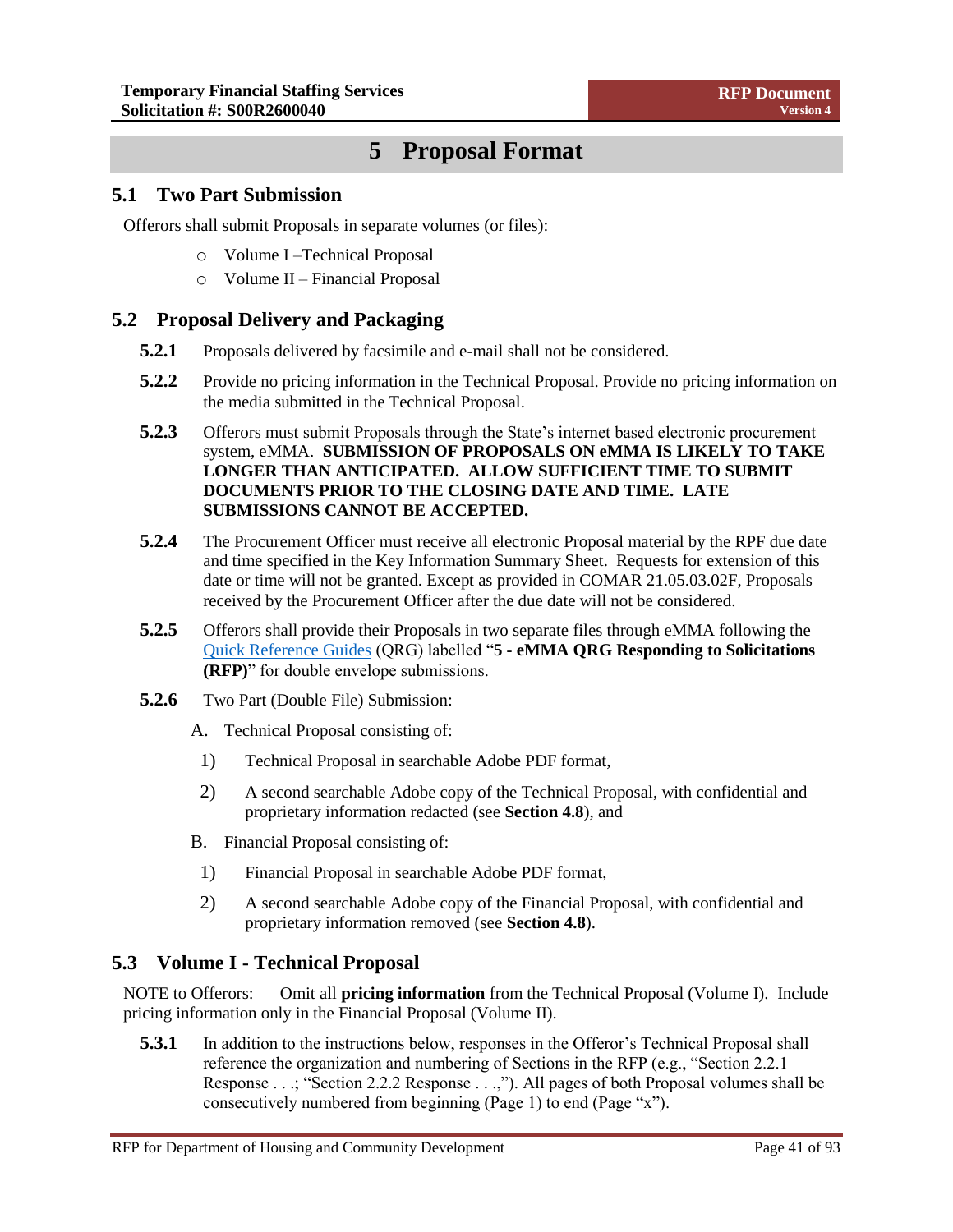# 5 Proposal Format

## 5.1 Two Part Submission

Offerors shall submit Proposals in separate volumes (or files):

- Volume I –Technical Proposal
- Volume II – Financial Proposal

## 5.2 Proposal Delivery and Packaging

**5.2.1** Proposals delivered by facsimile and e-mail shall not be considered.

**5.2.2** Provide no pricing information in the Technical Proposal. Provide no pricing information on the media submitted in the Technical Proposal.

**5.2.3** Offerors must submit Proposals through the State's internet based electronic procurement system, eMMA. **SUBMISSION OF PROPOSALS ON eMMA IS LIKELY TO TAKE LONGER THAN ANTICIPATED. ALLOW SUFFICIENT TIME TO SUBMIT DOCUMENTS PRIOR TO THE CLOSING DATE AND TIME. LATE SUBMISSIONS CANNOT BE ACCEPTED.**

**5.2.4** The Procurement Officer must receive all electronic Proposal material by the RPF due date and time specified in the Key Information Summary Sheet. Requests for extension of this date or time will not be granted. Except as provided in COMAR 21.05.03.02F, Proposals received by the Procurement Officer after the due date will not be considered.

**5.2.5** Offerors shall provide their Proposals in two separate files through eMMA following the Quick Reference Guides (QRG) labelled "**5 - eMMA QRG Responding to Solicitations (RFP)**" for double envelope submissions.

**5.2.6** Two Part (Double File) Submission:

A. Technical Proposal consisting of:

1) Technical Proposal in searchable Adobe PDF format,

2) A second searchable Adobe copy of the Technical Proposal, with confidential and proprietary information redacted (see **Section 4.8**), and

B. Financial Proposal consisting of:

1) Financial Proposal in searchable Adobe PDF format,

2) A second searchable Adobe copy of the Financial Proposal, with confidential and proprietary information removed (see **Section 4.8**).

## 5.3 Volume I - Technical Proposal

NOTE to Offerors: Omit all **pricing information** from the Technical Proposal (Volume I). Include pricing information only in the Financial Proposal (Volume II).

**5.3.1** In addition to the instructions below, responses in the Offeror's Technical Proposal shall reference the organization and numbering of Sections in the RFP (e.g., "Section 2.2.1 Response . . .; "Section 2.2.2 Response . . .,"). All pages of both Proposal volumes shall be consecutively numbered from beginning (Page 1) to end (Page "x").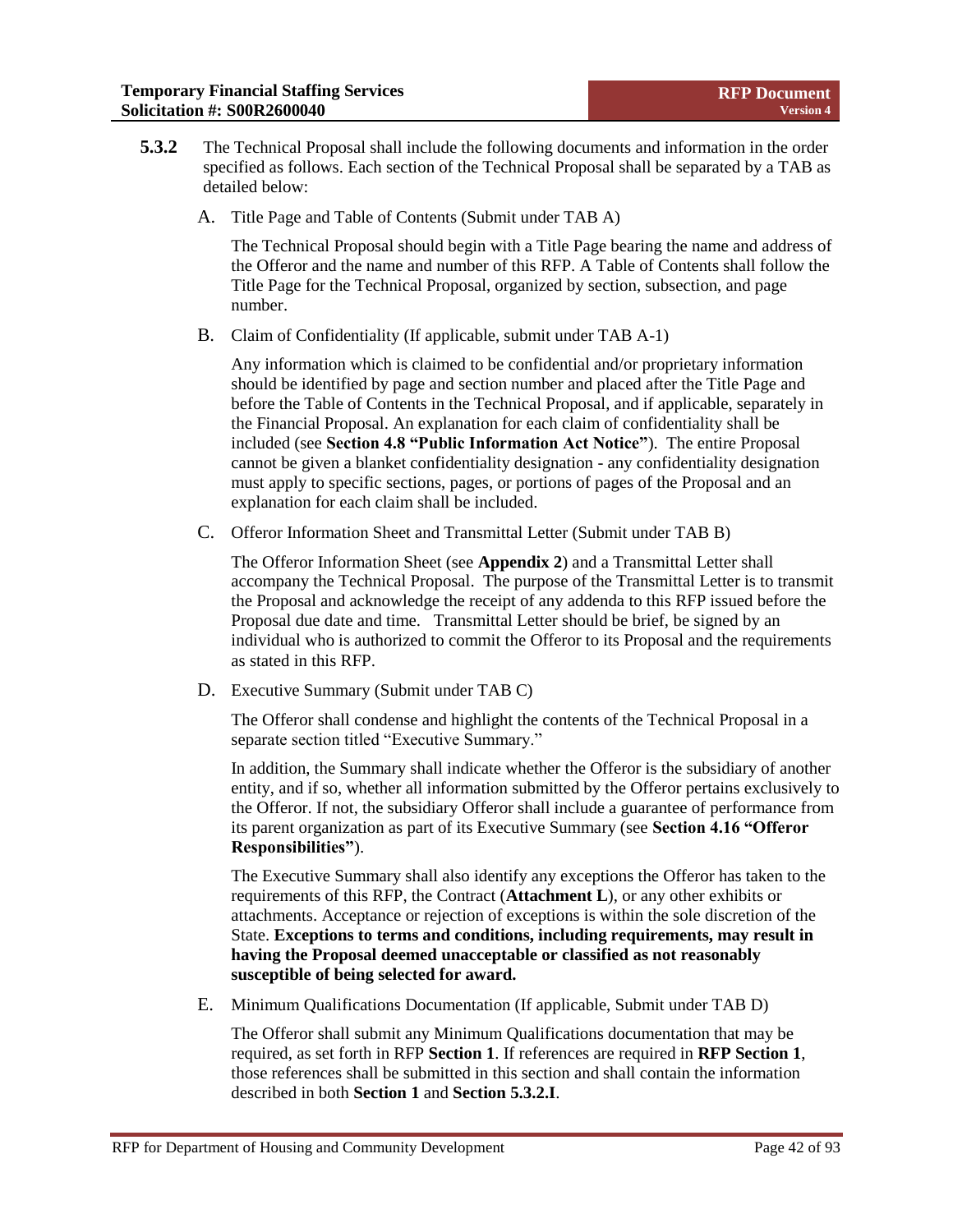**5.3.2** The Technical Proposal shall include the following documents and information in the order specified as follows. Each section of the Technical Proposal shall be separated by a TAB as detailed below:

A. Title Page and Table of Contents (Submit under TAB A)

The Technical Proposal should begin with a Title Page bearing the name and address of the Offeror and the name and number of this RFP. A Table of Contents shall follow the Title Page for the Technical Proposal, organized by section, subsection, and page number.

B. Claim of Confidentiality (If applicable, submit under TAB A-1)

Any information which is claimed to be confidential and/or proprietary information should be identified by page and section number and placed after the Title Page and before the Table of Contents in the Technical Proposal, and if applicable, separately in the Financial Proposal. An explanation for each claim of confidentiality shall be included (see **Section 4.8 "Public Information Act Notice"**). The entire Proposal cannot be given a blanket confidentiality designation - any confidentiality designation must apply to specific sections, pages, or portions of pages of the Proposal and an explanation for each claim shall be included.

C. Offeror Information Sheet and Transmittal Letter (Submit under TAB B)

The Offeror Information Sheet (see **Appendix 2**) and a Transmittal Letter shall accompany the Technical Proposal. The purpose of the Transmittal Letter is to transmit the Proposal and acknowledge the receipt of any addenda to this RFP issued before the Proposal due date and time. Transmittal Letter should be brief, be signed by an individual who is authorized to commit the Offeror to its Proposal and the requirements as stated in this RFP.

D. Executive Summary (Submit under TAB C)

The Offeror shall condense and highlight the contents of the Technical Proposal in a separate section titled "Executive Summary."

In addition, the Summary shall indicate whether the Offeror is the subsidiary of another entity, and if so, whether all information submitted by the Offeror pertains exclusively to the Offeror. If not, the subsidiary Offeror shall include a guarantee of performance from its parent organization as part of its Executive Summary (see **Section 4.16 "Offeror Responsibilities"**).

The Executive Summary shall also identify any exceptions the Offeror has taken to the requirements of this RFP, the Contract (**Attachment L**), or any other exhibits or attachments. Acceptance or rejection of exceptions is within the sole discretion of the State. **Exceptions to terms and conditions, including requirements, may result in having the Proposal deemed unacceptable or classified as not reasonably susceptible of being selected for award.**

E. Minimum Qualifications Documentation (If applicable, Submit under TAB D)

The Offeror shall submit any Minimum Qualifications documentation that may be required, as set forth in RFP **Section 1**. If references are required in **RFP Section 1**, those references shall be submitted in this section and shall contain the information described in both **Section 1** and **Section 5.3.2.I**.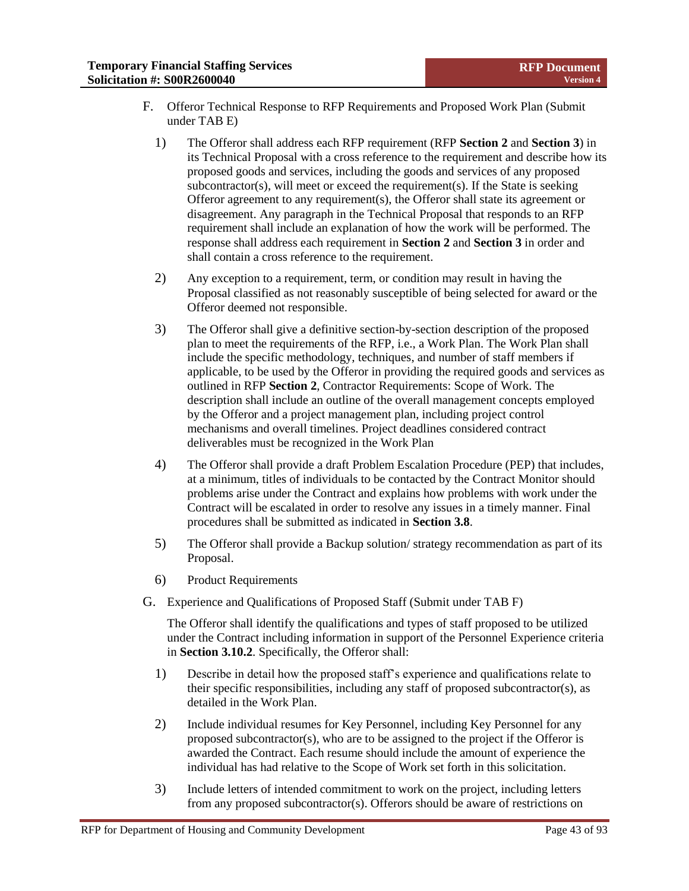F. Offeror Technical Response to RFP Requirements and Proposed Work Plan (Submit under TAB E)

1) The Offeror shall address each RFP requirement (RFP **Section 2** and **Section 3**) in its Technical Proposal with a cross reference to the requirement and describe how its proposed goods and services, including the goods and services of any proposed subcontractor(s), will meet or exceed the requirement(s). If the State is seeking Offeror agreement to any requirement(s), the Offeror shall state its agreement or disagreement. Any paragraph in the Technical Proposal that responds to an RFP requirement shall include an explanation of how the work will be performed. The response shall address each requirement in **Section 2** and **Section 3** in order and shall contain a cross reference to the requirement.

2) Any exception to a requirement, term, or condition may result in having the Proposal classified as not reasonably susceptible of being selected for award or the Offeror deemed not responsible.

3) The Offeror shall give a definitive section-by-section description of the proposed plan to meet the requirements of the RFP, i.e., a Work Plan. The Work Plan shall include the specific methodology, techniques, and number of staff members if applicable, to be used by the Offeror in providing the required goods and services as outlined in RFP **Section 2**, Contractor Requirements: Scope of Work. The description shall include an outline of the overall management concepts employed by the Offeror and a project management plan, including project control mechanisms and overall timelines. Project deadlines considered contract deliverables must be recognized in the Work Plan

4) The Offeror shall provide a draft Problem Escalation Procedure (PEP) that includes, at a minimum, titles of individuals to be contacted by the Contract Monitor should problems arise under the Contract and explains how problems with work under the Contract will be escalated in order to resolve any issues in a timely manner. Final procedures shall be submitted as indicated in **Section 3.8**.

5) The Offeror shall provide a Backup solution/ strategy recommendation as part of its Proposal.

6) Product Requirements

G. Experience and Qualifications of Proposed Staff (Submit under TAB F)

The Offeror shall identify the qualifications and types of staff proposed to be utilized under the Contract including information in support of the Personnel Experience criteria in **Section 3.10.2**. Specifically, the Offeror shall:

1) Describe in detail how the proposed staff's experience and qualifications relate to their specific responsibilities, including any staff of proposed subcontractor(s), as detailed in the Work Plan.

2) Include individual resumes for Key Personnel, including Key Personnel for any proposed subcontractor(s), who are to be assigned to the project if the Offeror is awarded the Contract. Each resume should include the amount of experience the individual has had relative to the Scope of Work set forth in this solicitation.

3) Include letters of intended commitment to work on the project, including letters from any proposed subcontractor(s). Offerors should be aware of restrictions on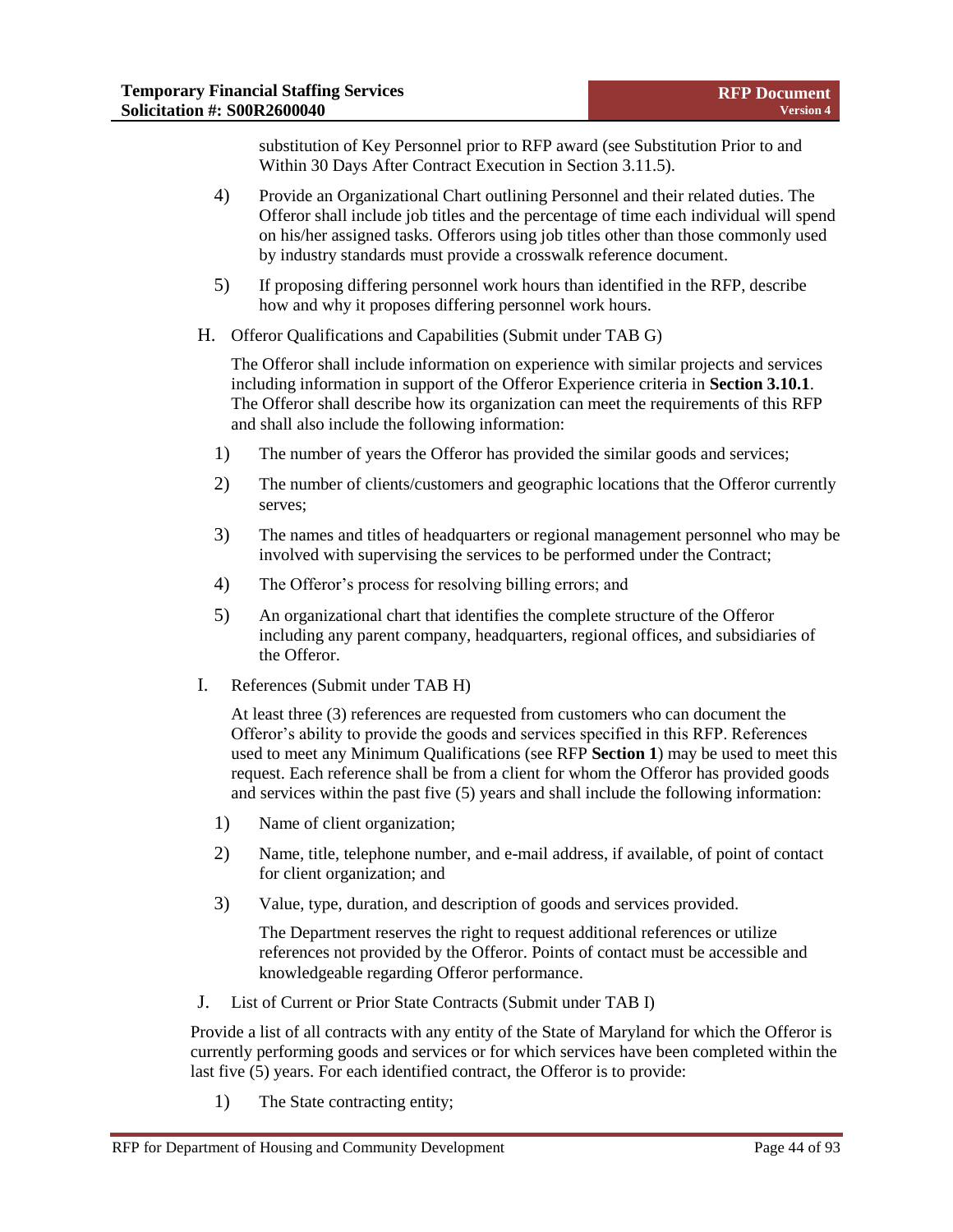substitution of Key Personnel prior to RFP award (see Substitution Prior to and Within 30 Days After Contract Execution in Section 3.11.5).

4) Provide an Organizational Chart outlining Personnel and their related duties. The Offeror shall include job titles and the percentage of time each individual will spend on his/her assigned tasks. Offerors using job titles other than those commonly used by industry standards must provide a crosswalk reference document.

5) If proposing differing personnel work hours than identified in the RFP, describe how and why it proposes differing personnel work hours.

H. Offeror Qualifications and Capabilities (Submit under TAB G)

The Offeror shall include information on experience with similar projects and services including information in support of the Offeror Experience criteria in **Section 3.10.1**. The Offeror shall describe how its organization can meet the requirements of this RFP and shall also include the following information:

1) The number of years the Offeror has provided the similar goods and services;

2) The number of clients/customers and geographic locations that the Offeror currently serves;

3) The names and titles of headquarters or regional management personnel who may be involved with supervising the services to be performed under the Contract;

4) The Offeror's process for resolving billing errors; and

5) An organizational chart that identifies the complete structure of the Offeror including any parent company, headquarters, regional offices, and subsidiaries of the Offeror.

I. References (Submit under TAB H)

At least three (3) references are requested from customers who can document the Offeror's ability to provide the goods and services specified in this RFP. References used to meet any Minimum Qualifications (see RFP **Section 1**) may be used to meet this request. Each reference shall be from a client for whom the Offeror has provided goods and services within the past five (5) years and shall include the following information:

1) Name of client organization;

2) Name, title, telephone number, and e-mail address, if available, of point of contact for client organization; and

3) Value, type, duration, and description of goods and services provided.

The Department reserves the right to request additional references or utilize references not provided by the Offeror. Points of contact must be accessible and knowledgeable regarding Offeror performance.

J. List of Current or Prior State Contracts (Submit under TAB I)

Provide a list of all contracts with any entity of the State of Maryland for which the Offeror is currently performing goods and services or for which services have been completed within the last five (5) years. For each identified contract, the Offeror is to provide:

1) The State contracting entity;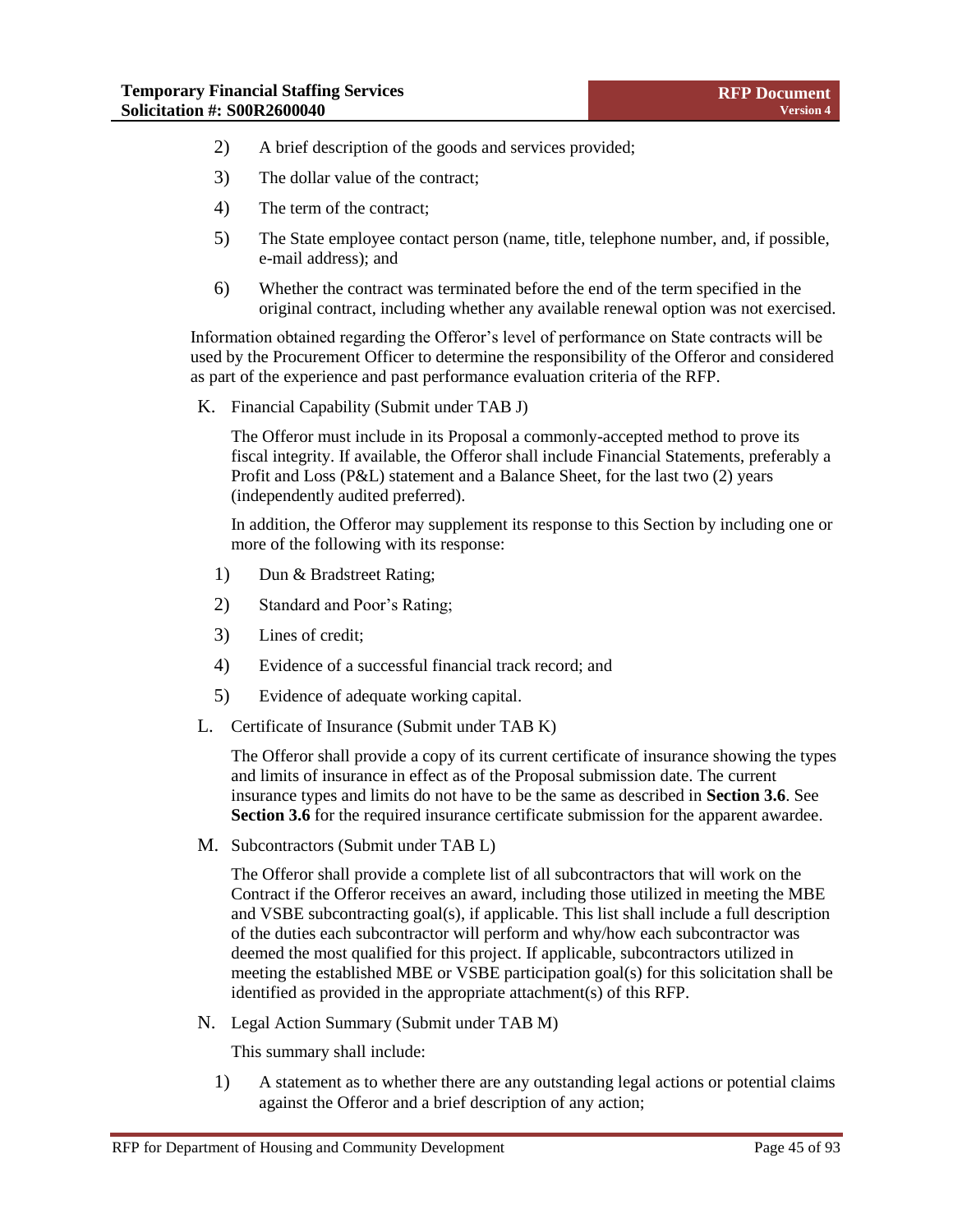2) A brief description of the goods and services provided;

3) The dollar value of the contract;

4) The term of the contract;

5) The State employee contact person (name, title, telephone number, and, if possible, e-mail address); and

6) Whether the contract was terminated before the end of the term specified in the original contract, including whether any available renewal option was not exercised.

Information obtained regarding the Offeror's level of performance on State contracts will be used by the Procurement Officer to determine the responsibility of the Offeror and considered as part of the experience and past performance evaluation criteria of the RFP.

K. Financial Capability (Submit under TAB J)

The Offeror must include in its Proposal a commonly-accepted method to prove its fiscal integrity. If available, the Offeror shall include Financial Statements, preferably a Profit and Loss (P&L) statement and a Balance Sheet, for the last two (2) years (independently audited preferred).

In addition, the Offeror may supplement its response to this Section by including one or more of the following with its response:

1) Dun & Bradstreet Rating;

2) Standard and Poor's Rating;

3) Lines of credit;

4) Evidence of a successful financial track record; and

5) Evidence of adequate working capital.

L. Certificate of Insurance (Submit under TAB K)

The Offeror shall provide a copy of its current certificate of insurance showing the types and limits of insurance in effect as of the Proposal submission date. The current insurance types and limits do not have to be the same as described in **Section 3.6**. See **Section 3.6** for the required insurance certificate submission for the apparent awardee.

M. Subcontractors (Submit under TAB L)

The Offeror shall provide a complete list of all subcontractors that will work on the Contract if the Offeror receives an award, including those utilized in meeting the MBE and VSBE subcontracting goal(s), if applicable. This list shall include a full description of the duties each subcontractor will perform and why/how each subcontractor was deemed the most qualified for this project. If applicable, subcontractors utilized in meeting the established MBE or VSBE participation goal(s) for this solicitation shall be identified as provided in the appropriate attachment(s) of this RFP.

N. Legal Action Summary (Submit under TAB M)

This summary shall include:

1) A statement as to whether there are any outstanding legal actions or potential claims against the Offeror and a brief description of any action;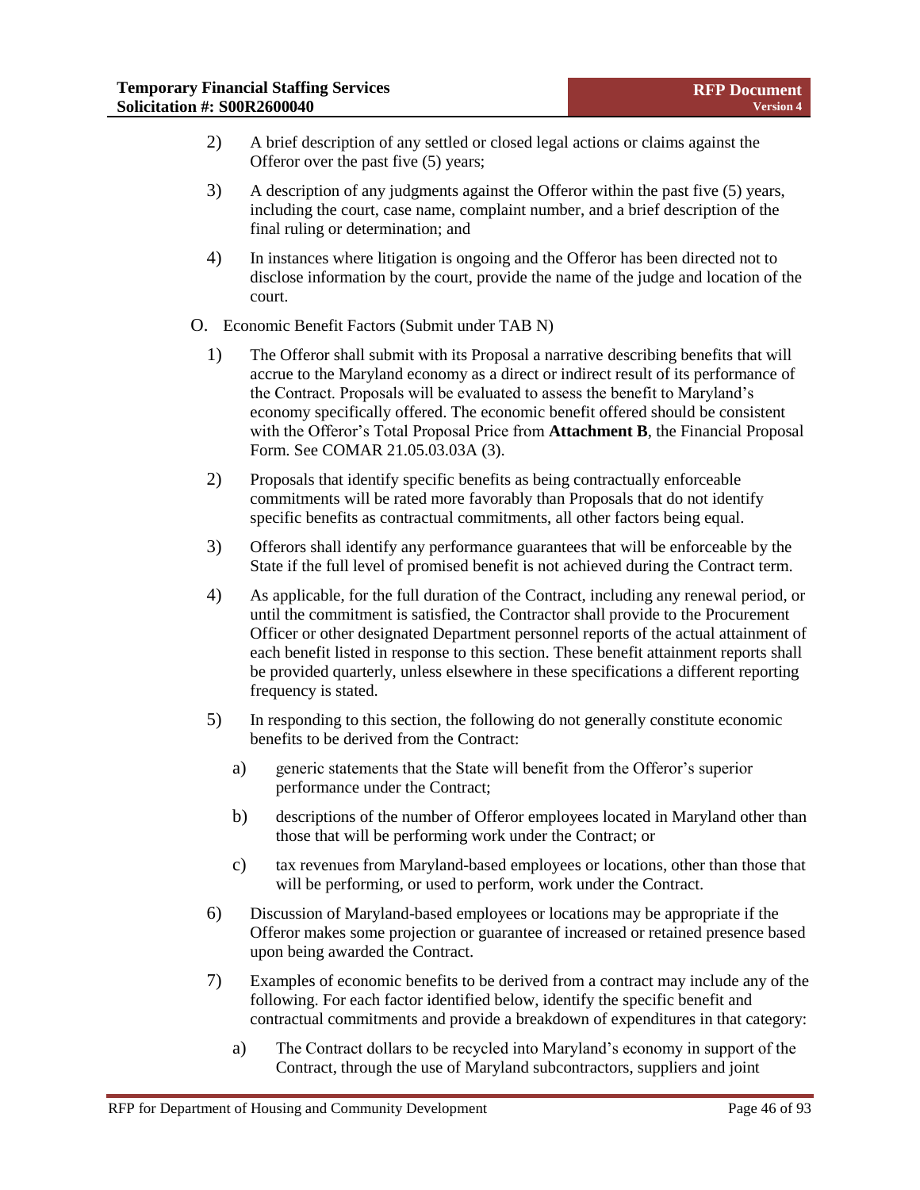2) A brief description of any settled or closed legal actions or claims against the Offeror over the past five (5) years;

3) A description of any judgments against the Offeror within the past five (5) years, including the court, case name, complaint number, and a brief description of the final ruling or determination; and

4) In instances where litigation is ongoing and the Offeror has been directed not to disclose information by the court, provide the name of the judge and location of the court.

O. Economic Benefit Factors (Submit under TAB N)

1) The Offeror shall submit with its Proposal a narrative describing benefits that will accrue to the Maryland economy as a direct or indirect result of its performance of the Contract. Proposals will be evaluated to assess the benefit to Maryland's economy specifically offered. The economic benefit offered should be consistent with the Offeror's Total Proposal Price from **Attachment B**, the Financial Proposal Form. See COMAR 21.05.03.03A (3).

2) Proposals that identify specific benefits as being contractually enforceable commitments will be rated more favorably than Proposals that do not identify specific benefits as contractual commitments, all other factors being equal.

3) Offerors shall identify any performance guarantees that will be enforceable by the State if the full level of promised benefit is not achieved during the Contract term.

4) As applicable, for the full duration of the Contract, including any renewal period, or until the commitment is satisfied, the Contractor shall provide to the Procurement Officer or other designated Department personnel reports of the actual attainment of each benefit listed in response to this section. These benefit attainment reports shall be provided quarterly, unless elsewhere in these specifications a different reporting frequency is stated.

5) In responding to this section, the following do not generally constitute economic benefits to be derived from the Contract:

   a) generic statements that the State will benefit from the Offeror's superior performance under the Contract;

   b) descriptions of the number of Offeror employees located in Maryland other than those that will be performing work under the Contract; or

   c) tax revenues from Maryland-based employees or locations, other than those that will be performing, or used to perform, work under the Contract.

6) Discussion of Maryland-based employees or locations may be appropriate if the Offeror makes some projection or guarantee of increased or retained presence based upon being awarded the Contract.

7) Examples of economic benefits to be derived from a contract may include any of the following. For each factor identified below, identify the specific benefit and contractual commitments and provide a breakdown of expenditures in that category:

   a) The Contract dollars to be recycled into Maryland's economy in support of the Contract, through the use of Maryland subcontractors, suppliers and joint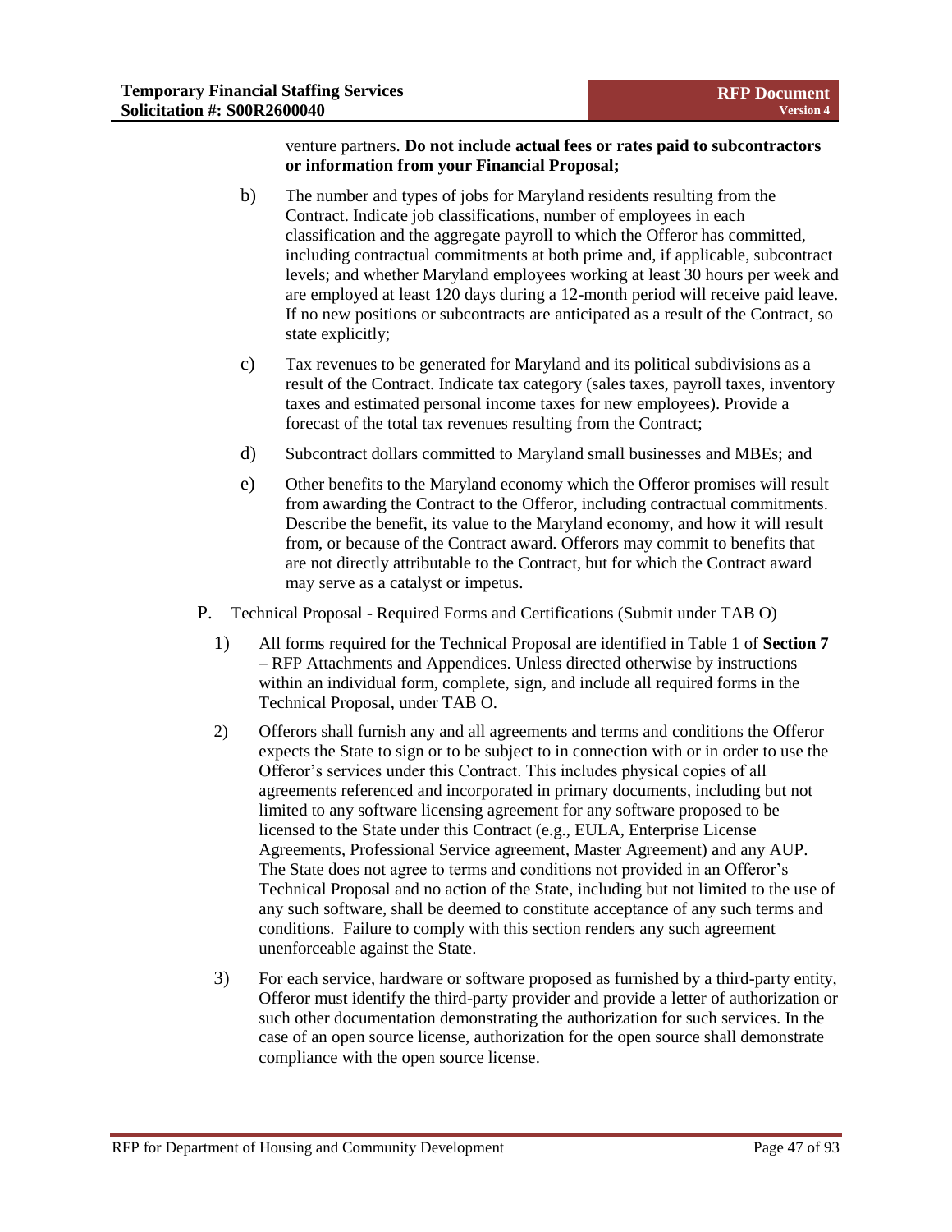venture partners. **Do not include actual fees or rates paid to subcontractors or information from your Financial Proposal;**

b) The number and types of jobs for Maryland residents resulting from the Contract. Indicate job classifications, number of employees in each classification and the aggregate payroll to which the Offeror has committed, including contractual commitments at both prime and, if applicable, subcontract levels; and whether Maryland employees working at least 30 hours per week and are employed at least 120 days during a 12-month period will receive paid leave. If no new positions or subcontracts are anticipated as a result of the Contract, so state explicitly;

c) Tax revenues to be generated for Maryland and its political subdivisions as a result of the Contract. Indicate tax category (sales taxes, payroll taxes, inventory taxes and estimated personal income taxes for new employees). Provide a forecast of the total tax revenues resulting from the Contract;

d) Subcontract dollars committed to Maryland small businesses and MBEs; and

e) Other benefits to the Maryland economy which the Offeror promises will result from awarding the Contract to the Offeror, including contractual commitments. Describe the benefit, its value to the Maryland economy, and how it will result from, or because of the Contract award. Offerors may commit to benefits that are not directly attributable to the Contract, but for which the Contract award may serve as a catalyst or impetus.

P. Technical Proposal - Required Forms and Certifications (Submit under TAB O)

1) All forms required for the Technical Proposal are identified in Table 1 of **Section 7** – RFP Attachments and Appendices. Unless directed otherwise by instructions within an individual form, complete, sign, and include all required forms in the Technical Proposal, under TAB O.

2) Offerors shall furnish any and all agreements and terms and conditions the Offeror expects the State to sign or to be subject to in connection with or in order to use the Offeror's services under this Contract. This includes physical copies of all agreements referenced and incorporated in primary documents, including but not limited to any software licensing agreement for any software proposed to be licensed to the State under this Contract (e.g., EULA, Enterprise License Agreements, Professional Service agreement, Master Agreement) and any AUP. The State does not agree to terms and conditions not provided in an Offeror's Technical Proposal and no action of the State, including but not limited to the use of any such software, shall be deemed to constitute acceptance of any such terms and conditions. Failure to comply with this section renders any such agreement unenforceable against the State.

3) For each service, hardware or software proposed as furnished by a third-party entity, Offeror must identify the third-party provider and provide a letter of authorization or such other documentation demonstrating the authorization for such services. In the case of an open source license, authorization for the open source shall demonstrate compliance with the open source license.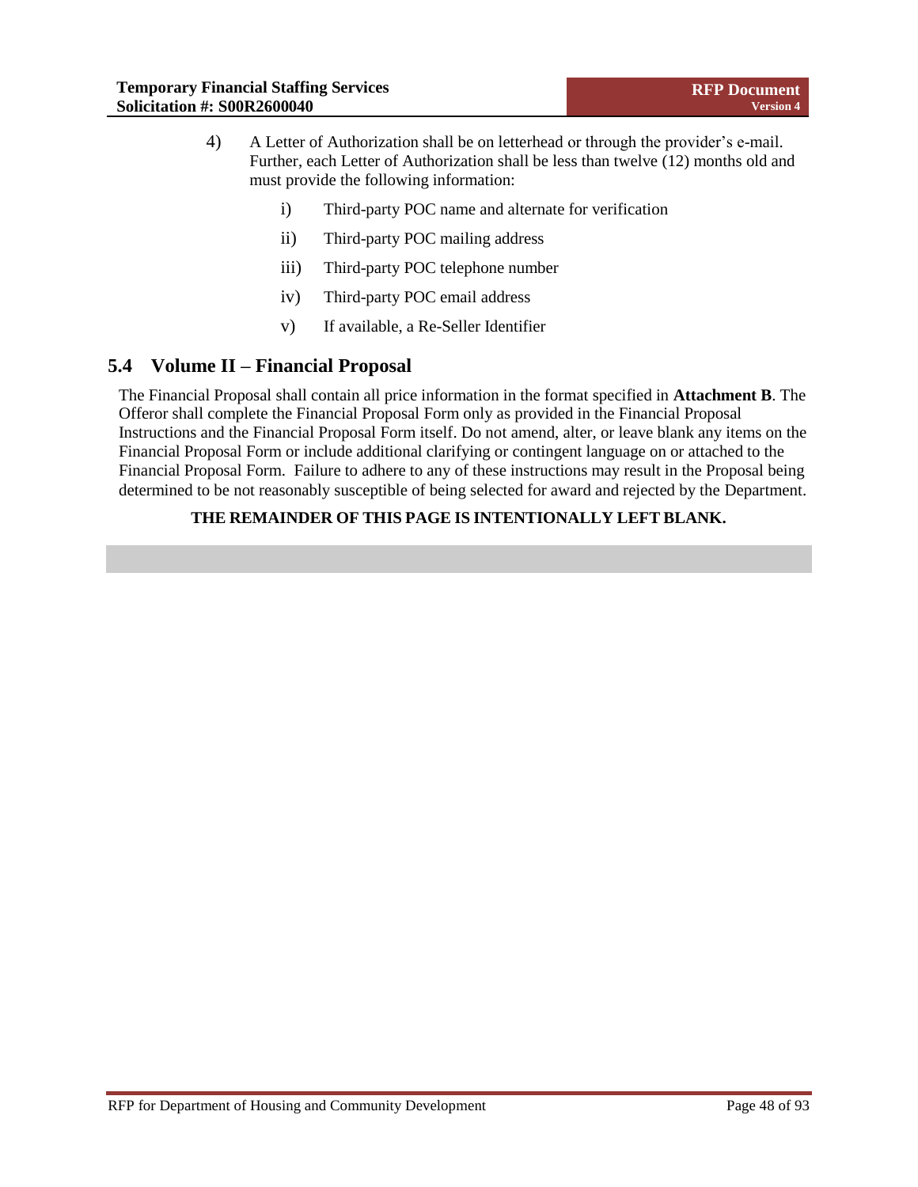4) A Letter of Authorization shall be on letterhead or through the provider's e-mail. Further, each Letter of Authorization shall be less than twelve (12) months old and must provide the following information:

   i) Third-party POC name and alternate for verification

   ii) Third-party POC mailing address

   iii) Third-party POC telephone number

   iv) Third-party POC email address

   v) If available, a Re-Seller Identifier

## 5.4 Volume II – Financial Proposal

The Financial Proposal shall contain all price information in the format specified in **Attachment B**. The Offeror shall complete the Financial Proposal Form only as provided in the Financial Proposal Instructions and the Financial Proposal Form itself. Do not amend, alter, or leave blank any items on the Financial Proposal Form or include additional clarifying or contingent language on or attached to the Financial Proposal Form. Failure to adhere to any of these instructions may result in the Proposal being determined to be not reasonably susceptible of being selected for award and rejected by the Department.

**THE REMAINDER OF THIS PAGE IS INTENTIONALLY LEFT BLANK.**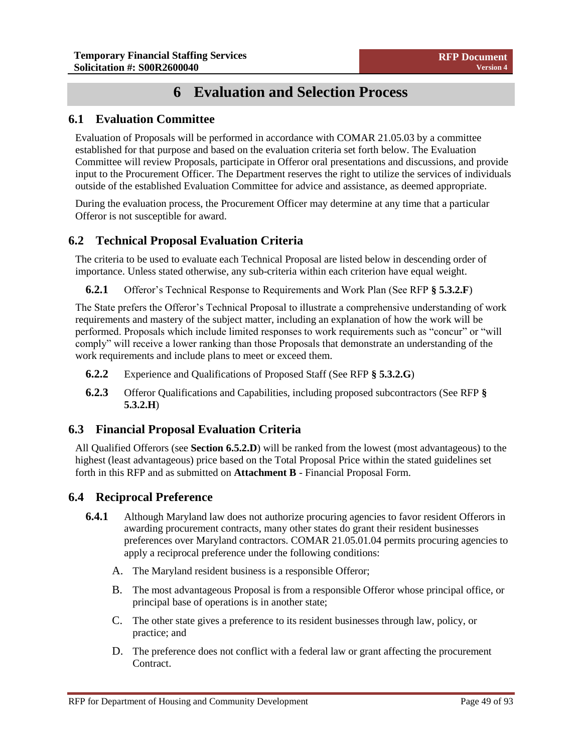# 6 Evaluation and Selection Process

## 6.1 Evaluation Committee

Evaluation of Proposals will be performed in accordance with COMAR 21.05.03 by a committee established for that purpose and based on the evaluation criteria set forth below. The Evaluation Committee will review Proposals, participate in Offeror oral presentations and discussions, and provide input to the Procurement Officer. The Department reserves the right to utilize the services of individuals outside of the established Evaluation Committee for advice and assistance, as deemed appropriate.

During the evaluation process, the Procurement Officer may determine at any time that a particular Offeror is not susceptible for award.

## 6.2 Technical Proposal Evaluation Criteria

The criteria to be used to evaluate each Technical Proposal are listed below in descending order of importance. Unless stated otherwise, any sub-criteria within each criterion have equal weight.

**6.2.1** Offeror's Technical Response to Requirements and Work Plan (See RFP **§ 5.3.2.F**)

The State prefers the Offeror's Technical Proposal to illustrate a comprehensive understanding of work requirements and mastery of the subject matter, including an explanation of how the work will be performed. Proposals which include limited responses to work requirements such as "concur" or "will comply" will receive a lower ranking than those Proposals that demonstrate an understanding of the work requirements and include plans to meet or exceed them.

**6.2.2** Experience and Qualifications of Proposed Staff (See RFP **§ 5.3.2.G**)

**6.2.3** Offeror Qualifications and Capabilities, including proposed subcontractors (See RFP **§ 5.3.2.H**)

## 6.3 Financial Proposal Evaluation Criteria

All Qualified Offerors (see **Section 6.5.2.D**) will be ranked from the lowest (most advantageous) to the highest (least advantageous) price based on the Total Proposal Price within the stated guidelines set forth in this RFP and as submitted on **Attachment B** - Financial Proposal Form.

## 6.4 Reciprocal Preference

**6.4.1** Although Maryland law does not authorize procuring agencies to favor resident Offerors in awarding procurement contracts, many other states do grant their resident businesses preferences over Maryland contractors. COMAR 21.05.01.04 permits procuring agencies to apply a reciprocal preference under the following conditions:

A. The Maryland resident business is a responsible Offeror;

B. The most advantageous Proposal is from a responsible Offeror whose principal office, or principal base of operations is in another state;

C. The other state gives a preference to its resident businesses through law, policy, or practice; and

D. The preference does not conflict with a federal law or grant affecting the procurement Contract.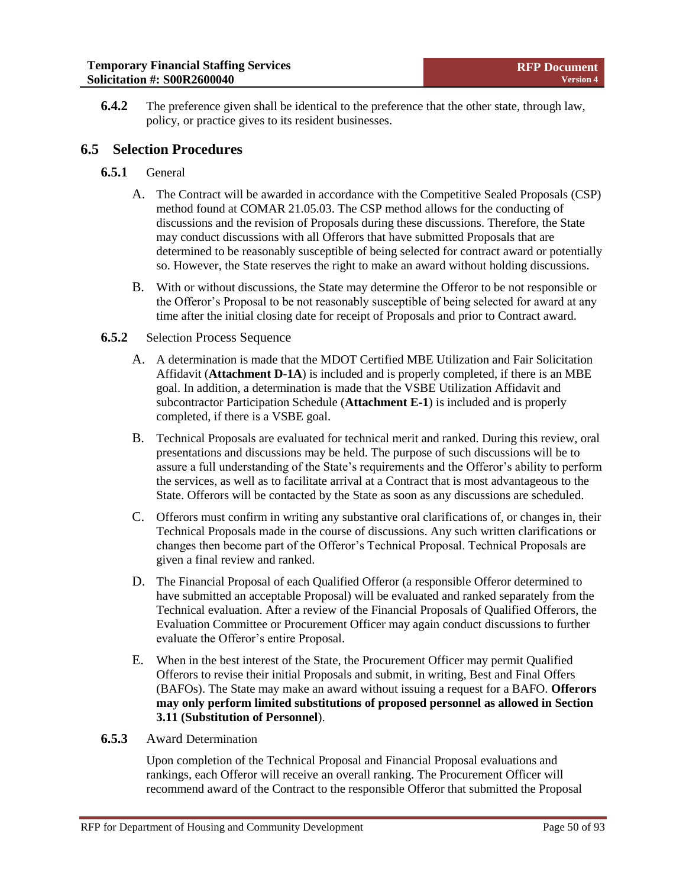**6.4.2** The preference given shall be identical to the preference that the other state, through law, policy, or practice gives to its resident businesses.

## 6.5 Selection Procedures

**6.5.1** General

A. The Contract will be awarded in accordance with the Competitive Sealed Proposals (CSP) method found at COMAR 21.05.03. The CSP method allows for the conducting of discussions and the revision of Proposals during these discussions. Therefore, the State may conduct discussions with all Offerors that have submitted Proposals that are determined to be reasonably susceptible of being selected for contract award or potentially so. However, the State reserves the right to make an award without holding discussions.

B. With or without discussions, the State may determine the Offeror to be not responsible or the Offeror's Proposal to be not reasonably susceptible of being selected for award at any time after the initial closing date for receipt of Proposals and prior to Contract award.

**6.5.2** Selection Process Sequence

A. A determination is made that the MDOT Certified MBE Utilization and Fair Solicitation Affidavit (**Attachment D-1A**) is included and is properly completed, if there is an MBE goal. In addition, a determination is made that the VSBE Utilization Affidavit and subcontractor Participation Schedule (**Attachment E-1**) is included and is properly completed, if there is a VSBE goal.

B. Technical Proposals are evaluated for technical merit and ranked. During this review, oral presentations and discussions may be held. The purpose of such discussions will be to assure a full understanding of the State's requirements and the Offeror's ability to perform the services, as well as to facilitate arrival at a Contract that is most advantageous to the State. Offerors will be contacted by the State as soon as any discussions are scheduled.

C. Offerors must confirm in writing any substantive oral clarifications of, or changes in, their Technical Proposals made in the course of discussions. Any such written clarifications or changes then become part of the Offeror's Technical Proposal. Technical Proposals are given a final review and ranked.

D. The Financial Proposal of each Qualified Offeror (a responsible Offeror determined to have submitted an acceptable Proposal) will be evaluated and ranked separately from the Technical evaluation. After a review of the Financial Proposals of Qualified Offerors, the Evaluation Committee or Procurement Officer may again conduct discussions to further evaluate the Offeror's entire Proposal.

E. When in the best interest of the State, the Procurement Officer may permit Qualified Offerors to revise their initial Proposals and submit, in writing, Best and Final Offers (BAFOs). The State may make an award without issuing a request for a BAFO. **Offerors may only perform limited substitutions of proposed personnel as allowed in Section 3.11 (Substitution of Personnel**).

**6.5.3** Award Determination

Upon completion of the Technical Proposal and Financial Proposal evaluations and rankings, each Offeror will receive an overall ranking. The Procurement Officer will recommend award of the Contract to the responsible Offeror that submitted the Proposal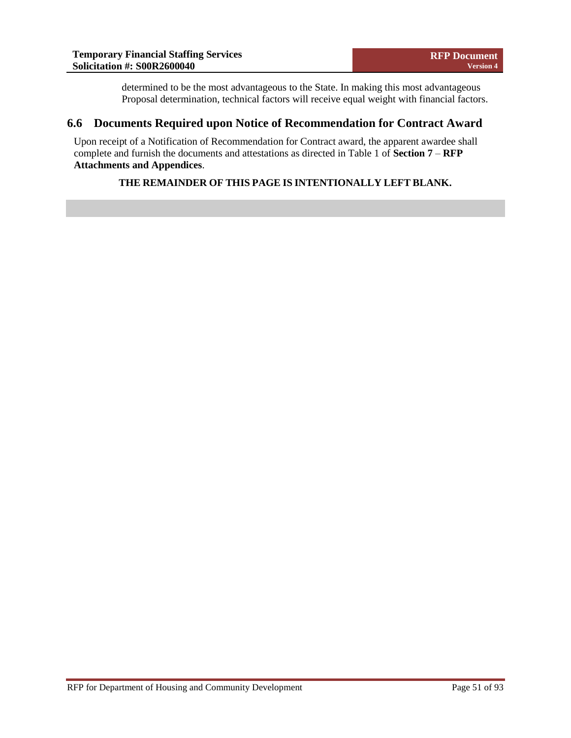determined to be the most advantageous to the State. In making this most advantageous Proposal determination, technical factors will receive equal weight with financial factors.

## 6.6 Documents Required upon Notice of Recommendation for Contract Award

Upon receipt of a Notification of Recommendation for Contract award, the apparent awardee shall complete and furnish the documents and attestations as directed in Table 1 of **Section 7** – **RFP Attachments and Appendices**.

**THE REMAINDER OF THIS PAGE IS INTENTIONALLY LEFT BLANK.**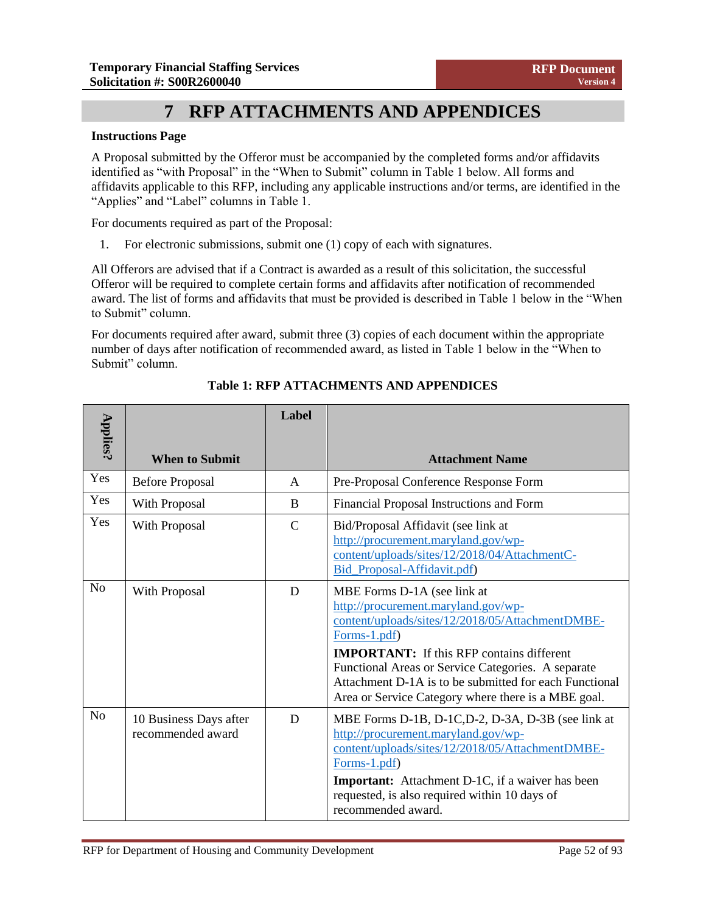# 7 RFP ATTACHMENTS AND APPENDICES

**Instructions Page**

A Proposal submitted by the Offeror must be accompanied by the completed forms and/or affidavits identified as "with Proposal" in the "When to Submit" column in Table 1 below. All forms and affidavits applicable to this RFP, including any applicable instructions and/or terms, are identified in the "Applies" and "Label" columns in Table 1.

For documents required as part of the Proposal:

1. For electronic submissions, submit one (1) copy of each with signatures.

All Offerors are advised that if a Contract is awarded as a result of this solicitation, the successful Offeror will be required to complete certain forms and affidavits after notification of recommended award. The list of forms and affidavits that must be provided is described in Table 1 below in the "When to Submit" column.

For documents required after award, submit three (3) copies of each document within the appropriate number of days after notification of recommended award, as listed in Table 1 below in the "When to Submit" column.

**Table 1: RFP ATTACHMENTS AND APPENDICES**

| Applies? | When to Submit | Label | Attachment Name |
|---|---|---|---|
| Yes | Before Proposal | A | Pre-Proposal Conference Response Form |
| Yes | With Proposal | B | Financial Proposal Instructions and Form |
| Yes | With Proposal | C | Bid/Proposal Affidavit (see link at http://procurement.maryland.gov/wp-content/uploads/sites/12/2018/04/AttachmentC-Bid_Proposal-Affidavit.pdf) |
| No | With Proposal | D | MBE Forms D-1A (see link at http://procurement.maryland.gov/wp-content/uploads/sites/12/2018/05/AttachmentDMBE-Forms-1.pdf) **IMPORTANT:** If this RFP contains different Functional Areas or Service Categories. A separate Attachment D-1A is to be submitted for each Functional Area or Service Category where there is a MBE goal. |
| No | 10 Business Days after recommended award | D | MBE Forms D-1B, D-1C,D-2, D-3A, D-3B (see link at http://procurement.maryland.gov/wp-content/uploads/sites/12/2018/05/AttachmentDMBE-Forms-1.pdf) **Important:** Attachment D-1C, if a waiver has been requested, is also required within 10 days of recommended award. |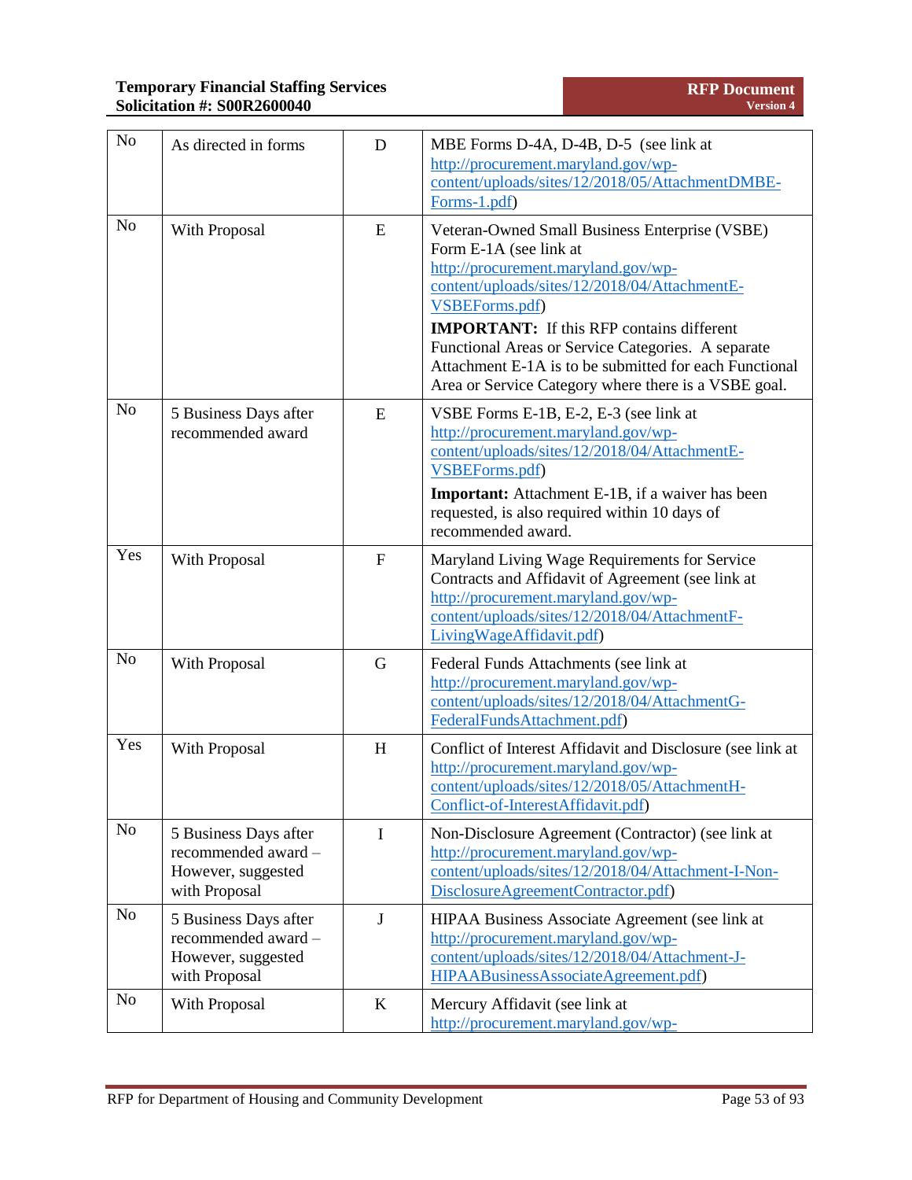| | | | |
|---|---|---|---|
| No | As directed in forms | D | MBE Forms D-4A, D-4B, D-5 (see link at http://procurement.maryland.gov/wp-content/uploads/sites/12/2018/05/AttachmentDMBE-Forms-1.pdf) |
| No | With Proposal | E | Veteran-Owned Small Business Enterprise (VSBE) Form E-1A (see link at http://procurement.maryland.gov/wp-content/uploads/sites/12/2018/04/AttachmentE-VSBEForms.pdf)<br>**IMPORTANT:** If this RFP contains different Functional Areas or Service Categories. A separate Attachment E-1A is to be submitted for each Functional Area or Service Category where there is a VSBE goal. |
| No | 5 Business Days after recommended award | E | VSBE Forms E-1B, E-2, E-3 (see link at http://procurement.maryland.gov/wp-content/uploads/sites/12/2018/04/AttachmentE-VSBEForms.pdf)<br>**Important:** Attachment E-1B, if a waiver has been requested, is also required within 10 days of recommended award. |
| Yes | With Proposal | F | Maryland Living Wage Requirements for Service Contracts and Affidavit of Agreement (see link at http://procurement.maryland.gov/wp-content/uploads/sites/12/2018/04/AttachmentF-LivingWageAffidavit.pdf) |
| No | With Proposal | G | Federal Funds Attachments (see link at http://procurement.maryland.gov/wp-content/uploads/sites/12/2018/04/AttachmentG-FederalFundsAttachment.pdf) |
| Yes | With Proposal | H | Conflict of Interest Affidavit and Disclosure (see link at http://procurement.maryland.gov/wp-content/uploads/sites/12/2018/05/AttachmentH-Conflict-of-InterestAffidavit.pdf) |
| No | 5 Business Days after recommended award – However, suggested with Proposal | I | Non-Disclosure Agreement (Contractor) (see link at http://procurement.maryland.gov/wp-content/uploads/sites/12/2018/04/Attachment-I-Non-DisclosureAgreementContractor.pdf) |
| No | 5 Business Days after recommended award – However, suggested with Proposal | J | HIPAA Business Associate Agreement (see link at http://procurement.maryland.gov/wp-content/uploads/sites/12/2018/04/Attachment-J-HIPAABusinessAssociateAgreement.pdf) |
| No | With Proposal | K | Mercury Affidavit (see link at http://procurement.maryland.gov/wp- |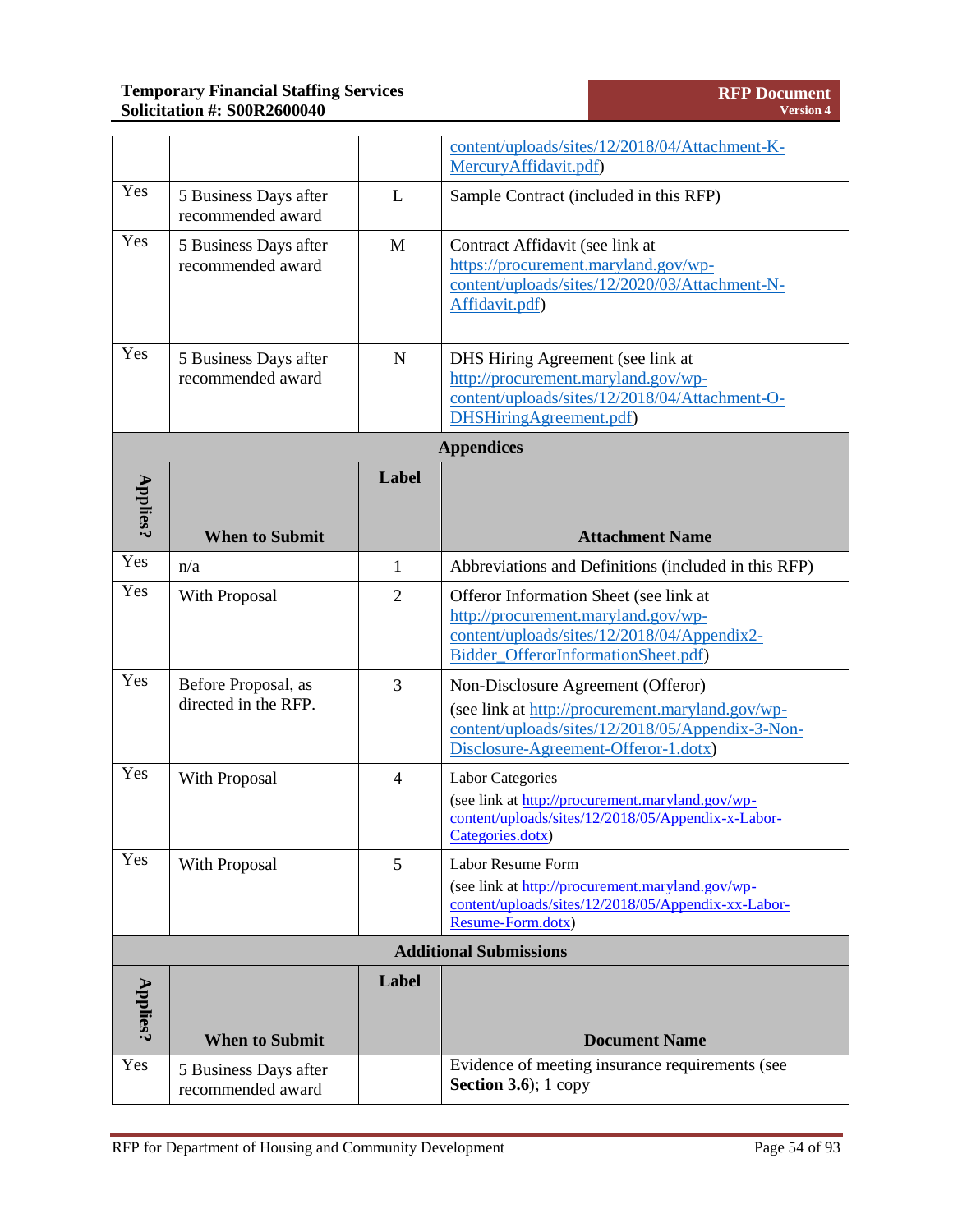| | | | |
|---|---|---|---|
| | | | content/uploads/sites/12/2018/04/Attachment-K-MercuryAffidavit.pdf) |
| Yes | 5 Business Days after recommended award | L | Sample Contract (included in this RFP) |
| Yes | 5 Business Days after recommended award | M | Contract Affidavit (see link at https://procurement.maryland.gov/wp-content/uploads/sites/12/2020/03/Attachment-N-Affidavit.pdf) |
| Yes | 5 Business Days after recommended award | N | DHS Hiring Agreement (see link at http://procurement.maryland.gov/wp-content/uploads/sites/12/2018/04/Attachment-O-DHSHiringAgreement.pdf) |

**Appendices**

| Applies? | When to Submit | Label | Attachment Name |
|---|---|---|---|
| Yes | n/a | 1 | Abbreviations and Definitions (included in this RFP) |
| Yes | With Proposal | 2 | Offeror Information Sheet (see link at http://procurement.maryland.gov/wp-content/uploads/sites/12/2018/04/Appendix2-Bidder_OfferorInformationSheet.pdf) |
| Yes | Before Proposal, as directed in the RFP. | 3 | Non-Disclosure Agreement (Offeror) (see link at http://procurement.maryland.gov/wp-content/uploads/sites/12/2018/05/Appendix-3-Non-Disclosure-Agreement-Offeror-1.dotx) |
| Yes | With Proposal | 4 | Labor Categories (see link at http://procurement.maryland.gov/wp-content/uploads/sites/12/2018/05/Appendix-x-Labor-Categories.dotx) |
| Yes | With Proposal | 5 | Labor Resume Form (see link at http://procurement.maryland.gov/wp-content/uploads/sites/12/2018/05/Appendix-xx-Labor-Resume-Form.dotx) |

**Additional Submissions**

| Applies? | When to Submit | Label | Document Name |
|---|---|---|---|
| Yes | 5 Business Days after recommended award | | Evidence of meeting insurance requirements (see **Section 3.6**); 1 copy |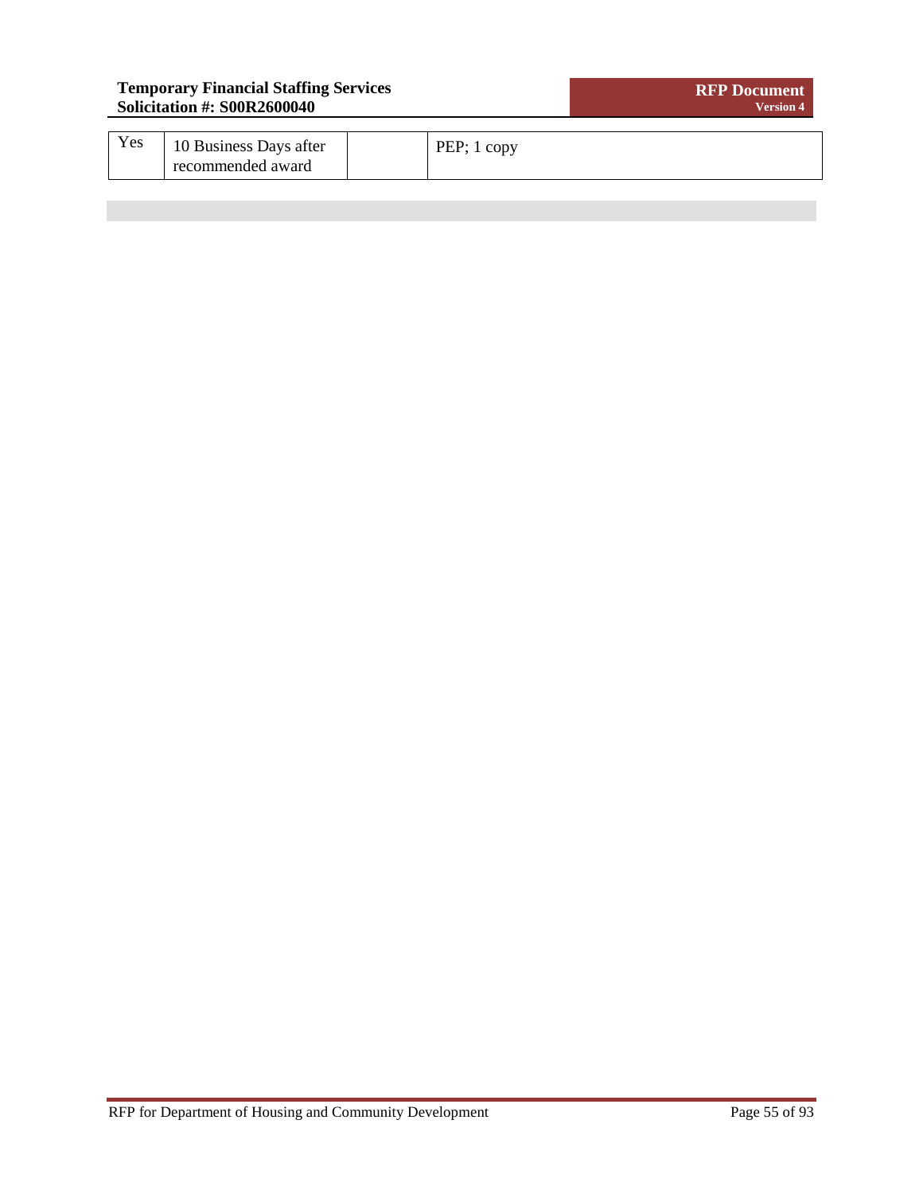| | | | |
|---|---|---|---|
| Yes | 10 Business Days after recommended award | | PEP; 1 copy |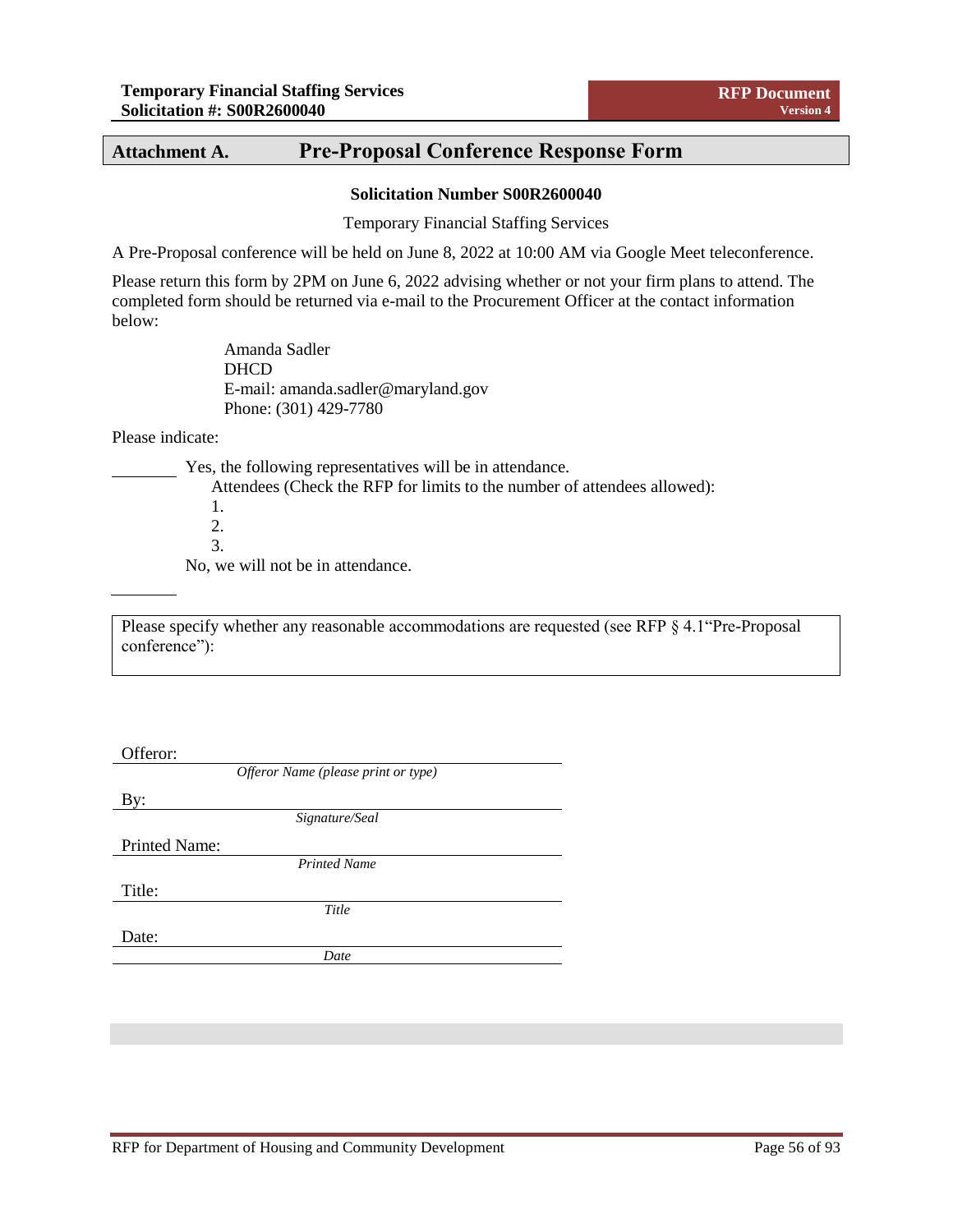## Attachment A. Pre-Proposal Conference Response Form

**Solicitation Number S00R2600040**

Temporary Financial Staffing Services

A Pre-Proposal conference will be held on June 8, 2022 at 10:00 AM via Google Meet teleconference.

Please return this form by 2PM on June 6, 2022 advising whether or not your firm plans to attend. The completed form should be returned via e-mail to the Procurement Officer at the contact information below:

Amanda Sadler  
DHCD  
E-mail: amanda.sadler@maryland.gov  
Phone: (301) 429-7780

Please indicate:

\_\_\_\_\_\_\_\_ Yes, the following representatives will be in attendance.

Attendees (Check the RFP for limits to the number of attendees allowed):

1.
2.
3.

\_\_\_\_\_\_\_\_ No, we will not be in attendance.

Please specify whether any reasonable accommodations are requested (see RFP § 4.1"Pre-Proposal conference"):

Offeror: \_\_\_\_\_\_\_\_\_\_\_\_\_\_\_\_\_\_\_\_\_\_\_\_\_\_\_\_\_\_\_\_\_\_\_\_\_\_\_\_  
*Offeror Name (please print or type)*

By: \_\_\_\_\_\_\_\_\_\_\_\_\_\_\_\_\_\_\_\_\_\_\_\_\_\_\_\_\_\_\_\_\_\_\_\_\_\_\_\_  
*Signature/Seal*

Printed Name: \_\_\_\_\_\_\_\_\_\_\_\_\_\_\_\_\_\_\_\_\_\_\_\_\_\_\_\_\_\_\_\_\_\_\_\_\_\_\_\_  
*Printed Name*

Title: \_\_\_\_\_\_\_\_\_\_\_\_\_\_\_\_\_\_\_\_\_\_\_\_\_\_\_\_\_\_\_\_\_\_\_\_\_\_\_\_  
*Title*

Date: \_\_\_\_\_\_\_\_\_\_\_\_\_\_\_\_\_\_\_\_\_\_\_\_\_\_\_\_\_\_\_\_\_\_\_\_\_\_\_\_  
*Date*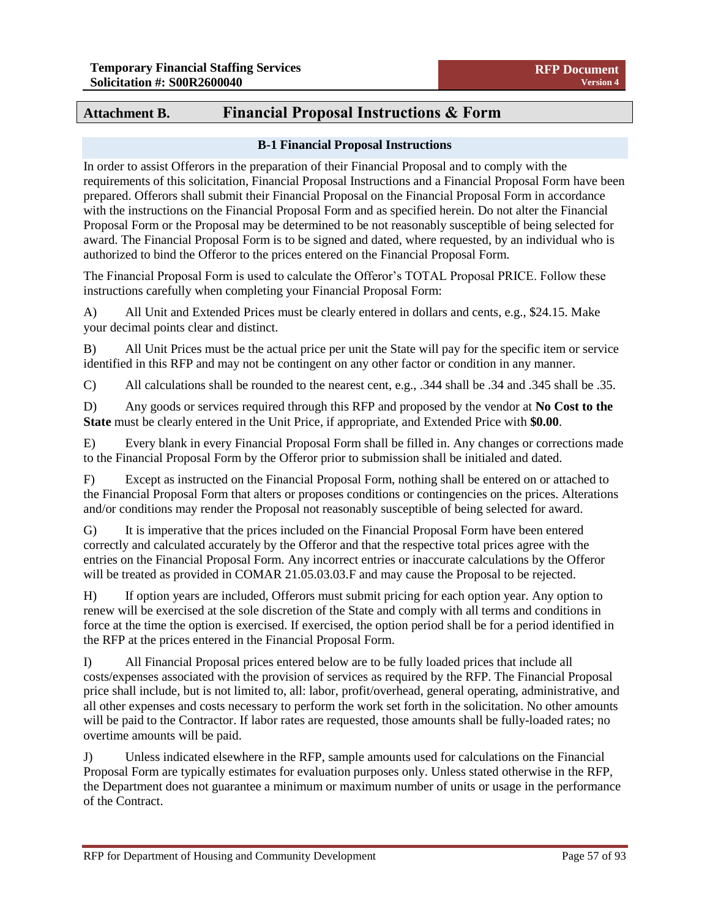# Attachment B. Financial Proposal Instructions & Form

## B-1 Financial Proposal Instructions

In order to assist Offerors in the preparation of their Financial Proposal and to comply with the requirements of this solicitation, Financial Proposal Instructions and a Financial Proposal Form have been prepared. Offerors shall submit their Financial Proposal on the Financial Proposal Form in accordance with the instructions on the Financial Proposal Form and as specified herein. Do not alter the Financial Proposal Form or the Proposal may be determined to be not reasonably susceptible of being selected for award. The Financial Proposal Form is to be signed and dated, where requested, by an individual who is authorized to bind the Offeror to the prices entered on the Financial Proposal Form.

The Financial Proposal Form is used to calculate the Offeror's TOTAL Proposal PRICE. Follow these instructions carefully when completing your Financial Proposal Form:

A) All Unit and Extended Prices must be clearly entered in dollars and cents, e.g., $24.15. Make your decimal points clear and distinct.

B) All Unit Prices must be the actual price per unit the State will pay for the specific item or service identified in this RFP and may not be contingent on any other factor or condition in any manner.

C) All calculations shall be rounded to the nearest cent, e.g., .344 shall be .34 and .345 shall be .35.

D) Any goods or services required through this RFP and proposed by the vendor at **No Cost to the State** must be clearly entered in the Unit Price, if appropriate, and Extended Price with **$0.00**.

E) Every blank in every Financial Proposal Form shall be filled in. Any changes or corrections made to the Financial Proposal Form by the Offeror prior to submission shall be initialed and dated.

F) Except as instructed on the Financial Proposal Form, nothing shall be entered on or attached to the Financial Proposal Form that alters or proposes conditions or contingencies on the prices. Alterations and/or conditions may render the Proposal not reasonably susceptible of being selected for award.

G) It is imperative that the prices included on the Financial Proposal Form have been entered correctly and calculated accurately by the Offeror and that the respective total prices agree with the entries on the Financial Proposal Form. Any incorrect entries or inaccurate calculations by the Offeror will be treated as provided in COMAR 21.05.03.03.F and may cause the Proposal to be rejected.

H) If option years are included, Offerors must submit pricing for each option year. Any option to renew will be exercised at the sole discretion of the State and comply with all terms and conditions in force at the time the option is exercised. If exercised, the option period shall be for a period identified in the RFP at the prices entered in the Financial Proposal Form.

I) All Financial Proposal prices entered below are to be fully loaded prices that include all costs/expenses associated with the provision of services as required by the RFP. The Financial Proposal price shall include, but is not limited to, all: labor, profit/overhead, general operating, administrative, and all other expenses and costs necessary to perform the work set forth in the solicitation. No other amounts will be paid to the Contractor. If labor rates are requested, those amounts shall be fully-loaded rates; no overtime amounts will be paid.

J) Unless indicated elsewhere in the RFP, sample amounts used for calculations on the Financial Proposal Form are typically estimates for evaluation purposes only. Unless stated otherwise in the RFP, the Department does not guarantee a minimum or maximum number of units or usage in the performance of the Contract.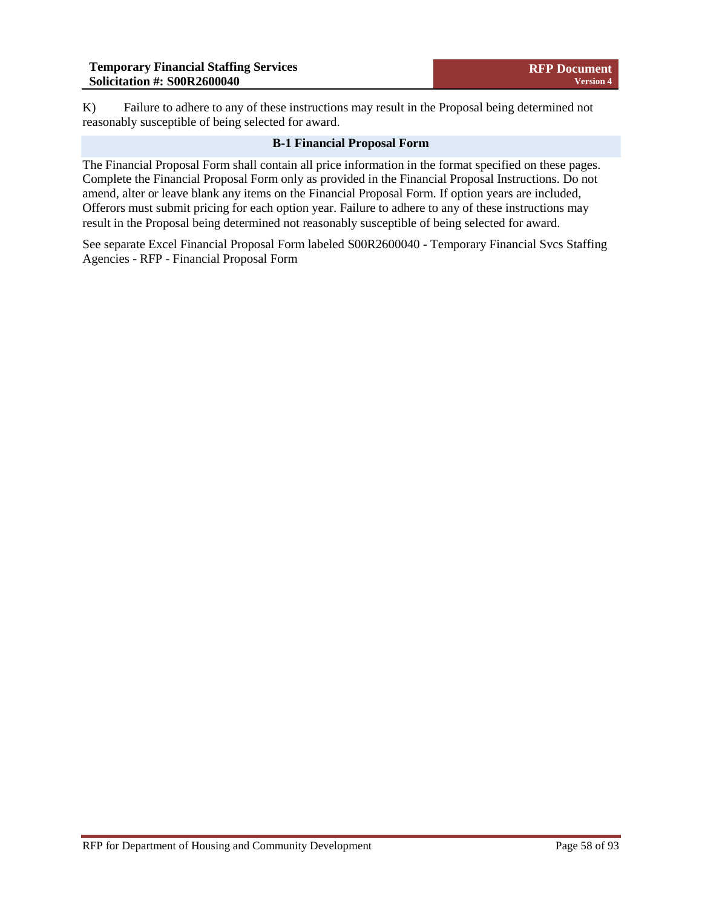K) Failure to adhere to any of these instructions may result in the Proposal being determined not reasonably susceptible of being selected for award.

## B-1 Financial Proposal Form

The Financial Proposal Form shall contain all price information in the format specified on these pages. Complete the Financial Proposal Form only as provided in the Financial Proposal Instructions. Do not amend, alter or leave blank any items on the Financial Proposal Form. If option years are included, Offerors must submit pricing for each option year. Failure to adhere to any of these instructions may result in the Proposal being determined not reasonably susceptible of being selected for award.

See separate Excel Financial Proposal Form labeled S00R2600040 - Temporary Financial Svcs Staffing Agencies - RFP - Financial Proposal Form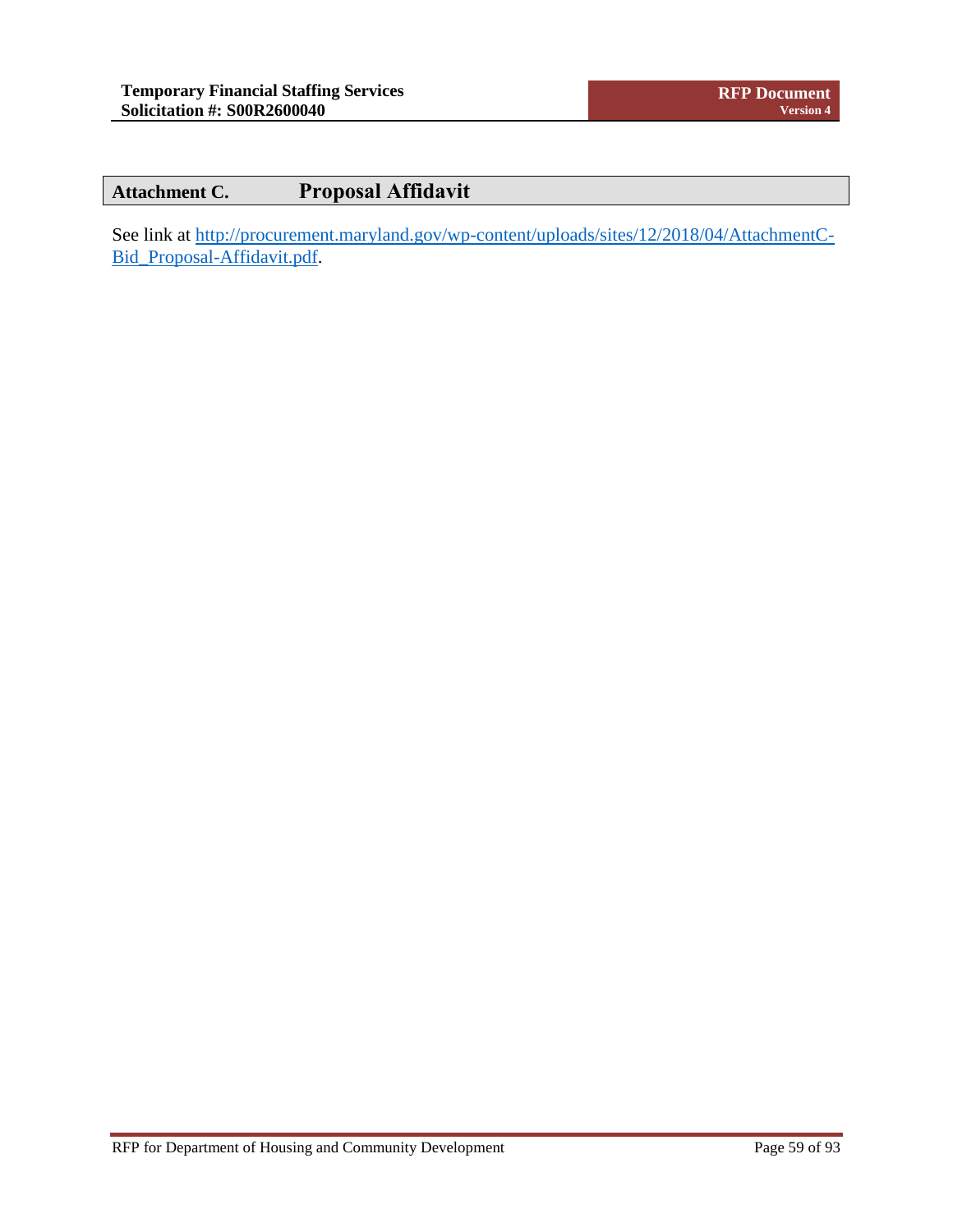# Attachment C. Proposal Affidavit

See link at [http://procurement.maryland.gov/wp-content/uploads/sites/12/2018/04/AttachmentC-Bid_Proposal-Affidavit.pdf](http://procurement.maryland.gov/wp-content/uploads/sites/12/2018/04/AttachmentC-Bid_Proposal-Affidavit.pdf).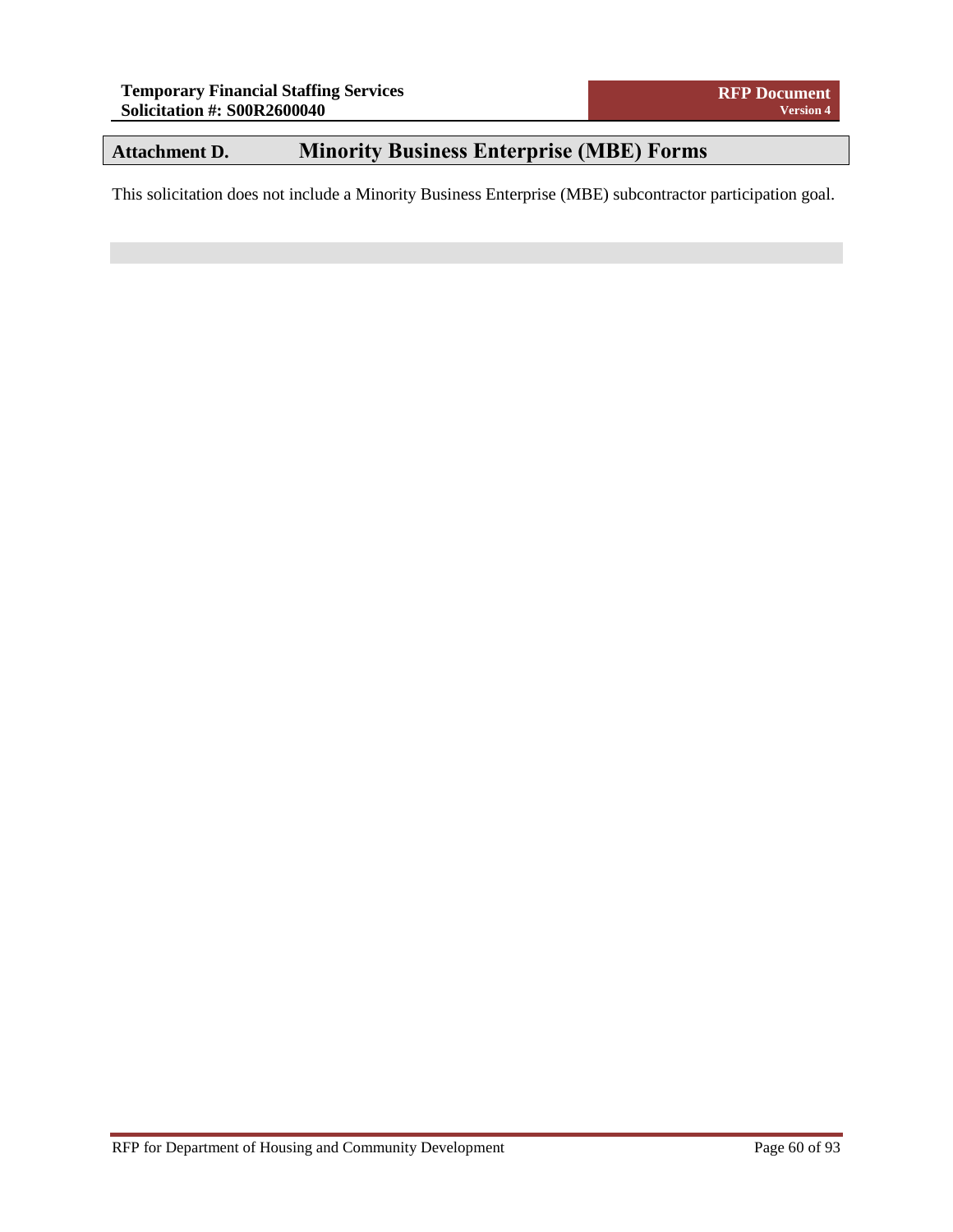## Attachment D. Minority Business Enterprise (MBE) Forms

This solicitation does not include a Minority Business Enterprise (MBE) subcontractor participation goal.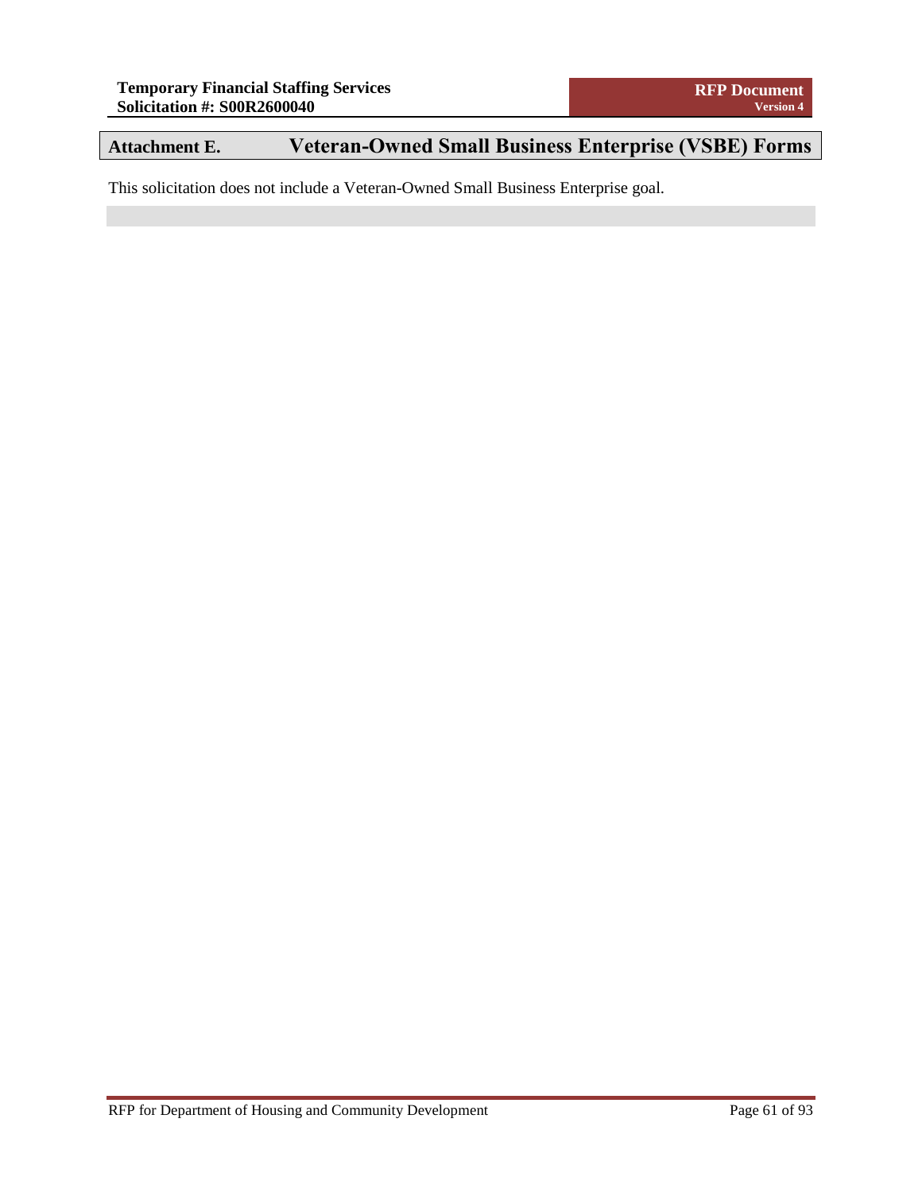## Attachment E. Veteran-Owned Small Business Enterprise (VSBE) Forms

This solicitation does not include a Veteran-Owned Small Business Enterprise goal.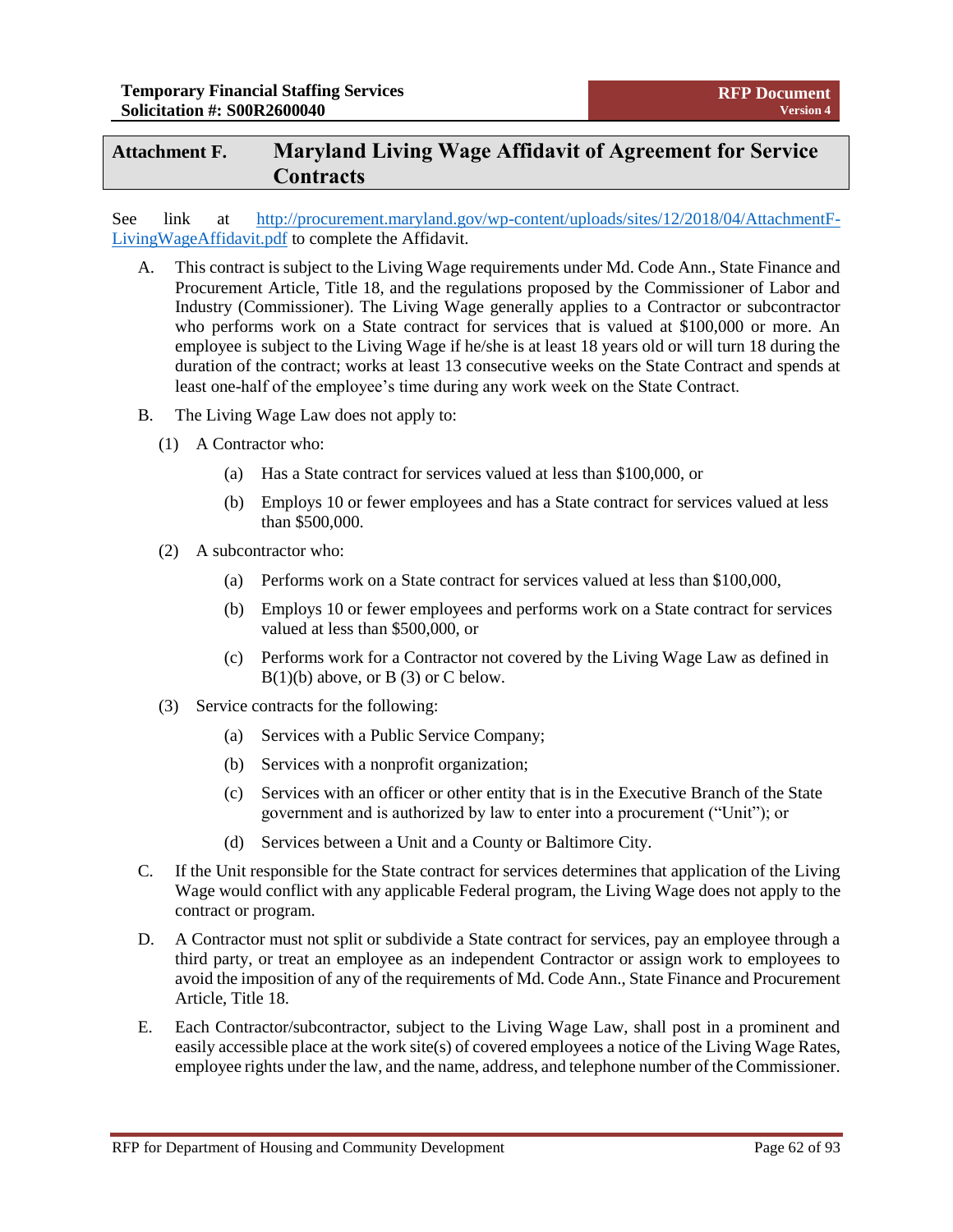## Attachment F. Maryland Living Wage Affidavit of Agreement for Service Contracts

See link at [http://procurement.maryland.gov/wp-content/uploads/sites/12/2018/04/AttachmentF-LivingWageAffidavit.pdf](http://procurement.maryland.gov/wp-content/uploads/sites/12/2018/04/AttachmentF-LivingWageAffidavit.pdf) to complete the Affidavit.

A. This contract is subject to the Living Wage requirements under Md. Code Ann., State Finance and Procurement Article, Title 18, and the regulations proposed by the Commissioner of Labor and Industry (Commissioner). The Living Wage generally applies to a Contractor or subcontractor who performs work on a State contract for services that is valued at $100,000 or more. An employee is subject to the Living Wage if he/she is at least 18 years old or will turn 18 during the duration of the contract; works at least 13 consecutive weeks on the State Contract and spends at least one-half of the employee's time during any work week on the State Contract.

B. The Living Wage Law does not apply to:

(1) A Contractor who:

(a) Has a State contract for services valued at less than $100,000, or

(b) Employs 10 or fewer employees and has a State contract for services valued at less than $500,000.

(2) A subcontractor who:

(a) Performs work on a State contract for services valued at less than $100,000,

(b) Employs 10 or fewer employees and performs work on a State contract for services valued at less than $500,000, or

(c) Performs work for a Contractor not covered by the Living Wage Law as defined in B(1)(b) above, or B (3) or C below.

(3) Service contracts for the following:

(a) Services with a Public Service Company;

(b) Services with a nonprofit organization;

(c) Services with an officer or other entity that is in the Executive Branch of the State government and is authorized by law to enter into a procurement ("Unit"); or

(d) Services between a Unit and a County or Baltimore City.

C. If the Unit responsible for the State contract for services determines that application of the Living Wage would conflict with any applicable Federal program, the Living Wage does not apply to the contract or program.

D. A Contractor must not split or subdivide a State contract for services, pay an employee through a third party, or treat an employee as an independent Contractor or assign work to employees to avoid the imposition of any of the requirements of Md. Code Ann., State Finance and Procurement Article, Title 18.

E. Each Contractor/subcontractor, subject to the Living Wage Law, shall post in a prominent and easily accessible place at the work site(s) of covered employees a notice of the Living Wage Rates, employee rights under the law, and the name, address, and telephone number of the Commissioner.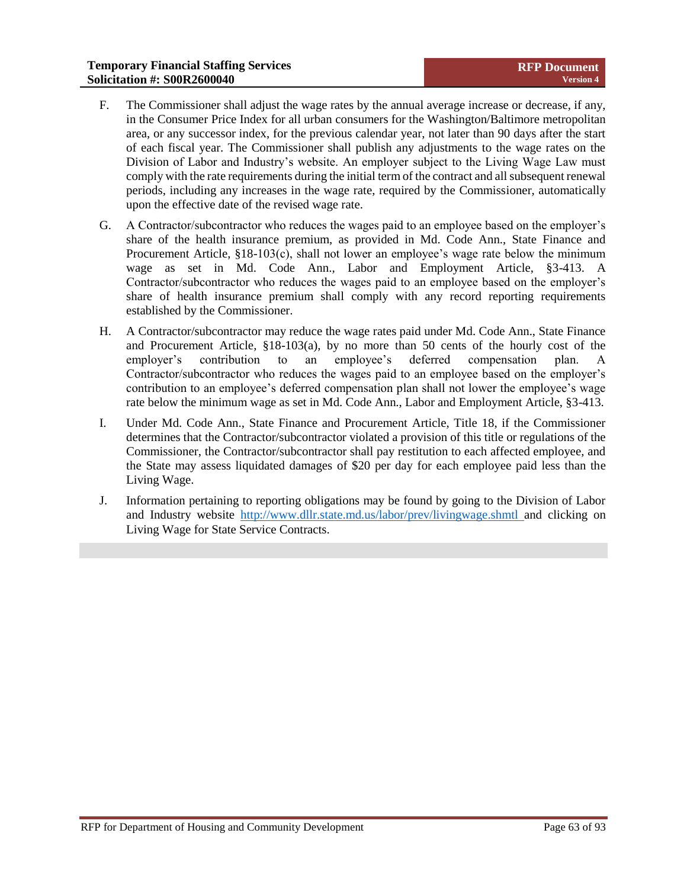F. The Commissioner shall adjust the wage rates by the annual average increase or decrease, if any, in the Consumer Price Index for all urban consumers for the Washington/Baltimore metropolitan area, or any successor index, for the previous calendar year, not later than 90 days after the start of each fiscal year. The Commissioner shall publish any adjustments to the wage rates on the Division of Labor and Industry's website. An employer subject to the Living Wage Law must comply with the rate requirements during the initial term of the contract and all subsequent renewal periods, including any increases in the wage rate, required by the Commissioner, automatically upon the effective date of the revised wage rate.

G. A Contractor/subcontractor who reduces the wages paid to an employee based on the employer's share of the health insurance premium, as provided in Md. Code Ann., State Finance and Procurement Article, §18-103(c), shall not lower an employee's wage rate below the minimum wage as set in Md. Code Ann., Labor and Employment Article, §3-413. A Contractor/subcontractor who reduces the wages paid to an employee based on the employer's share of health insurance premium shall comply with any record reporting requirements established by the Commissioner.

H. A Contractor/subcontractor may reduce the wage rates paid under Md. Code Ann., State Finance and Procurement Article, §18-103(a), by no more than 50 cents of the hourly cost of the employer's contribution to an employee's deferred compensation plan. A Contractor/subcontractor who reduces the wages paid to an employee based on the employer's contribution to an employee's deferred compensation plan shall not lower the employee's wage rate below the minimum wage as set in Md. Code Ann., Labor and Employment Article, §3-413.

I. Under Md. Code Ann., State Finance and Procurement Article, Title 18, if the Commissioner determines that the Contractor/subcontractor violated a provision of this title or regulations of the Commissioner, the Contractor/subcontractor shall pay restitution to each affected employee, and the State may assess liquidated damages of $20 per day for each employee paid less than the Living Wage.

J. Information pertaining to reporting obligations may be found by going to the Division of Labor and Industry website http://www.dllr.state.md.us/labor/prev/livingwage.shmtl and clicking on Living Wage for State Service Contracts.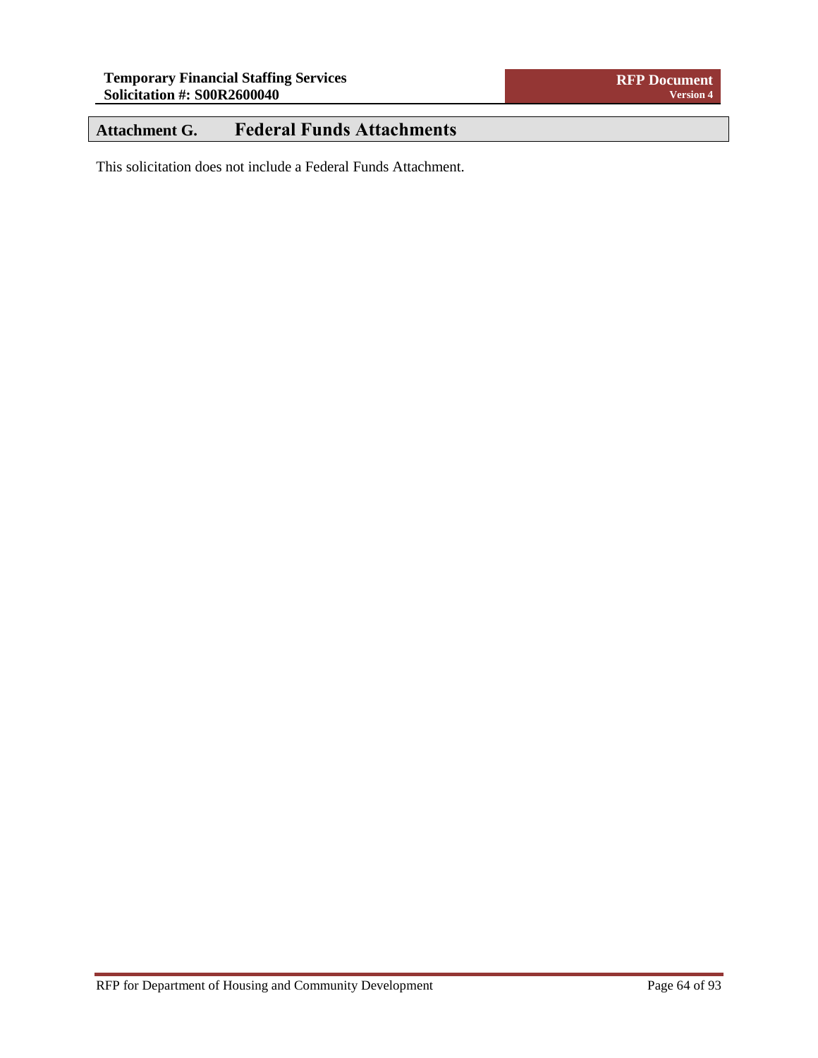# Attachment G. Federal Funds Attachments

This solicitation does not include a Federal Funds Attachment.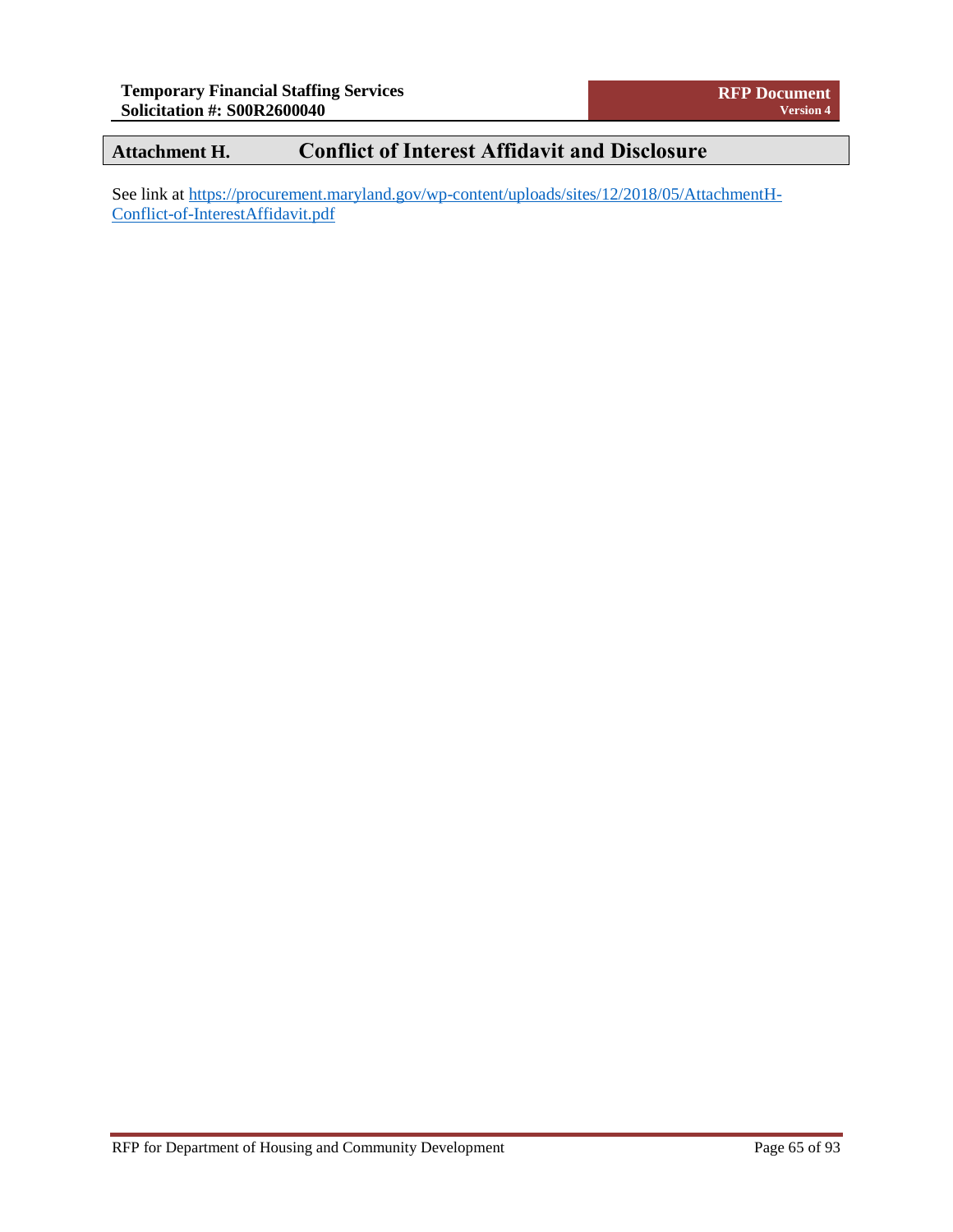## Attachment H. Conflict of Interest Affidavit and Disclosure

See link at [https://procurement.maryland.gov/wp-content/uploads/sites/12/2018/05/AttachmentH-Conflict-of-InterestAffidavit.pdf](https://procurement.maryland.gov/wp-content/uploads/sites/12/2018/05/AttachmentH-Conflict-of-InterestAffidavit.pdf)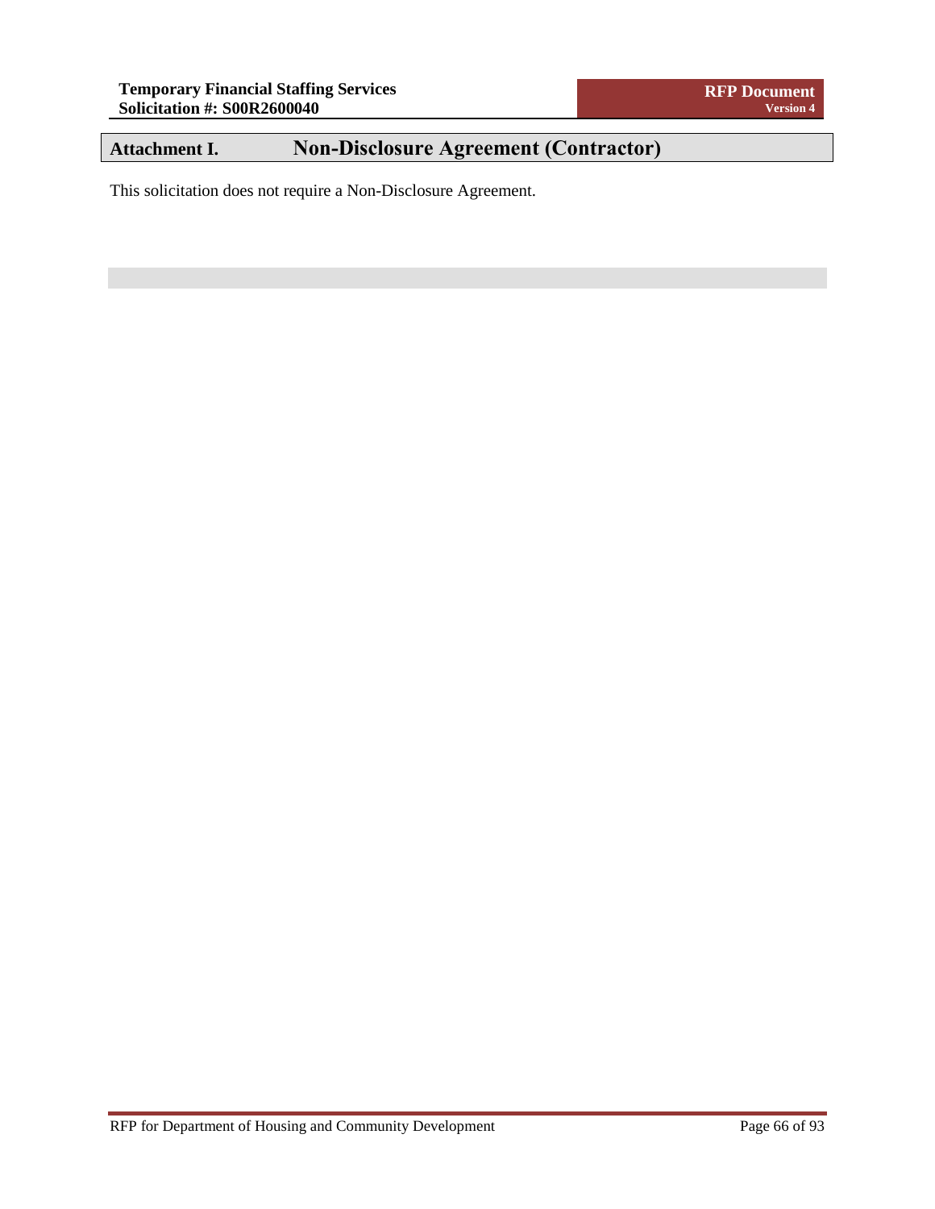## Attachment I. Non-Disclosure Agreement (Contractor)

This solicitation does not require a Non-Disclosure Agreement.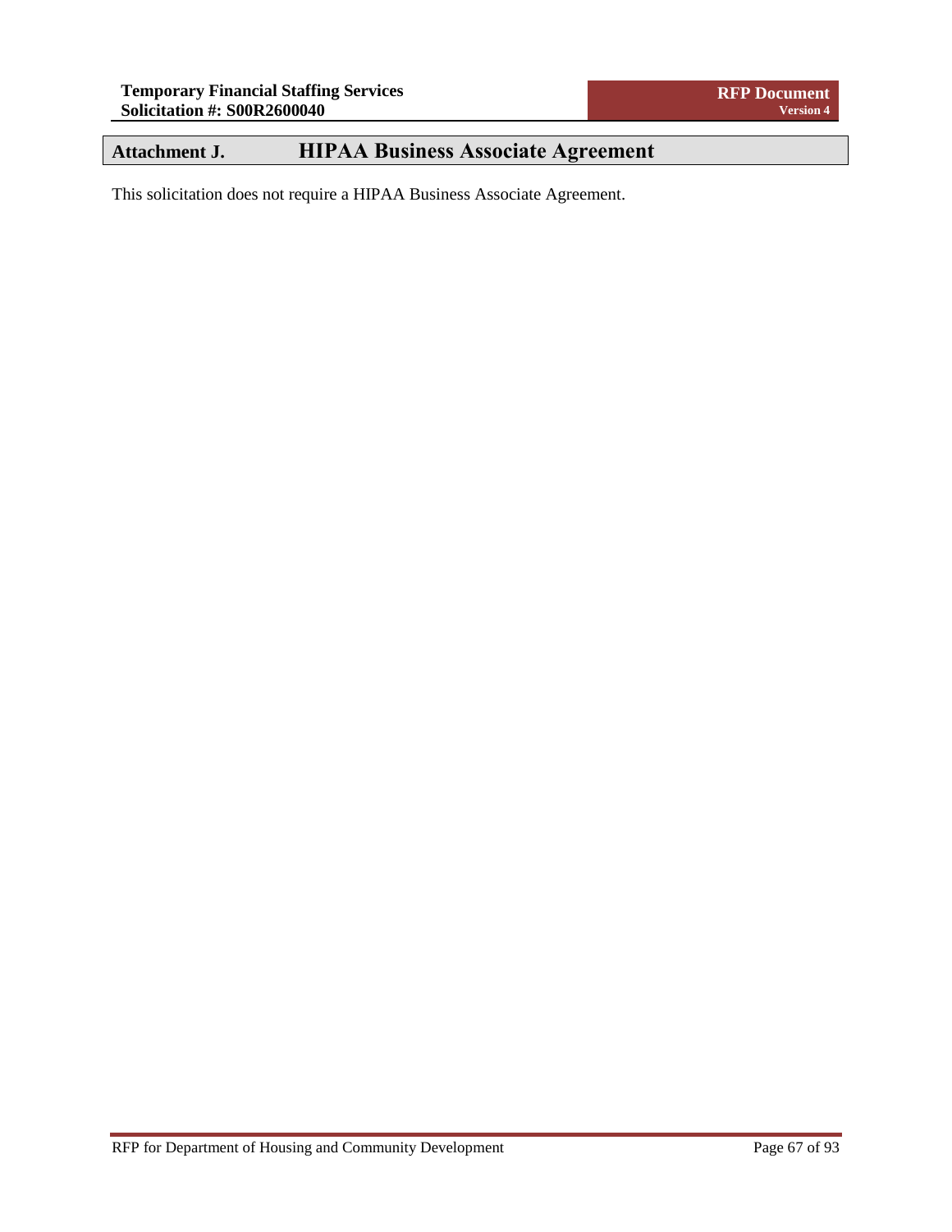## Attachment J. HIPAA Business Associate Agreement

This solicitation does not require a HIPAA Business Associate Agreement.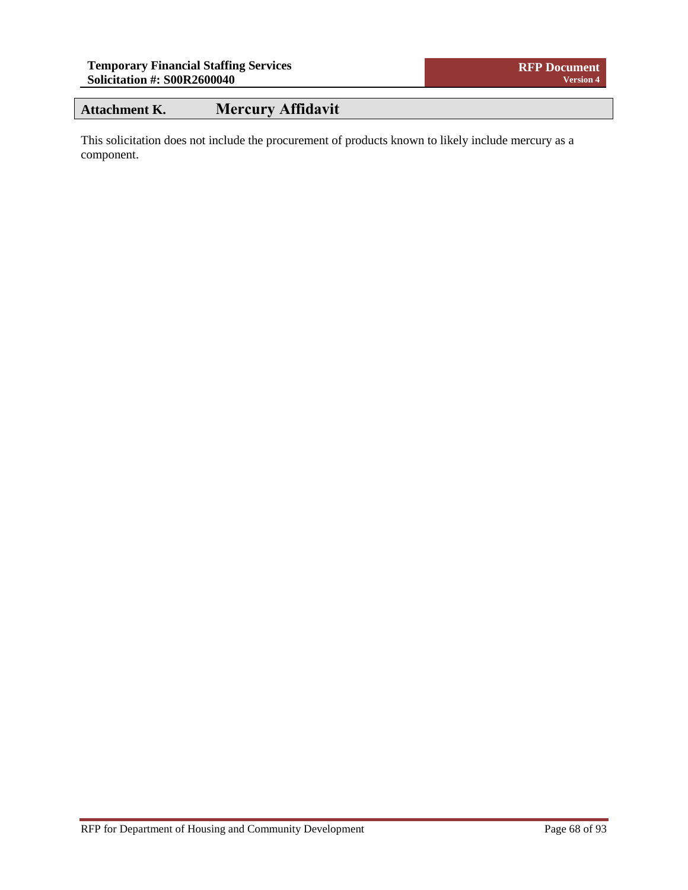## Attachment K. Mercury Affidavit

This solicitation does not include the procurement of products known to likely include mercury as a component.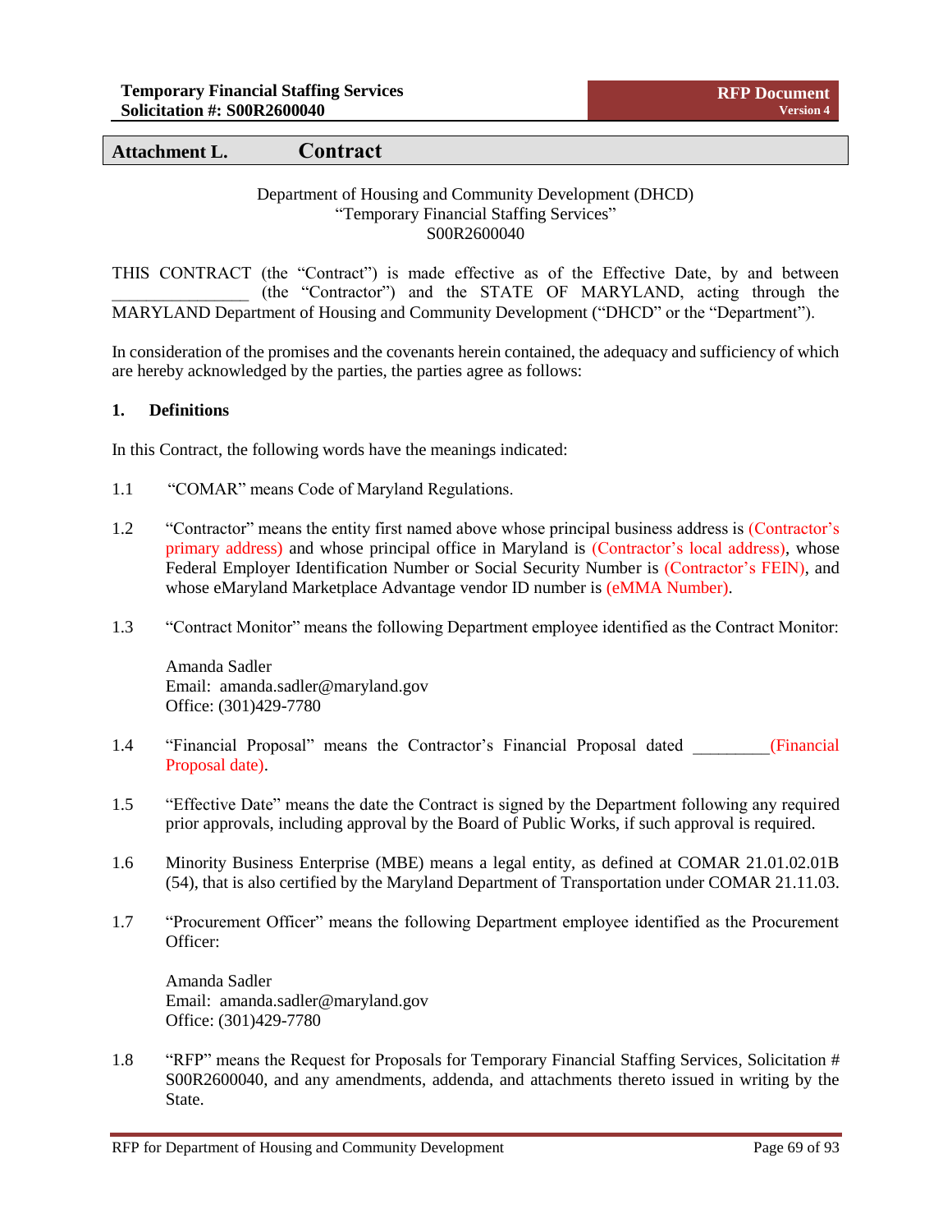## Attachment L. Contract

Department of Housing and Community Development (DHCD)
"Temporary Financial Staffing Services"
S00R2600040

THIS CONTRACT (the "Contract") is made effective as of the Effective Date, by and between ________________ (the "Contractor") and the STATE OF MARYLAND, acting through the MARYLAND Department of Housing and Community Development ("DHCD" or the "Department").

In consideration of the promises and the covenants herein contained, the adequacy and sufficiency of which are hereby acknowledged by the parties, the parties agree as follows:

### 1. Definitions

In this Contract, the following words have the meanings indicated:

1.1 "COMAR" means Code of Maryland Regulations.

1.2 "Contractor" means the entity first named above whose principal business address is (Contractor's primary address) and whose principal office in Maryland is (Contractor's local address), whose Federal Employer Identification Number or Social Security Number is (Contractor's FEIN), and whose eMaryland Marketplace Advantage vendor ID number is (eMMA Number).

1.3 "Contract Monitor" means the following Department employee identified as the Contract Monitor:

Amanda Sadler
Email: amanda.sadler@maryland.gov
Office: (301)429-7780

1.4 "Financial Proposal" means the Contractor's Financial Proposal dated _________(Financial Proposal date).

1.5 "Effective Date" means the date the Contract is signed by the Department following any required prior approvals, including approval by the Board of Public Works, if such approval is required.

1.6 Minority Business Enterprise (MBE) means a legal entity, as defined at COMAR 21.01.02.01B (54), that is also certified by the Maryland Department of Transportation under COMAR 21.11.03.

1.7 "Procurement Officer" means the following Department employee identified as the Procurement Officer:

Amanda Sadler
Email: amanda.sadler@maryland.gov
Office: (301)429-7780

1.8 "RFP" means the Request for Proposals for Temporary Financial Staffing Services, Solicitation # S00R2600040, and any amendments, addenda, and attachments thereto issued in writing by the State.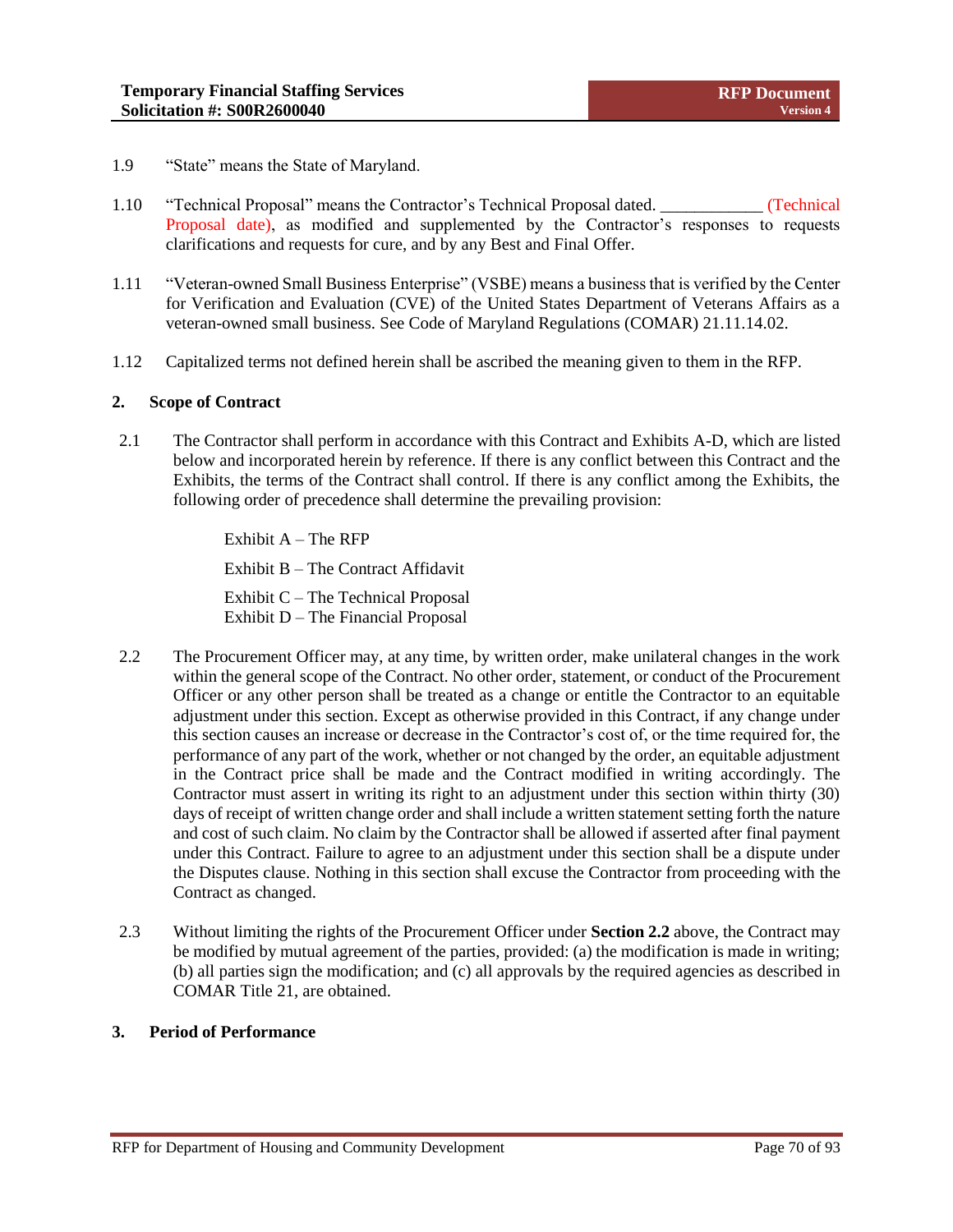1.9 "State" means the State of Maryland.

1.10 "Technical Proposal" means the Contractor's Technical Proposal dated. ____________ (Technical Proposal date), as modified and supplemented by the Contractor's responses to requests clarifications and requests for cure, and by any Best and Final Offer.

1.11 "Veteran-owned Small Business Enterprise" (VSBE) means a business that is verified by the Center for Verification and Evaluation (CVE) of the United States Department of Veterans Affairs as a veteran-owned small business. See Code of Maryland Regulations (COMAR) 21.11.14.02.

1.12 Capitalized terms not defined herein shall be ascribed the meaning given to them in the RFP.

## 2. Scope of Contract

2.1 The Contractor shall perform in accordance with this Contract and Exhibits A-D, which are listed below and incorporated herein by reference. If there is any conflict between this Contract and the Exhibits, the terms of the Contract shall control. If there is any conflict among the Exhibits, the following order of precedence shall determine the prevailing provision:

Exhibit A – The RFP

Exhibit B – The Contract Affidavit

Exhibit C – The Technical Proposal
Exhibit D – The Financial Proposal

2.2 The Procurement Officer may, at any time, by written order, make unilateral changes in the work within the general scope of the Contract. No other order, statement, or conduct of the Procurement Officer or any other person shall be treated as a change or entitle the Contractor to an equitable adjustment under this section. Except as otherwise provided in this Contract, if any change under this section causes an increase or decrease in the Contractor's cost of, or the time required for, the performance of any part of the work, whether or not changed by the order, an equitable adjustment in the Contract price shall be made and the Contract modified in writing accordingly. The Contractor must assert in writing its right to an adjustment under this section within thirty (30) days of receipt of written change order and shall include a written statement setting forth the nature and cost of such claim. No claim by the Contractor shall be allowed if asserted after final payment under this Contract. Failure to agree to an adjustment under this section shall be a dispute under the Disputes clause. Nothing in this section shall excuse the Contractor from proceeding with the Contract as changed.

2.3 Without limiting the rights of the Procurement Officer under **Section 2.2** above, the Contract may be modified by mutual agreement of the parties, provided: (a) the modification is made in writing; (b) all parties sign the modification; and (c) all approvals by the required agencies as described in COMAR Title 21, are obtained.

## 3. Period of Performance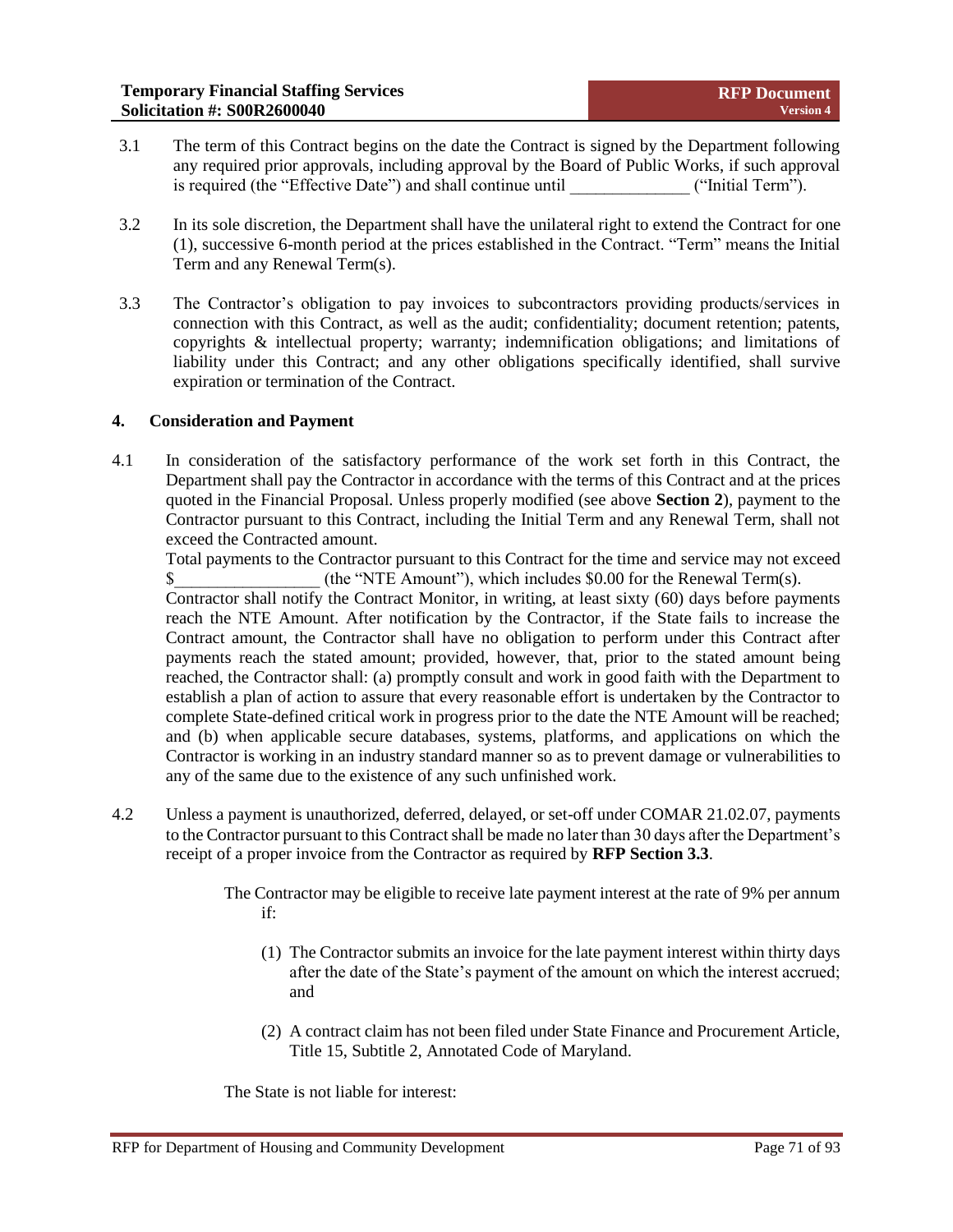3.1 The term of this Contract begins on the date the Contract is signed by the Department following any required prior approvals, including approval by the Board of Public Works, if such approval is required (the "Effective Date") and shall continue until ______________ ("Initial Term").

3.2 In its sole discretion, the Department shall have the unilateral right to extend the Contract for one (1), successive 6-month period at the prices established in the Contract. "Term" means the Initial Term and any Renewal Term(s).

3.3 The Contractor's obligation to pay invoices to subcontractors providing products/services in connection with this Contract, as well as the audit; confidentiality; document retention; patents, copyrights & intellectual property; warranty; indemnification obligations; and limitations of liability under this Contract; and any other obligations specifically identified, shall survive expiration or termination of the Contract.

## 4. Consideration and Payment

4.1 In consideration of the satisfactory performance of the work set forth in this Contract, the Department shall pay the Contractor in accordance with the terms of this Contract and at the prices quoted in the Financial Proposal. Unless properly modified (see above **Section 2**), payment to the Contractor pursuant to this Contract, including the Initial Term and any Renewal Term, shall not exceed the Contracted amount.

Total payments to the Contractor pursuant to this Contract for the time and service may not exceed $_________________ (the "NTE Amount"), which includes $0.00 for the Renewal Term(s).

Contractor shall notify the Contract Monitor, in writing, at least sixty (60) days before payments reach the NTE Amount. After notification by the Contractor, if the State fails to increase the Contract amount, the Contractor shall have no obligation to perform under this Contract after payments reach the stated amount; provided, however, that, prior to the stated amount being reached, the Contractor shall: (a) promptly consult and work in good faith with the Department to establish a plan of action to assure that every reasonable effort is undertaken by the Contractor to complete State-defined critical work in progress prior to the date the NTE Amount will be reached; and (b) when applicable secure databases, systems, platforms, and applications on which the Contractor is working in an industry standard manner so as to prevent damage or vulnerabilities to any of the same due to the existence of any such unfinished work.

4.2 Unless a payment is unauthorized, deferred, delayed, or set-off under COMAR 21.02.07, payments to the Contractor pursuant to this Contract shall be made no later than 30 days after the Department's receipt of a proper invoice from the Contractor as required by **RFP Section 3.3**.

The Contractor may be eligible to receive late payment interest at the rate of 9% per annum if:

(1) The Contractor submits an invoice for the late payment interest within thirty days after the date of the State's payment of the amount on which the interest accrued; and

(2) A contract claim has not been filed under State Finance and Procurement Article, Title 15, Subtitle 2, Annotated Code of Maryland.

The State is not liable for interest: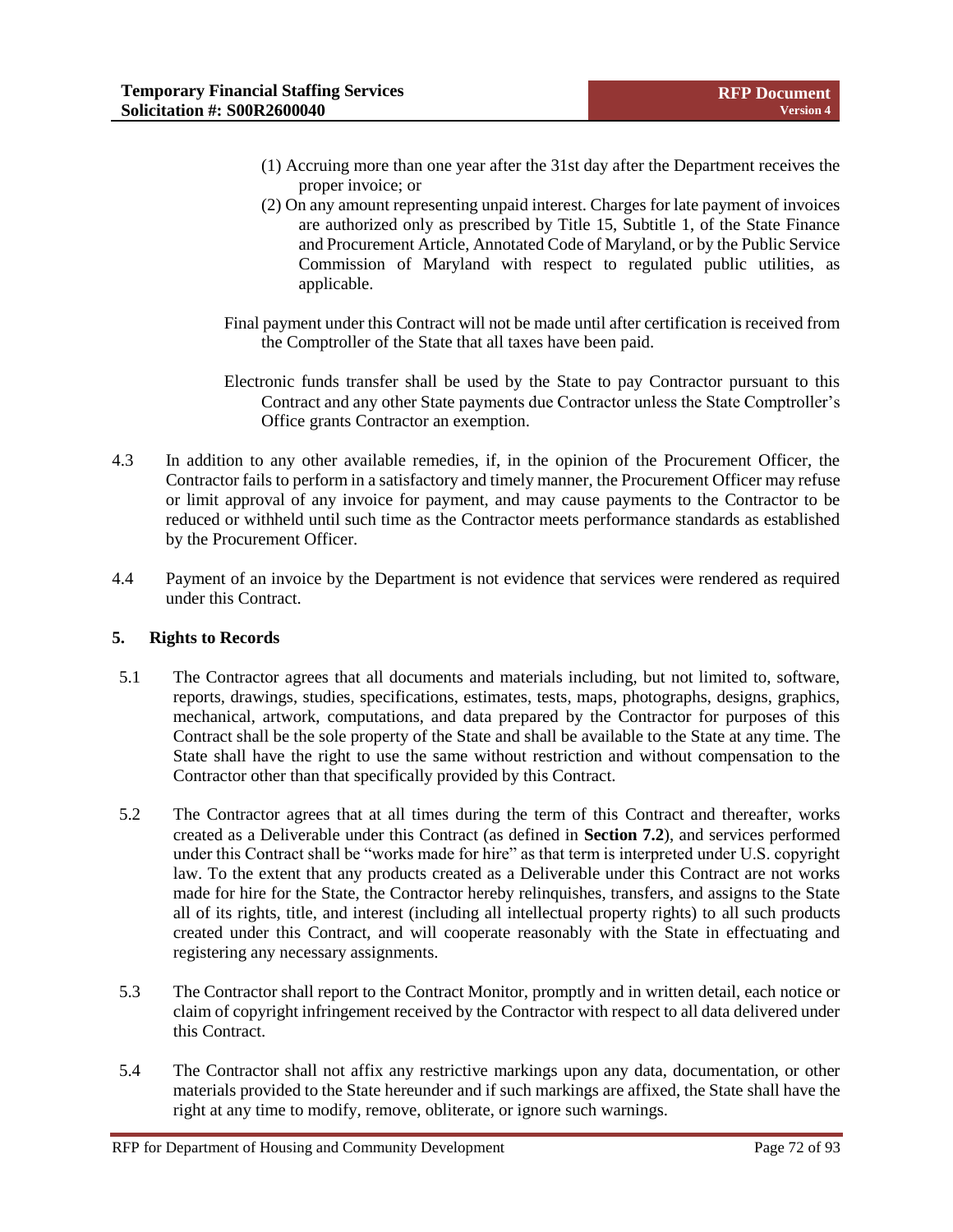(1) Accruing more than one year after the 31st day after the Department receives the proper invoice; or

(2) On any amount representing unpaid interest. Charges for late payment of invoices are authorized only as prescribed by Title 15, Subtitle 1, of the State Finance and Procurement Article, Annotated Code of Maryland, or by the Public Service Commission of Maryland with respect to regulated public utilities, as applicable.

Final payment under this Contract will not be made until after certification is received from the Comptroller of the State that all taxes have been paid.

Electronic funds transfer shall be used by the State to pay Contractor pursuant to this Contract and any other State payments due Contractor unless the State Comptroller's Office grants Contractor an exemption.

4.3 In addition to any other available remedies, if, in the opinion of the Procurement Officer, the Contractor fails to perform in a satisfactory and timely manner, the Procurement Officer may refuse or limit approval of any invoice for payment, and may cause payments to the Contractor to be reduced or withheld until such time as the Contractor meets performance standards as established by the Procurement Officer.

4.4 Payment of an invoice by the Department is not evidence that services were rendered as required under this Contract.

**5. Rights to Records**

5.1 The Contractor agrees that all documents and materials including, but not limited to, software, reports, drawings, studies, specifications, estimates, tests, maps, photographs, designs, graphics, mechanical, artwork, computations, and data prepared by the Contractor for purposes of this Contract shall be the sole property of the State and shall be available to the State at any time. The State shall have the right to use the same without restriction and without compensation to the Contractor other than that specifically provided by this Contract.

5.2 The Contractor agrees that at all times during the term of this Contract and thereafter, works created as a Deliverable under this Contract (as defined in **Section 7.2**), and services performed under this Contract shall be "works made for hire" as that term is interpreted under U.S. copyright law. To the extent that any products created as a Deliverable under this Contract are not works made for hire for the State, the Contractor hereby relinquishes, transfers, and assigns to the State all of its rights, title, and interest (including all intellectual property rights) to all such products created under this Contract, and will cooperate reasonably with the State in effectuating and registering any necessary assignments.

5.3 The Contractor shall report to the Contract Monitor, promptly and in written detail, each notice or claim of copyright infringement received by the Contractor with respect to all data delivered under this Contract.

5.4 The Contractor shall not affix any restrictive markings upon any data, documentation, or other materials provided to the State hereunder and if such markings are affixed, the State shall have the right at any time to modify, remove, obliterate, or ignore such warnings.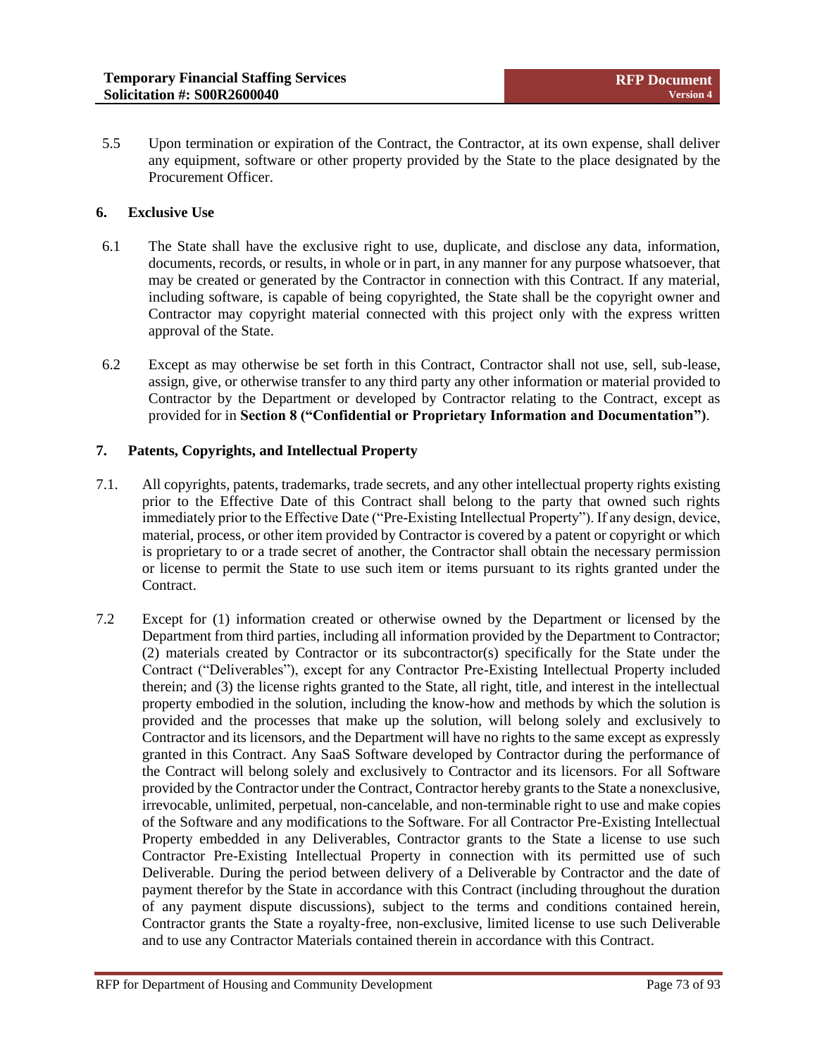5.5 Upon termination or expiration of the Contract, the Contractor, at its own expense, shall deliver any equipment, software or other property provided by the State to the place designated by the Procurement Officer.

## 6. Exclusive Use

6.1 The State shall have the exclusive right to use, duplicate, and disclose any data, information, documents, records, or results, in whole or in part, in any manner for any purpose whatsoever, that may be created or generated by the Contractor in connection with this Contract. If any material, including software, is capable of being copyrighted, the State shall be the copyright owner and Contractor may copyright material connected with this project only with the express written approval of the State.

6.2 Except as may otherwise be set forth in this Contract, Contractor shall not use, sell, sub-lease, assign, give, or otherwise transfer to any third party any other information or material provided to Contractor by the Department or developed by Contractor relating to the Contract, except as provided for in **Section 8 ("Confidential or Proprietary Information and Documentation")**.

## 7. Patents, Copyrights, and Intellectual Property

7.1. All copyrights, patents, trademarks, trade secrets, and any other intellectual property rights existing prior to the Effective Date of this Contract shall belong to the party that owned such rights immediately prior to the Effective Date ("Pre-Existing Intellectual Property"). If any design, device, material, process, or other item provided by Contractor is covered by a patent or copyright or which is proprietary to or a trade secret of another, the Contractor shall obtain the necessary permission or license to permit the State to use such item or items pursuant to its rights granted under the Contract.

7.2 Except for (1) information created or otherwise owned by the Department or licensed by the Department from third parties, including all information provided by the Department to Contractor; (2) materials created by Contractor or its subcontractor(s) specifically for the State under the Contract ("Deliverables"), except for any Contractor Pre-Existing Intellectual Property included therein; and (3) the license rights granted to the State, all right, title, and interest in the intellectual property embodied in the solution, including the know-how and methods by which the solution is provided and the processes that make up the solution, will belong solely and exclusively to Contractor and its licensors, and the Department will have no rights to the same except as expressly granted in this Contract. Any SaaS Software developed by Contractor during the performance of the Contract will belong solely and exclusively to Contractor and its licensors. For all Software provided by the Contractor under the Contract, Contractor hereby grants to the State a nonexclusive, irrevocable, unlimited, perpetual, non-cancelable, and non-terminable right to use and make copies of the Software and any modifications to the Software. For all Contractor Pre-Existing Intellectual Property embedded in any Deliverables, Contractor grants to the State a license to use such Contractor Pre-Existing Intellectual Property in connection with its permitted use of such Deliverable. During the period between delivery of a Deliverable by Contractor and the date of payment therefor by the State in accordance with this Contract (including throughout the duration of any payment dispute discussions), subject to the terms and conditions contained herein, Contractor grants the State a royalty-free, non-exclusive, limited license to use such Deliverable and to use any Contractor Materials contained therein in accordance with this Contract.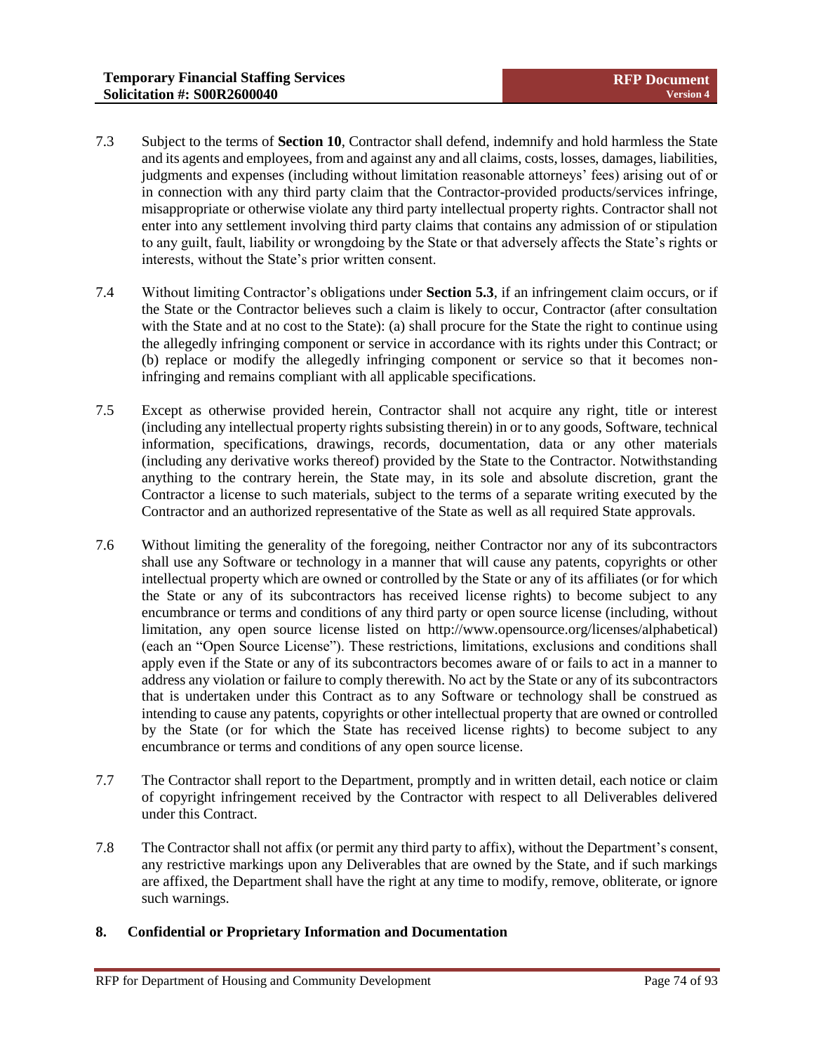7.3 Subject to the terms of **Section 10**, Contractor shall defend, indemnify and hold harmless the State and its agents and employees, from and against any and all claims, costs, losses, damages, liabilities, judgments and expenses (including without limitation reasonable attorneys' fees) arising out of or in connection with any third party claim that the Contractor-provided products/services infringe, misappropriate or otherwise violate any third party intellectual property rights. Contractor shall not enter into any settlement involving third party claims that contains any admission of or stipulation to any guilt, fault, liability or wrongdoing by the State or that adversely affects the State's rights or interests, without the State's prior written consent.

7.4 Without limiting Contractor's obligations under **Section 5.3**, if an infringement claim occurs, or if the State or the Contractor believes such a claim is likely to occur, Contractor (after consultation with the State and at no cost to the State): (a) shall procure for the State the right to continue using the allegedly infringing component or service in accordance with its rights under this Contract; or (b) replace or modify the allegedly infringing component or service so that it becomes non-infringing and remains compliant with all applicable specifications.

7.5 Except as otherwise provided herein, Contractor shall not acquire any right, title or interest (including any intellectual property rights subsisting therein) in or to any goods, Software, technical information, specifications, drawings, records, documentation, data or any other materials (including any derivative works thereof) provided by the State to the Contractor. Notwithstanding anything to the contrary herein, the State may, in its sole and absolute discretion, grant the Contractor a license to such materials, subject to the terms of a separate writing executed by the Contractor and an authorized representative of the State as well as all required State approvals.

7.6 Without limiting the generality of the foregoing, neither Contractor nor any of its subcontractors shall use any Software or technology in a manner that will cause any patents, copyrights or other intellectual property which are owned or controlled by the State or any of its affiliates (or for which the State or any of its subcontractors has received license rights) to become subject to any encumbrance or terms and conditions of any third party or open source license (including, without limitation, any open source license listed on http://www.opensource.org/licenses/alphabetical) (each an "Open Source License"). These restrictions, limitations, exclusions and conditions shall apply even if the State or any of its subcontractors becomes aware of or fails to act in a manner to address any violation or failure to comply therewith. No act by the State or any of its subcontractors that is undertaken under this Contract as to any Software or technology shall be construed as intending to cause any patents, copyrights or other intellectual property that are owned or controlled by the State (or for which the State has received license rights) to become subject to any encumbrance or terms and conditions of any open source license.

7.7 The Contractor shall report to the Department, promptly and in written detail, each notice or claim of copyright infringement received by the Contractor with respect to all Deliverables delivered under this Contract.

7.8 The Contractor shall not affix (or permit any third party to affix), without the Department's consent, any restrictive markings upon any Deliverables that are owned by the State, and if such markings are affixed, the Department shall have the right at any time to modify, remove, obliterate, or ignore such warnings.

## 8. Confidential or Proprietary Information and Documentation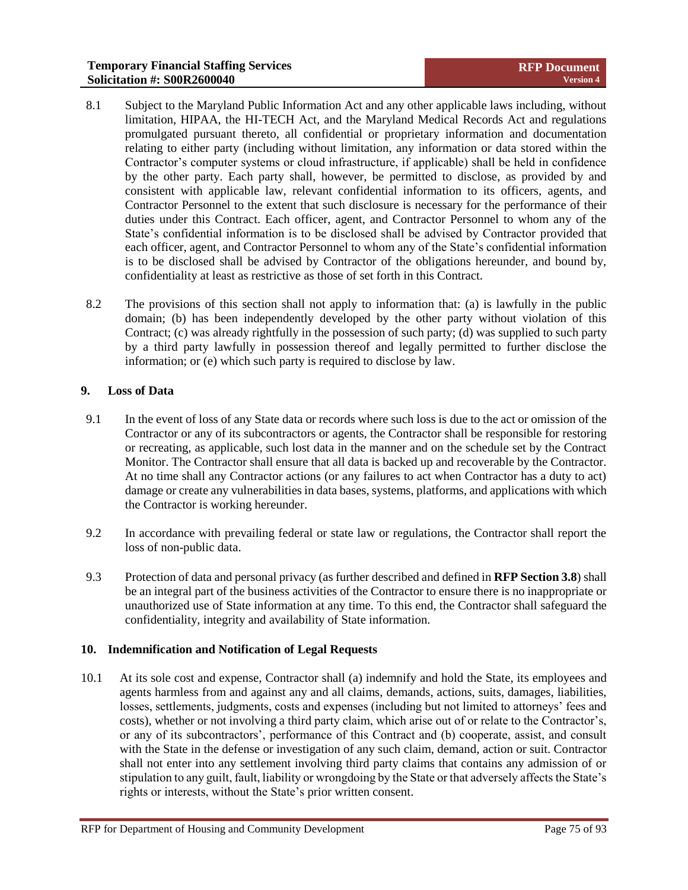8.1 Subject to the Maryland Public Information Act and any other applicable laws including, without limitation, HIPAA, the HI-TECH Act, and the Maryland Medical Records Act and regulations promulgated pursuant thereto, all confidential or proprietary information and documentation relating to either party (including without limitation, any information or data stored within the Contractor's computer systems or cloud infrastructure, if applicable) shall be held in confidence by the other party. Each party shall, however, be permitted to disclose, as provided by and consistent with applicable law, relevant confidential information to its officers, agents, and Contractor Personnel to the extent that such disclosure is necessary for the performance of their duties under this Contract. Each officer, agent, and Contractor Personnel to whom any of the State's confidential information is to be disclosed shall be advised by Contractor provided that each officer, agent, and Contractor Personnel to whom any of the State's confidential information is to be disclosed shall be advised by Contractor of the obligations hereunder, and bound by, confidentiality at least as restrictive as those of set forth in this Contract.

8.2 The provisions of this section shall not apply to information that: (a) is lawfully in the public domain; (b) has been independently developed by the other party without violation of this Contract; (c) was already rightfully in the possession of such party; (d) was supplied to such party by a third party lawfully in possession thereof and legally permitted to further disclose the information; or (e) which such party is required to disclose by law.

## 9. Loss of Data

9.1 In the event of loss of any State data or records where such loss is due to the act or omission of the Contractor or any of its subcontractors or agents, the Contractor shall be responsible for restoring or recreating, as applicable, such lost data in the manner and on the schedule set by the Contract Monitor. The Contractor shall ensure that all data is backed up and recoverable by the Contractor. At no time shall any Contractor actions (or any failures to act when Contractor has a duty to act) damage or create any vulnerabilities in data bases, systems, platforms, and applications with which the Contractor is working hereunder.

9.2 In accordance with prevailing federal or state law or regulations, the Contractor shall report the loss of non-public data.

9.3 Protection of data and personal privacy (as further described and defined in **RFP Section 3.8**) shall be an integral part of the business activities of the Contractor to ensure there is no inappropriate or unauthorized use of State information at any time. To this end, the Contractor shall safeguard the confidentiality, integrity and availability of State information.

## 10. Indemnification and Notification of Legal Requests

10.1 At its sole cost and expense, Contractor shall (a) indemnify and hold the State, its employees and agents harmless from and against any and all claims, demands, actions, suits, damages, liabilities, losses, settlements, judgments, costs and expenses (including but not limited to attorneys' fees and costs), whether or not involving a third party claim, which arise out of or relate to the Contractor's, or any of its subcontractors', performance of this Contract and (b) cooperate, assist, and consult with the State in the defense or investigation of any such claim, demand, action or suit. Contractor shall not enter into any settlement involving third party claims that contains any admission of or stipulation to any guilt, fault, liability or wrongdoing by the State or that adversely affects the State's rights or interests, without the State's prior written consent.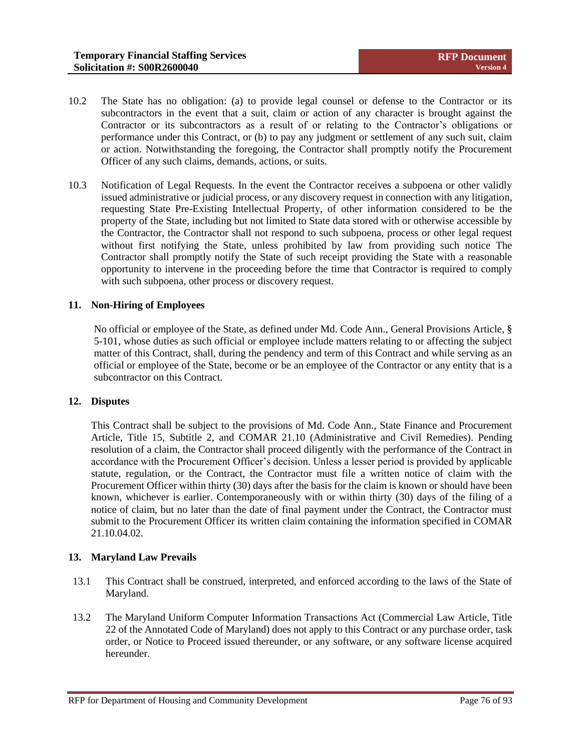10.2 The State has no obligation: (a) to provide legal counsel or defense to the Contractor or its subcontractors in the event that a suit, claim or action of any character is brought against the Contractor or its subcontractors as a result of or relating to the Contractor's obligations or performance under this Contract, or (b) to pay any judgment or settlement of any such suit, claim or action. Notwithstanding the foregoing, the Contractor shall promptly notify the Procurement Officer of any such claims, demands, actions, or suits.

10.3 Notification of Legal Requests. In the event the Contractor receives a subpoena or other validly issued administrative or judicial process, or any discovery request in connection with any litigation, requesting State Pre-Existing Intellectual Property, of other information considered to be the property of the State, including but not limited to State data stored with or otherwise accessible by the Contractor, the Contractor shall not respond to such subpoena, process or other legal request without first notifying the State, unless prohibited by law from providing such notice The Contractor shall promptly notify the State of such receipt providing the State with a reasonable opportunity to intervene in the proceeding before the time that Contractor is required to comply with such subpoena, other process or discovery request.

## 11. Non-Hiring of Employees

No official or employee of the State, as defined under Md. Code Ann., General Provisions Article, § 5-101, whose duties as such official or employee include matters relating to or affecting the subject matter of this Contract, shall, during the pendency and term of this Contract and while serving as an official or employee of the State, become or be an employee of the Contractor or any entity that is a subcontractor on this Contract.

## 12. Disputes

This Contract shall be subject to the provisions of Md. Code Ann., State Finance and Procurement Article, Title 15, Subtitle 2, and COMAR 21.10 (Administrative and Civil Remedies). Pending resolution of a claim, the Contractor shall proceed diligently with the performance of the Contract in accordance with the Procurement Officer's decision. Unless a lesser period is provided by applicable statute, regulation, or the Contract, the Contractor must file a written notice of claim with the Procurement Officer within thirty (30) days after the basis for the claim is known or should have been known, whichever is earlier. Contemporaneously with or within thirty (30) days of the filing of a notice of claim, but no later than the date of final payment under the Contract, the Contractor must submit to the Procurement Officer its written claim containing the information specified in COMAR 21.10.04.02.

## 13. Maryland Law Prevails

13.1 This Contract shall be construed, interpreted, and enforced according to the laws of the State of Maryland.

13.2 The Maryland Uniform Computer Information Transactions Act (Commercial Law Article, Title 22 of the Annotated Code of Maryland) does not apply to this Contract or any purchase order, task order, or Notice to Proceed issued thereunder, or any software, or any software license acquired hereunder.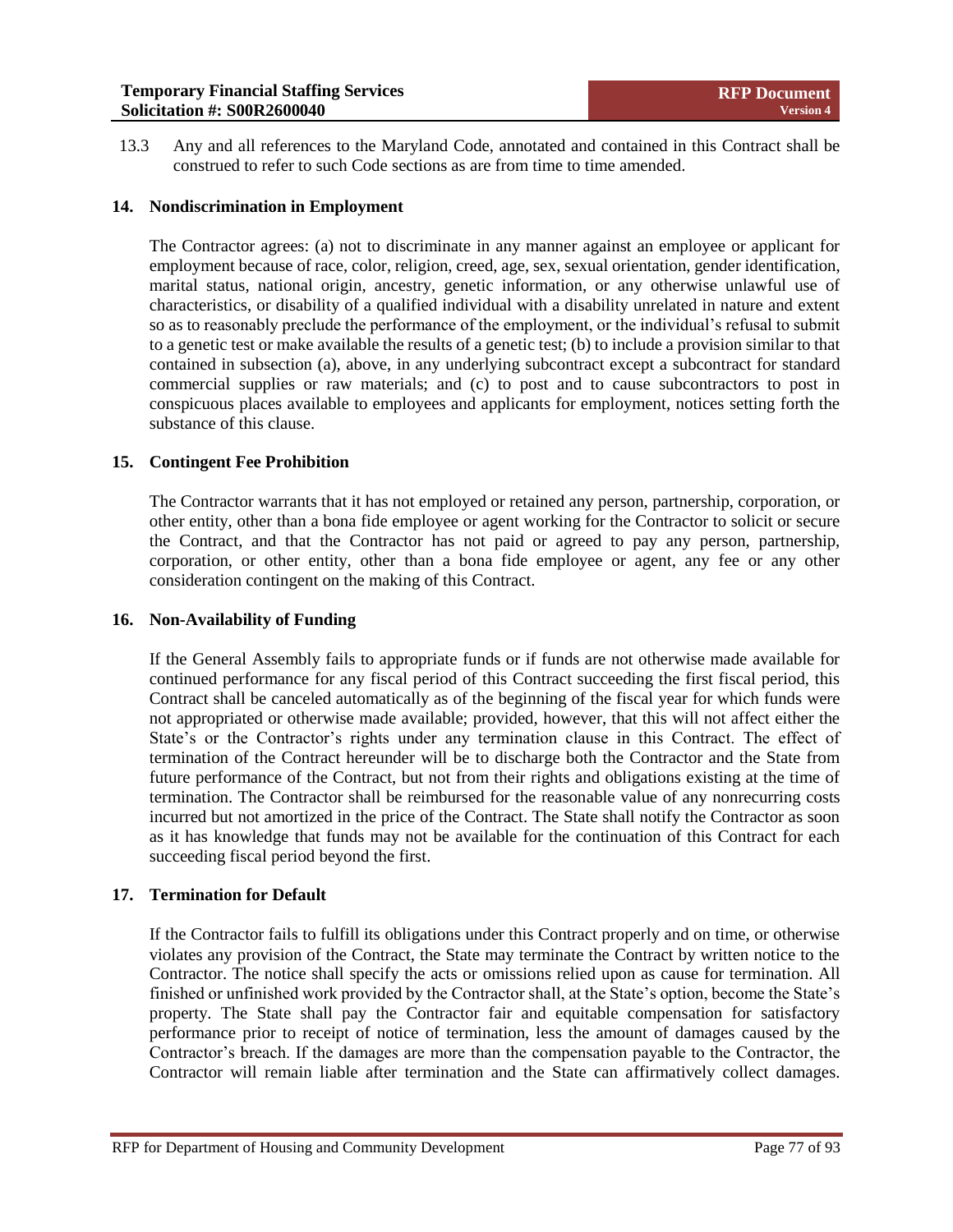13.3 Any and all references to the Maryland Code, annotated and contained in this Contract shall be construed to refer to such Code sections as are from time to time amended.

### 14. Nondiscrimination in Employment

The Contractor agrees: (a) not to discriminate in any manner against an employee or applicant for employment because of race, color, religion, creed, age, sex, sexual orientation, gender identification, marital status, national origin, ancestry, genetic information, or any otherwise unlawful use of characteristics, or disability of a qualified individual with a disability unrelated in nature and extent so as to reasonably preclude the performance of the employment, or the individual's refusal to submit to a genetic test or make available the results of a genetic test; (b) to include a provision similar to that contained in subsection (a), above, in any underlying subcontract except a subcontract for standard commercial supplies or raw materials; and (c) to post and to cause subcontractors to post in conspicuous places available to employees and applicants for employment, notices setting forth the substance of this clause.

### 15. Contingent Fee Prohibition

The Contractor warrants that it has not employed or retained any person, partnership, corporation, or other entity, other than a bona fide employee or agent working for the Contractor to solicit or secure the Contract, and that the Contractor has not paid or agreed to pay any person, partnership, corporation, or other entity, other than a bona fide employee or agent, any fee or any other consideration contingent on the making of this Contract.

### 16. Non-Availability of Funding

If the General Assembly fails to appropriate funds or if funds are not otherwise made available for continued performance for any fiscal period of this Contract succeeding the first fiscal period, this Contract shall be canceled automatically as of the beginning of the fiscal year for which funds were not appropriated or otherwise made available; provided, however, that this will not affect either the State's or the Contractor's rights under any termination clause in this Contract. The effect of termination of the Contract hereunder will be to discharge both the Contractor and the State from future performance of the Contract, but not from their rights and obligations existing at the time of termination. The Contractor shall be reimbursed for the reasonable value of any nonrecurring costs incurred but not amortized in the price of the Contract. The State shall notify the Contractor as soon as it has knowledge that funds may not be available for the continuation of this Contract for each succeeding fiscal period beyond the first.

### 17. Termination for Default

If the Contractor fails to fulfill its obligations under this Contract properly and on time, or otherwise violates any provision of the Contract, the State may terminate the Contract by written notice to the Contractor. The notice shall specify the acts or omissions relied upon as cause for termination. All finished or unfinished work provided by the Contractor shall, at the State's option, become the State's property. The State shall pay the Contractor fair and equitable compensation for satisfactory performance prior to receipt of notice of termination, less the amount of damages caused by the Contractor's breach. If the damages are more than the compensation payable to the Contractor, the Contractor will remain liable after termination and the State can affirmatively collect damages.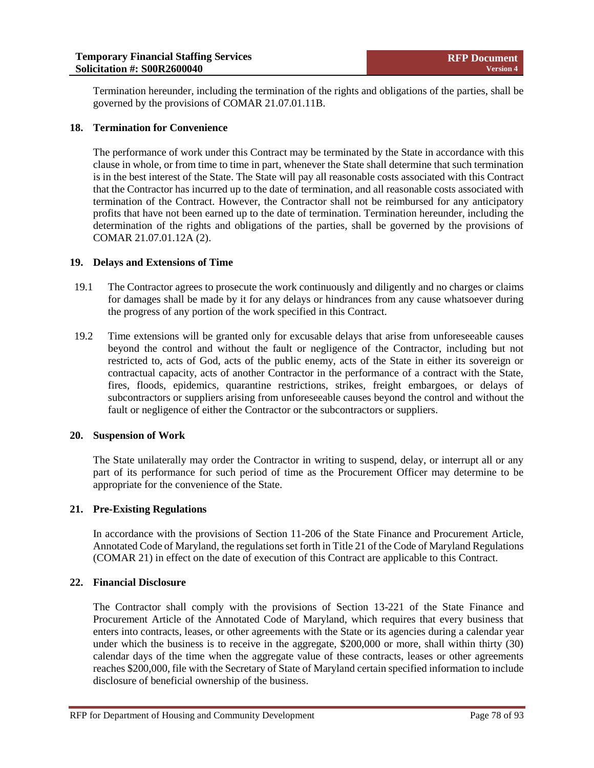Termination hereunder, including the termination of the rights and obligations of the parties, shall be governed by the provisions of COMAR 21.07.01.11B.

### 18. Termination for Convenience

The performance of work under this Contract may be terminated by the State in accordance with this clause in whole, or from time to time in part, whenever the State shall determine that such termination is in the best interest of the State. The State will pay all reasonable costs associated with this Contract that the Contractor has incurred up to the date of termination, and all reasonable costs associated with termination of the Contract. However, the Contractor shall not be reimbursed for any anticipatory profits that have not been earned up to the date of termination. Termination hereunder, including the determination of the rights and obligations of the parties, shall be governed by the provisions of COMAR 21.07.01.12A (2).

### 19. Delays and Extensions of Time

19.1 The Contractor agrees to prosecute the work continuously and diligently and no charges or claims for damages shall be made by it for any delays or hindrances from any cause whatsoever during the progress of any portion of the work specified in this Contract.

19.2 Time extensions will be granted only for excusable delays that arise from unforeseeable causes beyond the control and without the fault or negligence of the Contractor, including but not restricted to, acts of God, acts of the public enemy, acts of the State in either its sovereign or contractual capacity, acts of another Contractor in the performance of a contract with the State, fires, floods, epidemics, quarantine restrictions, strikes, freight embargoes, or delays of subcontractors or suppliers arising from unforeseeable causes beyond the control and without the fault or negligence of either the Contractor or the subcontractors or suppliers.

### 20. Suspension of Work

The State unilaterally may order the Contractor in writing to suspend, delay, or interrupt all or any part of its performance for such period of time as the Procurement Officer may determine to be appropriate for the convenience of the State.

### 21. Pre-Existing Regulations

In accordance with the provisions of Section 11-206 of the State Finance and Procurement Article, Annotated Code of Maryland, the regulations set forth in Title 21 of the Code of Maryland Regulations (COMAR 21) in effect on the date of execution of this Contract are applicable to this Contract.

### 22. Financial Disclosure

The Contractor shall comply with the provisions of Section 13-221 of the State Finance and Procurement Article of the Annotated Code of Maryland, which requires that every business that enters into contracts, leases, or other agreements with the State or its agencies during a calendar year under which the business is to receive in the aggregate, $200,000 or more, shall within thirty (30) calendar days of the time when the aggregate value of these contracts, leases or other agreements reaches $200,000, file with the Secretary of State of Maryland certain specified information to include disclosure of beneficial ownership of the business.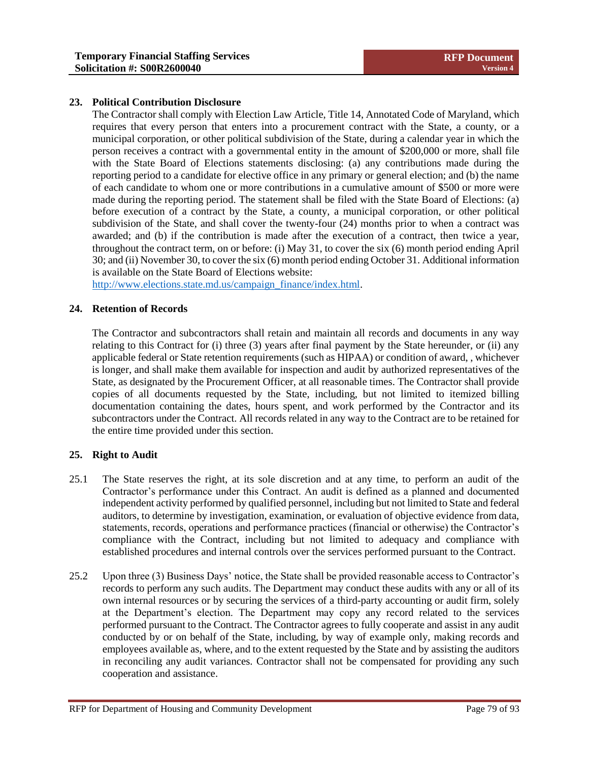## 23. Political Contribution Disclosure

The Contractor shall comply with Election Law Article, Title 14, Annotated Code of Maryland, which requires that every person that enters into a procurement contract with the State, a county, or a municipal corporation, or other political subdivision of the State, during a calendar year in which the person receives a contract with a governmental entity in the amount of $200,000 or more, shall file with the State Board of Elections statements disclosing: (a) any contributions made during the reporting period to a candidate for elective office in any primary or general election; and (b) the name of each candidate to whom one or more contributions in a cumulative amount of $500 or more were made during the reporting period. The statement shall be filed with the State Board of Elections: (a) before execution of a contract by the State, a county, a municipal corporation, or other political subdivision of the State, and shall cover the twenty-four (24) months prior to when a contract was awarded; and (b) if the contribution is made after the execution of a contract, then twice a year, throughout the contract term, on or before: (i) May 31, to cover the six (6) month period ending April 30; and (ii) November 30, to cover the six (6) month period ending October 31. Additional information is available on the State Board of Elections website: http://www.elections.state.md.us/campaign_finance/index.html.

## 24. Retention of Records

The Contractor and subcontractors shall retain and maintain all records and documents in any way relating to this Contract for (i) three (3) years after final payment by the State hereunder, or (ii) any applicable federal or State retention requirements (such as HIPAA) or condition of award, , whichever is longer, and shall make them available for inspection and audit by authorized representatives of the State, as designated by the Procurement Officer, at all reasonable times. The Contractor shall provide copies of all documents requested by the State, including, but not limited to itemized billing documentation containing the dates, hours spent, and work performed by the Contractor and its subcontractors under the Contract. All records related in any way to the Contract are to be retained for the entire time provided under this section.

## 25. Right to Audit

25.1 The State reserves the right, at its sole discretion and at any time, to perform an audit of the Contractor's performance under this Contract. An audit is defined as a planned and documented independent activity performed by qualified personnel, including but not limited to State and federal auditors, to determine by investigation, examination, or evaluation of objective evidence from data, statements, records, operations and performance practices (financial or otherwise) the Contractor's compliance with the Contract, including but not limited to adequacy and compliance with established procedures and internal controls over the services performed pursuant to the Contract.

25.2 Upon three (3) Business Days' notice, the State shall be provided reasonable access to Contractor's records to perform any such audits. The Department may conduct these audits with any or all of its own internal resources or by securing the services of a third-party accounting or audit firm, solely at the Department's election. The Department may copy any record related to the services performed pursuant to the Contract. The Contractor agrees to fully cooperate and assist in any audit conducted by or on behalf of the State, including, by way of example only, making records and employees available as, where, and to the extent requested by the State and by assisting the auditors in reconciling any audit variances. Contractor shall not be compensated for providing any such cooperation and assistance.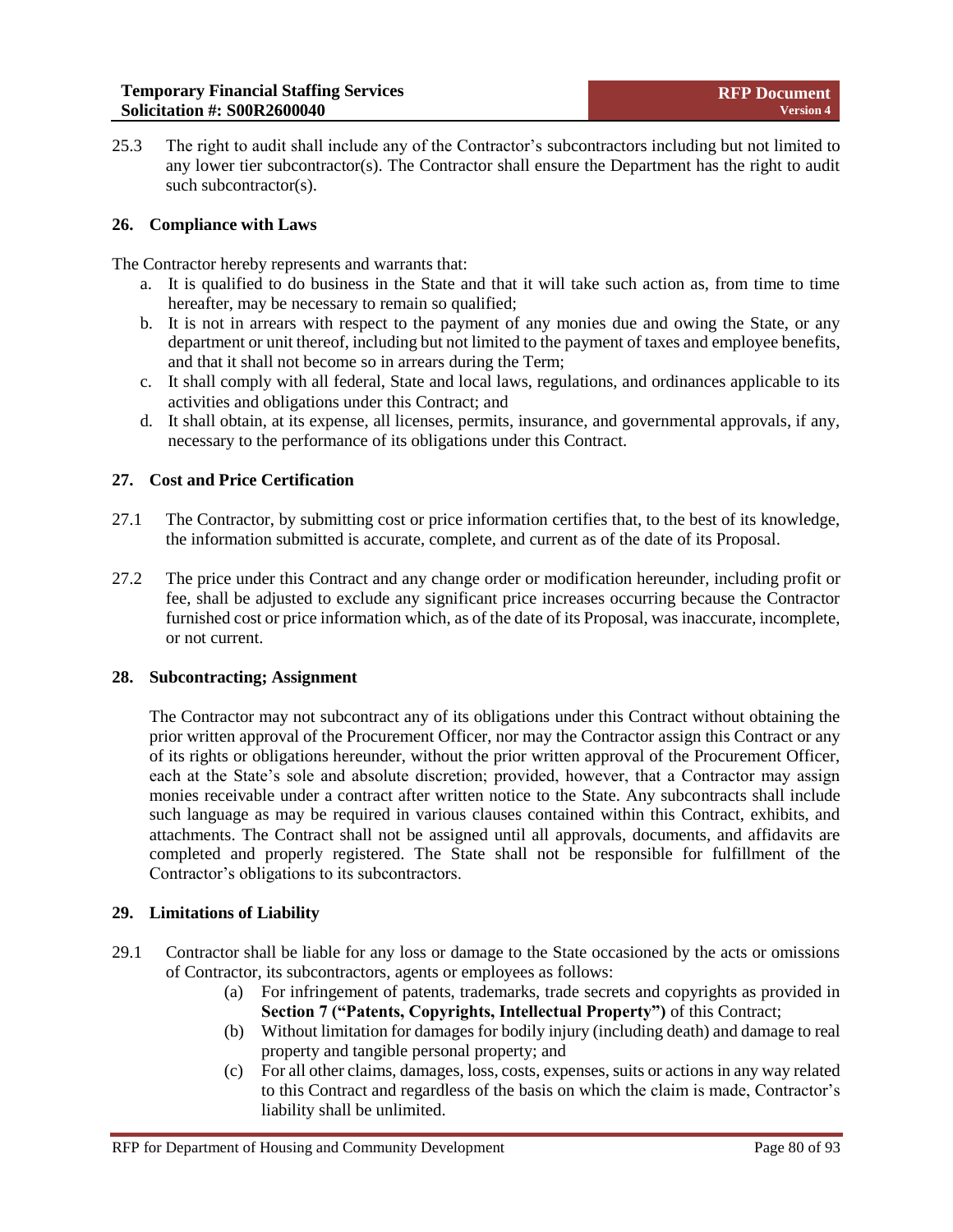25.3 The right to audit shall include any of the Contractor's subcontractors including but not limited to any lower tier subcontractor(s). The Contractor shall ensure the Department has the right to audit such subcontractor(s).

## 26. Compliance with Laws

The Contractor hereby represents and warrants that:

a. It is qualified to do business in the State and that it will take such action as, from time to time hereafter, may be necessary to remain so qualified;
b. It is not in arrears with respect to the payment of any monies due and owing the State, or any department or unit thereof, including but not limited to the payment of taxes and employee benefits, and that it shall not become so in arrears during the Term;
c. It shall comply with all federal, State and local laws, regulations, and ordinances applicable to its activities and obligations under this Contract; and
d. It shall obtain, at its expense, all licenses, permits, insurance, and governmental approvals, if any, necessary to the performance of its obligations under this Contract.

## 27. Cost and Price Certification

27.1 The Contractor, by submitting cost or price information certifies that, to the best of its knowledge, the information submitted is accurate, complete, and current as of the date of its Proposal.

27.2 The price under this Contract and any change order or modification hereunder, including profit or fee, shall be adjusted to exclude any significant price increases occurring because the Contractor furnished cost or price information which, as of the date of its Proposal, was inaccurate, incomplete, or not current.

## 28. Subcontracting; Assignment

The Contractor may not subcontract any of its obligations under this Contract without obtaining the prior written approval of the Procurement Officer, nor may the Contractor assign this Contract or any of its rights or obligations hereunder, without the prior written approval of the Procurement Officer, each at the State's sole and absolute discretion; provided, however, that a Contractor may assign monies receivable under a contract after written notice to the State. Any subcontracts shall include such language as may be required in various clauses contained within this Contract, exhibits, and attachments. The Contract shall not be assigned until all approvals, documents, and affidavits are completed and properly registered. The State shall not be responsible for fulfillment of the Contractor's obligations to its subcontractors.

## 29. Limitations of Liability

29.1 Contractor shall be liable for any loss or damage to the State occasioned by the acts or omissions of Contractor, its subcontractors, agents or employees as follows:

(a) For infringement of patents, trademarks, trade secrets and copyrights as provided in **Section 7 ("Patents, Copyrights, Intellectual Property")** of this Contract;

(b) Without limitation for damages for bodily injury (including death) and damage to real property and tangible personal property; and

(c) For all other claims, damages, loss, costs, expenses, suits or actions in any way related to this Contract and regardless of the basis on which the claim is made, Contractor's liability shall be unlimited.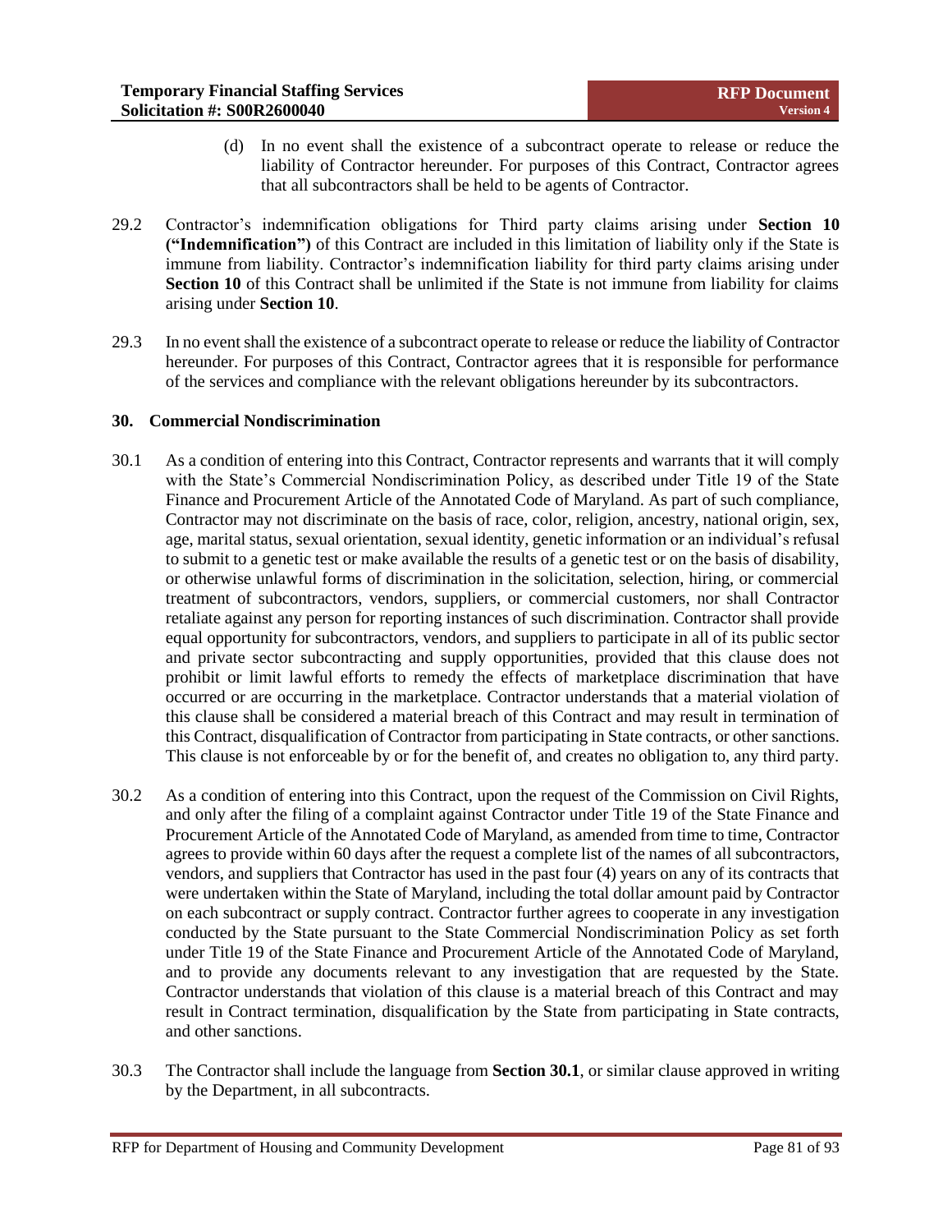(d) In no event shall the existence of a subcontract operate to release or reduce the liability of Contractor hereunder. For purposes of this Contract, Contractor agrees that all subcontractors shall be held to be agents of Contractor.

29.2 Contractor's indemnification obligations for Third party claims arising under **Section 10 ("Indemnification")** of this Contract are included in this limitation of liability only if the State is immune from liability. Contractor's indemnification liability for third party claims arising under **Section 10** of this Contract shall be unlimited if the State is not immune from liability for claims arising under **Section 10**.

29.3 In no event shall the existence of a subcontract operate to release or reduce the liability of Contractor hereunder. For purposes of this Contract, Contractor agrees that it is responsible for performance of the services and compliance with the relevant obligations hereunder by its subcontractors.

### 30. Commercial Nondiscrimination

30.1 As a condition of entering into this Contract, Contractor represents and warrants that it will comply with the State's Commercial Nondiscrimination Policy, as described under Title 19 of the State Finance and Procurement Article of the Annotated Code of Maryland. As part of such compliance, Contractor may not discriminate on the basis of race, color, religion, ancestry, national origin, sex, age, marital status, sexual orientation, sexual identity, genetic information or an individual's refusal to submit to a genetic test or make available the results of a genetic test or on the basis of disability, or otherwise unlawful forms of discrimination in the solicitation, selection, hiring, or commercial treatment of subcontractors, vendors, suppliers, or commercial customers, nor shall Contractor retaliate against any person for reporting instances of such discrimination. Contractor shall provide equal opportunity for subcontractors, vendors, and suppliers to participate in all of its public sector and private sector subcontracting and supply opportunities, provided that this clause does not prohibit or limit lawful efforts to remedy the effects of marketplace discrimination that have occurred or are occurring in the marketplace. Contractor understands that a material violation of this clause shall be considered a material breach of this Contract and may result in termination of this Contract, disqualification of Contractor from participating in State contracts, or other sanctions. This clause is not enforceable by or for the benefit of, and creates no obligation to, any third party.

30.2 As a condition of entering into this Contract, upon the request of the Commission on Civil Rights, and only after the filing of a complaint against Contractor under Title 19 of the State Finance and Procurement Article of the Annotated Code of Maryland, as amended from time to time, Contractor agrees to provide within 60 days after the request a complete list of the names of all subcontractors, vendors, and suppliers that Contractor has used in the past four (4) years on any of its contracts that were undertaken within the State of Maryland, including the total dollar amount paid by Contractor on each subcontract or supply contract. Contractor further agrees to cooperate in any investigation conducted by the State pursuant to the State Commercial Nondiscrimination Policy as set forth under Title 19 of the State Finance and Procurement Article of the Annotated Code of Maryland, and to provide any documents relevant to any investigation that are requested by the State. Contractor understands that violation of this clause is a material breach of this Contract and may result in Contract termination, disqualification by the State from participating in State contracts, and other sanctions.

30.3 The Contractor shall include the language from **Section 30.1**, or similar clause approved in writing by the Department, in all subcontracts.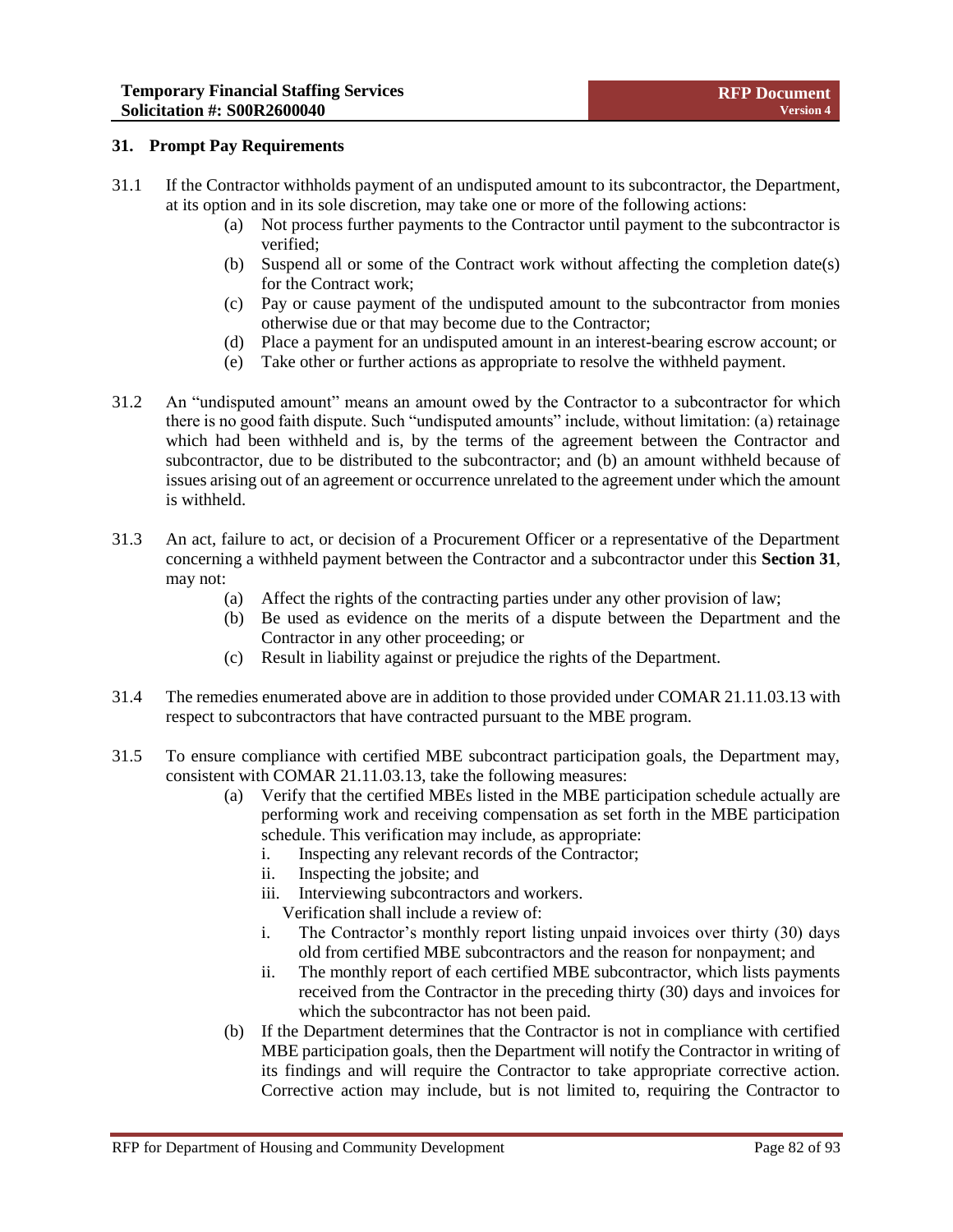## 31. Prompt Pay Requirements

31.1 If the Contractor withholds payment of an undisputed amount to its subcontractor, the Department, at its option and in its sole discretion, may take one or more of the following actions:

- (a) Not process further payments to the Contractor until payment to the subcontractor is verified;
- (b) Suspend all or some of the Contract work without affecting the completion date(s) for the Contract work;
- (c) Pay or cause payment of the undisputed amount to the subcontractor from monies otherwise due or that may become due to the Contractor;
- (d) Place a payment for an undisputed amount in an interest-bearing escrow account; or
- (e) Take other or further actions as appropriate to resolve the withheld payment.

31.2 An "undisputed amount" means an amount owed by the Contractor to a subcontractor for which there is no good faith dispute. Such "undisputed amounts" include, without limitation: (a) retainage which had been withheld and is, by the terms of the agreement between the Contractor and subcontractor, due to be distributed to the subcontractor; and (b) an amount withheld because of issues arising out of an agreement or occurrence unrelated to the agreement under which the amount is withheld.

31.3 An act, failure to act, or decision of a Procurement Officer or a representative of the Department concerning a withheld payment between the Contractor and a subcontractor under this **Section 31**, may not:

- (a) Affect the rights of the contracting parties under any other provision of law;
- (b) Be used as evidence on the merits of a dispute between the Department and the Contractor in any other proceeding; or
- (c) Result in liability against or prejudice the rights of the Department.

31.4 The remedies enumerated above are in addition to those provided under COMAR 21.11.03.13 with respect to subcontractors that have contracted pursuant to the MBE program.

31.5 To ensure compliance with certified MBE subcontract participation goals, the Department may, consistent with COMAR 21.11.03.13, take the following measures:

- (a) Verify that the certified MBEs listed in the MBE participation schedule actually are performing work and receiving compensation as set forth in the MBE participation schedule. This verification may include, as appropriate:
  - i. Inspecting any relevant records of the Contractor;
  - ii. Inspecting the jobsite; and
  - iii. Interviewing subcontractors and workers.

  Verification shall include a review of:
  - i. The Contractor's monthly report listing unpaid invoices over thirty (30) days old from certified MBE subcontractors and the reason for nonpayment; and
  - ii. The monthly report of each certified MBE subcontractor, which lists payments received from the Contractor in the preceding thirty (30) days and invoices for which the subcontractor has not been paid.
- (b) If the Department determines that the Contractor is not in compliance with certified MBE participation goals, then the Department will notify the Contractor in writing of its findings and will require the Contractor to take appropriate corrective action. Corrective action may include, but is not limited to, requiring the Contractor to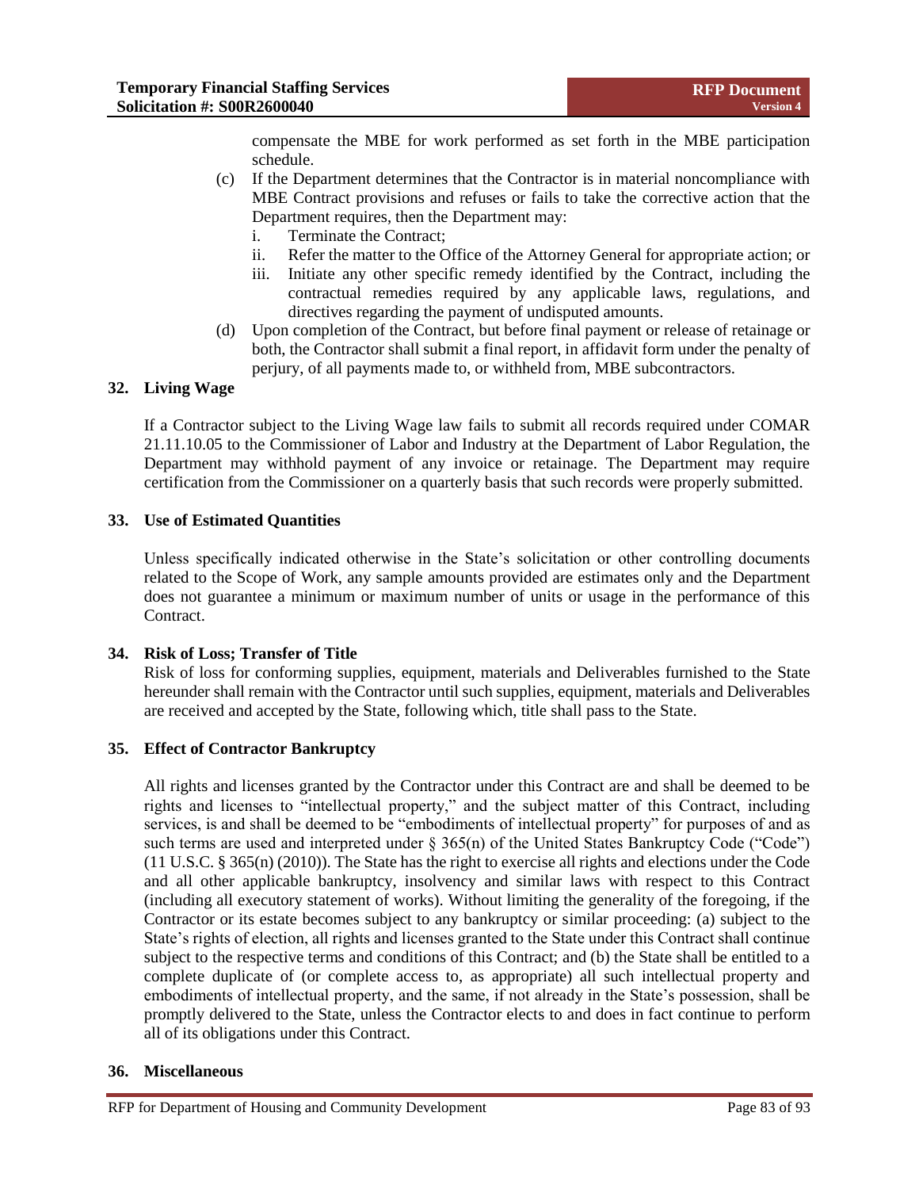compensate the MBE for work performed as set forth in the MBE participation schedule.

(c) If the Department determines that the Contractor is in material noncompliance with MBE Contract provisions and refuses or fails to take the corrective action that the Department requires, then the Department may:

i. Terminate the Contract;

ii. Refer the matter to the Office of the Attorney General for appropriate action; or

iii. Initiate any other specific remedy identified by the Contract, including the contractual remedies required by any applicable laws, regulations, and directives regarding the payment of undisputed amounts.

(d) Upon completion of the Contract, but before final payment or release of retainage or both, the Contractor shall submit a final report, in affidavit form under the penalty of perjury, of all payments made to, or withheld from, MBE subcontractors.

## 32. Living Wage

If a Contractor subject to the Living Wage law fails to submit all records required under COMAR 21.11.10.05 to the Commissioner of Labor and Industry at the Department of Labor Regulation, the Department may withhold payment of any invoice or retainage. The Department may require certification from the Commissioner on a quarterly basis that such records were properly submitted.

## 33. Use of Estimated Quantities

Unless specifically indicated otherwise in the State's solicitation or other controlling documents related to the Scope of Work, any sample amounts provided are estimates only and the Department does not guarantee a minimum or maximum number of units or usage in the performance of this Contract.

## 34. Risk of Loss; Transfer of Title

Risk of loss for conforming supplies, equipment, materials and Deliverables furnished to the State hereunder shall remain with the Contractor until such supplies, equipment, materials and Deliverables are received and accepted by the State, following which, title shall pass to the State.

## 35. Effect of Contractor Bankruptcy

All rights and licenses granted by the Contractor under this Contract are and shall be deemed to be rights and licenses to "intellectual property," and the subject matter of this Contract, including services, is and shall be deemed to be "embodiments of intellectual property" for purposes of and as such terms are used and interpreted under § 365(n) of the United States Bankruptcy Code ("Code") (11 U.S.C. § 365(n) (2010)). The State has the right to exercise all rights and elections under the Code and all other applicable bankruptcy, insolvency and similar laws with respect to this Contract (including all executory statement of works). Without limiting the generality of the foregoing, if the Contractor or its estate becomes subject to any bankruptcy or similar proceeding: (a) subject to the State's rights of election, all rights and licenses granted to the State under this Contract shall continue subject to the respective terms and conditions of this Contract; and (b) the State shall be entitled to a complete duplicate of (or complete access to, as appropriate) all such intellectual property and embodiments of intellectual property, and the same, if not already in the State's possession, shall be promptly delivered to the State, unless the Contractor elects to and does in fact continue to perform all of its obligations under this Contract.

## 36. Miscellaneous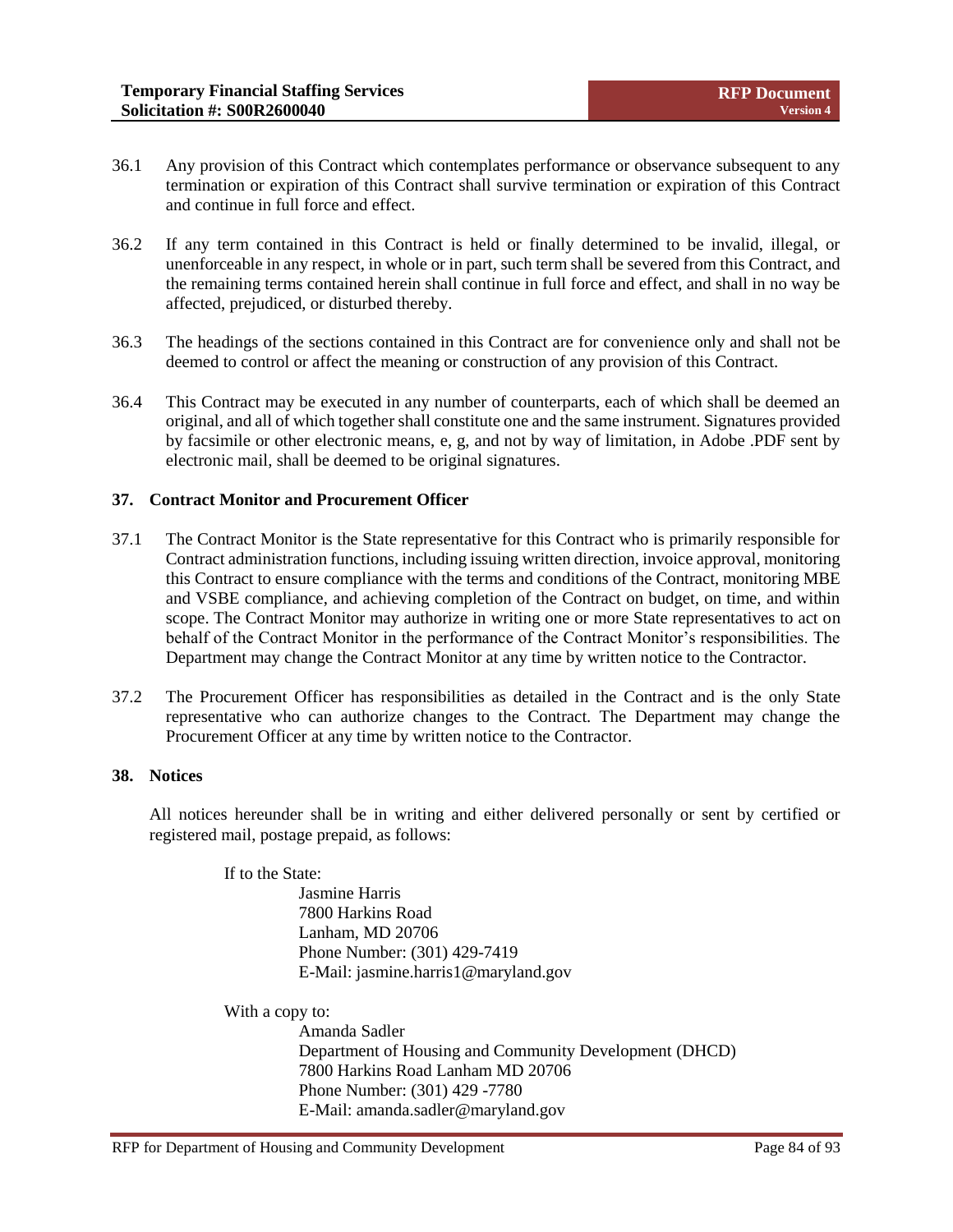36.1 Any provision of this Contract which contemplates performance or observance subsequent to any termination or expiration of this Contract shall survive termination or expiration of this Contract and continue in full force and effect.

36.2 If any term contained in this Contract is held or finally determined to be invalid, illegal, or unenforceable in any respect, in whole or in part, such term shall be severed from this Contract, and the remaining terms contained herein shall continue in full force and effect, and shall in no way be affected, prejudiced, or disturbed thereby.

36.3 The headings of the sections contained in this Contract are for convenience only and shall not be deemed to control or affect the meaning or construction of any provision of this Contract.

36.4 This Contract may be executed in any number of counterparts, each of which shall be deemed an original, and all of which together shall constitute one and the same instrument. Signatures provided by facsimile or other electronic means, e, g, and not by way of limitation, in Adobe .PDF sent by electronic mail, shall be deemed to be original signatures.

## 37. Contract Monitor and Procurement Officer

37.1 The Contract Monitor is the State representative for this Contract who is primarily responsible for Contract administration functions, including issuing written direction, invoice approval, monitoring this Contract to ensure compliance with the terms and conditions of the Contract, monitoring MBE and VSBE compliance, and achieving completion of the Contract on budget, on time, and within scope. The Contract Monitor may authorize in writing one or more State representatives to act on behalf of the Contract Monitor in the performance of the Contract Monitor's responsibilities. The Department may change the Contract Monitor at any time by written notice to the Contractor.

37.2 The Procurement Officer has responsibilities as detailed in the Contract and is the only State representative who can authorize changes to the Contract. The Department may change the Procurement Officer at any time by written notice to the Contractor.

## 38. Notices

All notices hereunder shall be in writing and either delivered personally or sent by certified or registered mail, postage prepaid, as follows:

If to the State:

Jasmine Harris
7800 Harkins Road
Lanham, MD 20706
Phone Number: (301) 429-7419
E-Mail: jasmine.harris1@maryland.gov

With a copy to:

Amanda Sadler
Department of Housing and Community Development (DHCD)
7800 Harkins Road Lanham MD 20706
Phone Number: (301) 429 -7780
E-Mail: amanda.sadler@maryland.gov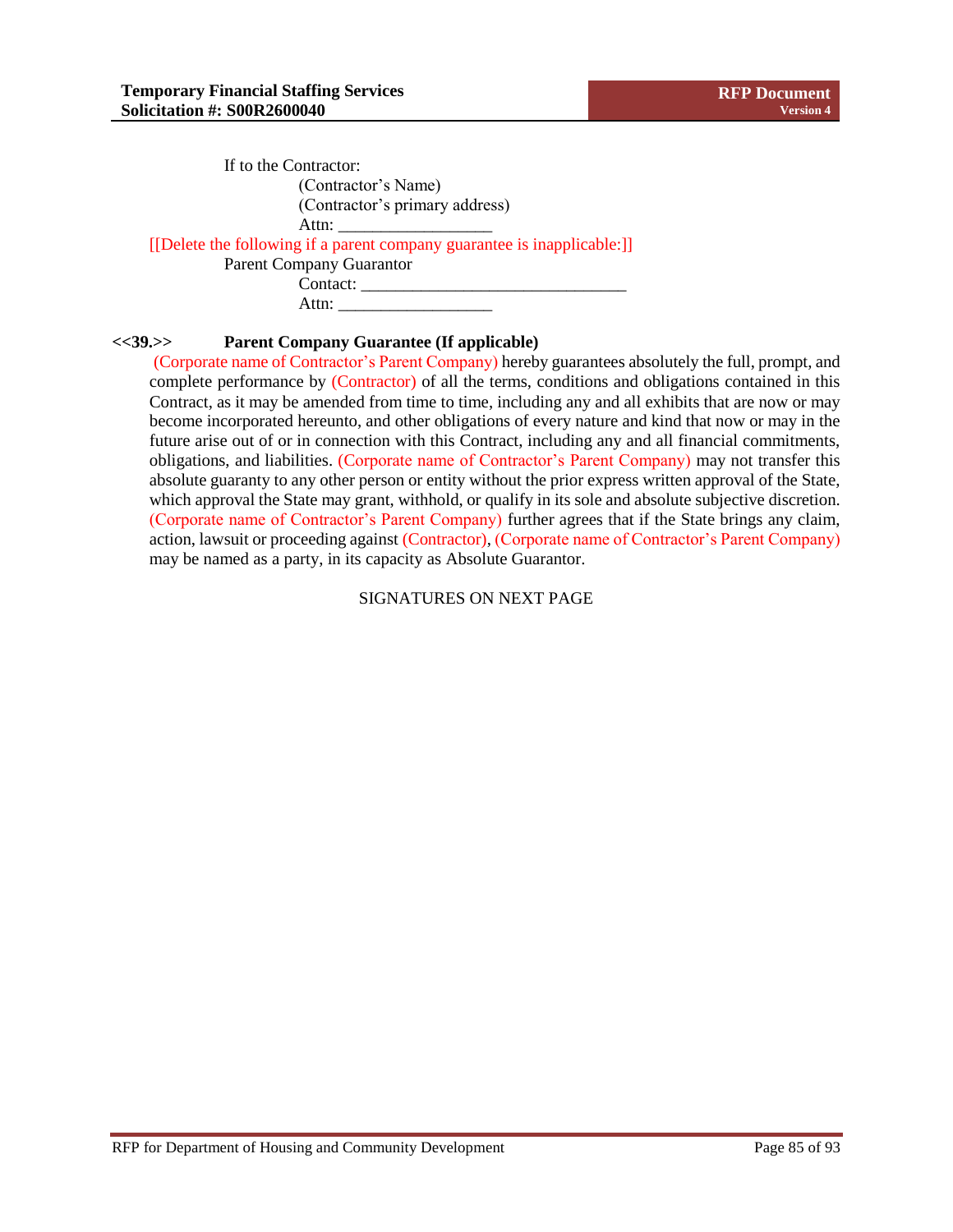If to the Contractor:

(Contractor's Name)
(Contractor's primary address)
Attn: __________________

[[Delete the following if a parent company guarantee is inapplicable:]]

Parent Company Guarantor

Contact: _______________________________
Attn: __________________

**<<39.>> Parent Company Guarantee (If applicable)**

(Corporate name of Contractor's Parent Company) hereby guarantees absolutely the full, prompt, and complete performance by (Contractor) of all the terms, conditions and obligations contained in this Contract, as it may be amended from time to time, including any and all exhibits that are now or may become incorporated hereunto, and other obligations of every nature and kind that now or may in the future arise out of or in connection with this Contract, including any and all financial commitments, obligations, and liabilities. (Corporate name of Contractor's Parent Company) may not transfer this absolute guaranty to any other person or entity without the prior express written approval of the State, which approval the State may grant, withhold, or qualify in its sole and absolute subjective discretion. (Corporate name of Contractor's Parent Company) further agrees that if the State brings any claim, action, lawsuit or proceeding against (Contractor), (Corporate name of Contractor's Parent Company) may be named as a party, in its capacity as Absolute Guarantor.

SIGNATURES ON NEXT PAGE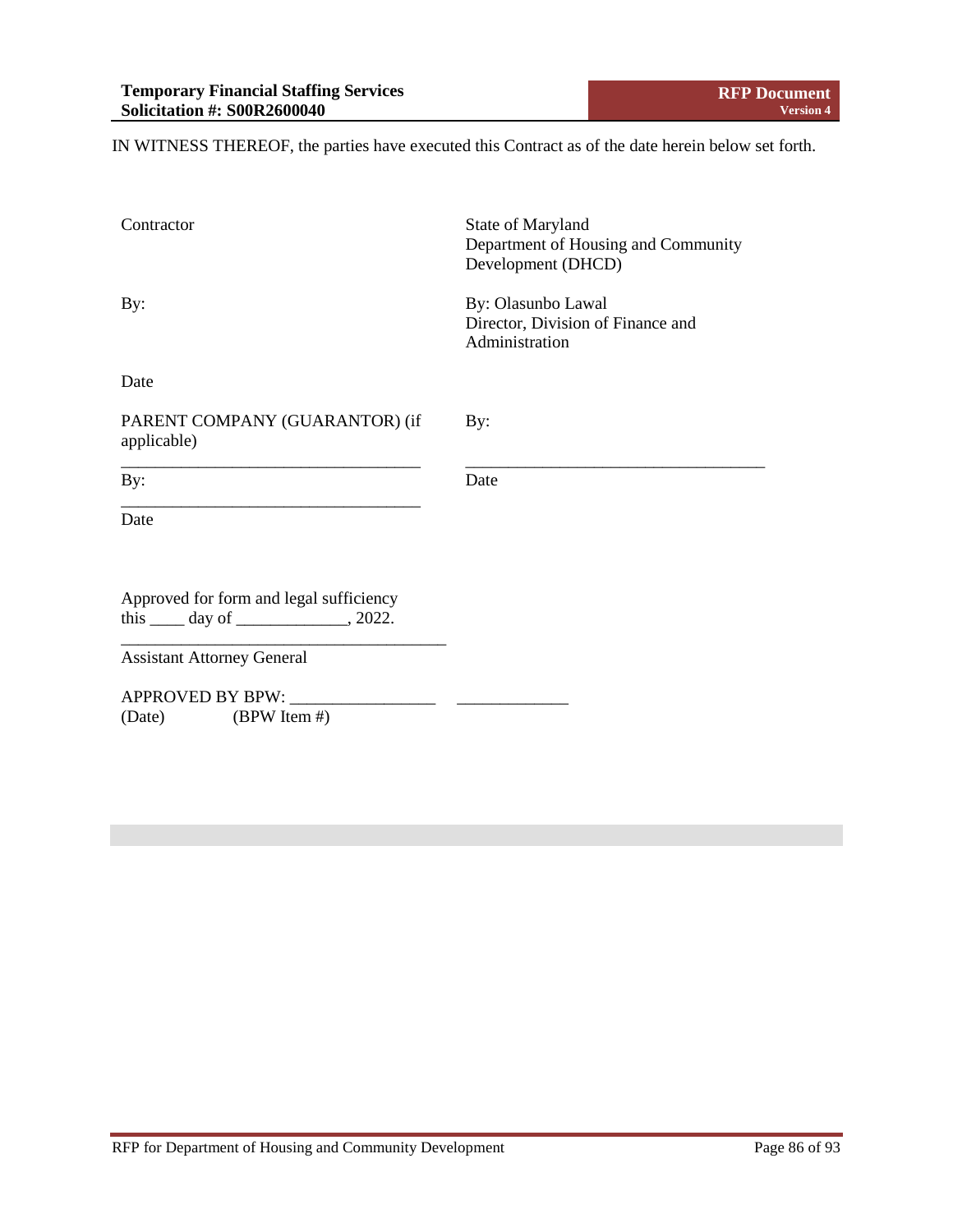IN WITNESS THEREOF, the parties have executed this Contract as of the date herein below set forth.

| Contractor | State of Maryland<br>Department of Housing and Community Development (DHCD) |
|---|---|
| By: | By: Olasunbo Lawal<br>Director, Division of Finance and Administration |
| Date | |
| PARENT COMPANY (GUARANTOR) (if applicable)<br>\_\_\_\_\_\_\_\_\_\_\_\_\_\_\_\_\_\_\_\_\_\_\_\_\_\_\_\_\_\_\_\_\_\_\_ | By:<br>\_\_\_\_\_\_\_\_\_\_\_\_\_\_\_\_\_\_\_\_\_\_\_\_\_\_\_\_\_\_\_\_\_\_\_ |
| By:<br>\_\_\_\_\_\_\_\_\_\_\_\_\_\_\_\_\_\_\_\_\_\_\_\_\_\_\_\_\_\_\_\_\_\_\_ | Date |
| Date | |

Approved for form and legal sufficiency
this ____ day of _____________, 2022.

______________________________________

Assistant Attorney General

APPROVED BY BPW: _________________ _____________
(Date) (BPW Item #)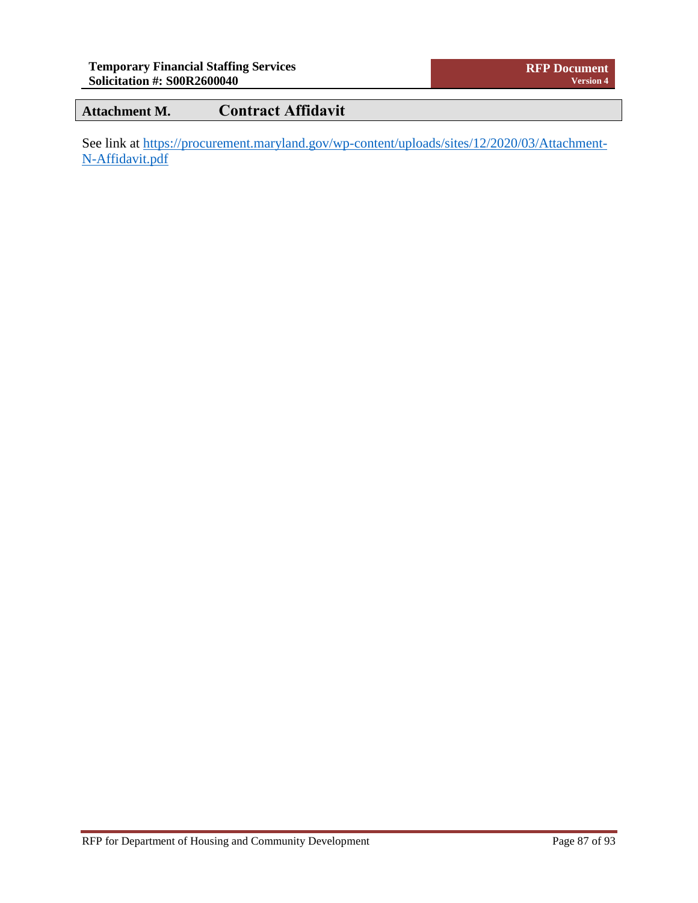## Attachment M. Contract Affidavit

See link at [https://procurement.maryland.gov/wp-content/uploads/sites/12/2020/03/Attachment-N-Affidavit.pdf](https://procurement.maryland.gov/wp-content/uploads/sites/12/2020/03/Attachment-N-Affidavit.pdf)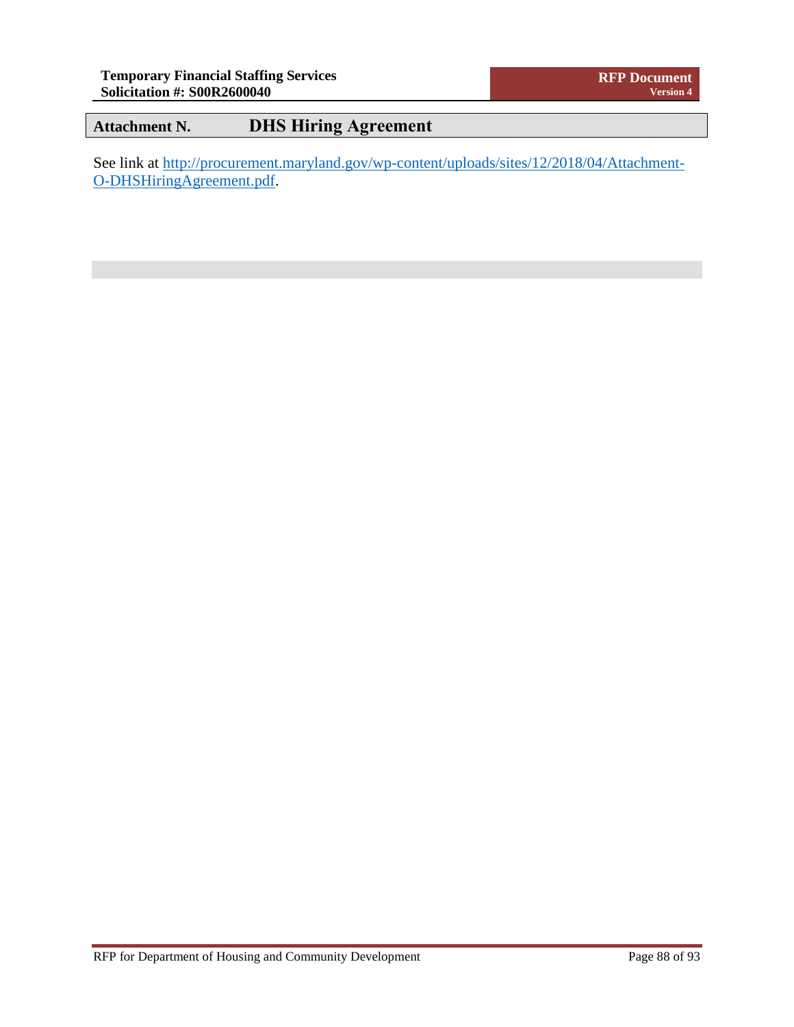# Attachment N. DHS Hiring Agreement

See link at [http://procurement.maryland.gov/wp-content/uploads/sites/12/2018/04/Attachment-O-DHSHiringAgreement.pdf](http://procurement.maryland.gov/wp-content/uploads/sites/12/2018/04/Attachment-O-DHSHiringAgreement.pdf).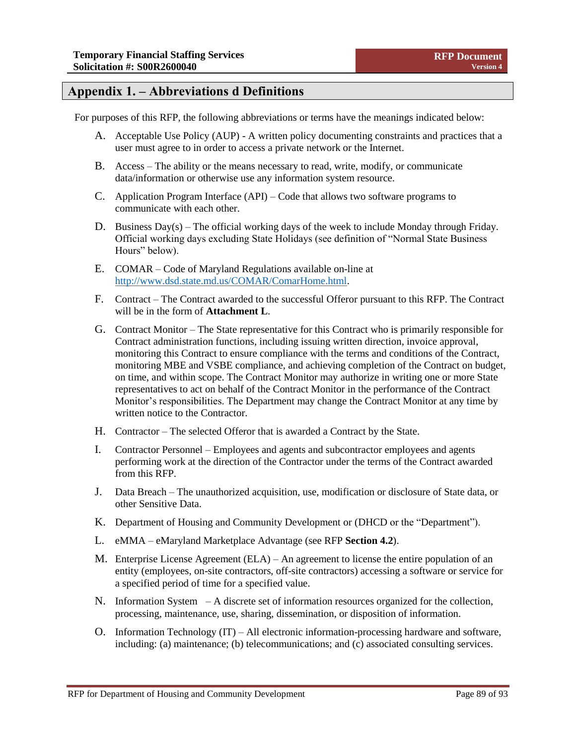## Appendix 1. – Abbreviations d Definitions

For purposes of this RFP, the following abbreviations or terms have the meanings indicated below:

A. Acceptable Use Policy (AUP) - A written policy documenting constraints and practices that a user must agree to in order to access a private network or the Internet.

B. Access – The ability or the means necessary to read, write, modify, or communicate data/information or otherwise use any information system resource.

C. Application Program Interface (API) – Code that allows two software programs to communicate with each other.

D. Business Day(s) – The official working days of the week to include Monday through Friday. Official working days excluding State Holidays (see definition of "Normal State Business Hours" below).

E. COMAR – Code of Maryland Regulations available on-line at http://www.dsd.state.md.us/COMAR/ComarHome.html.

F. Contract – The Contract awarded to the successful Offeror pursuant to this RFP. The Contract will be in the form of **Attachment L**.

G. Contract Monitor – The State representative for this Contract who is primarily responsible for Contract administration functions, including issuing written direction, invoice approval, monitoring this Contract to ensure compliance with the terms and conditions of the Contract, monitoring MBE and VSBE compliance, and achieving completion of the Contract on budget, on time, and within scope. The Contract Monitor may authorize in writing one or more State representatives to act on behalf of the Contract Monitor in the performance of the Contract Monitor's responsibilities. The Department may change the Contract Monitor at any time by written notice to the Contractor.

H. Contractor – The selected Offeror that is awarded a Contract by the State.

I. Contractor Personnel – Employees and agents and subcontractor employees and agents performing work at the direction of the Contractor under the terms of the Contract awarded from this RFP.

J. Data Breach – The unauthorized acquisition, use, modification or disclosure of State data, or other Sensitive Data.

K. Department of Housing and Community Development or (DHCD or the "Department").

L. eMMA – eMaryland Marketplace Advantage (see RFP **Section 4.2**).

M. Enterprise License Agreement (ELA) – An agreement to license the entire population of an entity (employees, on-site contractors, off-site contractors) accessing a software or service for a specified period of time for a specified value.

N. Information System – A discrete set of information resources organized for the collection, processing, maintenance, use, sharing, dissemination, or disposition of information.

O. Information Technology (IT) – All electronic information-processing hardware and software, including: (a) maintenance; (b) telecommunications; and (c) associated consulting services.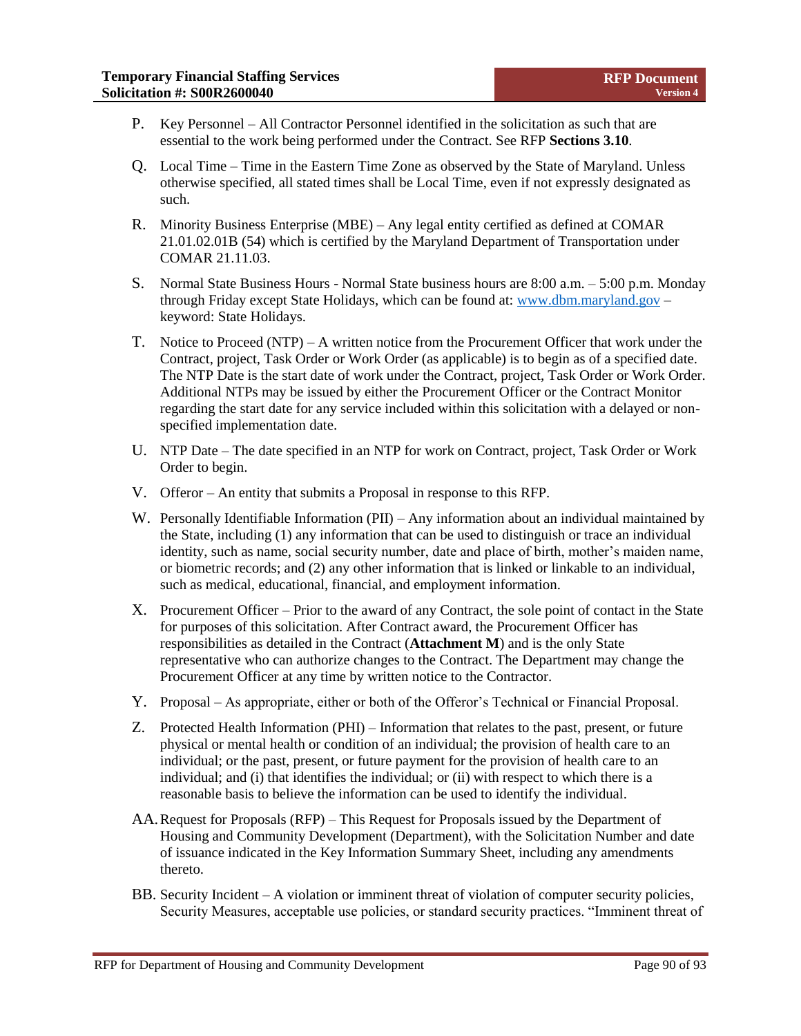P. Key Personnel – All Contractor Personnel identified in the solicitation as such that are essential to the work being performed under the Contract. See RFP **Sections 3.10**.

Q. Local Time – Time in the Eastern Time Zone as observed by the State of Maryland. Unless otherwise specified, all stated times shall be Local Time, even if not expressly designated as such.

R. Minority Business Enterprise (MBE) – Any legal entity certified as defined at COMAR 21.01.02.01B (54) which is certified by the Maryland Department of Transportation under COMAR 21.11.03.

S. Normal State Business Hours - Normal State business hours are 8:00 a.m. – 5:00 p.m. Monday through Friday except State Holidays, which can be found at: [www.dbm.maryland.gov](http://www.dbm.maryland.gov) – keyword: State Holidays.

T. Notice to Proceed (NTP) – A written notice from the Procurement Officer that work under the Contract, project, Task Order or Work Order (as applicable) is to begin as of a specified date. The NTP Date is the start date of work under the Contract, project, Task Order or Work Order. Additional NTPs may be issued by either the Procurement Officer or the Contract Monitor regarding the start date for any service included within this solicitation with a delayed or non-specified implementation date.

U. NTP Date – The date specified in an NTP for work on Contract, project, Task Order or Work Order to begin.

V. Offeror – An entity that submits a Proposal in response to this RFP.

W. Personally Identifiable Information (PII) – Any information about an individual maintained by the State, including (1) any information that can be used to distinguish or trace an individual identity, such as name, social security number, date and place of birth, mother's maiden name, or biometric records; and (2) any other information that is linked or linkable to an individual, such as medical, educational, financial, and employment information.

X. Procurement Officer – Prior to the award of any Contract, the sole point of contact in the State for purposes of this solicitation. After Contract award, the Procurement Officer has responsibilities as detailed in the Contract (**Attachment M**) and is the only State representative who can authorize changes to the Contract. The Department may change the Procurement Officer at any time by written notice to the Contractor.

Y. Proposal – As appropriate, either or both of the Offeror's Technical or Financial Proposal.

Z. Protected Health Information (PHI) – Information that relates to the past, present, or future physical or mental health or condition of an individual; the provision of health care to an individual; or the past, present, or future payment for the provision of health care to an individual; and (i) that identifies the individual; or (ii) with respect to which there is a reasonable basis to believe the information can be used to identify the individual.

AA. Request for Proposals (RFP) – This Request for Proposals issued by the Department of Housing and Community Development (Department), with the Solicitation Number and date of issuance indicated in the Key Information Summary Sheet, including any amendments thereto.

BB. Security Incident – A violation or imminent threat of violation of computer security policies, Security Measures, acceptable use policies, or standard security practices. "Imminent threat of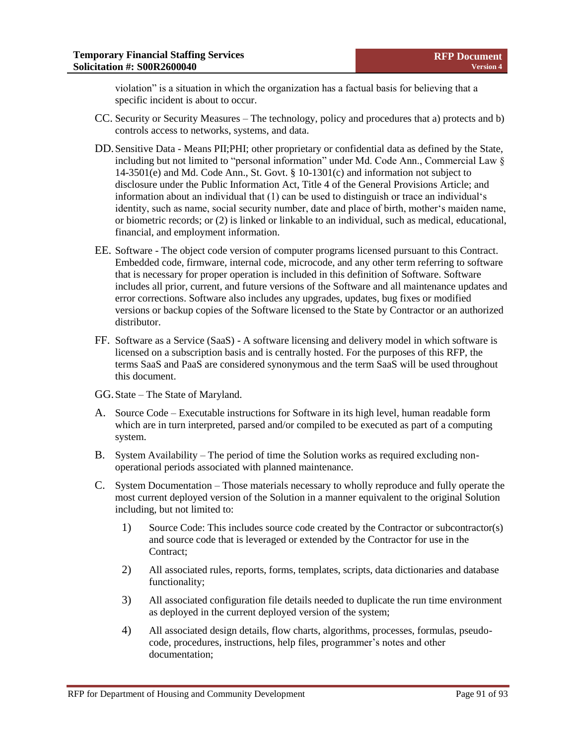violation" is a situation in which the organization has a factual basis for believing that a specific incident is about to occur.

CC. Security or Security Measures – The technology, policy and procedures that a) protects and b) controls access to networks, systems, and data.

DD. Sensitive Data - Means PII;PHI; other proprietary or confidential data as defined by the State, including but not limited to "personal information" under Md. Code Ann., Commercial Law § 14-3501(e) and Md. Code Ann., St. Govt. § 10-1301(c) and information not subject to disclosure under the Public Information Act, Title 4 of the General Provisions Article; and information about an individual that (1) can be used to distinguish or trace an individual's identity, such as name, social security number, date and place of birth, mother's maiden name, or biometric records; or (2) is linked or linkable to an individual, such as medical, educational, financial, and employment information.

EE. Software - The object code version of computer programs licensed pursuant to this Contract. Embedded code, firmware, internal code, microcode, and any other term referring to software that is necessary for proper operation is included in this definition of Software. Software includes all prior, current, and future versions of the Software and all maintenance updates and error corrections. Software also includes any upgrades, updates, bug fixes or modified versions or backup copies of the Software licensed to the State by Contractor or an authorized distributor.

FF. Software as a Service (SaaS) - A software licensing and delivery model in which software is licensed on a subscription basis and is centrally hosted. For the purposes of this RFP, the terms SaaS and PaaS are considered synonymous and the term SaaS will be used throughout this document.

GG. State – The State of Maryland.

A. Source Code – Executable instructions for Software in its high level, human readable form which are in turn interpreted, parsed and/or compiled to be executed as part of a computing system.

B. System Availability – The period of time the Solution works as required excluding non-operational periods associated with planned maintenance.

C. System Documentation – Those materials necessary to wholly reproduce and fully operate the most current deployed version of the Solution in a manner equivalent to the original Solution including, but not limited to:

1) Source Code: This includes source code created by the Contractor or subcontractor(s) and source code that is leveraged or extended by the Contractor for use in the Contract;

2) All associated rules, reports, forms, templates, scripts, data dictionaries and database functionality;

3) All associated configuration file details needed to duplicate the run time environment as deployed in the current deployed version of the system;

4) All associated design details, flow charts, algorithms, processes, formulas, pseudo-code, procedures, instructions, help files, programmer's notes and other documentation;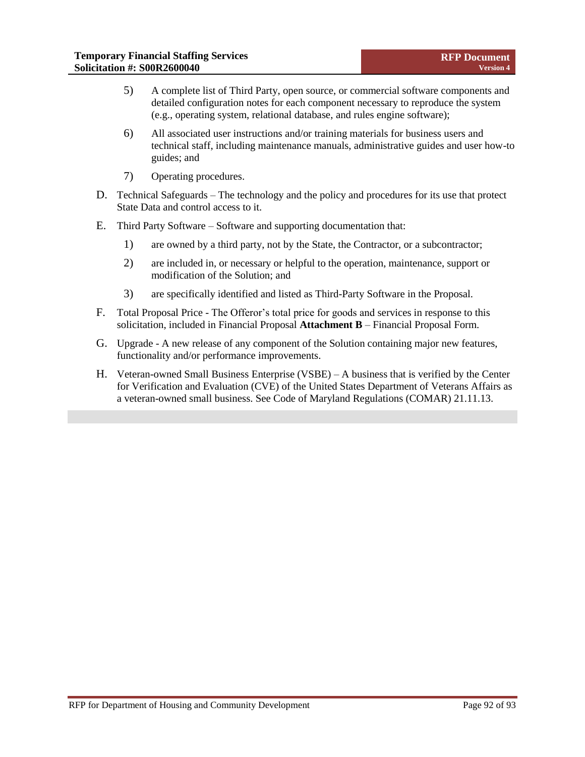5) A complete list of Third Party, open source, or commercial software components and detailed configuration notes for each component necessary to reproduce the system (e.g., operating system, relational database, and rules engine software);

6) All associated user instructions and/or training materials for business users and technical staff, including maintenance manuals, administrative guides and user how-to guides; and

7) Operating procedures.

D. Technical Safeguards – The technology and the policy and procedures for its use that protect State Data and control access to it.

E. Third Party Software – Software and supporting documentation that:

1) are owned by a third party, not by the State, the Contractor, or a subcontractor;

2) are included in, or necessary or helpful to the operation, maintenance, support or modification of the Solution; and

3) are specifically identified and listed as Third-Party Software in the Proposal.

F. Total Proposal Price - The Offeror's total price for goods and services in response to this solicitation, included in Financial Proposal **Attachment B** – Financial Proposal Form.

G. Upgrade - A new release of any component of the Solution containing major new features, functionality and/or performance improvements.

H. Veteran-owned Small Business Enterprise (VSBE) – A business that is verified by the Center for Verification and Evaluation (CVE) of the United States Department of Veterans Affairs as a veteran-owned small business. See Code of Maryland Regulations (COMAR) 21.11.13.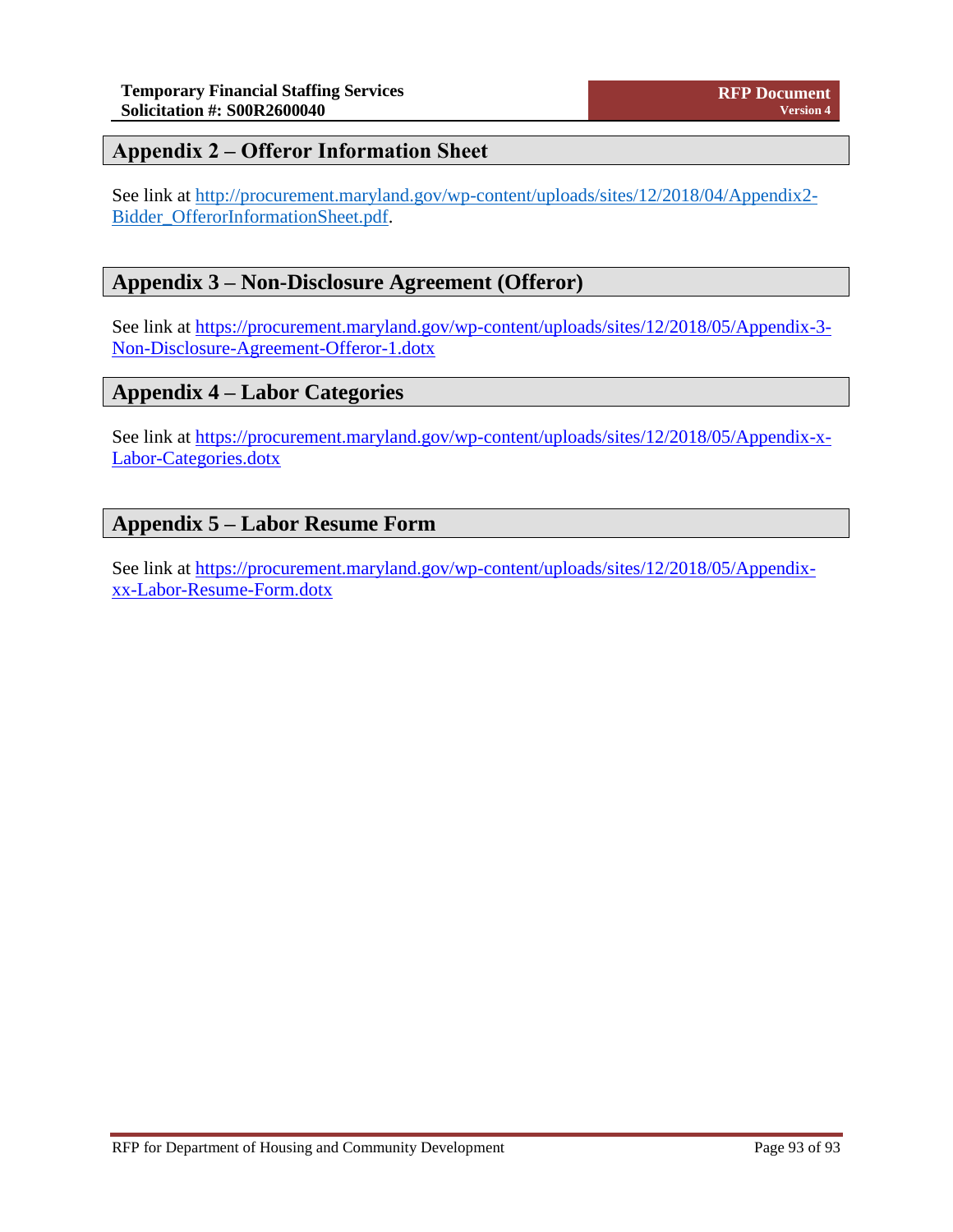## Appendix 2 – Offeror Information Sheet

See link at [http://procurement.maryland.gov/wp-content/uploads/sites/12/2018/04/Appendix2-Bidder_OfferorInformationSheet.pdf](http://procurement.maryland.gov/wp-content/uploads/sites/12/2018/04/Appendix2-Bidder_OfferorInformationSheet.pdf).

## Appendix 3 – Non-Disclosure Agreement (Offeror)

See link at [https://procurement.maryland.gov/wp-content/uploads/sites/12/2018/05/Appendix-3-Non-Disclosure-Agreement-Offeror-1.dotx](https://procurement.maryland.gov/wp-content/uploads/sites/12/2018/05/Appendix-3-Non-Disclosure-Agreement-Offeror-1.dotx)

## Appendix 4 – Labor Categories

See link at [https://procurement.maryland.gov/wp-content/uploads/sites/12/2018/05/Appendix-x-Labor-Categories.dotx](https://procurement.maryland.gov/wp-content/uploads/sites/12/2018/05/Appendix-x-Labor-Categories.dotx)

## Appendix 5 – Labor Resume Form

See link at [https://procurement.maryland.gov/wp-content/uploads/sites/12/2018/05/Appendix-xx-Labor-Resume-Form.dotx](https://procurement.maryland.gov/wp-content/uploads/sites/12/2018/05/Appendix-xx-Labor-Resume-Form.dotx)